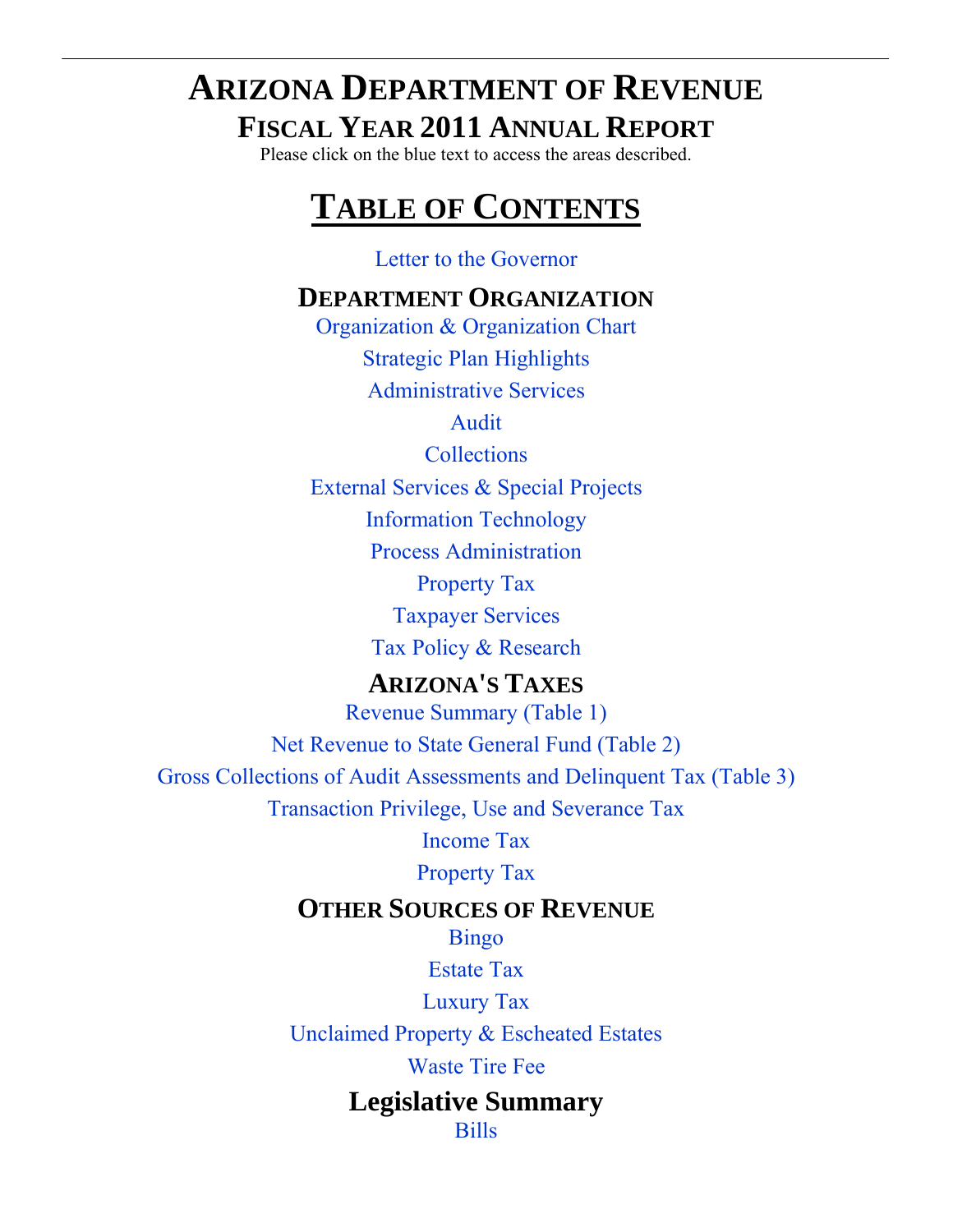# ARIZONA DEPARTMENT OF REVENUE

## FISCAL YEAR 2011 ANNUAL REPORT

Please click on the blue text to access the areas described.

## TABLE OF CONTENTS

Letter to the Governor

### DEPARTMENT ORGANIZATION

Organization & Organization Chart

Strategic Plan Highlights

Administrative Services

Audit

Collections

External Services & Special Projects

Information Technology

Process Administration

Property Tax

Taxpayer Services

Tax Policy & Research

### ARIZONA'S TAXES

Revenue Summary (Table 1)

Net Revenue to State General Fund (Table 2)

Gross Collections of Audit Assessments and Delinquent Tax (Table 3)

Transaction Privilege, Use and Severance Tax

Income Tax

Property Tax

### OTHER SOURCES OF REVENUE

Bingo

Estate Tax

Luxury Tax

Unclaimed Property & Escheated Estates

Waste Tire Fee

### Legislative Summary

Bills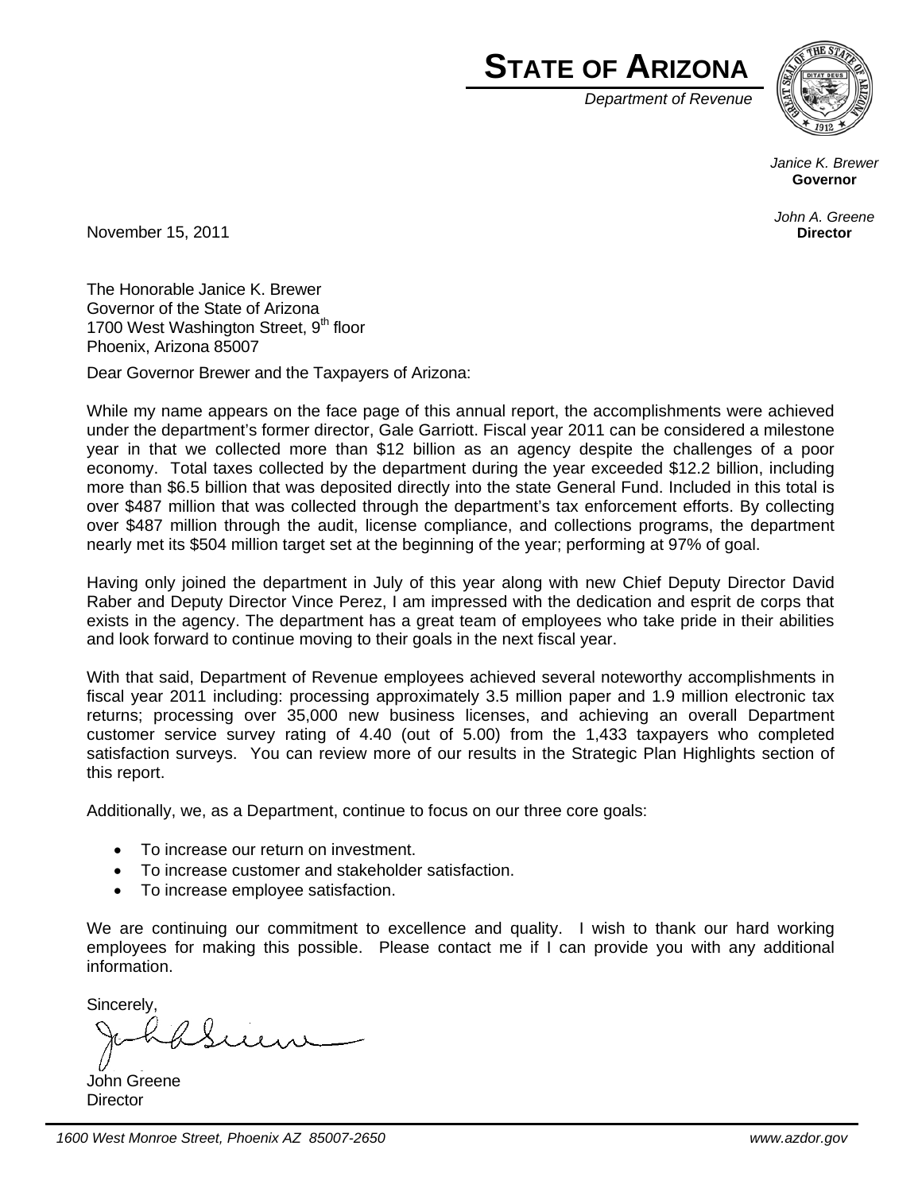# STATE OF ARIZONA

*Department of Revenue*

*Janice K. Brewer*
**Governor**

*John A. Greene*
**Director**

November 15, 2011

The Honorable Janice K. Brewer
Governor of the State of Arizona
1700 West Washington Street, 9th floor
Phoenix, Arizona 85007

Dear Governor Brewer and the Taxpayers of Arizona:

While my name appears on the face page of this annual report, the accomplishments were achieved under the department's former director, Gale Garriott. Fiscal year 2011 can be considered a milestone year in that we collected more than $12 billion as an agency despite the challenges of a poor economy. Total taxes collected by the department during the year exceeded $12.2 billion, including more than $6.5 billion that was deposited directly into the state General Fund. Included in this total is over $487 million that was collected through the department's tax enforcement efforts. By collecting over $487 million through the audit, license compliance, and collections programs, the department nearly met its $504 million target set at the beginning of the year; performing at 97% of goal.

Having only joined the department in July of this year along with new Chief Deputy Director David Raber and Deputy Director Vince Perez, I am impressed with the dedication and esprit de corps that exists in the agency. The department has a great team of employees who take pride in their abilities and look forward to continue moving to their goals in the next fiscal year.

With that said, Department of Revenue employees achieved several noteworthy accomplishments in fiscal year 2011 including: processing approximately 3.5 million paper and 1.9 million electronic tax returns; processing over 35,000 new business licenses, and achieving an overall Department customer service survey rating of 4.40 (out of 5.00) from the 1,433 taxpayers who completed satisfaction surveys. You can review more of our results in the Strategic Plan Highlights section of this report.

Additionally, we, as a Department, continue to focus on our three core goals:

- To increase our return on investment.
- To increase customer and stakeholder satisfaction.
- To increase employee satisfaction.

We are continuing our commitment to excellence and quality. I wish to thank our hard working employees for making this possible. Please contact me if I can provide you with any additional information.

Sincerely,

John Greene
Director

*1600 West Monroe Street, Phoenix AZ 85007-2650* *www.azdor.gov*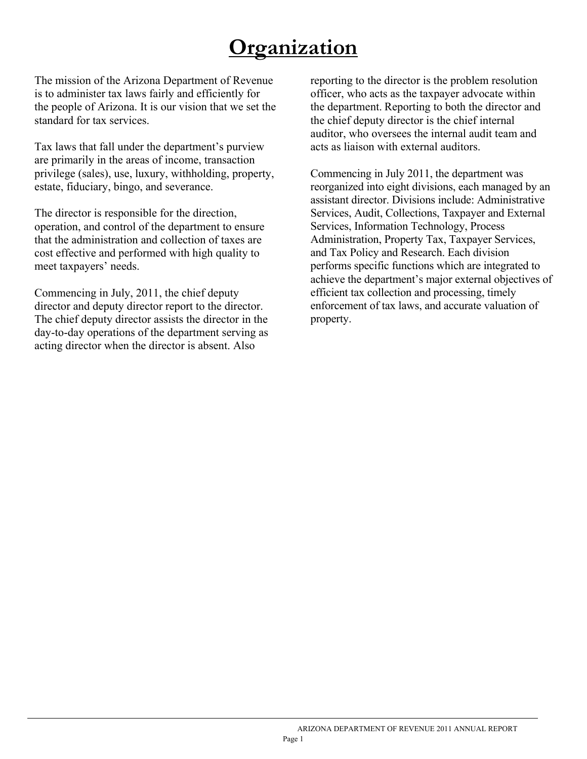# Organization

The mission of the Arizona Department of Revenue is to administer tax laws fairly and efficiently for the people of Arizona. It is our vision that we set the standard for tax services.

Tax laws that fall under the department's purview are primarily in the areas of income, transaction privilege (sales), use, luxury, withholding, property, estate, fiduciary, bingo, and severance.

The director is responsible for the direction, operation, and control of the department to ensure that the administration and collection of taxes are cost effective and performed with high quality to meet taxpayers' needs.

Commencing in July, 2011, the chief deputy director and deputy director report to the director. The chief deputy director assists the director in the day-to-day operations of the department serving as acting director when the director is absent. Also reporting to the director is the problem resolution officer, who acts as the taxpayer advocate within the department. Reporting to both the director and the chief deputy director is the chief internal auditor, who oversees the internal audit team and acts as liaison with external auditors.

Commencing in July 2011, the department was reorganized into eight divisions, each managed by an assistant director. Divisions include: Administrative Services, Audit, Collections, Taxpayer and External Services, Information Technology, Process Administration, Property Tax, Taxpayer Services, and Tax Policy and Research. Each division performs specific functions which are integrated to achieve the department's major external objectives of efficient tax collection and processing, timely enforcement of tax laws, and accurate valuation of property.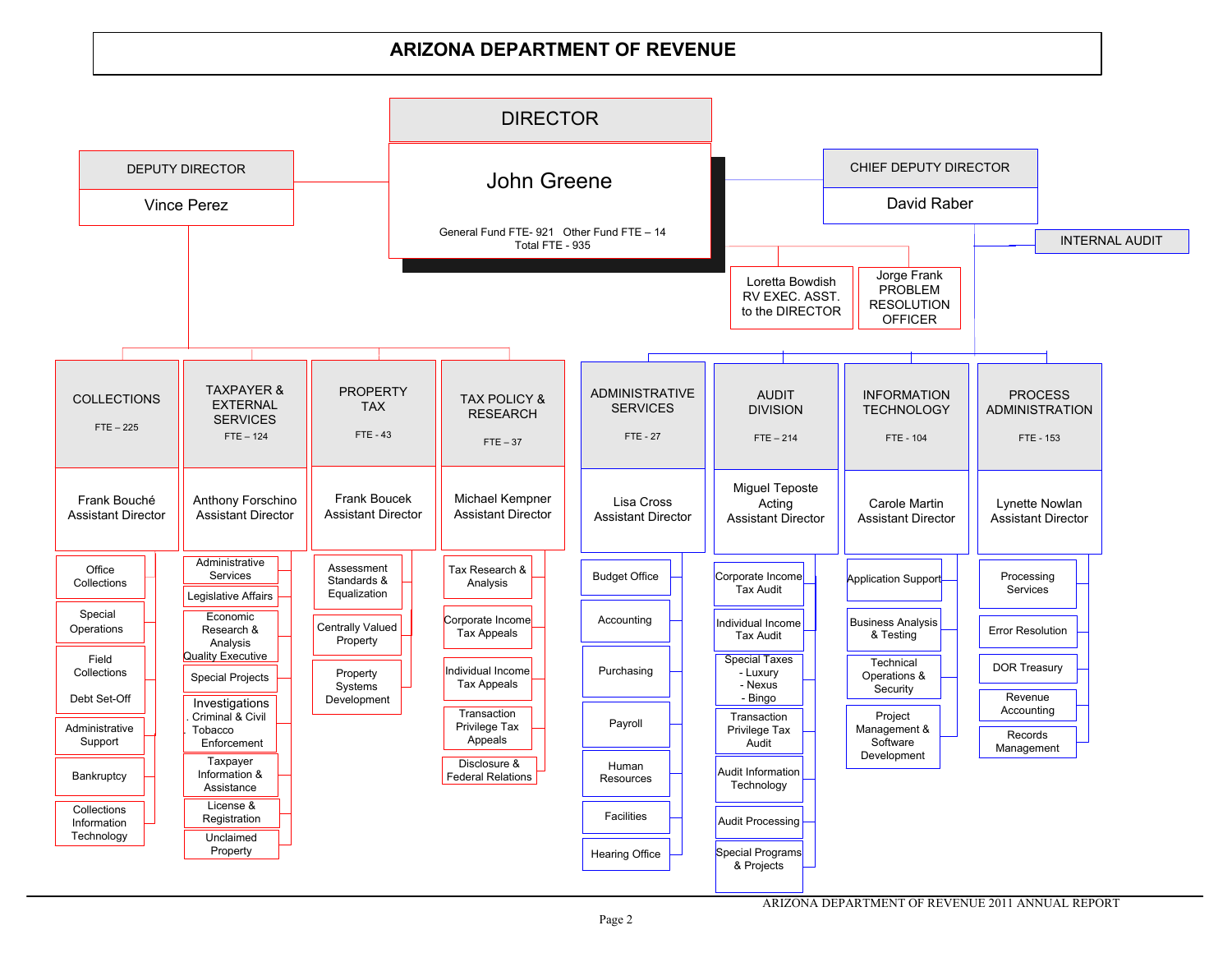# ARIZONA DEPARTMENT OF REVENUE

## DIRECTOR

**John Greene**

General Fund FTE- 921 Other Fund FTE – 14
Total FTE - 935

**DEPUTY DIRECTOR**
Vince Perez

**CHIEF DEPUTY DIRECTOR**
David Raber

**INTERNAL AUDIT**

Loretta Bowdish
RV EXEC. ASST. to the DIRECTOR

Jorge Frank
PROBLEM RESOLUTION OFFICER

---

### Reporting to the Deputy Director (Vince Perez)

**COLLECTIONS** (FTE – 225)
Frank Bouché, Assistant Director
- Office Collections
- Special Operations
- Field Collections
- Debt Set-Off
- Administrative Support
- Bankruptcy
- Collections Information Technology

**TAXPAYER & EXTERNAL SERVICES** (FTE – 124)
Anthony Forschino, Assistant Director
- Administrative Services
- Legislative Affairs
- Economic Research & Analysis
- Quality Executive
- Special Projects
- Investigations
  - Criminal & Civil
  - Tobacco Enforcement
- Taxpayer Information & Assistance
- License & Registration
- Unclaimed Property

**PROPERTY TAX** (FTE – 43)
Frank Boucek, Assistant Director
- Assessment Standards & Equalization
- Centrally Valued Property
- Property Systems Development

**TAX POLICY & RESEARCH** (FTE – 37)
Michael Kempner, Assistant Director
- Tax Research & Analysis
- Corporate Income Tax Appeals
- Individual Income Tax Appeals
- Transaction Privilege Tax Appeals
- Disclosure & Federal Relations

### Reporting to the Chief Deputy Director (David Raber)

**ADMINISTRATIVE SERVICES** (FTE - 27)
Lisa Cross, Assistant Director
- Budget Office
- Accounting
- Purchasing
- Payroll
- Human Resources
- Facilities
- Hearing Office

**AUDIT DIVISION** (FTE – 214)
Miguel Teposte, Acting Assistant Director
- Corporate Income Tax Audit
- Individual Income Tax Audit
- Special Taxes
  - Luxury
  - Nexus
  - Bingo
- Transaction Privilege Tax Audit
- Audit Information Technology
- Audit Processing
- Special Programs & Projects

**INFORMATION TECHNOLOGY** (FTE - 104)
Carole Martin, Assistant Director
- Application Support
- Business Analysis & Testing
- Technical Operations & Security
- Project Management & Software Development

**PROCESS ADMINISTRATION** (FTE - 153)
Lynette Nowlan, Assistant Director
- Processing Services
- Error Resolution
- DOR Treasury
- Revenue Accounting
- Records Management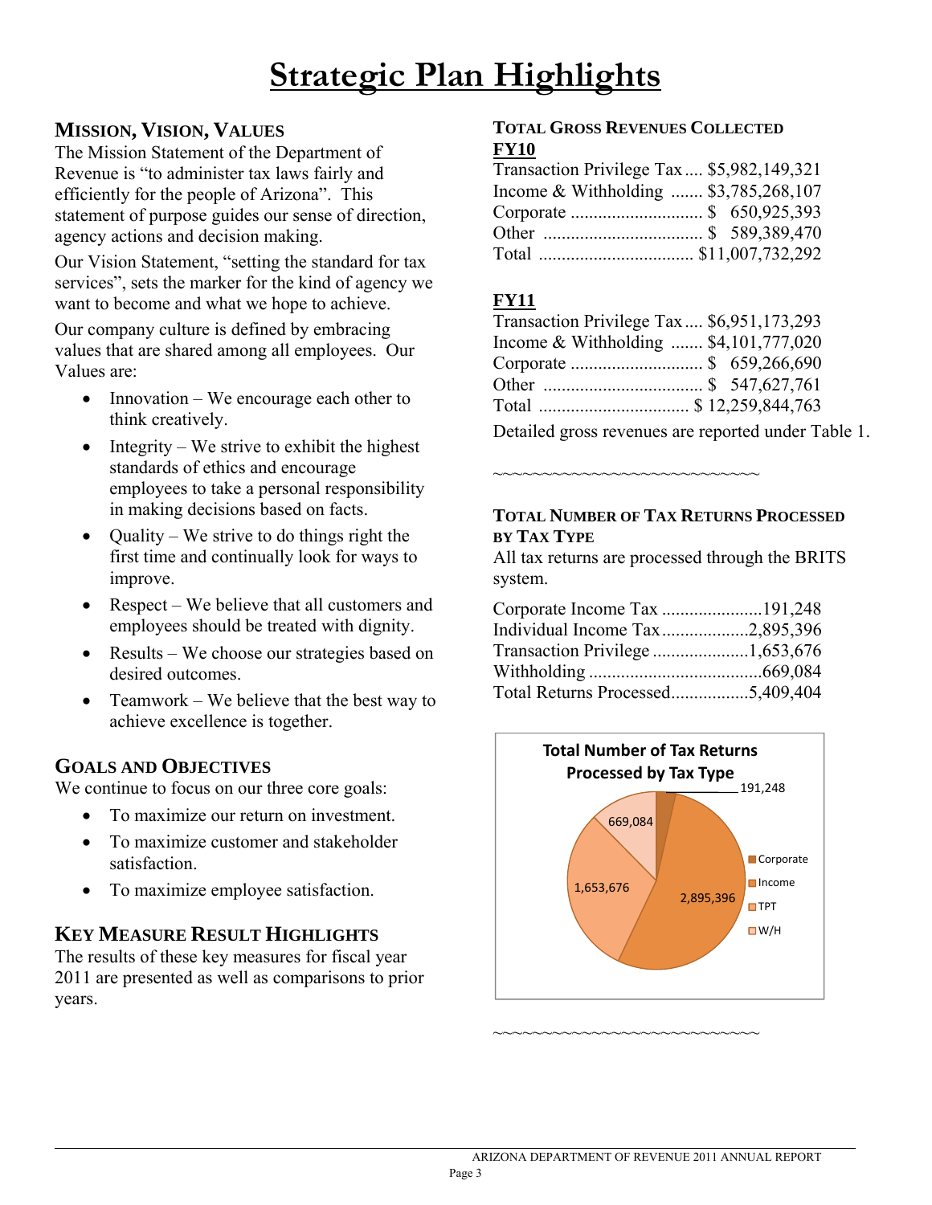# Strategic Plan Highlights

## Mission, Vision, Values

The Mission Statement of the Department of Revenue is "to administer tax laws fairly and efficiently for the people of Arizona". This statement of purpose guides our sense of direction, agency actions and decision making.

Our Vision Statement, "setting the standard for tax services", sets the marker for the kind of agency we want to become and what we hope to achieve.

Our company culture is defined by embracing values that are shared among all employees. Our Values are:

- Innovation – We encourage each other to think creatively.
- Integrity – We strive to exhibit the highest standards of ethics and encourage employees to take a personal responsibility in making decisions based on facts.
- Quality – We strive to do things right the first time and continually look for ways to improve.
- Respect – We believe that all customers and employees should be treated with dignity.
- Results – We choose our strategies based on desired outcomes.
- Teamwork – We believe that the best way to achieve excellence is together.

## Goals and Objectives

We continue to focus on our three core goals:

- To maximize our return on investment.
- To maximize customer and stakeholder satisfaction.
- To maximize employee satisfaction.

## Key Measure Result Highlights

The results of these key measures for fiscal year 2011 are presented as well as comparisons to prior years.

## Total Gross Revenues Collected

**FY10**

| | |
|---|---|
| Transaction Privilege Tax | $5,982,149,321 |
| Income & Withholding | $3,785,268,107 |
| Corporate | $ 650,925,393 |
| Other | $ 589,389,470 |
| Total | $11,007,732,292 |

**FY11**

| | |
|---|---|
| Transaction Privilege Tax | $6,951,173,293 |
| Income & Withholding | $4,101,777,020 |
| Corporate | $ 659,266,690 |
| Other | $ 547,627,761 |
| Total | $ 12,259,844,763 |

Detailed gross revenues are reported under Table 1.

~~~~~~~~~~~~~~~~~~~~~~~~~~~~

## Total Number of Tax Returns Processed by Tax Type

All tax returns are processed through the BRITS system.

| | |
|---|---|
| Corporate Income Tax | 191,248 |
| Individual Income Tax | 2,895,396 |
| Transaction Privilege | 1,653,676 |
| Withholding | 669,084 |
| Total Returns Processed | 5,409,404 |

Total Number of Tax Returns Processed by Tax Type

| Tax Type | Returns |
|---|---|
| Corporate | 191,248 |
| Income | 2,895,396 |
| TPT | 1,653,676 |
| W/H | 669,084 |

~~~~~~~~~~~~~~~~~~~~~~~~~~~~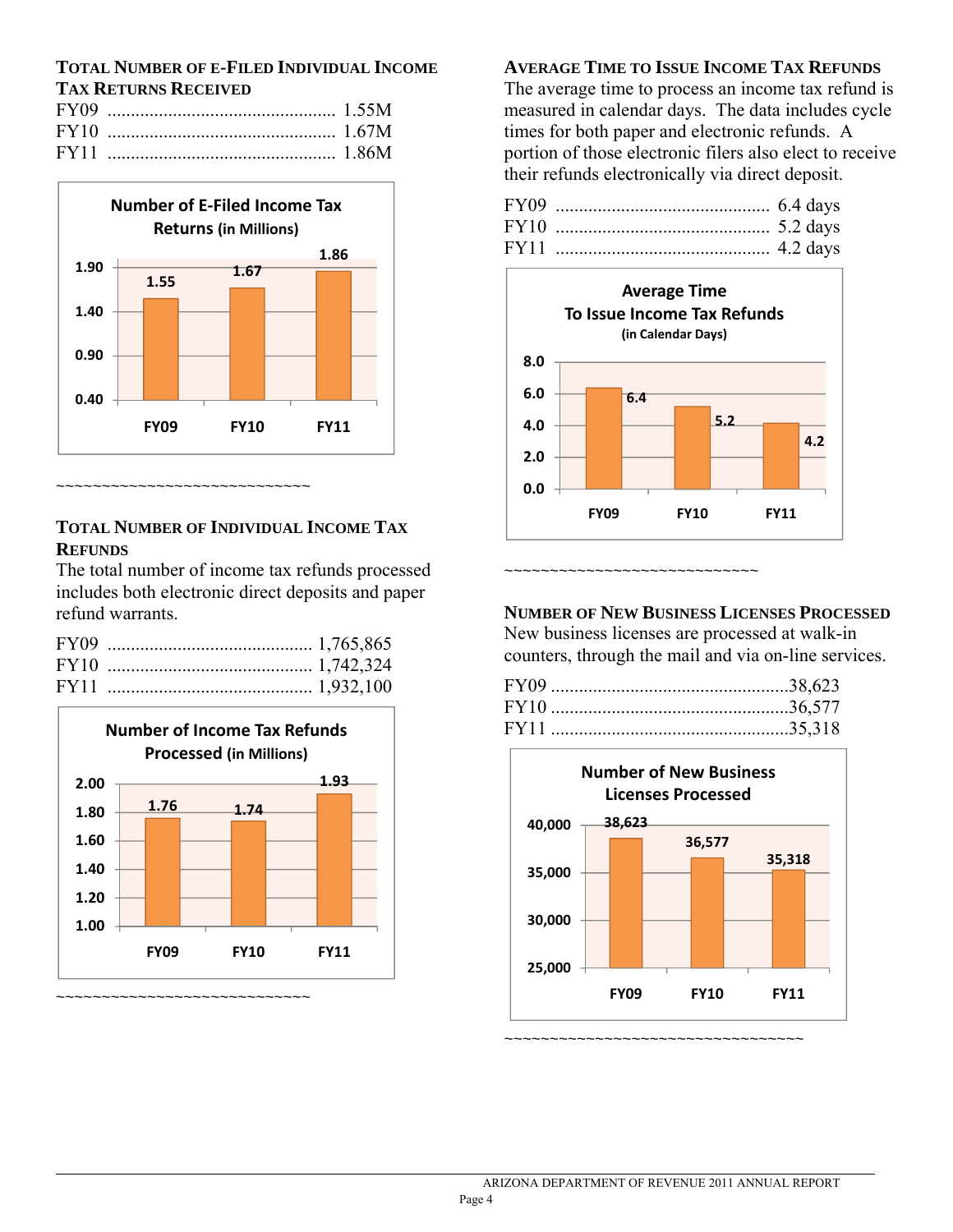### Total Number of E-Filed Individual Income Tax Returns Received

FY09 ................................................ 1.55M
FY10 ................................................ 1.67M
FY11 ................................................ 1.86M

**Number of E-Filed Income Tax Returns (in Millions)**

| FY09 | FY10 | FY11 |
|---|---|---|
| 1.55 | 1.67 | 1.86 |

~~~~~~~~~~~~~~~~~~~~~~~~~~~~~~

### Total Number of Individual Income Tax Refunds

The total number of income tax refunds processed includes both electronic direct deposits and paper refund warrants.

FY09 ........................................... 1,765,865
FY10 ........................................... 1,742,324
FY11 ........................................... 1,932,100

**Number of Income Tax Refunds Processed (in Millions)**

| FY09 | FY10 | FY11 |
|---|---|---|
| 1.76 | 1.74 | 1.93 |

~~~~~~~~~~~~~~~~~~~~~~~~~~~~~~

### Average Time to Issue Income Tax Refunds

The average time to process an income tax refund is measured in calendar days. The data includes cycle times for both paper and electronic refunds. A portion of those electronic filers also elect to receive their refunds electronically via direct deposit.

FY09 ............................................. 6.4 days
FY10 ............................................. 5.2 days
FY11 ............................................. 4.2 days

**Average Time To Issue Income Tax Refunds (in Calendar Days)**

| FY09 | FY10 | FY11 |
|---|---|---|
| 6.4 | 5.2 | 4.2 |

~~~~~~~~~~~~~~~~~~~~~~~~~~~~~~

### Number of New Business Licenses Processed

New business licenses are processed at walk-in counters, through the mail and via on-line services.

FY09 ..................................................38,623
FY10 ..................................................36,577
FY11 ..................................................35,318

**Number of New Business Licenses Processed**

| FY09 | FY10 | FY11 |
|---|---|---|
| 38,623 | 36,577 | 35,318 |

~~~~~~~~~~~~~~~~~~~~~~~~~~~~~~~~~~~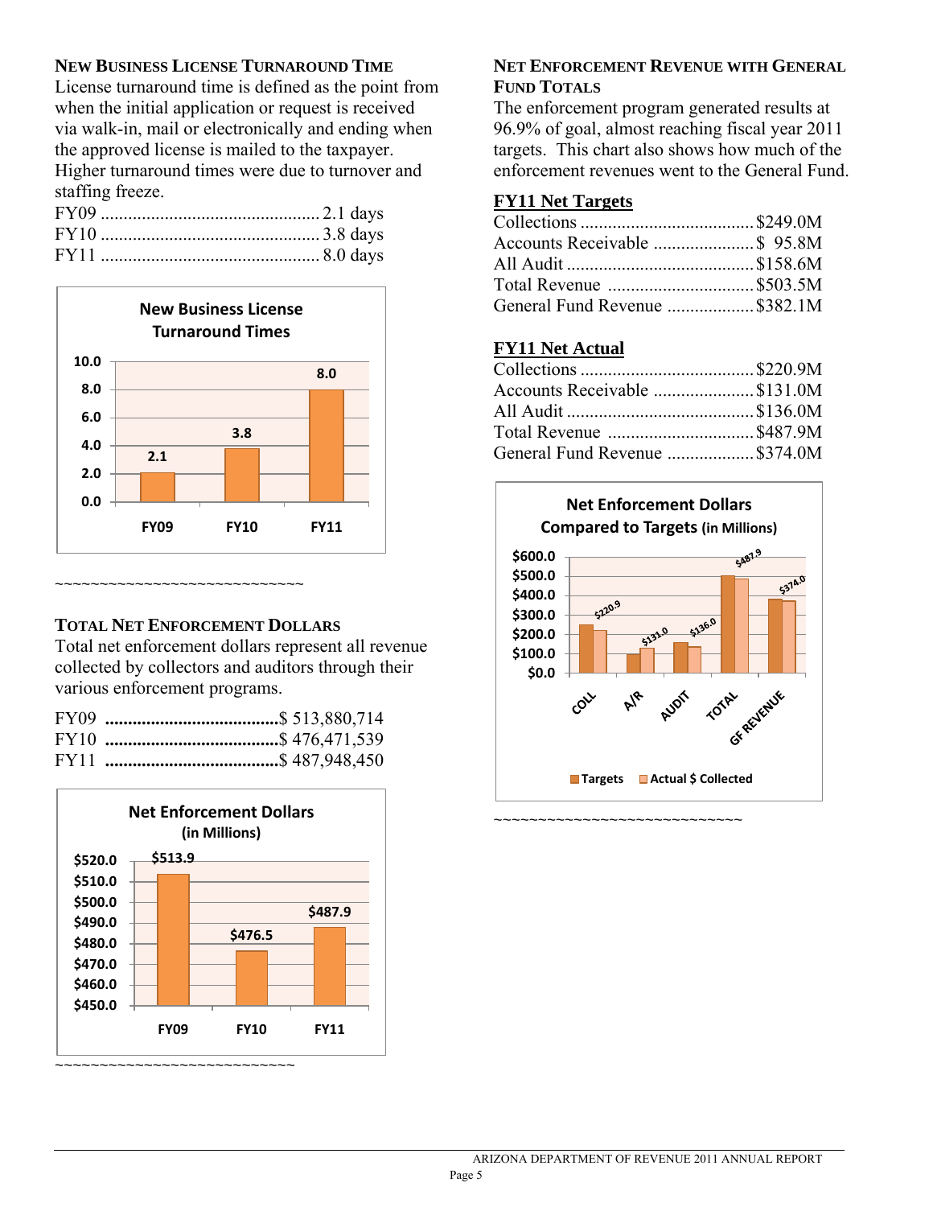### NEW BUSINESS LICENSE TURNAROUND TIME

License turnaround time is defined as the point from when the initial application or request is received via walk-in, mail or electronically and ending when the approved license is mailed to the taxpayer. Higher turnaround times were due to turnover and staffing freeze.

| | |
|---|---|
| FY09 | 2.1 days |
| FY10 | 3.8 days |
| FY11 | 8.0 days |

**New Business License Turnaround Times**

| | FY09 | FY10 | FY11 |
|---|---|---|---|
| Days | 2.1 | 3.8 | 8.0 |

~~~~~~~~~~~~~~~~~~~~~~~~~~~~

### TOTAL NET ENFORCEMENT DOLLARS

Total net enforcement dollars represent all revenue collected by collectors and auditors through their various enforcement programs.

| | |
|---|---|
| FY09 | $ 513,880,714 |
| FY10 | $ 476,471,539 |
| FY11 | $ 487,948,450 |

**Net Enforcement Dollars (in Millions)**

| | FY09 | FY10 | FY11 |
|---|---|---|---|
| Dollars | $513.9 | $476.5 | $487.9 |

~~~~~~~~~~~~~~~~~~~~~~~~~~~

### NET ENFORCEMENT REVENUE WITH GENERAL FUND TOTALS

The enforcement program generated results at 96.9% of goal, almost reaching fiscal year 2011 targets. This chart also shows how much of the enforcement revenues went to the General Fund.

**FY11 Net Targets**

| | |
|---|---|
| Collections | $249.0M |
| Accounts Receivable | $ 95.8M |
| All Audit | $158.6M |
| Total Revenue | $503.5M |
| General Fund Revenue | $382.1M |

**FY11 Net Actual**

| | |
|---|---|
| Collections | $220.9M |
| Accounts Receivable | $131.0M |
| All Audit | $136.0M |
| Total Revenue | $487.9M |
| General Fund Revenue | $374.0M |

**Net Enforcement Dollars Compared to Targets (in Millions)**

| | COLL | A/R | AUDIT | TOTAL | GF REVENUE |
|---|---|---|---|---|---|
| Actual $ Collected | $220.9 | $131.0 | $136.0 | $487.9 | $374.0 |

~~~~~~~~~~~~~~~~~~~~~~~~~~~~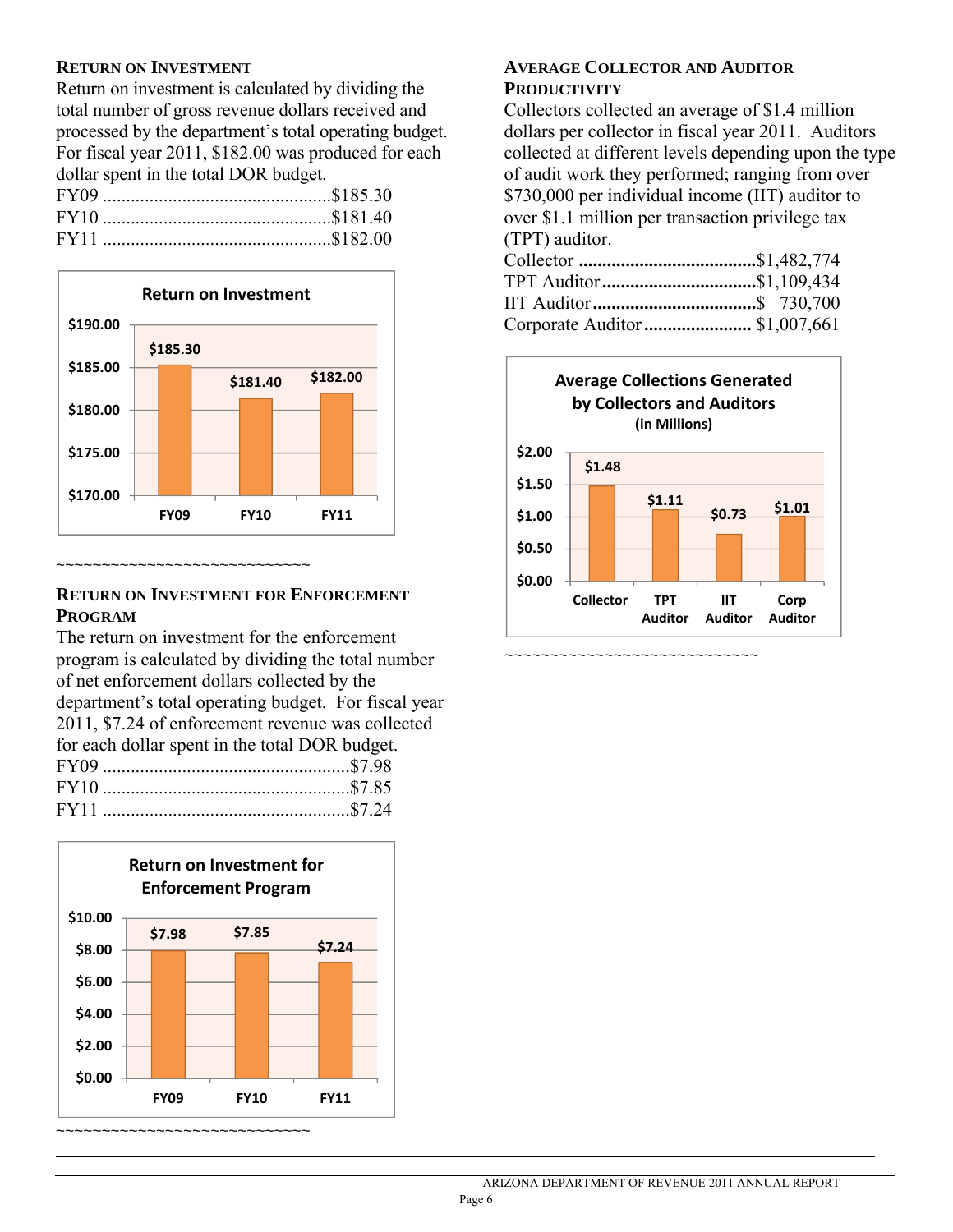## Return on Investment

Return on investment is calculated by dividing the total number of gross revenue dollars received and processed by the department's total operating budget. For fiscal year 2011, $182.00 was produced for each dollar spent in the total DOR budget.

FY09 ................................................$185.30
FY10 ................................................$181.40
FY11 ................................................$182.00

**Return on Investment**

| | FY09 | FY10 | FY11 |
|---|---|---|---|
| Return on Investment | $185.30 | $181.40 | $182.00 |

~~~~~~~~~~~~~~~~~~~~~~~~~~~~~~

## Return on Investment for Enforcement Program

The return on investment for the enforcement program is calculated by dividing the total number of net enforcement dollars collected by the department's total operating budget. For fiscal year 2011, $7.24 of enforcement revenue was collected for each dollar spent in the total DOR budget.

FY09 ....................................................$7.98
FY10 ....................................................$7.85
FY11 ....................................................$7.24

**Return on Investment for Enforcement Program**

| | FY09 | FY10 | FY11 |
|---|---|---|---|
| Return on Investment for Enforcement Program | $7.98 | $7.85 | $7.24 |

~~~~~~~~~~~~~~~~~~~~~~~~~~~~~~

## Average Collector and Auditor Productivity

Collectors collected an average of $1.4 million dollars per collector in fiscal year 2011. Auditors collected at different levels depending upon the type of audit work they performed; ranging from over $730,000 per individual income (IIT) auditor to over $1.1 million per transaction privilege tax (TPT) auditor.

Collector ......................................$1,482,774
TPT Auditor.................................$1,109,434
IIT Auditor...................................$ 730,700
Corporate Auditor....................... $1,007,661

**Average Collections Generated by Collectors and Auditors (in Millions)**

| | Collector | TPT Auditor | IIT Auditor | Corp Auditor |
|---|---|---|---|---|
| Average Collections | $1.48 | $1.11 | $0.73 | $1.01 |

~~~~~~~~~~~~~~~~~~~~~~~~~~~~~~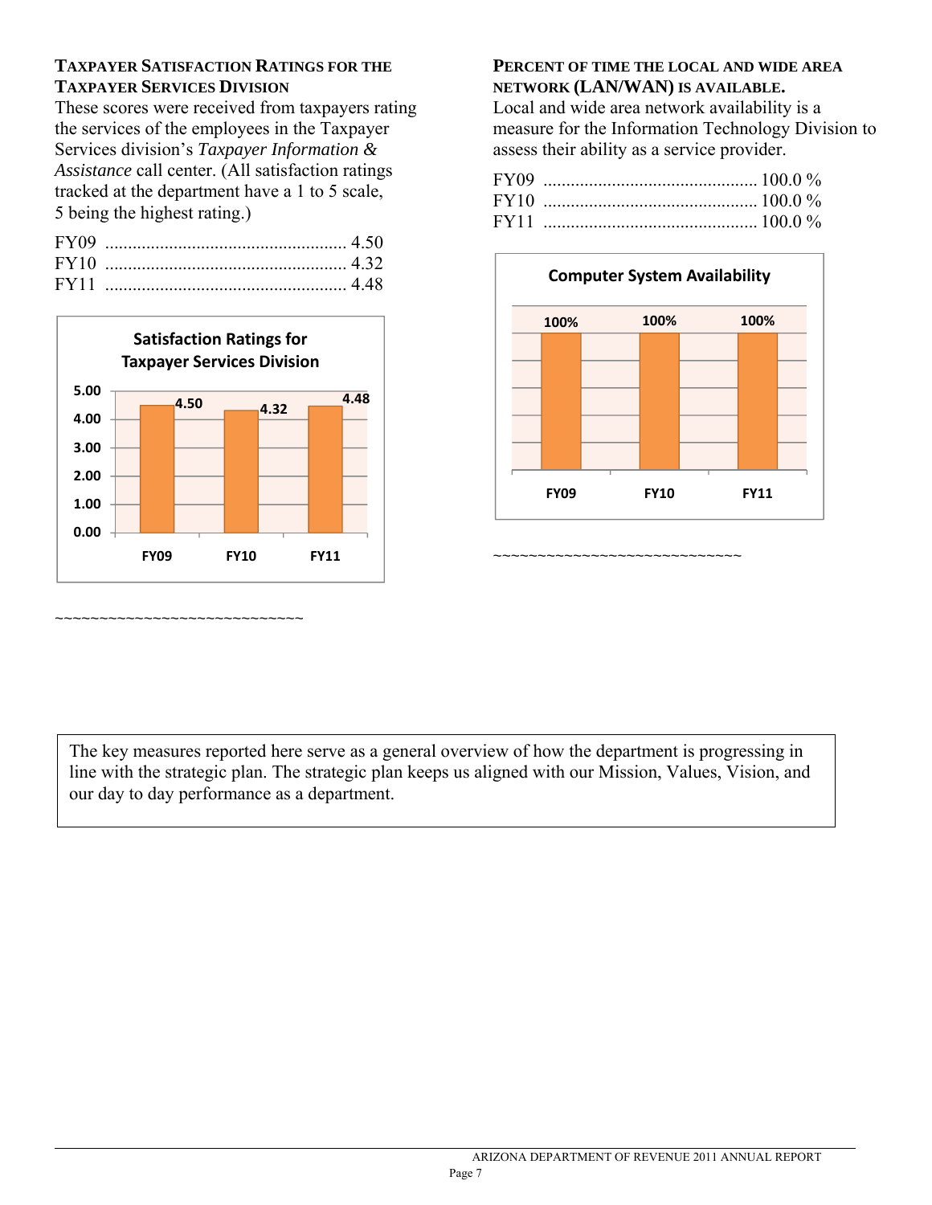**TAXPAYER SATISFACTION RATINGS FOR THE TAXPAYER SERVICES DIVISION**

These scores were received from taxpayers rating the services of the employees in the Taxpayer Services division's *Taxpayer Information & Assistance* call center. (All satisfaction ratings tracked at the department have a 1 to 5 scale, 5 being the highest rating.)

FY09 ..................................................... 4.50
FY10 ..................................................... 4.32
FY11 ..................................................... 4.48

**Satisfaction Ratings for Taxpayer Services Division**

| | FY09 | FY10 | FY11 |
|---|---|---|---|
| Rating | 4.50 | 4.32 | 4.48 |

~~~~~~~~~~~~~~~~~~~~~~~~~~~~~~

**PERCENT OF TIME THE LOCAL AND WIDE AREA NETWORK (LAN/WAN) IS AVAILABLE.**

Local and wide area network availability is a measure for the Information Technology Division to assess their ability as a service provider.

FY09 ............................................... 100.0 %
FY10 ............................................... 100.0 %
FY11 ............................................... 100.0 %

**Computer System Availability**

| | FY09 | FY10 | FY11 |
|---|---|---|---|
| Availability | 100% | 100% | 100% |

~~~~~~~~~~~~~~~~~~~~~~~~~~~~~~

The key measures reported here serve as a general overview of how the department is progressing in line with the strategic plan. The strategic plan keeps us aligned with our Mission, Values, Vision, and our day to day performance as a department.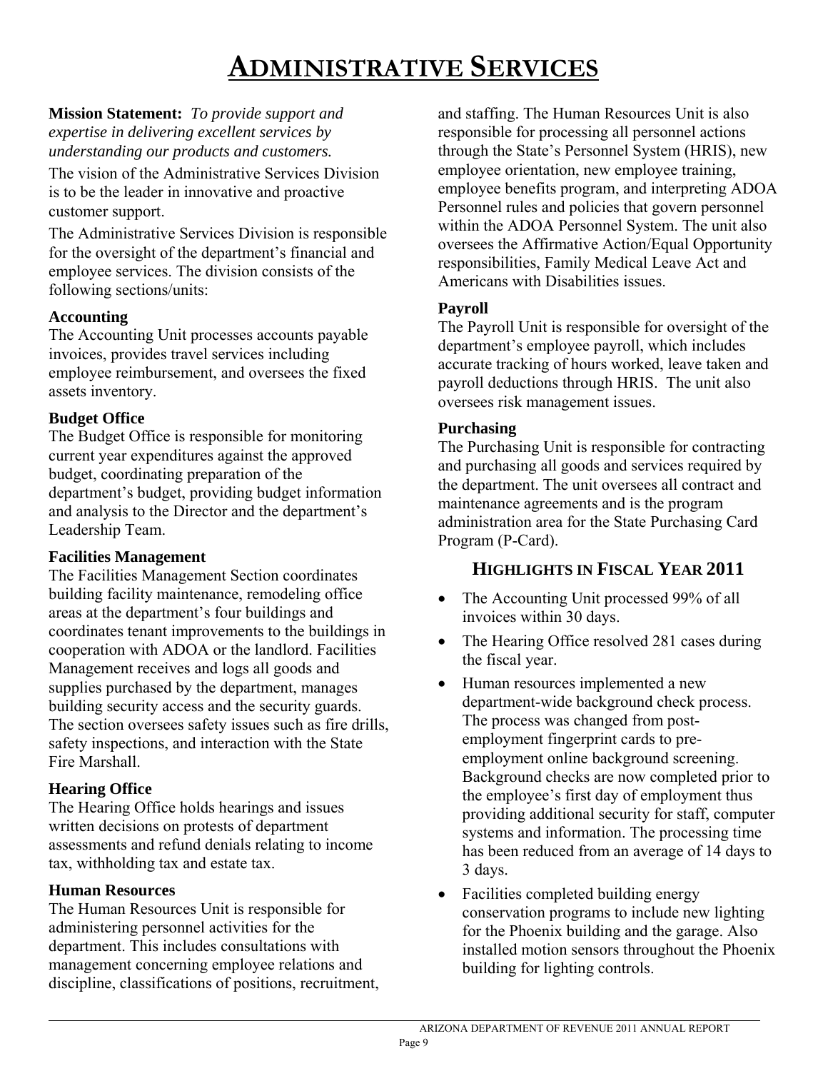# Administrative Services

**Mission Statement:** *To provide support and expertise in delivering excellent services by understanding our products and customers.*

The vision of the Administrative Services Division is to be the leader in innovative and proactive customer support.

The Administrative Services Division is responsible for the oversight of the department's financial and employee services. The division consists of the following sections/units:

### Accounting

The Accounting Unit processes accounts payable invoices, provides travel services including employee reimbursement, and oversees the fixed assets inventory.

### Budget Office

The Budget Office is responsible for monitoring current year expenditures against the approved budget, coordinating preparation of the department's budget, providing budget information and analysis to the Director and the department's Leadership Team.

### Facilities Management

The Facilities Management Section coordinates building facility maintenance, remodeling office areas at the department's four buildings and coordinates tenant improvements to the buildings in cooperation with ADOA or the landlord. Facilities Management receives and logs all goods and supplies purchased by the department, manages building security access and the security guards. The section oversees safety issues such as fire drills, safety inspections, and interaction with the State Fire Marshall.

### Hearing Office

The Hearing Office holds hearings and issues written decisions on protests of department assessments and refund denials relating to income tax, withholding tax and estate tax.

### Human Resources

The Human Resources Unit is responsible for administering personnel activities for the department. This includes consultations with management concerning employee relations and discipline, classifications of positions, recruitment, and staffing. The Human Resources Unit is also responsible for processing all personnel actions through the State's Personnel System (HRIS), new employee orientation, new employee training, employee benefits program, and interpreting ADOA Personnel rules and policies that govern personnel within the ADOA Personnel System. The unit also oversees the Affirmative Action/Equal Opportunity responsibilities, Family Medical Leave Act and Americans with Disabilities issues.

### Payroll

The Payroll Unit is responsible for oversight of the department's employee payroll, which includes accurate tracking of hours worked, leave taken and payroll deductions through HRIS. The unit also oversees risk management issues.

### Purchasing

The Purchasing Unit is responsible for contracting and purchasing all goods and services required by the department. The unit oversees all contract and maintenance agreements and is the program administration area for the State Purchasing Card Program (P-Card).

## Highlights in Fiscal Year 2011

- The Accounting Unit processed 99% of all invoices within 30 days.
- The Hearing Office resolved 281 cases during the fiscal year.
- Human resources implemented a new department-wide background check process. The process was changed from post-employment fingerprint cards to pre-employment online background screening. Background checks are now completed prior to the employee's first day of employment thus providing additional security for staff, computer systems and information. The processing time has been reduced from an average of 14 days to 3 days.
- Facilities completed building energy conservation programs to include new lighting for the Phoenix building and the garage. Also installed motion sensors throughout the Phoenix building for lighting controls.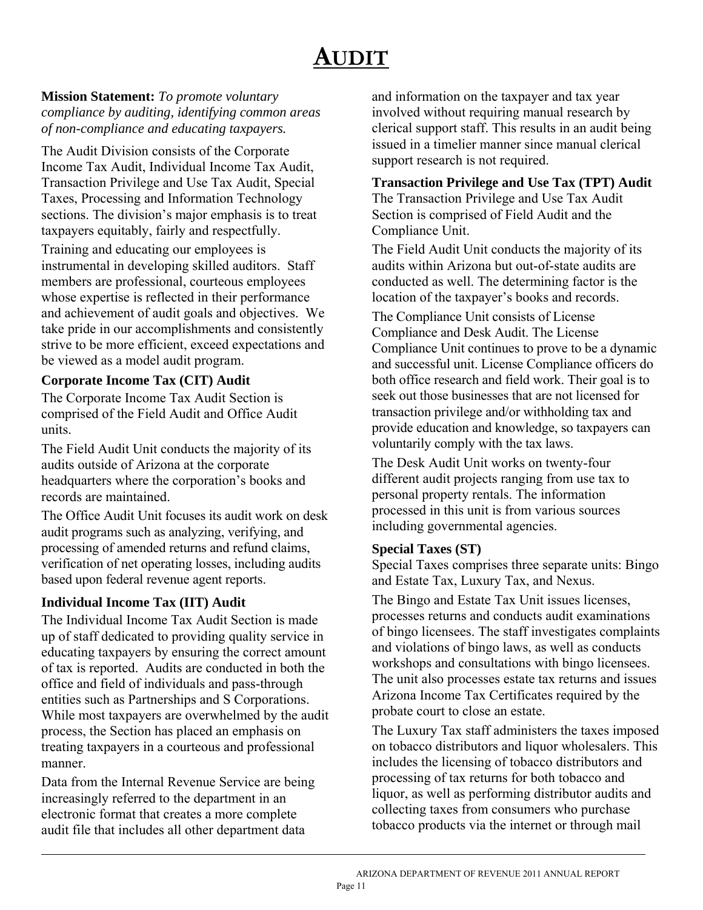# AUDIT

**Mission Statement:** *To promote voluntary compliance by auditing, identifying common areas of non-compliance and educating taxpayers.*

The Audit Division consists of the Corporate Income Tax Audit, Individual Income Tax Audit, Transaction Privilege and Use Tax Audit, Special Taxes, Processing and Information Technology sections. The division's major emphasis is to treat taxpayers equitably, fairly and respectfully.

Training and educating our employees is instrumental in developing skilled auditors. Staff members are professional, courteous employees whose expertise is reflected in their performance and achievement of audit goals and objectives. We take pride in our accomplishments and consistently strive to be more efficient, exceed expectations and be viewed as a model audit program.

### Corporate Income Tax (CIT) Audit

The Corporate Income Tax Audit Section is comprised of the Field Audit and Office Audit units.

The Field Audit Unit conducts the majority of its audits outside of Arizona at the corporate headquarters where the corporation's books and records are maintained.

The Office Audit Unit focuses its audit work on desk audit programs such as analyzing, verifying, and processing of amended returns and refund claims, verification of net operating losses, including audits based upon federal revenue agent reports.

### Individual Income Tax (IIT) Audit

The Individual Income Tax Audit Section is made up of staff dedicated to providing quality service in educating taxpayers by ensuring the correct amount of tax is reported. Audits are conducted in both the office and field of individuals and pass-through entities such as Partnerships and S Corporations. While most taxpayers are overwhelmed by the audit process, the Section has placed an emphasis on treating taxpayers in a courteous and professional manner.

Data from the Internal Revenue Service are being increasingly referred to the department in an electronic format that creates a more complete audit file that includes all other department data and information on the taxpayer and tax year involved without requiring manual research by clerical support staff. This results in an audit being issued in a timelier manner since manual clerical support research is not required.

### Transaction Privilege and Use Tax (TPT) Audit

The Transaction Privilege and Use Tax Audit Section is comprised of Field Audit and the Compliance Unit.

The Field Audit Unit conducts the majority of its audits within Arizona but out-of-state audits are conducted as well. The determining factor is the location of the taxpayer's books and records.

The Compliance Unit consists of License Compliance and Desk Audit. The License Compliance Unit continues to prove to be a dynamic and successful unit. License Compliance officers do both office research and field work. Their goal is to seek out those businesses that are not licensed for transaction privilege and/or withholding tax and provide education and knowledge, so taxpayers can voluntarily comply with the tax laws.

The Desk Audit Unit works on twenty-four different audit projects ranging from use tax to personal property rentals. The information processed in this unit is from various sources including governmental agencies.

### Special Taxes (ST)

Special Taxes comprises three separate units: Bingo and Estate Tax, Luxury Tax, and Nexus.

The Bingo and Estate Tax Unit issues licenses, processes returns and conducts audit examinations of bingo licensees. The staff investigates complaints and violations of bingo laws, as well as conducts workshops and consultations with bingo licensees. The unit also processes estate tax returns and issues Arizona Income Tax Certificates required by the probate court to close an estate.

The Luxury Tax staff administers the taxes imposed on tobacco distributors and liquor wholesalers. This includes the licensing of tobacco distributors and processing of tax returns for both tobacco and liquor, as well as performing distributor audits and collecting taxes from consumers who purchase tobacco products via the internet or through mail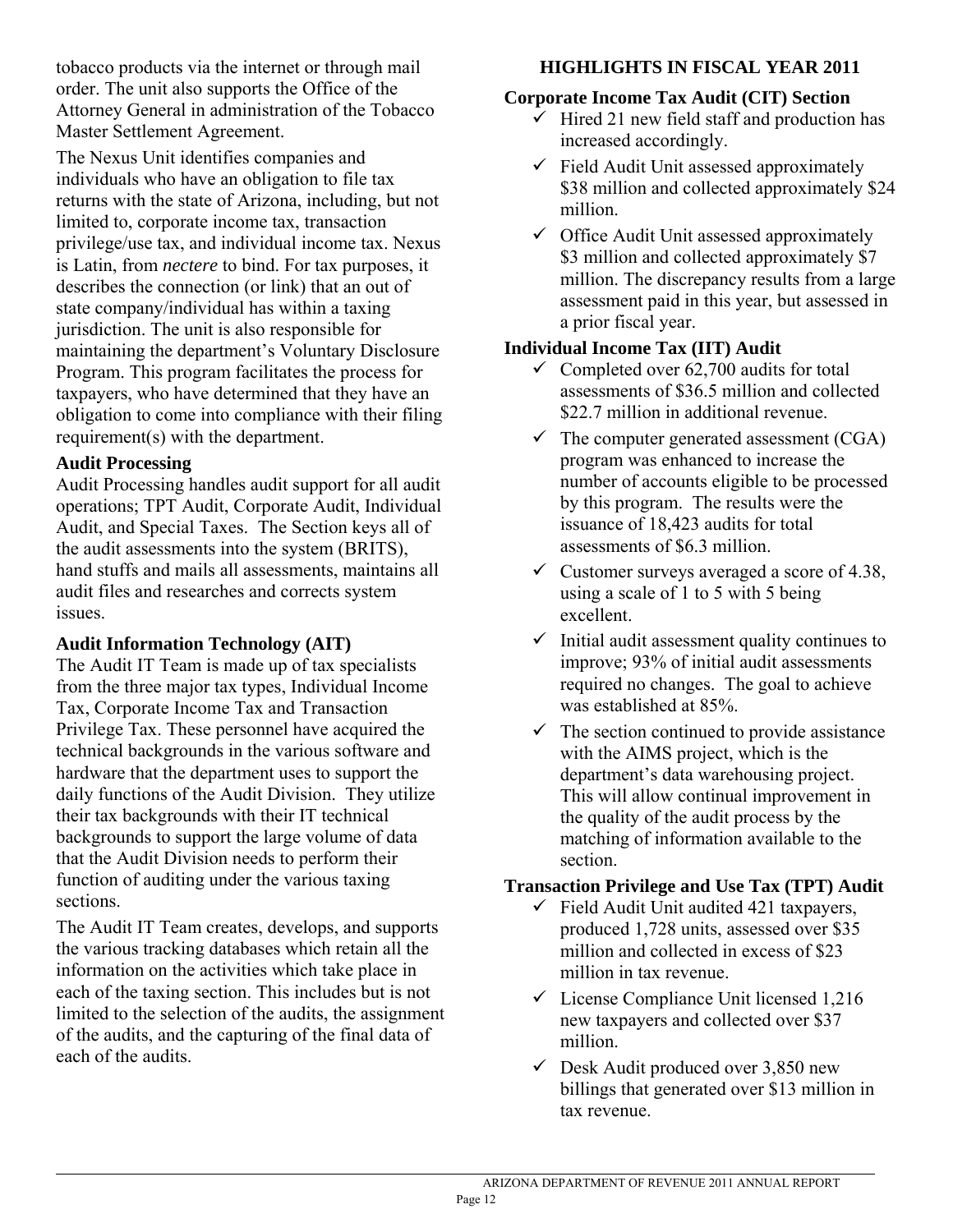tobacco products via the internet or through mail order. The unit also supports the Office of the Attorney General in administration of the Tobacco Master Settlement Agreement.

The Nexus Unit identifies companies and individuals who have an obligation to file tax returns with the state of Arizona, including, but not limited to, corporate income tax, transaction privilege/use tax, and individual income tax. Nexus is Latin, from *nectere* to bind. For tax purposes, it describes the connection (or link) that an out of state company/individual has within a taxing jurisdiction. The unit is also responsible for maintaining the department's Voluntary Disclosure Program. This program facilitates the process for taxpayers, who have determined that they have an obligation to come into compliance with their filing requirement(s) with the department.

### Audit Processing

Audit Processing handles audit support for all audit operations; TPT Audit, Corporate Audit, Individual Audit, and Special Taxes. The Section keys all of the audit assessments into the system (BRITS), hand stuffs and mails all assessments, maintains all audit files and researches and corrects system issues.

### Audit Information Technology (AIT)

The Audit IT Team is made up of tax specialists from the three major tax types, Individual Income Tax, Corporate Income Tax and Transaction Privilege Tax. These personnel have acquired the technical backgrounds in the various software and hardware that the department uses to support the daily functions of the Audit Division. They utilize their tax backgrounds with their IT technical backgrounds to support the large volume of data that the Audit Division needs to perform their function of auditing under the various taxing sections.

The Audit IT Team creates, develops, and supports the various tracking databases which retain all the information on the activities which take place in each of the taxing section. This includes but is not limited to the selection of the audits, the assignment of the audits, and the capturing of the final data of each of the audits.

## HIGHLIGHTS IN FISCAL YEAR 2011

### Corporate Income Tax Audit (CIT) Section

- ✓ Hired 21 new field staff and production has increased accordingly.
- ✓ Field Audit Unit assessed approximately $38 million and collected approximately $24 million.
- ✓ Office Audit Unit assessed approximately $3 million and collected approximately $7 million. The discrepancy results from a large assessment paid in this year, but assessed in a prior fiscal year.

### Individual Income Tax (IIT) Audit

- ✓ Completed over 62,700 audits for total assessments of $36.5 million and collected $22.7 million in additional revenue.
- ✓ The computer generated assessment (CGA) program was enhanced to increase the number of accounts eligible to be processed by this program. The results were the issuance of 18,423 audits for total assessments of $6.3 million.
- ✓ Customer surveys averaged a score of 4.38, using a scale of 1 to 5 with 5 being excellent.
- ✓ Initial audit assessment quality continues to improve; 93% of initial audit assessments required no changes. The goal to achieve was established at 85%.
- ✓ The section continued to provide assistance with the AIMS project, which is the department's data warehousing project. This will allow continual improvement in the quality of the audit process by the matching of information available to the section.

### Transaction Privilege and Use Tax (TPT) Audit

- ✓ Field Audit Unit audited 421 taxpayers, produced 1,728 units, assessed over $35 million and collected in excess of $23 million in tax revenue.
- ✓ License Compliance Unit licensed 1,216 new taxpayers and collected over $37 million.
- ✓ Desk Audit produced over 3,850 new billings that generated over $13 million in tax revenue.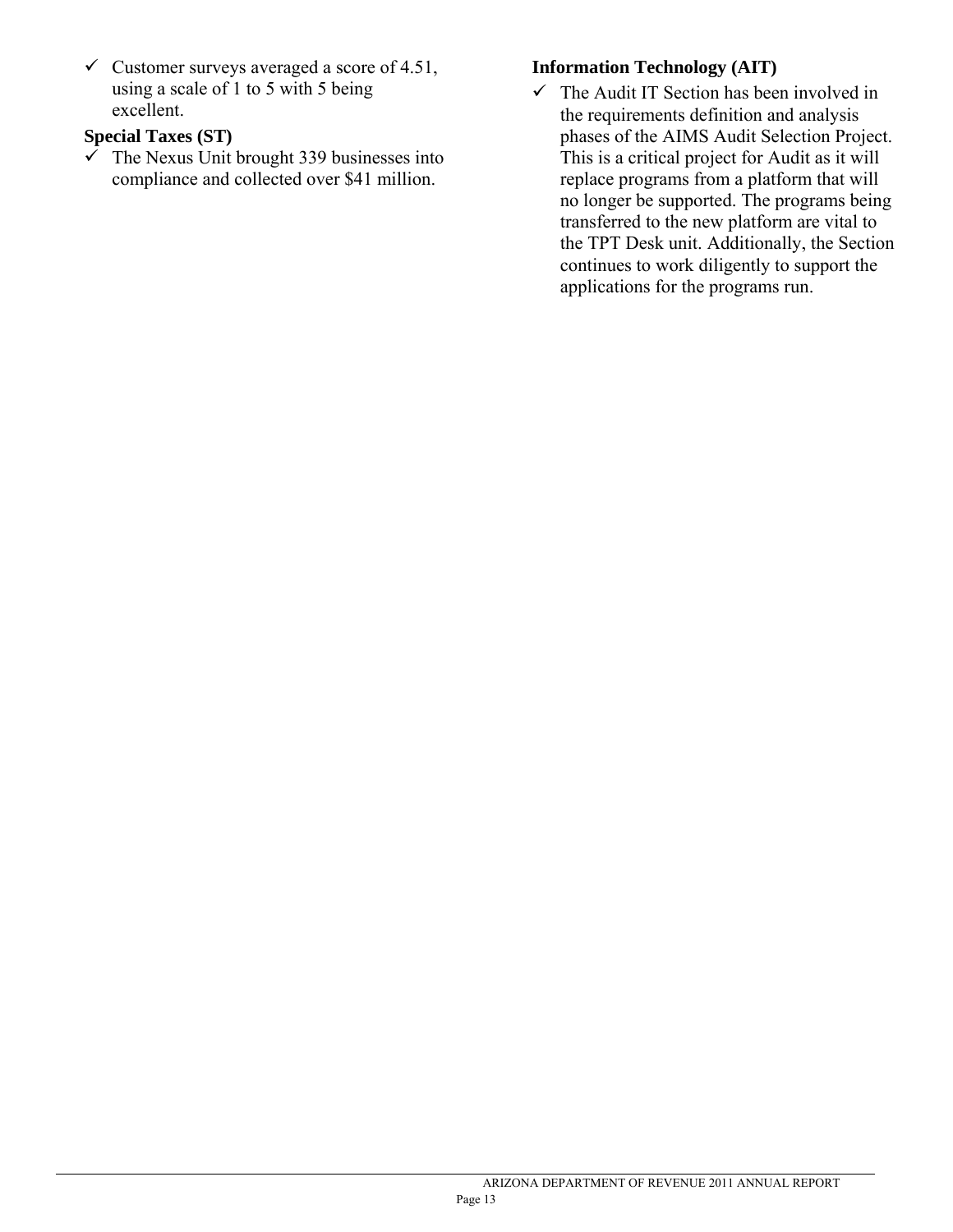- ✓ Customer surveys averaged a score of 4.51, using a scale of 1 to 5 with 5 being excellent.

**Special Taxes (ST)**

- ✓ The Nexus Unit brought 339 businesses into compliance and collected over $41 million.

**Information Technology (AIT)**

- ✓ The Audit IT Section has been involved in the requirements definition and analysis phases of the AIMS Audit Selection Project. This is a critical project for Audit as it will replace programs from a platform that will no longer be supported. The programs being transferred to the new platform are vital to the TPT Desk unit. Additionally, the Section continues to work diligently to support the applications for the programs run.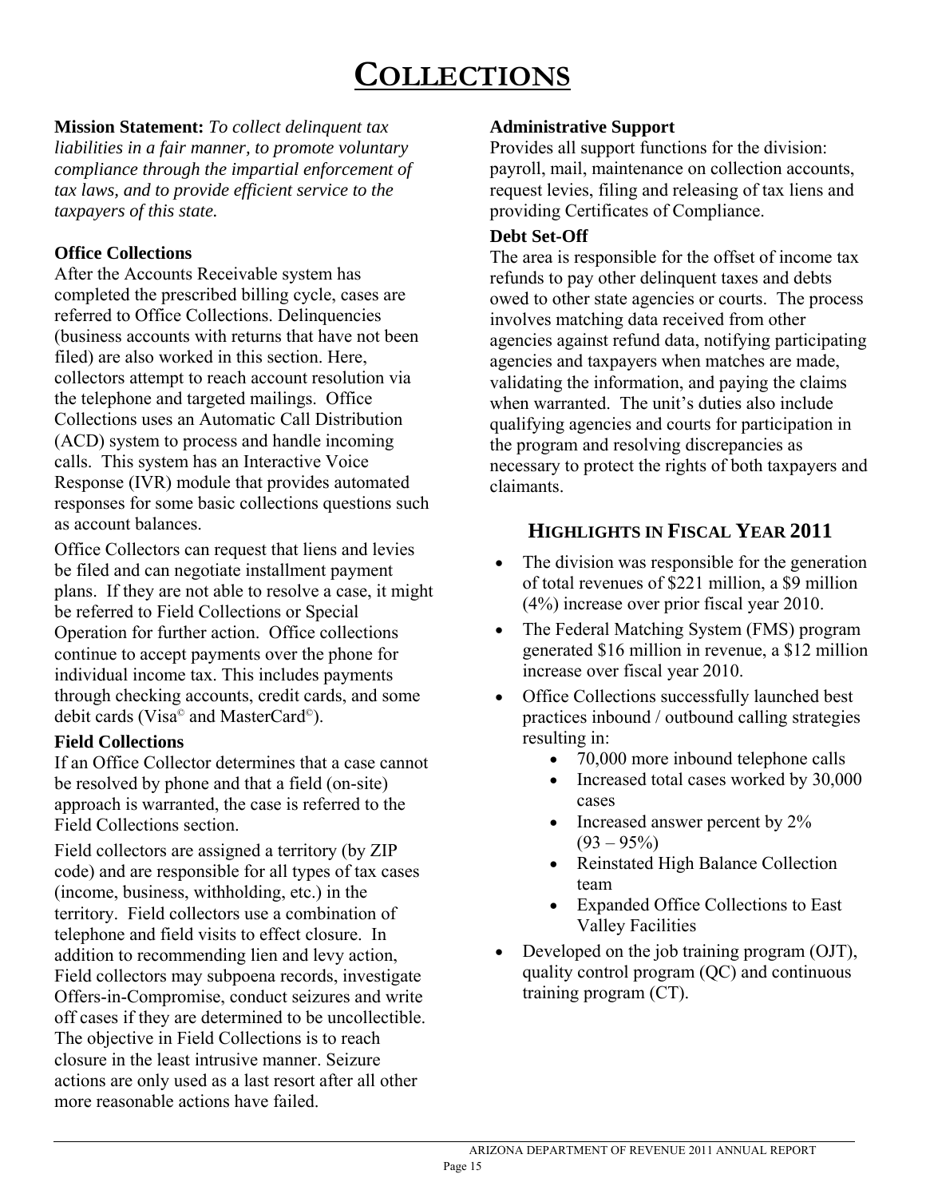# COLLECTIONS

**Mission Statement:** *To collect delinquent tax liabilities in a fair manner, to promote voluntary compliance through the impartial enforcement of tax laws, and to provide efficient service to the taxpayers of this state.*

**Office Collections**

After the Accounts Receivable system has completed the prescribed billing cycle, cases are referred to Office Collections. Delinquencies (business accounts with returns that have not been filed) are also worked in this section. Here, collectors attempt to reach account resolution via the telephone and targeted mailings. Office Collections uses an Automatic Call Distribution (ACD) system to process and handle incoming calls. This system has an Interactive Voice Response (IVR) module that provides automated responses for some basic collections questions such as account balances.

Office Collectors can request that liens and levies be filed and can negotiate installment payment plans. If they are not able to resolve a case, it might be referred to Field Collections or Special Operation for further action. Office collections continue to accept payments over the phone for individual income tax. This includes payments through checking accounts, credit cards, and some debit cards (Visa© and MasterCard©).

**Field Collections**

If an Office Collector determines that a case cannot be resolved by phone and that a field (on-site) approach is warranted, the case is referred to the Field Collections section.

Field collectors are assigned a territory (by ZIP code) and are responsible for all types of tax cases (income, business, withholding, etc.) in the territory. Field collectors use a combination of telephone and field visits to effect closure. In addition to recommending lien and levy action, Field collectors may subpoena records, investigate Offers-in-Compromise, conduct seizures and write off cases if they are determined to be uncollectible. The objective in Field Collections is to reach closure in the least intrusive manner. Seizure actions are only used as a last resort after all other more reasonable actions have failed.

**Administrative Support**

Provides all support functions for the division: payroll, mail, maintenance on collection accounts, request levies, filing and releasing of tax liens and providing Certificates of Compliance.

**Debt Set-Off**

The area is responsible for the offset of income tax refunds to pay other delinquent taxes and debts owed to other state agencies or courts. The process involves matching data received from other agencies against refund data, notifying participating agencies and taxpayers when matches are made, validating the information, and paying the claims when warranted. The unit's duties also include qualifying agencies and courts for participation in the program and resolving discrepancies as necessary to protect the rights of both taxpayers and claimants.

## HIGHLIGHTS IN FISCAL YEAR 2011

- The division was responsible for the generation of total revenues of $221 million, a $9 million (4%) increase over prior fiscal year 2010.
- The Federal Matching System (FMS) program generated $16 million in revenue, a $12 million increase over fiscal year 2010.
- Office Collections successfully launched best practices inbound / outbound calling strategies resulting in:
  - 70,000 more inbound telephone calls
  - Increased total cases worked by 30,000 cases
  - Increased answer percent by 2% (93 – 95%)
  - Reinstated High Balance Collection team
  - Expanded Office Collections to East Valley Facilities
- Developed on the job training program (OJT), quality control program (QC) and continuous training program (CT).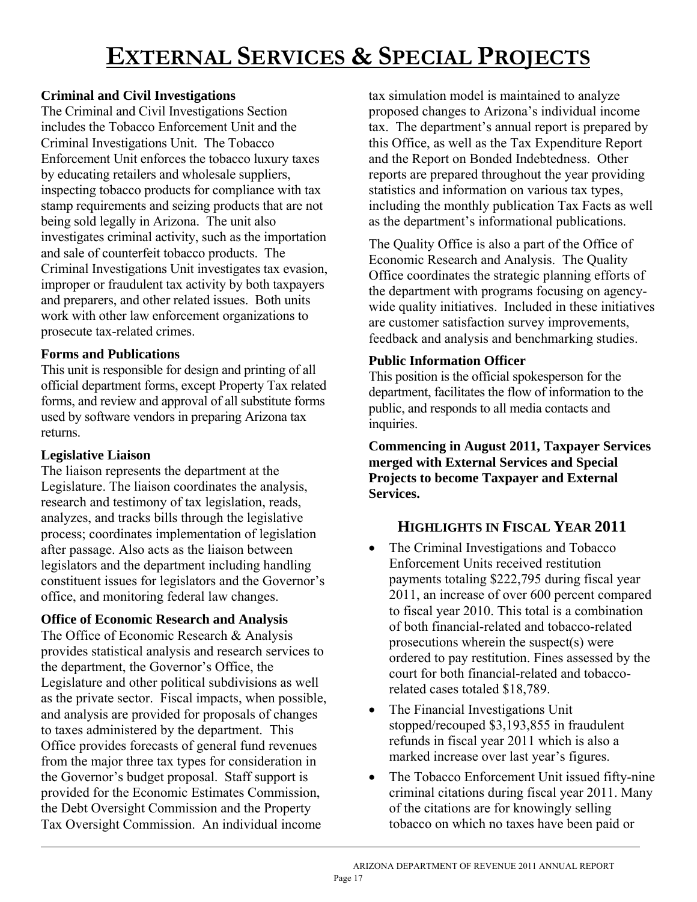# EXTERNAL SERVICES & SPECIAL PROJECTS

### Criminal and Civil Investigations

The Criminal and Civil Investigations Section includes the Tobacco Enforcement Unit and the Criminal Investigations Unit. The Tobacco Enforcement Unit enforces the tobacco luxury taxes by educating retailers and wholesale suppliers, inspecting tobacco products for compliance with tax stamp requirements and seizing products that are not being sold legally in Arizona. The unit also investigates criminal activity, such as the importation and sale of counterfeit tobacco products. The Criminal Investigations Unit investigates tax evasion, improper or fraudulent tax activity by both taxpayers and preparers, and other related issues. Both units work with other law enforcement organizations to prosecute tax-related crimes.

### Forms and Publications

This unit is responsible for design and printing of all official department forms, except Property Tax related forms, and review and approval of all substitute forms used by software vendors in preparing Arizona tax returns.

### Legislative Liaison

The liaison represents the department at the Legislature. The liaison coordinates the analysis, research and testimony of tax legislation, reads, analyzes, and tracks bills through the legislative process; coordinates implementation of legislation after passage. Also acts as the liaison between legislators and the department including handling constituent issues for legislators and the Governor's office, and monitoring federal law changes.

### Office of Economic Research and Analysis

The Office of Economic Research & Analysis provides statistical analysis and research services to the department, the Governor's Office, the Legislature and other political subdivisions as well as the private sector. Fiscal impacts, when possible, and analysis are provided for proposals of changes to taxes administered by the department. This Office provides forecasts of general fund revenues from the major three tax types for consideration in the Governor's budget proposal. Staff support is provided for the Economic Estimates Commission, the Debt Oversight Commission and the Property Tax Oversight Commission. An individual income tax simulation model is maintained to analyze proposed changes to Arizona's individual income tax. The department's annual report is prepared by this Office, as well as the Tax Expenditure Report and the Report on Bonded Indebtedness. Other reports are prepared throughout the year providing statistics and information on various tax types, including the monthly publication Tax Facts as well as the department's informational publications.

The Quality Office is also a part of the Office of Economic Research and Analysis. The Quality Office coordinates the strategic planning efforts of the department with programs focusing on agency-wide quality initiatives. Included in these initiatives are customer satisfaction survey improvements, feedback and analysis and benchmarking studies.

### Public Information Officer

This position is the official spokesperson for the department, facilitates the flow of information to the public, and responds to all media contacts and inquiries.

**Commencing in August 2011, Taxpayer Services merged with External Services and Special Projects to become Taxpayer and External Services.**

## HIGHLIGHTS IN FISCAL YEAR 2011

- The Criminal Investigations and Tobacco Enforcement Units received restitution payments totaling $222,795 during fiscal year 2011, an increase of over 600 percent compared to fiscal year 2010. This total is a combination of both financial-related and tobacco-related prosecutions wherein the suspect(s) were ordered to pay restitution. Fines assessed by the court for both financial-related and tobacco-related cases totaled $18,789.
- The Financial Investigations Unit stopped/recouped $3,193,855 in fraudulent refunds in fiscal year 2011 which is also a marked increase over last year's figures.
- The Tobacco Enforcement Unit issued fifty-nine criminal citations during fiscal year 2011. Many of the citations are for knowingly selling tobacco on which no taxes have been paid or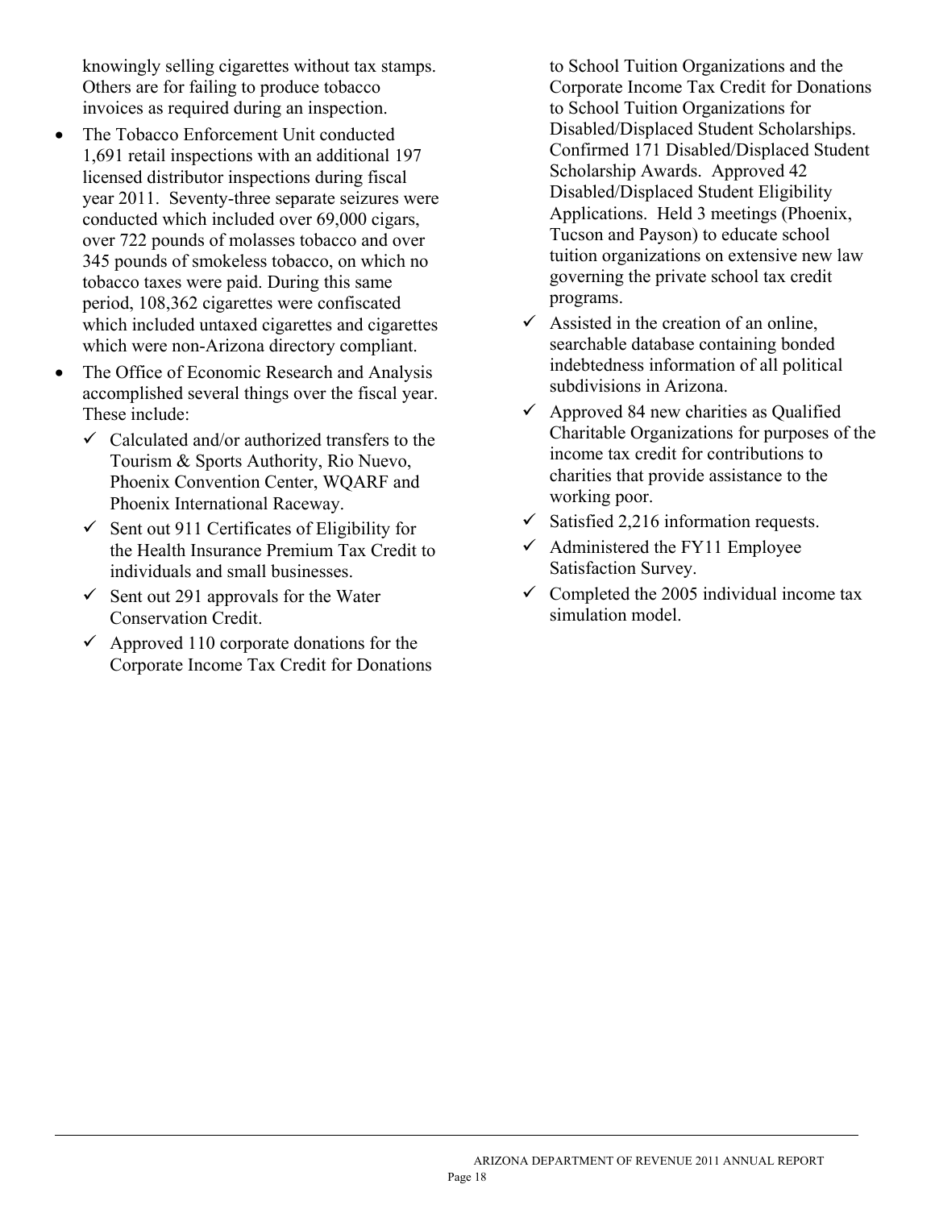knowingly selling cigarettes without tax stamps. Others are for failing to produce tobacco invoices as required during an inspection.

- The Tobacco Enforcement Unit conducted 1,691 retail inspections with an additional 197 licensed distributor inspections during fiscal year 2011. Seventy-three separate seizures were conducted which included over 69,000 cigars, over 722 pounds of molasses tobacco and over 345 pounds of smokeless tobacco, on which no tobacco taxes were paid. During this same period, 108,362 cigarettes were confiscated which included untaxed cigarettes and cigarettes which were non-Arizona directory compliant.
- The Office of Economic Research and Analysis accomplished several things over the fiscal year. These include:
  - ✓ Calculated and/or authorized transfers to the Tourism & Sports Authority, Rio Nuevo, Phoenix Convention Center, WQARF and Phoenix International Raceway.
  - ✓ Sent out 911 Certificates of Eligibility for the Health Insurance Premium Tax Credit to individuals and small businesses.
  - ✓ Sent out 291 approvals for the Water Conservation Credit.
  - ✓ Approved 110 corporate donations for the Corporate Income Tax Credit for Donations to School Tuition Organizations and the Corporate Income Tax Credit for Donations to School Tuition Organizations for Disabled/Displaced Student Scholarships. Confirmed 171 Disabled/Displaced Student Scholarship Awards. Approved 42 Disabled/Displaced Student Eligibility Applications. Held 3 meetings (Phoenix, Tucson and Payson) to educate school tuition organizations on extensive new law governing the private school tax credit programs.
  - ✓ Assisted in the creation of an online, searchable database containing bonded indebtedness information of all political subdivisions in Arizona.
  - ✓ Approved 84 new charities as Qualified Charitable Organizations for purposes of the income tax credit for contributions to charities that provide assistance to the working poor.
  - ✓ Satisfied 2,216 information requests.
  - ✓ Administered the FY11 Employee Satisfaction Survey.
  - ✓ Completed the 2005 individual income tax simulation model.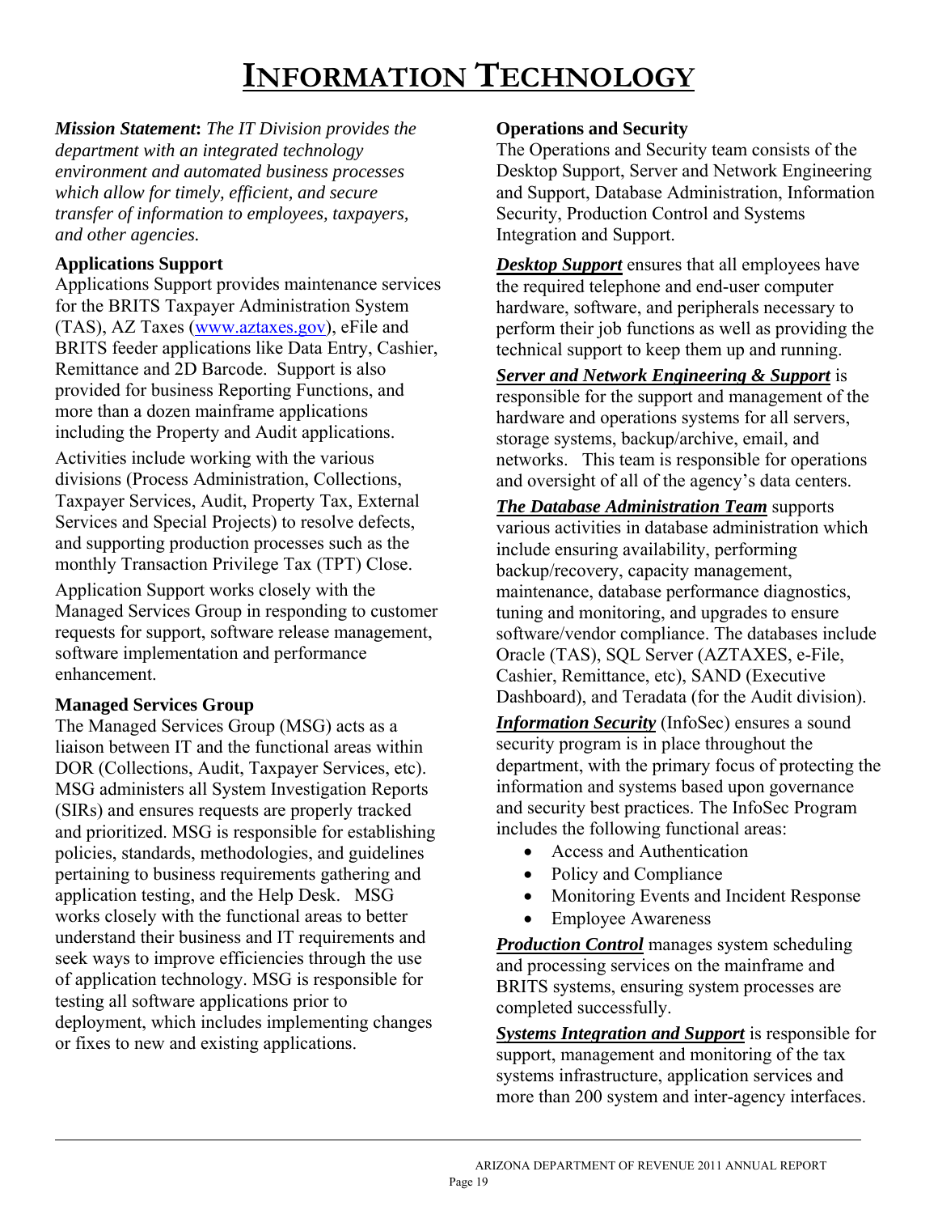# INFORMATION TECHNOLOGY

***Mission Statement**: The IT Division provides the department with an integrated technology environment and automated business processes which allow for timely, efficient, and secure transfer of information to employees, taxpayers, and other agencies.*

### Applications Support

Applications Support provides maintenance services for the BRITS Taxpayer Administration System (TAS), AZ Taxes (www.aztaxes.gov), eFile and BRITS feeder applications like Data Entry, Cashier, Remittance and 2D Barcode. Support is also provided for business Reporting Functions, and more than a dozen mainframe applications including the Property and Audit applications.

Activities include working with the various divisions (Process Administration, Collections, Taxpayer Services, Audit, Property Tax, External Services and Special Projects) to resolve defects, and supporting production processes such as the monthly Transaction Privilege Tax (TPT) Close.

Application Support works closely with the Managed Services Group in responding to customer requests for support, software release management, software implementation and performance enhancement.

### Managed Services Group

The Managed Services Group (MSG) acts as a liaison between IT and the functional areas within DOR (Collections, Audit, Taxpayer Services, etc). MSG administers all System Investigation Reports (SIRs) and ensures requests are properly tracked and prioritized. MSG is responsible for establishing policies, standards, methodologies, and guidelines pertaining to business requirements gathering and application testing, and the Help Desk. MSG works closely with the functional areas to better understand their business and IT requirements and seek ways to improve efficiencies through the use of application technology. MSG is responsible for testing all software applications prior to deployment, which includes implementing changes or fixes to new and existing applications.

### Operations and Security

The Operations and Security team consists of the Desktop Support, Server and Network Engineering and Support, Database Administration, Information Security, Production Control and Systems Integration and Support.

***Desktop Support*** ensures that all employees have the required telephone and end-user computer hardware, software, and peripherals necessary to perform their job functions as well as providing the technical support to keep them up and running.

***Server and Network Engineering & Support*** is responsible for the support and management of the hardware and operations systems for all servers, storage systems, backup/archive, email, and networks. This team is responsible for operations and oversight of all of the agency's data centers.

***The Database Administration Team*** supports various activities in database administration which include ensuring availability, performing backup/recovery, capacity management, maintenance, database performance diagnostics, tuning and monitoring, and upgrades to ensure software/vendor compliance. The databases include Oracle (TAS), SQL Server (AZTAXES, e-File, Cashier, Remittance, etc), SAND (Executive Dashboard), and Teradata (for the Audit division).

***Information Security*** (InfoSec) ensures a sound security program is in place throughout the department, with the primary focus of protecting the information and systems based upon governance and security best practices. The InfoSec Program includes the following functional areas:

- Access and Authentication
- Policy and Compliance
- Monitoring Events and Incident Response
- Employee Awareness

***Production Control*** manages system scheduling and processing services on the mainframe and BRITS systems, ensuring system processes are completed successfully.

***Systems Integration and Support*** is responsible for support, management and monitoring of the tax systems infrastructure, application services and more than 200 system and inter-agency interfaces.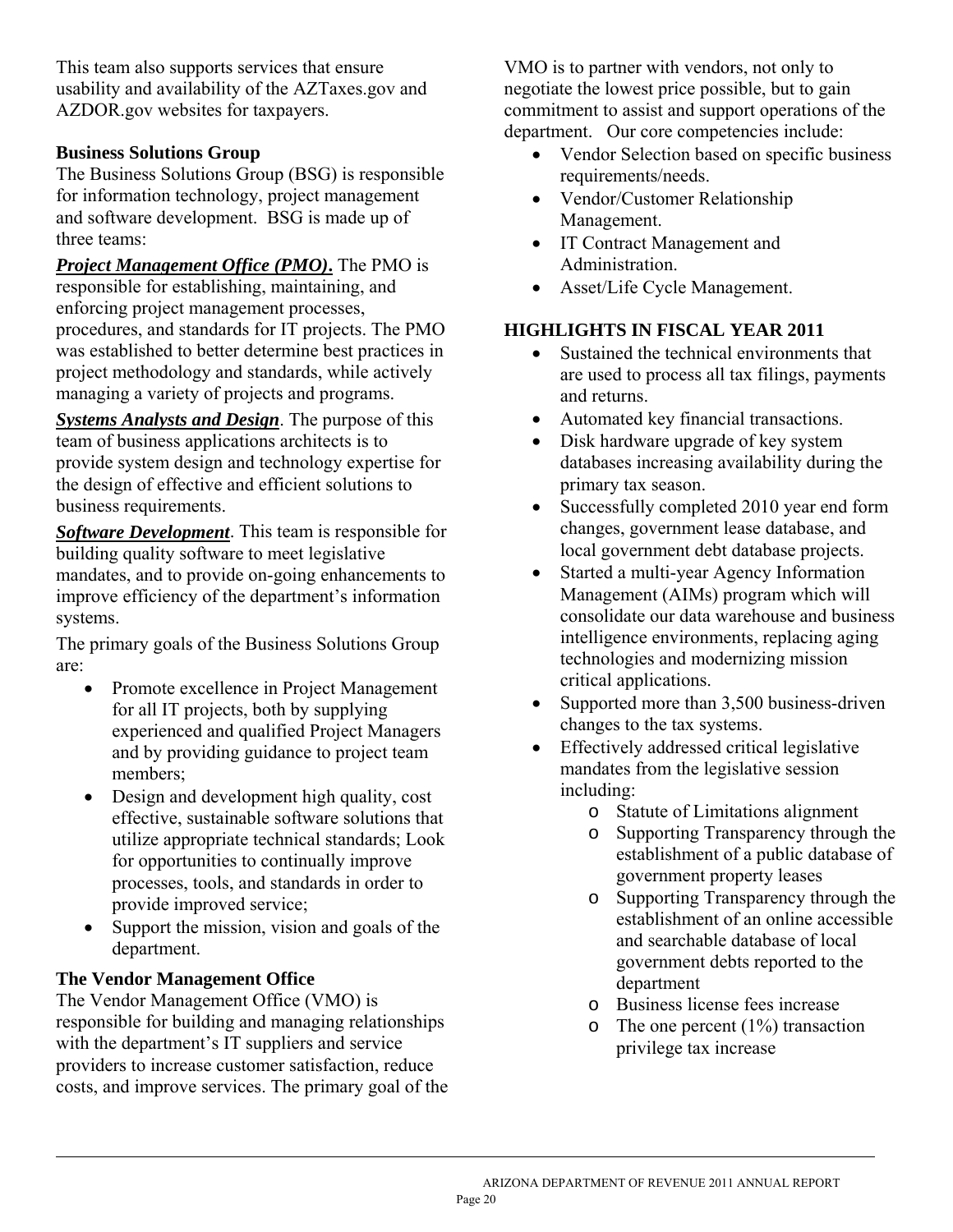This team also supports services that ensure usability and availability of the AZTaxes.gov and AZDOR.gov websites for taxpayers.

### Business Solutions Group

The Business Solutions Group (BSG) is responsible for information technology, project management and software development. BSG is made up of three teams:

***Project Management Office (PMO)*.** The PMO is responsible for establishing, maintaining, and enforcing project management processes, procedures, and standards for IT projects. The PMO was established to better determine best practices in project methodology and standards, while actively managing a variety of projects and programs.

***Systems Analysts and Design***. The purpose of this team of business applications architects is to provide system design and technology expertise for the design of effective and efficient solutions to business requirements.

***Software Development***. This team is responsible for building quality software to meet legislative mandates, and to provide on-going enhancements to improve efficiency of the department's information systems.

The primary goals of the Business Solutions Group are:

- Promote excellence in Project Management for all IT projects, both by supplying experienced and qualified Project Managers and by providing guidance to project team members;
- Design and development high quality, cost effective, sustainable software solutions that utilize appropriate technical standards; Look for opportunities to continually improve processes, tools, and standards in order to provide improved service;
- Support the mission, vision and goals of the department.

### The Vendor Management Office

The Vendor Management Office (VMO) is responsible for building and managing relationships with the department's IT suppliers and service providers to increase customer satisfaction, reduce costs, and improve services. The primary goal of the VMO is to partner with vendors, not only to negotiate the lowest price possible, but to gain commitment to assist and support operations of the department. Our core competencies include:

- Vendor Selection based on specific business requirements/needs.
- Vendor/Customer Relationship Management.
- IT Contract Management and Administration.
- Asset/Life Cycle Management.

## HIGHLIGHTS IN FISCAL YEAR 2011

- Sustained the technical environments that are used to process all tax filings, payments and returns.
- Automated key financial transactions.
- Disk hardware upgrade of key system databases increasing availability during the primary tax season.
- Successfully completed 2010 year end form changes, government lease database, and local government debt database projects.
- Started a multi-year Agency Information Management (AIMs) program which will consolidate our data warehouse and business intelligence environments, replacing aging technologies and modernizing mission critical applications.
- Supported more than 3,500 business-driven changes to the tax systems.
- Effectively addressed critical legislative mandates from the legislative session including:
  - Statute of Limitations alignment
  - Supporting Transparency through the establishment of a public database of government property leases
  - Supporting Transparency through the establishment of an online accessible and searchable database of local government debts reported to the department
  - Business license fees increase
  - The one percent (1%) transaction privilege tax increase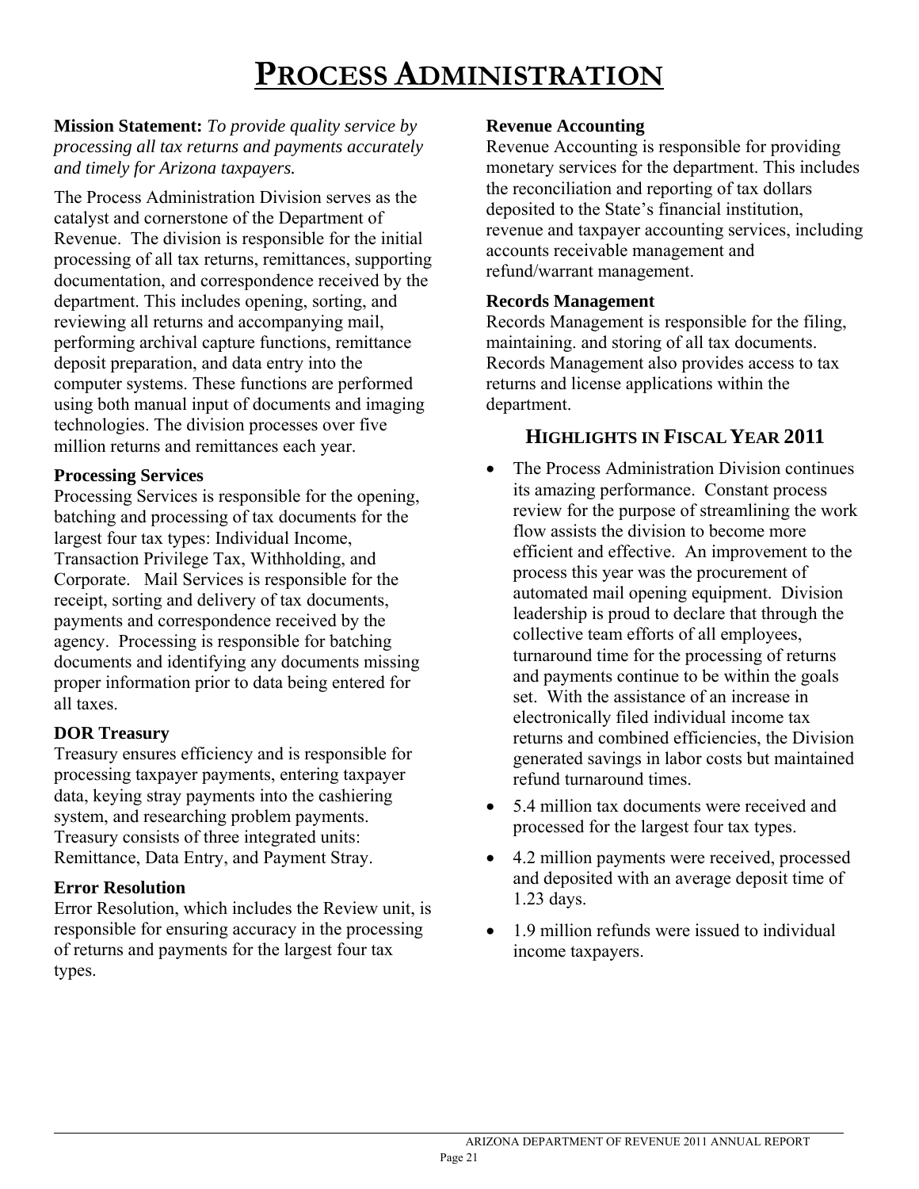# Process Administration

**Mission Statement:** *To provide quality service by processing all tax returns and payments accurately and timely for Arizona taxpayers.*

The Process Administration Division serves as the catalyst and cornerstone of the Department of Revenue. The division is responsible for the initial processing of all tax returns, remittances, supporting documentation, and correspondence received by the department. This includes opening, sorting, and reviewing all returns and accompanying mail, performing archival capture functions, remittance deposit preparation, and data entry into the computer systems. These functions are performed using both manual input of documents and imaging technologies. The division processes over five million returns and remittances each year.

### Processing Services

Processing Services is responsible for the opening, batching and processing of tax documents for the largest four tax types: Individual Income, Transaction Privilege Tax, Withholding, and Corporate. Mail Services is responsible for the receipt, sorting and delivery of tax documents, payments and correspondence received by the agency. Processing is responsible for batching documents and identifying any documents missing proper information prior to data being entered for all taxes.

### DOR Treasury

Treasury ensures efficiency and is responsible for processing taxpayer payments, entering taxpayer data, keying stray payments into the cashiering system, and researching problem payments. Treasury consists of three integrated units: Remittance, Data Entry, and Payment Stray.

### Error Resolution

Error Resolution, which includes the Review unit, is responsible for ensuring accuracy in the processing of returns and payments for the largest four tax types.

### Revenue Accounting

Revenue Accounting is responsible for providing monetary services for the department. This includes the reconciliation and reporting of tax dollars deposited to the State's financial institution, revenue and taxpayer accounting services, including accounts receivable management and refund/warrant management.

### Records Management

Records Management is responsible for the filing, maintaining. and storing of all tax documents. Records Management also provides access to tax returns and license applications within the department.

## Highlights in Fiscal Year 2011

- The Process Administration Division continues its amazing performance. Constant process review for the purpose of streamlining the work flow assists the division to become more efficient and effective. An improvement to the process this year was the procurement of automated mail opening equipment. Division leadership is proud to declare that through the collective team efforts of all employees, turnaround time for the processing of returns and payments continue to be within the goals set. With the assistance of an increase in electronically filed individual income tax returns and combined efficiencies, the Division generated savings in labor costs but maintained refund turnaround times.
- 5.4 million tax documents were received and processed for the largest four tax types.
- 4.2 million payments were received, processed and deposited with an average deposit time of 1.23 days.
- 1.9 million refunds were issued to individual income taxpayers.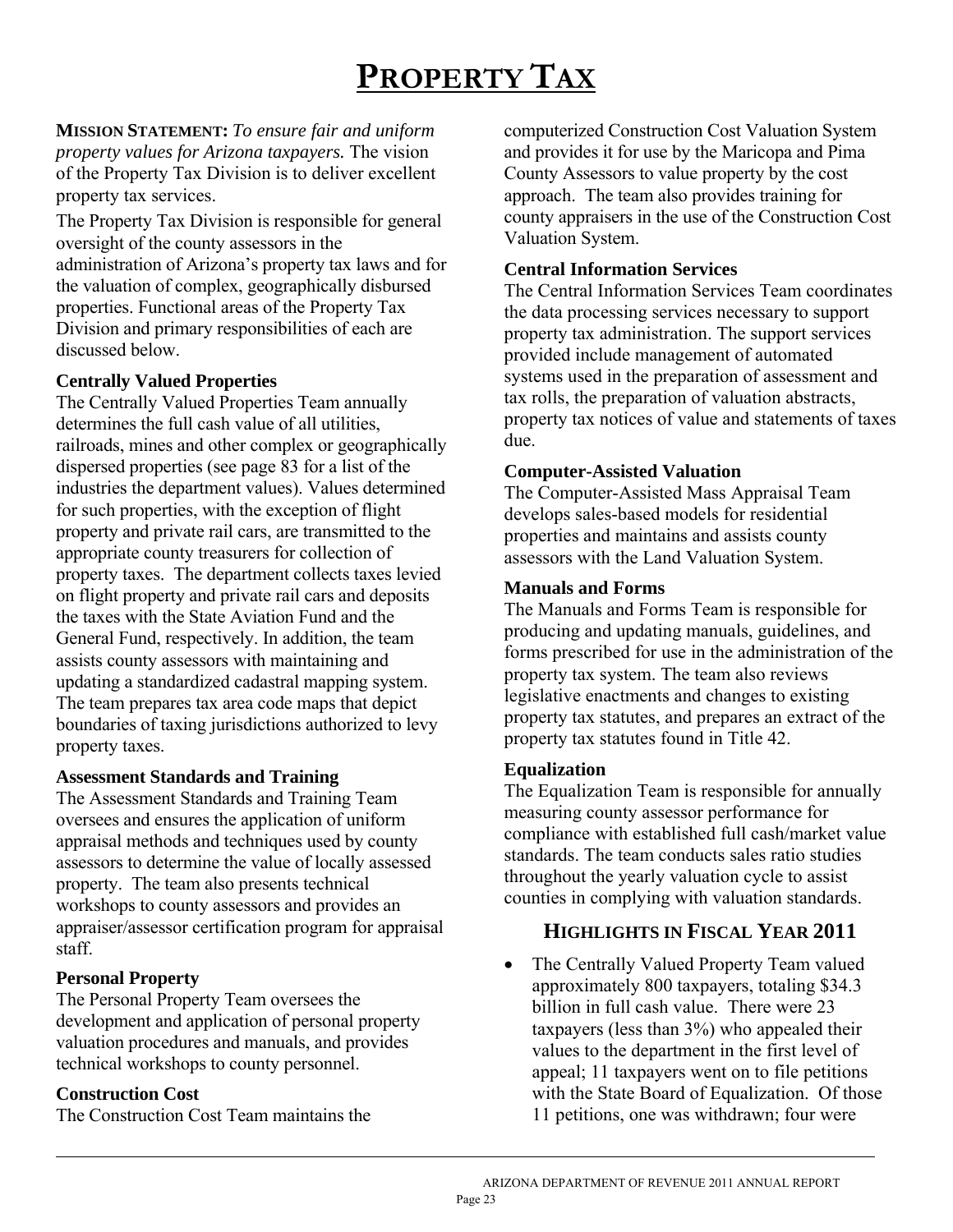# PROPERTY TAX

**MISSION STATEMENT:** *To ensure fair and uniform property values for Arizona taxpayers.* The vision of the Property Tax Division is to deliver excellent property tax services.

The Property Tax Division is responsible for general oversight of the county assessors in the administration of Arizona's property tax laws and for the valuation of complex, geographically disbursed properties. Functional areas of the Property Tax Division and primary responsibilities of each are discussed below.

### Centrally Valued Properties

The Centrally Valued Properties Team annually determines the full cash value of all utilities, railroads, mines and other complex or geographically dispersed properties (see page 83 for a list of the industries the department values). Values determined for such properties, with the exception of flight property and private rail cars, are transmitted to the appropriate county treasurers for collection of property taxes. The department collects taxes levied on flight property and private rail cars and deposits the taxes with the State Aviation Fund and the General Fund, respectively. In addition, the team assists county assessors with maintaining and updating a standardized cadastral mapping system. The team prepares tax area code maps that depict boundaries of taxing jurisdictions authorized to levy property taxes.

### Assessment Standards and Training

The Assessment Standards and Training Team oversees and ensures the application of uniform appraisal methods and techniques used by county assessors to determine the value of locally assessed property. The team also presents technical workshops to county assessors and provides an appraiser/assessor certification program for appraisal staff.

### Personal Property

The Personal Property Team oversees the development and application of personal property valuation procedures and manuals, and provides technical workshops to county personnel.

### Construction Cost

The Construction Cost Team maintains the computerized Construction Cost Valuation System and provides it for use by the Maricopa and Pima County Assessors to value property by the cost approach. The team also provides training for county appraisers in the use of the Construction Cost Valuation System.

### Central Information Services

The Central Information Services Team coordinates the data processing services necessary to support property tax administration. The support services provided include management of automated systems used in the preparation of assessment and tax rolls, the preparation of valuation abstracts, property tax notices of value and statements of taxes due.

### Computer-Assisted Valuation

The Computer-Assisted Mass Appraisal Team develops sales-based models for residential properties and maintains and assists county assessors with the Land Valuation System.

### Manuals and Forms

The Manuals and Forms Team is responsible for producing and updating manuals, guidelines, and forms prescribed for use in the administration of the property tax system. The team also reviews legislative enactments and changes to existing property tax statutes, and prepares an extract of the property tax statutes found in Title 42.

### Equalization

The Equalization Team is responsible for annually measuring county assessor performance for compliance with established full cash/market value standards. The team conducts sales ratio studies throughout the yearly valuation cycle to assist counties in complying with valuation standards.

## HIGHLIGHTS IN FISCAL YEAR 2011

- The Centrally Valued Property Team valued approximately 800 taxpayers, totaling $34.3 billion in full cash value. There were 23 taxpayers (less than 3%) who appealed their values to the department in the first level of appeal; 11 taxpayers went on to file petitions with the State Board of Equalization. Of those 11 petitions, one was withdrawn; four were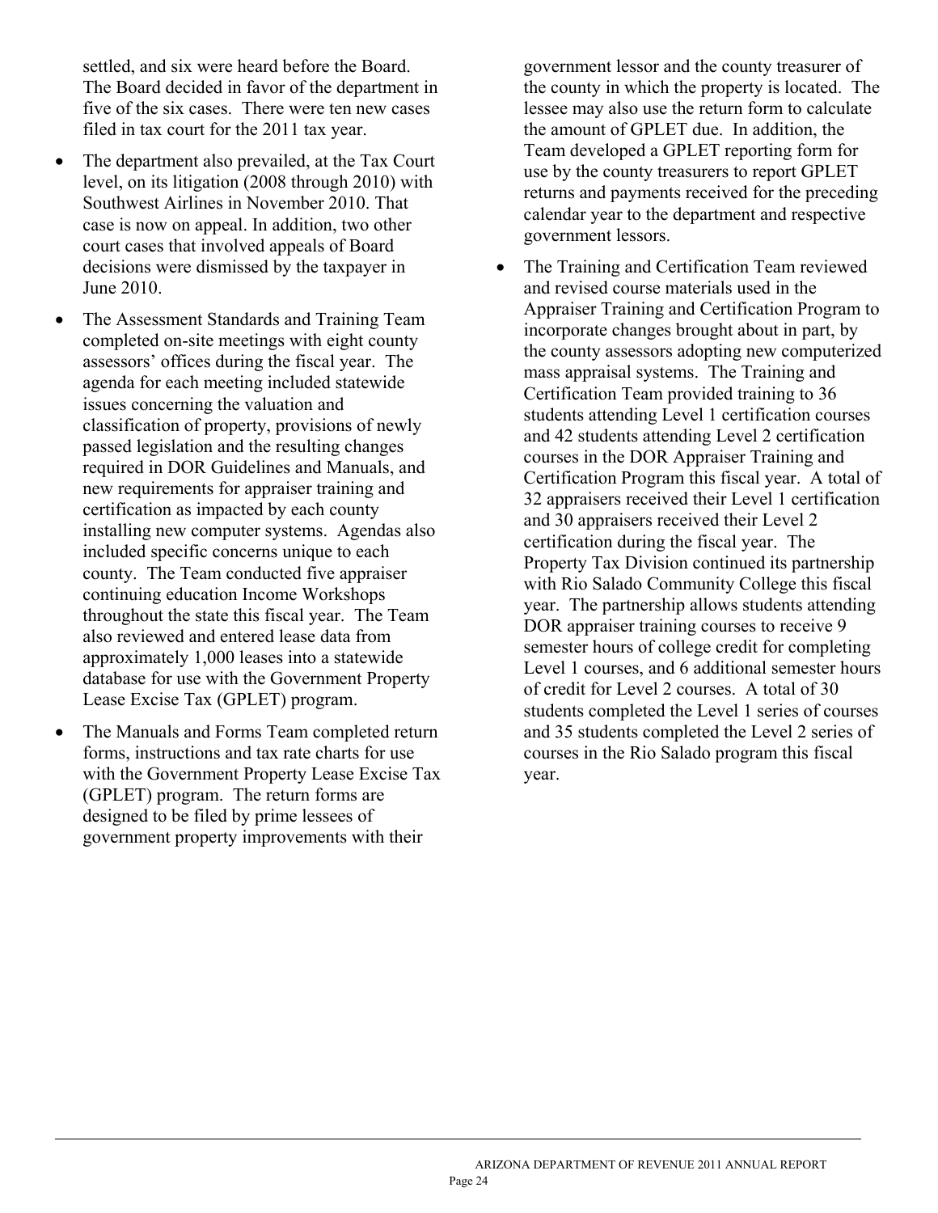settled, and six were heard before the Board. The Board decided in favor of the department in five of the six cases. There were ten new cases filed in tax court for the 2011 tax year.

- The department also prevailed, at the Tax Court level, on its litigation (2008 through 2010) with Southwest Airlines in November 2010. That case is now on appeal. In addition, two other court cases that involved appeals of Board decisions were dismissed by the taxpayer in June 2010.
- The Assessment Standards and Training Team completed on-site meetings with eight county assessors' offices during the fiscal year. The agenda for each meeting included statewide issues concerning the valuation and classification of property, provisions of newly passed legislation and the resulting changes required in DOR Guidelines and Manuals, and new requirements for appraiser training and certification as impacted by each county installing new computer systems. Agendas also included specific concerns unique to each county. The Team conducted five appraiser continuing education Income Workshops throughout the state this fiscal year. The Team also reviewed and entered lease data from approximately 1,000 leases into a statewide database for use with the Government Property Lease Excise Tax (GPLET) program.
- The Manuals and Forms Team completed return forms, instructions and tax rate charts for use with the Government Property Lease Excise Tax (GPLET) program. The return forms are designed to be filed by prime lessees of government property improvements with their government lessor and the county treasurer of the county in which the property is located. The lessee may also use the return form to calculate the amount of GPLET due. In addition, the Team developed a GPLET reporting form for use by the county treasurers to report GPLET returns and payments received for the preceding calendar year to the department and respective government lessors.
- The Training and Certification Team reviewed and revised course materials used in the Appraiser Training and Certification Program to incorporate changes brought about in part, by the county assessors adopting new computerized mass appraisal systems. The Training and Certification Team provided training to 36 students attending Level 1 certification courses and 42 students attending Level 2 certification courses in the DOR Appraiser Training and Certification Program this fiscal year. A total of 32 appraisers received their Level 1 certification and 30 appraisers received their Level 2 certification during the fiscal year. The Property Tax Division continued its partnership with Rio Salado Community College this fiscal year. The partnership allows students attending DOR appraiser training courses to receive 9 semester hours of college credit for completing Level 1 courses, and 6 additional semester hours of credit for Level 2 courses. A total of 30 students completed the Level 1 series of courses and 35 students completed the Level 2 series of courses in the Rio Salado program this fiscal year.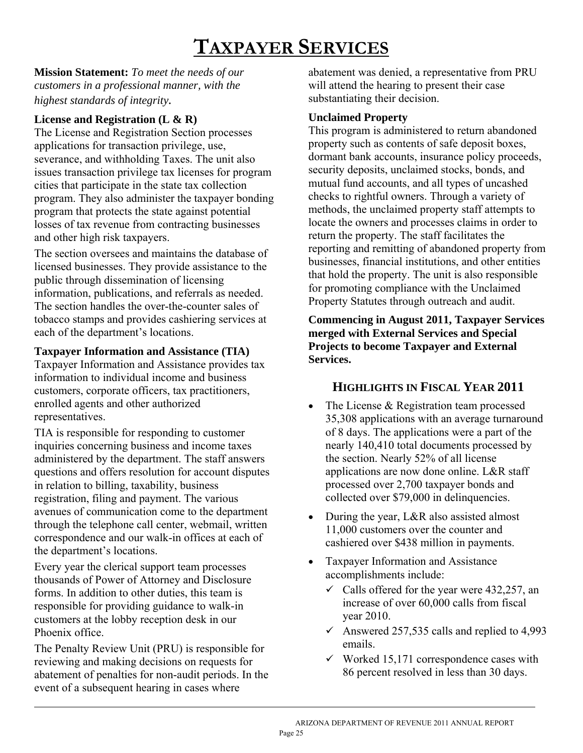# TAXPAYER SERVICES

**Mission Statement:** *To meet the needs of our customers in a professional manner, with the highest standards of integrity.*

### License and Registration (L & R)

The License and Registration Section processes applications for transaction privilege, use, severance, and withholding Taxes. The unit also issues transaction privilege tax licenses for program cities that participate in the state tax collection program. They also administer the taxpayer bonding program that protects the state against potential losses of tax revenue from contracting businesses and other high risk taxpayers.

The section oversees and maintains the database of licensed businesses. They provide assistance to the public through dissemination of licensing information, publications, and referrals as needed. The section handles the over-the-counter sales of tobacco stamps and provides cashiering services at each of the department's locations.

### Taxpayer Information and Assistance (TIA)

Taxpayer Information and Assistance provides tax information to individual income and business customers, corporate officers, tax practitioners, enrolled agents and other authorized representatives.

TIA is responsible for responding to customer inquiries concerning business and income taxes administered by the department. The staff answers questions and offers resolution for account disputes in relation to billing, taxability, business registration, filing and payment. The various avenues of communication come to the department through the telephone call center, webmail, written correspondence and our walk-in offices at each of the department's locations.

Every year the clerical support team processes thousands of Power of Attorney and Disclosure forms. In addition to other duties, this team is responsible for providing guidance to walk-in customers at the lobby reception desk in our Phoenix office.

The Penalty Review Unit (PRU) is responsible for reviewing and making decisions on requests for abatement of penalties for non-audit periods. In the event of a subsequent hearing in cases where abatement was denied, a representative from PRU will attend the hearing to present their case substantiating their decision.

### Unclaimed Property

This program is administered to return abandoned property such as contents of safe deposit boxes, dormant bank accounts, insurance policy proceeds, security deposits, unclaimed stocks, bonds, and mutual fund accounts, and all types of uncashed checks to rightful owners. Through a variety of methods, the unclaimed property staff attempts to locate the owners and processes claims in order to return the property. The staff facilitates the reporting and remitting of abandoned property from businesses, financial institutions, and other entities that hold the property. The unit is also responsible for promoting compliance with the Unclaimed Property Statutes through outreach and audit.

**Commencing in August 2011, Taxpayer Services merged with External Services and Special Projects to become Taxpayer and External Services.**

## HIGHLIGHTS IN FISCAL YEAR 2011

- The License & Registration team processed 35,308 applications with an average turnaround of 8 days. The applications were a part of the nearly 140,410 total documents processed by the section. Nearly 52% of all license applications are now done online. L&R staff processed over 2,700 taxpayer bonds and collected over $79,000 in delinquencies.
- During the year, L&R also assisted almost 11,000 customers over the counter and cashiered over $438 million in payments.
- Taxpayer Information and Assistance accomplishments include:
  - ✓ Calls offered for the year were 432,257, an increase of over 60,000 calls from fiscal year 2010.
  - ✓ Answered 257,535 calls and replied to 4,993 emails.
  - ✓ Worked 15,171 correspondence cases with 86 percent resolved in less than 30 days.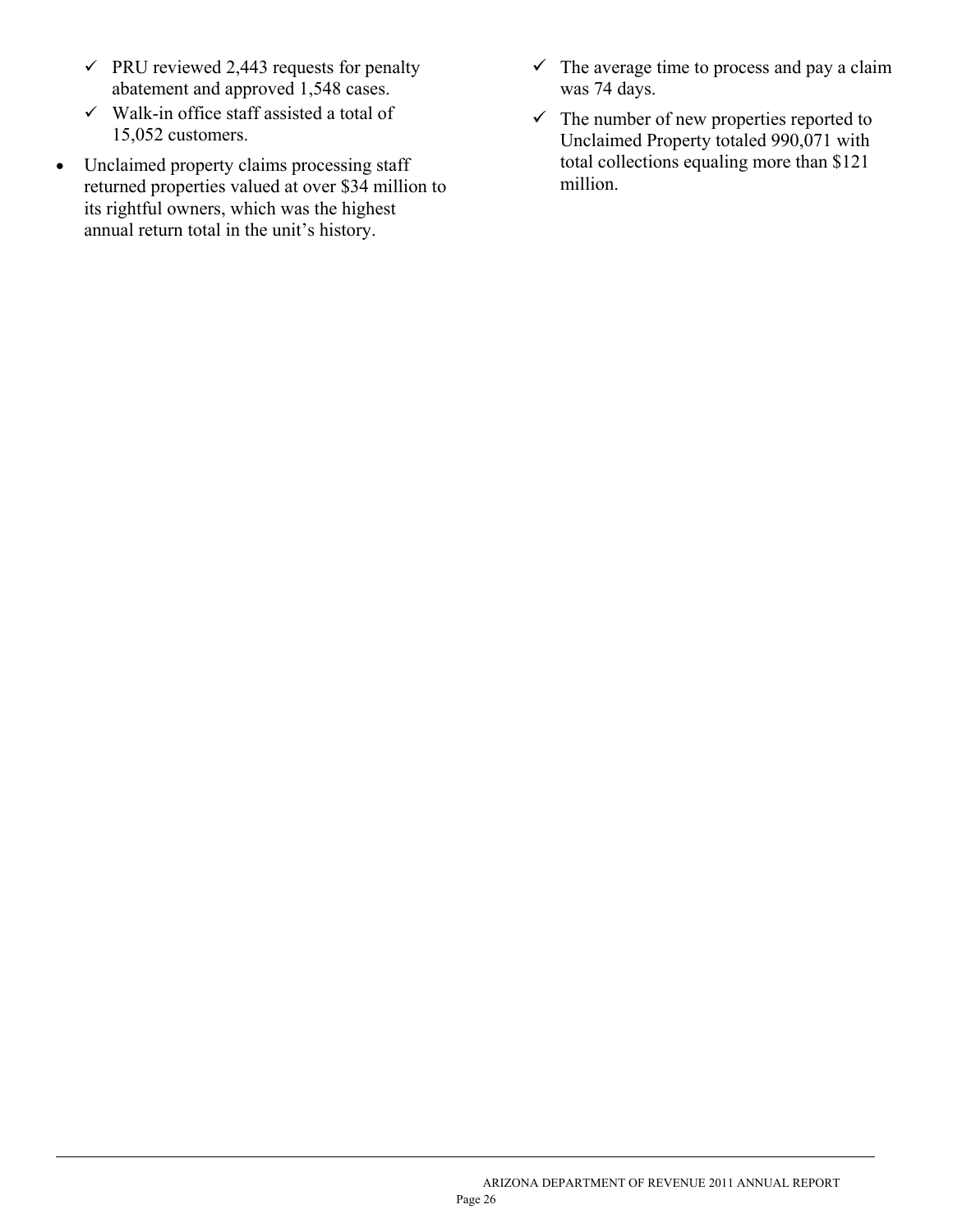- PRU reviewed 2,443 requests for penalty abatement and approved 1,548 cases.
  - Walk-in office staff assisted a total of 15,052 customers.

- Unclaimed property claims processing staff returned properties valued at over $34 million to its rightful owners, which was the highest annual return total in the unit's history.
  - The average time to process and pay a claim was 74 days.
  - The number of new properties reported to Unclaimed Property totaled 990,071 with total collections equaling more than $121 million.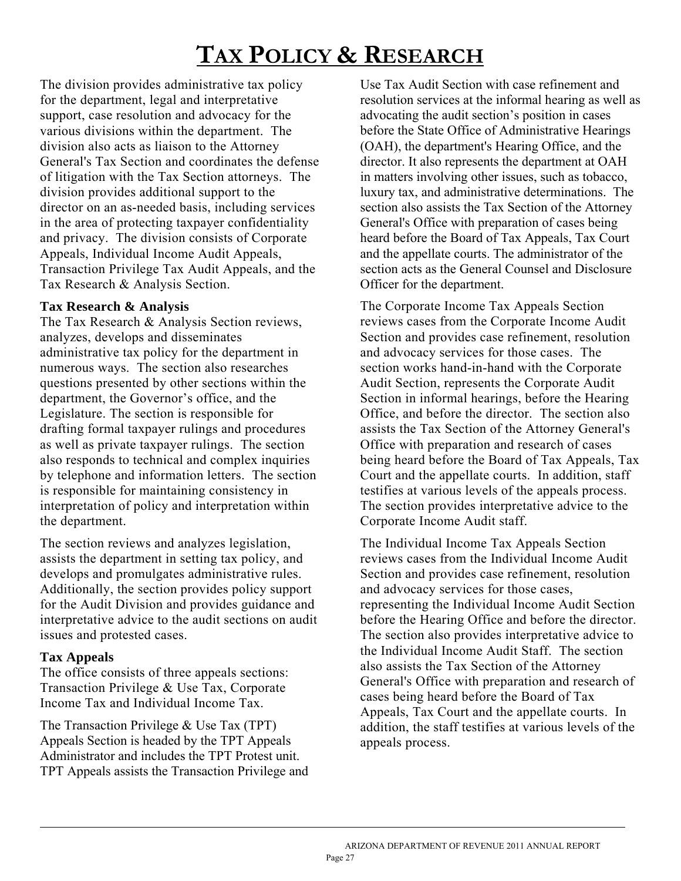# TAX POLICY & RESEARCH

The division provides administrative tax policy for the department, legal and interpretative support, case resolution and advocacy for the various divisions within the department. The division also acts as liaison to the Attorney General's Tax Section and coordinates the defense of litigation with the Tax Section attorneys. The division provides additional support to the director on an as-needed basis, including services in the area of protecting taxpayer confidentiality and privacy. The division consists of Corporate Appeals, Individual Income Audit Appeals, Transaction Privilege Tax Audit Appeals, and the Tax Research & Analysis Section.

**Tax Research & Analysis**

The Tax Research & Analysis Section reviews, analyzes, develops and disseminates administrative tax policy for the department in numerous ways. The section also researches questions presented by other sections within the department, the Governor's office, and the Legislature. The section is responsible for drafting formal taxpayer rulings and procedures as well as private taxpayer rulings. The section also responds to technical and complex inquiries by telephone and information letters. The section is responsible for maintaining consistency in interpretation of policy and interpretation within the department.

The section reviews and analyzes legislation, assists the department in setting tax policy, and develops and promulgates administrative rules. Additionally, the section provides policy support for the Audit Division and provides guidance and interpretative advice to the audit sections on audit issues and protested cases.

**Tax Appeals**

The office consists of three appeals sections: Transaction Privilege & Use Tax, Corporate Income Tax and Individual Income Tax.

The Transaction Privilege & Use Tax (TPT) Appeals Section is headed by the TPT Appeals Administrator and includes the TPT Protest unit. TPT Appeals assists the Transaction Privilege and Use Tax Audit Section with case refinement and resolution services at the informal hearing as well as advocating the audit section's position in cases before the State Office of Administrative Hearings (OAH), the department's Hearing Office, and the director. It also represents the department at OAH in matters involving other issues, such as tobacco, luxury tax, and administrative determinations. The section also assists the Tax Section of the Attorney General's Office with preparation of cases being heard before the Board of Tax Appeals, Tax Court and the appellate courts. The administrator of the section acts as the General Counsel and Disclosure Officer for the department.

The Corporate Income Tax Appeals Section reviews cases from the Corporate Income Audit Section and provides case refinement, resolution and advocacy services for those cases. The section works hand-in-hand with the Corporate Audit Section, represents the Corporate Audit Section in informal hearings, before the Hearing Office, and before the director. The section also assists the Tax Section of the Attorney General's Office with preparation and research of cases being heard before the Board of Tax Appeals, Tax Court and the appellate courts. In addition, staff testifies at various levels of the appeals process. The section provides interpretative advice to the Corporate Income Audit staff.

The Individual Income Tax Appeals Section reviews cases from the Individual Income Audit Section and provides case refinement, resolution and advocacy services for those cases, representing the Individual Income Audit Section before the Hearing Office and before the director. The section also provides interpretative advice to the Individual Income Audit Staff. The section also assists the Tax Section of the Attorney General's Office with preparation and research of cases being heard before the Board of Tax Appeals, Tax Court and the appellate courts. In addition, the staff testifies at various levels of the appeals process.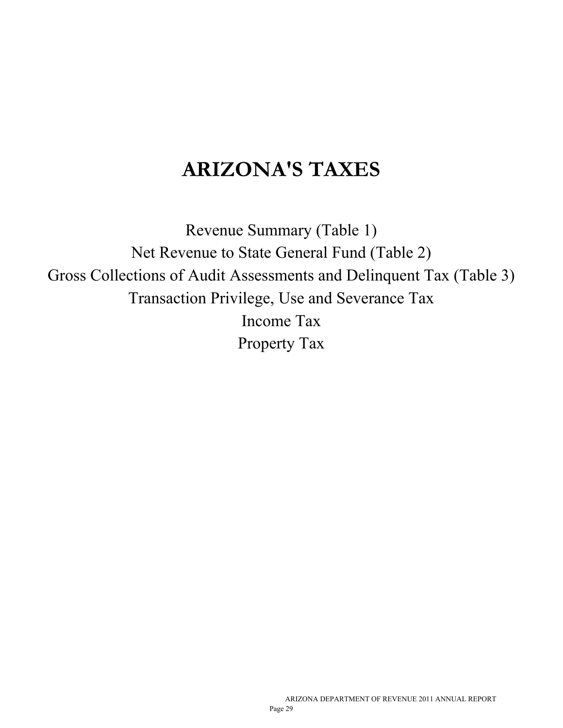# ARIZONA'S TAXES

Revenue Summary (Table 1)

Net Revenue to State General Fund (Table 2)

Gross Collections of Audit Assessments and Delinquent Tax (Table 3)

Transaction Privilege, Use and Severance Tax

Income Tax

Property Tax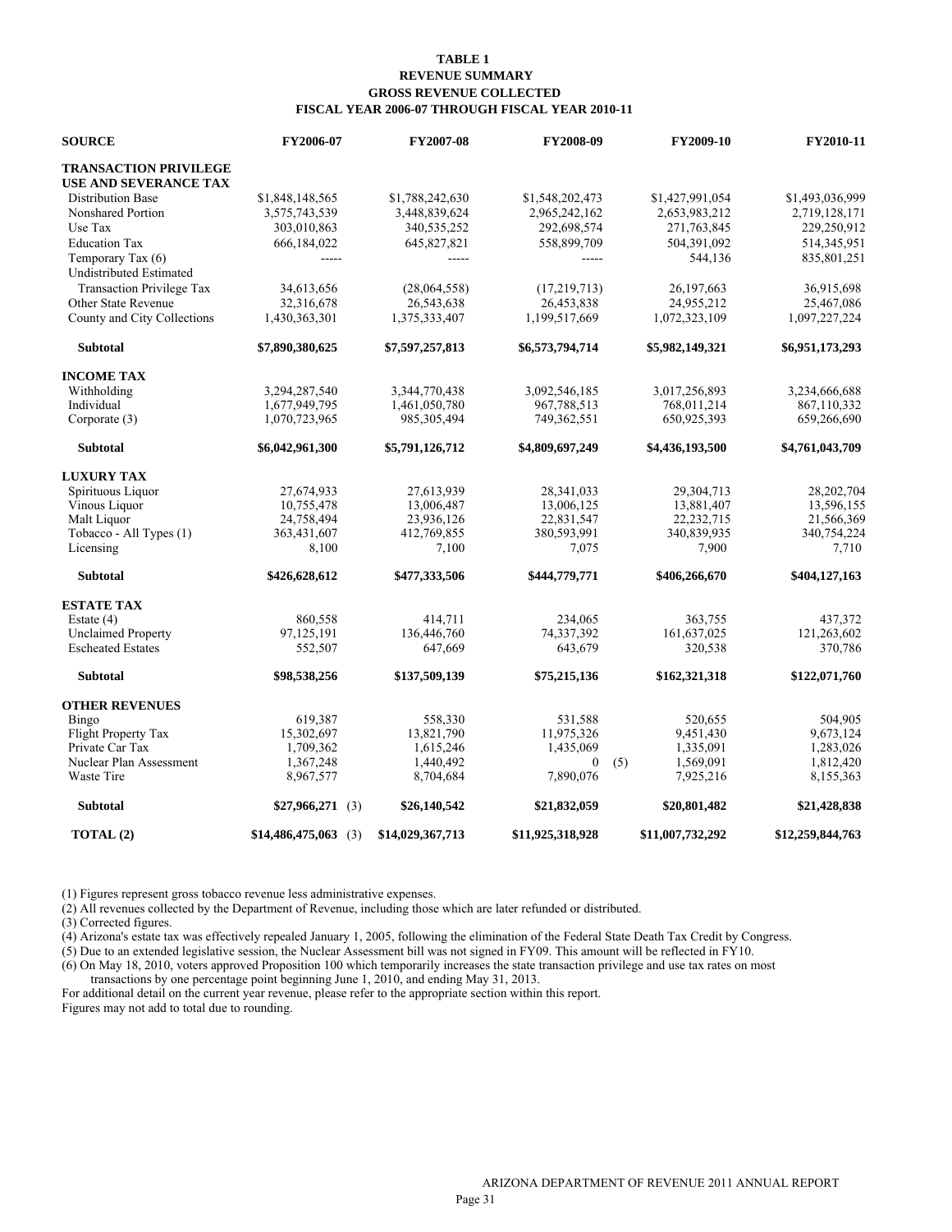**TABLE 1**
**REVENUE SUMMARY**
**GROSS REVENUE COLLECTED**
**FISCAL YEAR 2006-07 THROUGH FISCAL YEAR 2010-11**

| SOURCE | FY2006-07 | FY2007-08 | FY2008-09 | FY2009-10 | FY2010-11 |
|---|---|---|---|---|---|
| **TRANSACTION PRIVILEGE USE AND SEVERANCE TAX** | | | | | |
| Distribution Base | $1,848,148,565 | $1,788,242,630 | $1,548,202,473 | $1,427,991,054 | $1,493,036,999 |
| Nonshared Portion | 3,575,743,539 | 3,448,839,624 | 2,965,242,162 | 2,653,983,212 | 2,719,128,171 |
| Use Tax | 303,010,863 | 340,535,252 | 292,698,574 | 271,763,845 | 229,250,912 |
| Education Tax | 666,184,022 | 645,827,821 | 558,899,709 | 504,391,092 | 514,345,951 |
| Temporary Tax (6) | ----- | ----- | ----- | 544,136 | 835,801,251 |
| Undistributed Estimated Transaction Privilege Tax | 34,613,656 | (28,064,558) | (17,219,713) | 26,197,663 | 36,915,698 |
| Other State Revenue | 32,316,678 | 26,543,638 | 26,453,838 | 24,955,212 | 25,467,086 |
| County and City Collections | 1,430,363,301 | 1,375,333,407 | 1,199,517,669 | 1,072,323,109 | 1,097,227,224 |
| **Subtotal** | **$7,890,380,625** | **$7,597,257,813** | **$6,573,794,714** | **$5,982,149,321** | **$6,951,173,293** |
| **INCOME TAX** | | | | | |
| Withholding | 3,294,287,540 | 3,344,770,438 | 3,092,546,185 | 3,017,256,893 | 3,234,666,688 |
| Individual | 1,677,949,795 | 1,461,050,780 | 967,788,513 | 768,011,214 | 867,110,332 |
| Corporate (3) | 1,070,723,965 | 985,305,494 | 749,362,551 | 650,925,393 | 659,266,690 |
| **Subtotal** | **$6,042,961,300** | **$5,791,126,712** | **$4,809,697,249** | **$4,436,193,500** | **$4,761,043,709** |
| **LUXURY TAX** | | | | | |
| Spirituous Liquor | 27,674,933 | 27,613,939 | 28,341,033 | 29,304,713 | 28,202,704 |
| Vinous Liquor | 10,755,478 | 13,006,487 | 13,006,125 | 13,881,407 | 13,596,155 |
| Malt Liquor | 24,758,494 | 23,936,126 | 22,831,547 | 22,232,715 | 21,566,369 |
| Tobacco - All Types (1) | 363,431,607 | 412,769,855 | 380,593,991 | 340,839,935 | 340,754,224 |
| Licensing | 8,100 | 7,100 | 7,075 | 7,900 | 7,710 |
| **Subtotal** | **$426,628,612** | **$477,333,506** | **$444,779,771** | **$406,266,670** | **$404,127,163** |
| **ESTATE TAX** | | | | | |
| Estate (4) | 860,558 | 414,711 | 234,065 | 363,755 | 437,372 |
| Unclaimed Property | 97,125,191 | 136,446,760 | 74,337,392 | 161,637,025 | 121,263,602 |
| Escheated Estates | 552,507 | 647,669 | 643,679 | 320,538 | 370,786 |
| **Subtotal** | **$98,538,256** | **$137,509,139** | **$75,215,136** | **$162,321,318** | **$122,071,760** |
| **OTHER REVENUES** | | | | | |
| Bingo | 619,387 | 558,330 | 531,588 | 520,655 | 504,905 |
| Flight Property Tax | 15,302,697 | 13,821,790 | 11,975,326 | 9,451,430 | 9,673,124 |
| Private Car Tax | 1,709,362 | 1,615,246 | 1,435,069 | 1,335,091 | 1,283,026 |
| Nuclear Plan Assessment | 1,367,248 | 1,440,492 | 0 (5) | 1,569,091 | 1,812,420 |
| Waste Tire | 8,967,577 | 8,704,684 | 7,890,076 | 7,925,216 | 8,155,363 |
| **Subtotal** | **$27,966,271** (3) | **$26,140,542** | **$21,832,059** | **$20,801,482** | **$21,428,838** |
| **TOTAL (2)** | **$14,486,475,063** (3) | **$14,029,367,713** | **$11,925,318,928** | **$11,007,732,292** | **$12,259,844,763** |

(1) Figures represent gross tobacco revenue less administrative expenses.
(2) All revenues collected by the Department of Revenue, including those which are later refunded or distributed.
(3) Corrected figures.
(4) Arizona's estate tax was effectively repealed January 1, 2005, following the elimination of the Federal State Death Tax Credit by Congress.
(5) Due to an extended legislative session, the Nuclear Assessment bill was not signed in FY09. This amount will be reflected in FY10.
(6) On May 18, 2010, voters approved Proposition 100 which temporarily increases the state transaction privilege and use tax rates on most transactions by one percentage point beginning June 1, 2010, and ending May 31, 2013.
For additional detail on the current year revenue, please refer to the appropriate section within this report.
Figures may not add to total due to rounding.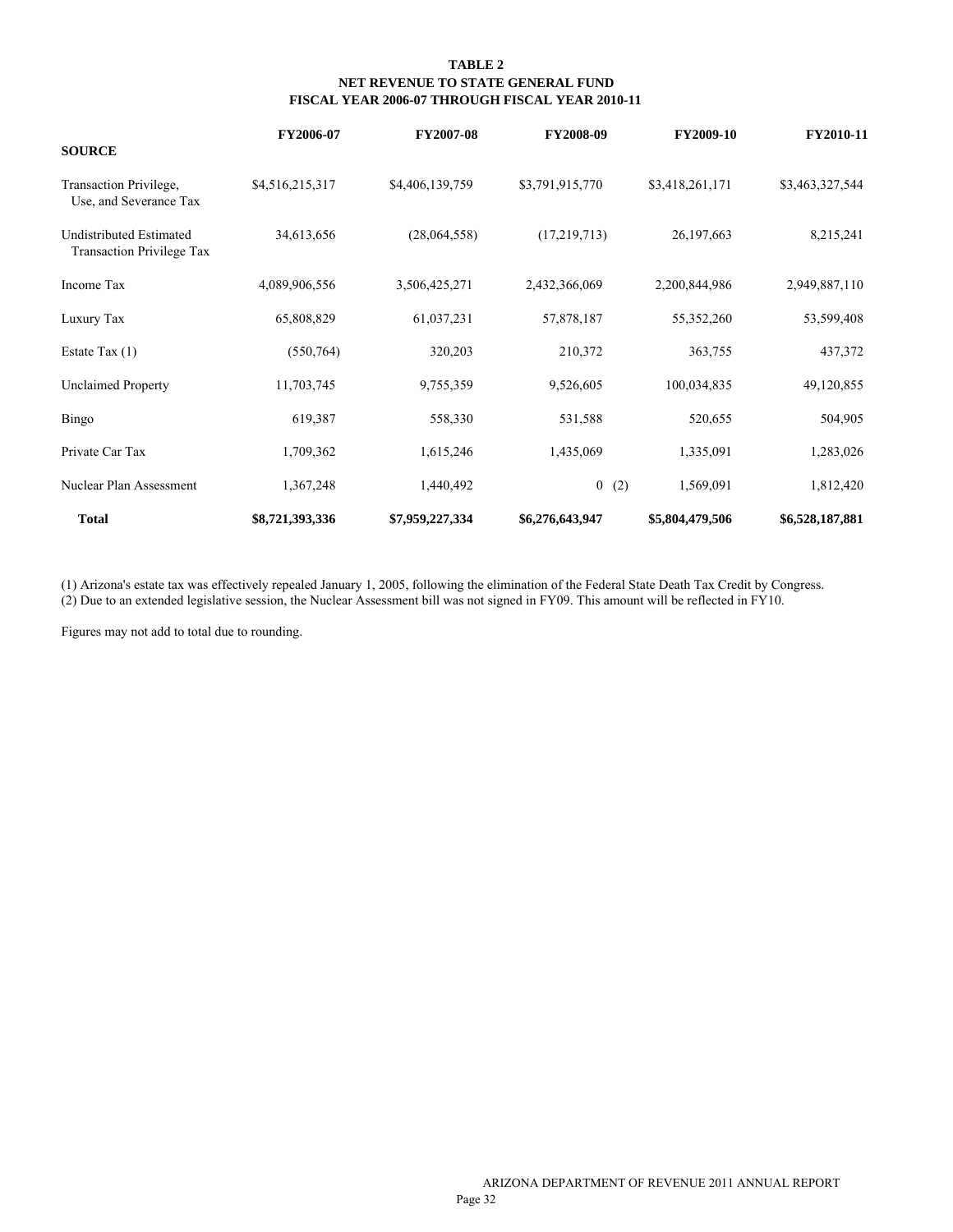**TABLE 2**
**NET REVENUE TO STATE GENERAL FUND**
**FISCAL YEAR 2006-07 THROUGH FISCAL YEAR 2010-11**

| **SOURCE** | **FY2006-07** | **FY2007-08** | **FY2008-09** | **FY2009-10** | **FY2010-11** |
|---|---|---|---|---|---|
| Transaction Privilege, Use, and Severance Tax | $4,516,215,317 | $4,406,139,759 | $3,791,915,770 | $3,418,261,171 | $3,463,327,544 |
| Undistributed Estimated Transaction Privilege Tax | 34,613,656 | (28,064,558) | (17,219,713) | 26,197,663 | 8,215,241 |
| Income Tax | 4,089,906,556 | 3,506,425,271 | 2,432,366,069 | 2,200,844,986 | 2,949,887,110 |
| Luxury Tax | 65,808,829 | 61,037,231 | 57,878,187 | 55,352,260 | 53,599,408 |
| Estate Tax (1) | (550,764) | 320,203 | 210,372 | 363,755 | 437,372 |
| Unclaimed Property | 11,703,745 | 9,755,359 | 9,526,605 | 100,034,835 | 49,120,855 |
| Bingo | 619,387 | 558,330 | 531,588 | 520,655 | 504,905 |
| Private Car Tax | 1,709,362 | 1,615,246 | 1,435,069 | 1,335,091 | 1,283,026 |
| Nuclear Plan Assessment | 1,367,248 | 1,440,492 | 0 (2) | 1,569,091 | 1,812,420 |
| **Total** | **$8,721,393,336** | **$7,959,227,334** | **$6,276,643,947** | **$5,804,479,506** | **$6,528,187,881** |

(1) Arizona's estate tax was effectively repealed January 1, 2005, following the elimination of the Federal State Death Tax Credit by Congress.
(2) Due to an extended legislative session, the Nuclear Assessment bill was not signed in FY09. This amount will be reflected in FY10.

Figures may not add to total due to rounding.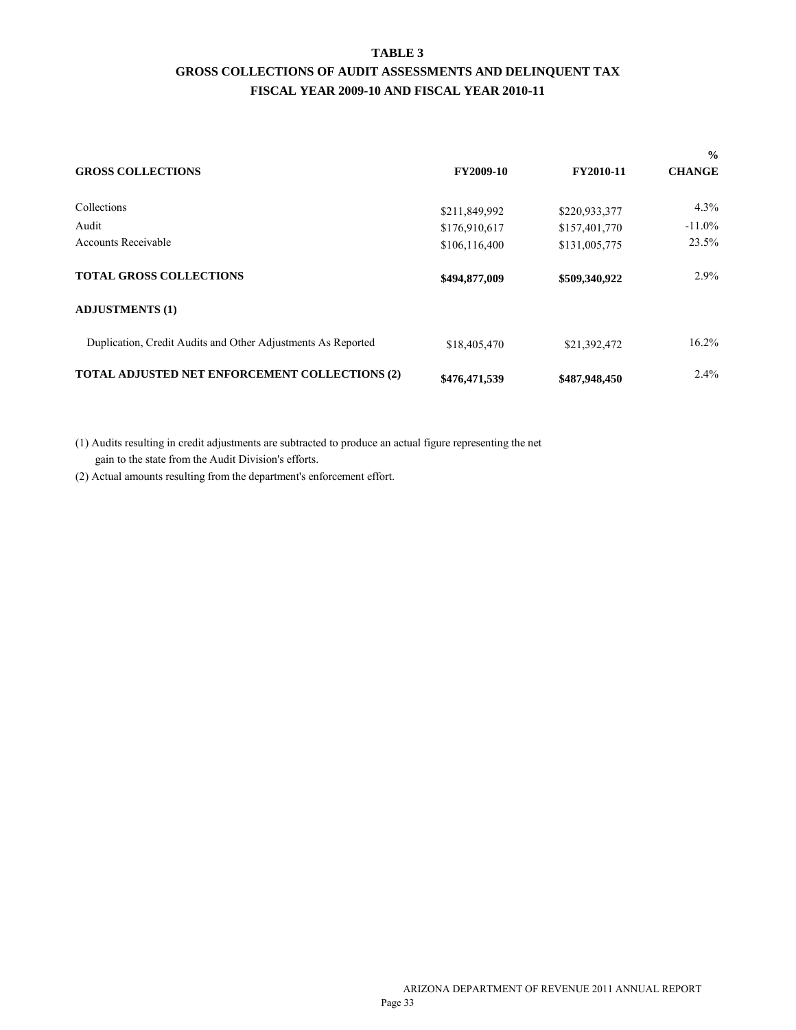# TABLE 3

## GROSS COLLECTIONS OF AUDIT ASSESSMENTS AND DELINQUENT TAX

## FISCAL YEAR 2009-10 AND FISCAL YEAR 2010-11

| GROSS COLLECTIONS | FY2009-10 | FY2010-11 | % CHANGE |
|---|---|---|---|
| Collections | $211,849,992 | $220,933,377 | 4.3% |
| Audit | $176,910,617 | $157,401,770 | -11.0% |
| Accounts Receivable | $106,116,400 | $131,005,775 | 23.5% |
| **TOTAL GROSS COLLECTIONS** | **$494,877,009** | **$509,340,922** | 2.9% |
| **ADJUSTMENTS (1)** | | | |
| Duplication, Credit Audits and Other Adjustments As Reported | $18,405,470 | $21,392,472 | 16.2% |
| **TOTAL ADJUSTED NET ENFORCEMENT COLLECTIONS (2)** | **$476,471,539** | **$487,948,450** | 2.4% |

(1) Audits resulting in credit adjustments are subtracted to produce an actual figure representing the net gain to the state from the Audit Division's efforts.

(2) Actual amounts resulting from the department's enforcement effort.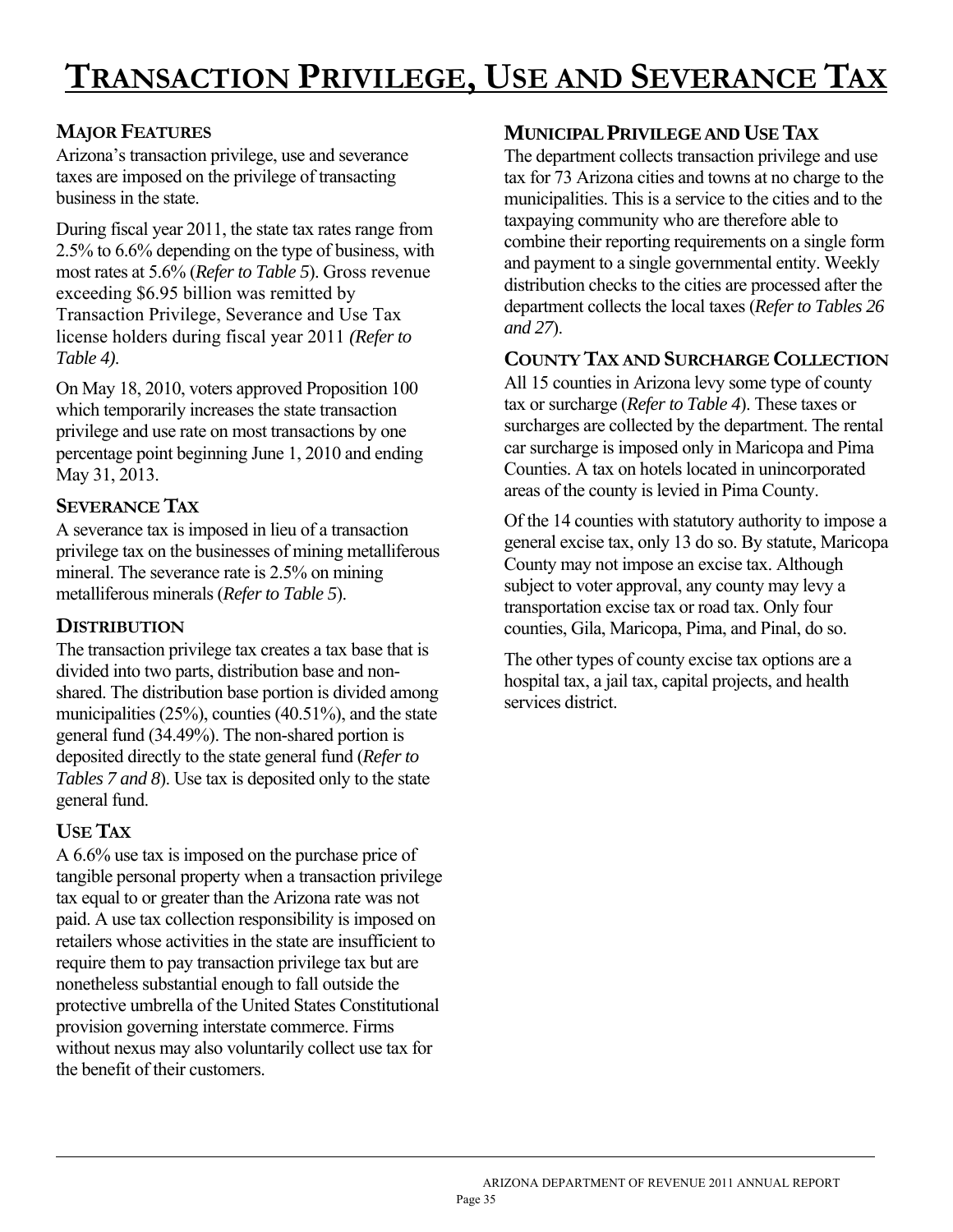# Transaction Privilege, Use and Severance Tax

## Major Features

Arizona's transaction privilege, use and severance taxes are imposed on the privilege of transacting business in the state.

During fiscal year 2011, the state tax rates range from 2.5% to 6.6% depending on the type of business, with most rates at 5.6% (*Refer to Table 5*). Gross revenue exceeding $6.95 billion was remitted by Transaction Privilege, Severance and Use Tax license holders during fiscal year 2011 *(Refer to Table 4)*.

On May 18, 2010, voters approved Proposition 100 which temporarily increases the state transaction privilege and use rate on most transactions by one percentage point beginning June 1, 2010 and ending May 31, 2013.

## Severance Tax

A severance tax is imposed in lieu of a transaction privilege tax on the businesses of mining metalliferous mineral. The severance rate is 2.5% on mining metalliferous minerals (*Refer to Table 5*).

## Distribution

The transaction privilege tax creates a tax base that is divided into two parts, distribution base and non-shared. The distribution base portion is divided among municipalities (25%), counties (40.51%), and the state general fund (34.49%). The non-shared portion is deposited directly to the state general fund (*Refer to Tables 7 and 8*). Use tax is deposited only to the state general fund.

## Use Tax

A 6.6% use tax is imposed on the purchase price of tangible personal property when a transaction privilege tax equal to or greater than the Arizona rate was not paid. A use tax collection responsibility is imposed on retailers whose activities in the state are insufficient to require them to pay transaction privilege tax but are nonetheless substantial enough to fall outside the protective umbrella of the United States Constitutional provision governing interstate commerce. Firms without nexus may also voluntarily collect use tax for the benefit of their customers.

## Municipal Privilege and Use Tax

The department collects transaction privilege and use tax for 73 Arizona cities and towns at no charge to the municipalities. This is a service to the cities and to the taxpaying community who are therefore able to combine their reporting requirements on a single form and payment to a single governmental entity. Weekly distribution checks to the cities are processed after the department collects the local taxes (*Refer to Tables 26 and 27*).

## County Tax and Surcharge Collection

All 15 counties in Arizona levy some type of county tax or surcharge (*Refer to Table 4*). These taxes or surcharges are collected by the department. The rental car surcharge is imposed only in Maricopa and Pima Counties. A tax on hotels located in unincorporated areas of the county is levied in Pima County.

Of the 14 counties with statutory authority to impose a general excise tax, only 13 do so. By statute, Maricopa County may not impose an excise tax. Although subject to voter approval, any county may levy a transportation excise tax or road tax. Only four counties, Gila, Maricopa, Pima, and Pinal, do so.

The other types of county excise tax options are a hospital tax, a jail tax, capital projects, and health services district.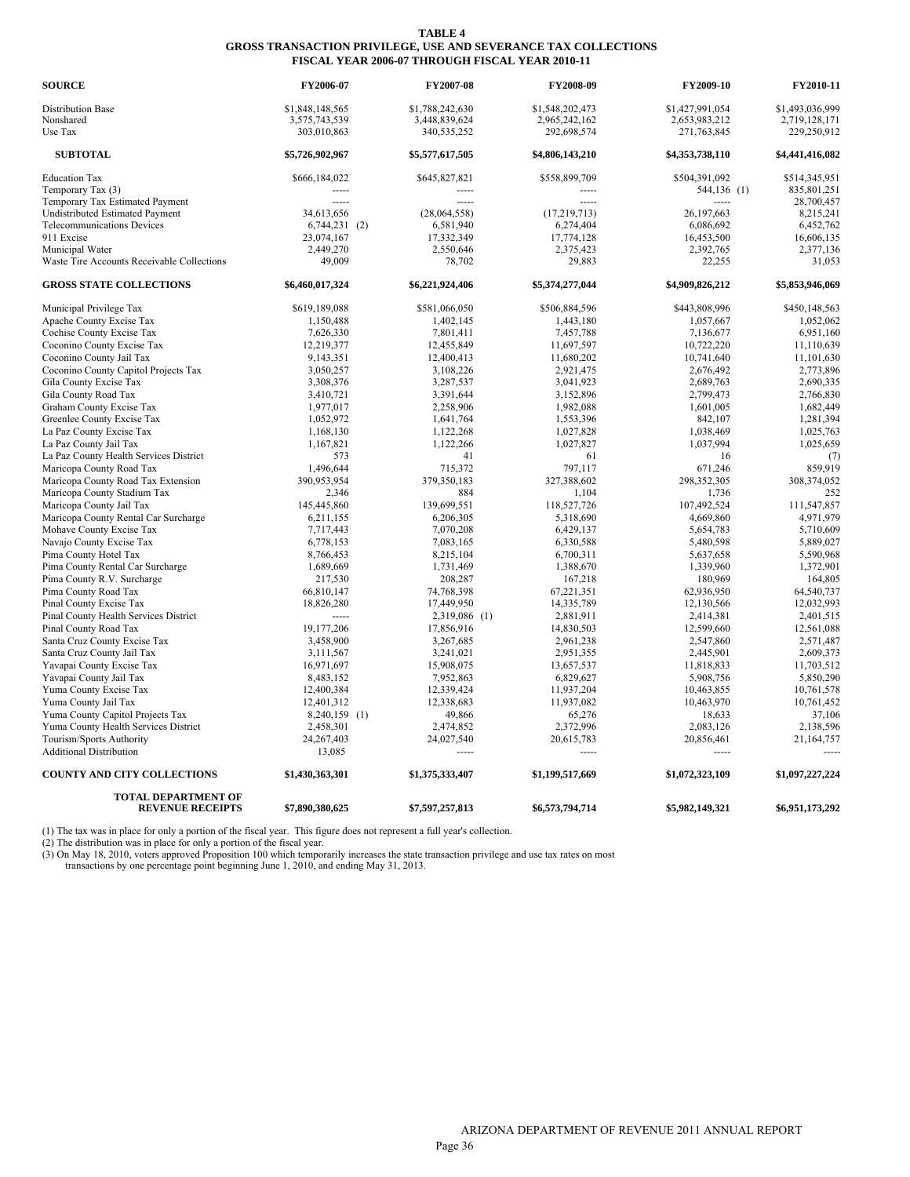**TABLE 4**
**GROSS TRANSACTION PRIVILEGE, USE AND SEVERANCE TAX COLLECTIONS**
**FISCAL YEAR 2006-07 THROUGH FISCAL YEAR 2010-11**

| SOURCE | FY2006-07 | FY2007-08 | FY2008-09 | FY2009-10 | FY2010-11 |
|---|---|---|---|---|---|
| Distribution Base | $1,848,148,565 | $1,788,242,630 | $1,548,202,473 | $1,427,991,054 | $1,493,036,999 |
| Nonshared | 3,575,743,539 | 3,448,839,624 | 2,965,242,162 | 2,653,983,212 | 2,719,128,171 |
| Use Tax | 303,010,863 | 340,535,252 | 292,698,574 | 271,763,845 | 229,250,912 |
| **SUBTOTAL** | **$5,726,902,967** | **$5,577,617,505** | **$4,806,143,210** | **$4,353,738,110** | **$4,441,416,082** |
| Education Tax | $666,184,022 | $645,827,821 | $558,899,709 | $504,391,092 | $514,345,951 |
| Temporary Tax (3) | ----- | ----- | ----- | 544,136 (1) | 835,801,251 |
| Temporary Tax Estimated Payment | ----- | ----- | ----- | ----- | 28,700,457 |
| Undistributed Estimated Payment | 34,613,656 | (28,064,558) | (17,219,713) | 26,197,663 | 8,215,241 |
| Telecommunications Devices | 6,744,231 (2) | 6,581,940 | 6,274,404 | 6,086,692 | 6,452,762 |
| 911 Excise | 23,074,167 | 17,332,349 | 17,774,128 | 16,453,500 | 16,606,135 |
| Municipal Water | 2,449,270 | 2,550,646 | 2,375,423 | 2,392,765 | 2,377,136 |
| Waste Tire Accounts Receivable Collections | 49,009 | 78,702 | 29,883 | 22,255 | 31,053 |
| **GROSS STATE COLLECTIONS** | **$6,460,017,324** | **$6,221,924,406** | **$5,374,277,044** | **$4,909,826,212** | **$5,853,946,069** |
| Municipal Privilege Tax | $619,189,088 | $581,066,050 | $506,884,596 | $443,808,996 | $450,148,563 |
| Apache County Excise Tax | 1,150,488 | 1,402,145 | 1,443,180 | 1,057,667 | 1,052,062 |
| Cochise County Excise Tax | 7,626,330 | 7,801,411 | 7,457,788 | 7,136,677 | 6,951,160 |
| Coconino County Excise Tax | 12,219,377 | 12,455,849 | 11,697,597 | 10,722,220 | 11,110,639 |
| Coconino County Jail Tax | 9,143,351 | 12,400,413 | 11,680,202 | 10,741,640 | 11,101,630 |
| Coconino County Capitol Projects Tax | 3,050,257 | 3,108,226 | 2,921,475 | 2,676,492 | 2,773,896 |
| Gila County Excise Tax | 3,308,376 | 3,287,537 | 3,041,923 | 2,689,763 | 2,690,335 |
| Gila County Road Tax | 3,410,721 | 3,391,644 | 3,152,896 | 2,799,473 | 2,766,830 |
| Graham County Excise Tax | 1,977,017 | 2,258,906 | 1,982,088 | 1,601,005 | 1,682,449 |
| Greenlee County Excise Tax | 1,052,972 | 1,641,764 | 1,553,396 | 842,107 | 1,281,394 |
| La Paz County Excise Tax | 1,168,130 | 1,122,268 | 1,027,828 | 1,038,469 | 1,025,763 |
| La Paz County Jail Tax | 1,167,821 | 1,122,266 | 1,027,827 | 1,037,994 | 1,025,659 |
| La Paz County Health Services District | 573 | 41 | 61 | 16 | (7) |
| Maricopa County Road Tax | 1,496,644 | 715,372 | 797,117 | 671,246 | 859,919 |
| Maricopa County Road Tax Extension | 390,953,954 | 379,350,183 | 327,388,602 | 298,352,305 | 308,374,052 |
| Maricopa County Stadium Tax | 2,346 | 884 | 1,104 | 1,736 | 252 |
| Maricopa County Jail Tax | 145,445,860 | 139,699,551 | 118,527,726 | 107,492,524 | 111,547,857 |
| Maricopa County Rental Car Surcharge | 6,211,155 | 6,206,305 | 5,318,690 | 4,669,860 | 4,971,979 |
| Mohave County Excise Tax | 7,717,443 | 7,070,208 | 6,429,137 | 5,654,783 | 5,710,609 |
| Navajo County Excise Tax | 6,778,153 | 7,083,165 | 6,330,588 | 5,480,598 | 5,889,027 |
| Pima County Hotel Tax | 8,766,453 | 8,215,104 | 6,700,311 | 5,637,658 | 5,590,968 |
| Pima County Rental Car Surcharge | 1,689,669 | 1,731,469 | 1,388,670 | 1,339,960 | 1,372,901 |
| Pima County R.V. Surcharge | 217,530 | 208,287 | 167,218 | 180,969 | 164,805 |
| Pima County Road Tax | 66,810,147 | 74,768,398 | 67,221,351 | 62,936,950 | 64,540,737 |
| Pinal County Excise Tax | 18,826,280 | 17,449,950 | 14,335,789 | 12,130,566 | 12,032,993 |
| Pinal County Health Services District | ----- | 2,319,086 (1) | 2,881,911 | 2,414,381 | 2,401,515 |
| Pinal County Road Tax | 19,177,206 | 17,856,916 | 14,830,503 | 12,599,660 | 12,561,088 |
| Santa Cruz County Excise Tax | 3,458,900 | 3,267,685 | 2,961,238 | 2,547,860 | 2,571,487 |
| Santa Cruz County Jail Tax | 3,111,567 | 3,241,021 | 2,951,355 | 2,445,901 | 2,609,373 |
| Yavapai County Excise Tax | 16,971,697 | 15,908,075 | 13,657,537 | 11,818,833 | 11,703,512 |
| Yavapai County Jail Tax | 8,483,152 | 7,952,863 | 6,829,627 | 5,908,756 | 5,850,290 |
| Yuma County Excise Tax | 12,400,384 | 12,339,424 | 11,937,204 | 10,463,855 | 10,761,578 |
| Yuma County Jail Tax | 12,401,312 | 12,338,683 | 11,937,082 | 10,463,970 | 10,761,452 |
| Yuma County Capitol Projects Tax | 8,240,159 (1) | 49,866 | 65,276 | 18,633 | 37,106 |
| Yuma County Health Services District | 2,458,301 | 2,474,852 | 2,372,996 | 2,083,126 | 2,138,596 |
| Tourism/Sports Authority | 24,267,403 | 24,027,540 | 20,615,783 | 20,856,461 | 21,164,757 |
| Additional Distribution | 13,085 | ----- | ----- | ----- | ----- |
| **COUNTY AND CITY COLLECTIONS** | **$1,430,363,301** | **$1,375,333,407** | **$1,199,517,669** | **$1,072,323,109** | **$1,097,227,224** |
| **TOTAL DEPARTMENT OF REVENUE RECEIPTS** | **$7,890,380,625** | **$7,597,257,813** | **$6,573,794,714** | **$5,982,149,321** | **$6,951,173,292** |

(1) The tax was in place for only a portion of the fiscal year. This figure does not represent a full year's collection.
(2) The distribution was in place for only a portion of the fiscal year.
(3) On May 18, 2010, voters approved Proposition 100 which temporarily increases the state transaction privilege and use tax rates on most transactions by one percentage point beginning June 1, 2010, and ending May 31, 2013.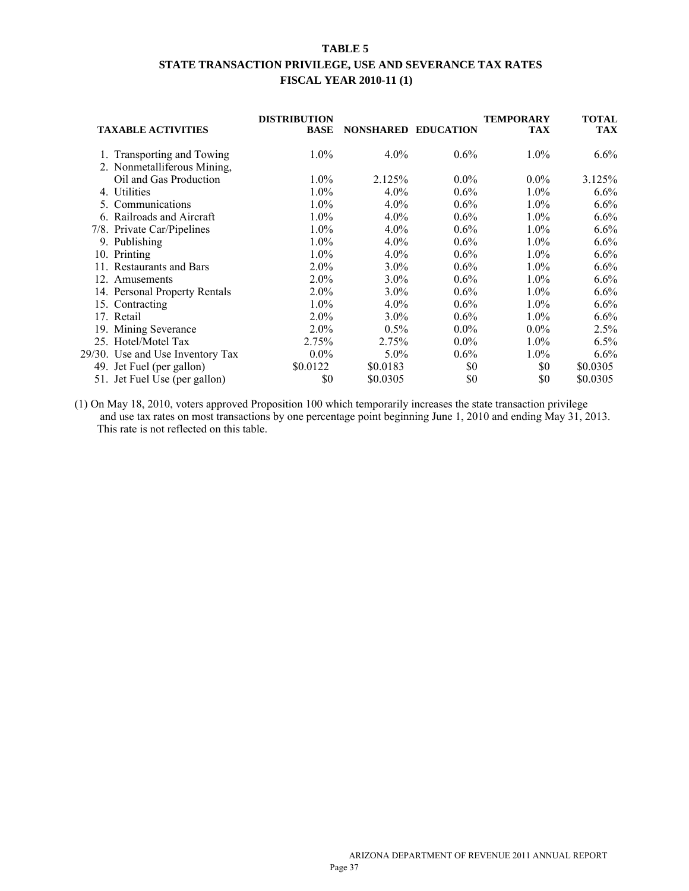# TABLE 5
## STATE TRANSACTION PRIVILEGE, USE AND SEVERANCE TAX RATES
## FISCAL YEAR 2010-11 (1)

| TAXABLE ACTIVITIES | DISTRIBUTION BASE | NONSHARED | EDUCATION | TEMPORARY TAX | TOTAL TAX |
|---|---|---|---|---|---|
| 1. Transporting and Towing | 1.0% | 4.0% | 0.6% | 1.0% | 6.6% |
| 2. Nonmetalliferous Mining, Oil and Gas Production | 1.0% | 2.125% | 0.0% | 0.0% | 3.125% |
| 4. Utilities | 1.0% | 4.0% | 0.6% | 1.0% | 6.6% |
| 5. Communications | 1.0% | 4.0% | 0.6% | 1.0% | 6.6% |
| 6. Railroads and Aircraft | 1.0% | 4.0% | 0.6% | 1.0% | 6.6% |
| 7/8. Private Car/Pipelines | 1.0% | 4.0% | 0.6% | 1.0% | 6.6% |
| 9. Publishing | 1.0% | 4.0% | 0.6% | 1.0% | 6.6% |
| 10. Printing | 1.0% | 4.0% | 0.6% | 1.0% | 6.6% |
| 11. Restaurants and Bars | 2.0% | 3.0% | 0.6% | 1.0% | 6.6% |
| 12. Amusements | 2.0% | 3.0% | 0.6% | 1.0% | 6.6% |
| 14. Personal Property Rentals | 2.0% | 3.0% | 0.6% | 1.0% | 6.6% |
| 15. Contracting | 1.0% | 4.0% | 0.6% | 1.0% | 6.6% |
| 17. Retail | 2.0% | 3.0% | 0.6% | 1.0% | 6.6% |
| 19. Mining Severance | 2.0% | 0.5% | 0.0% | 0.0% | 2.5% |
| 25. Hotel/Motel Tax | 2.75% | 2.75% | 0.0% | 1.0% | 6.5% |
| 29/30. Use and Use Inventory Tax | 0.0% | 5.0% | 0.6% | 1.0% | 6.6% |
| 49. Jet Fuel (per gallon) | \$0.0122 | \$0.0183 | \$0 | \$0 | \$0.0305 |
| 51. Jet Fuel Use (per gallon) | \$0 | \$0.0305 | \$0 | \$0 | \$0.0305 |

(1) On May 18, 2010, voters approved Proposition 100 which temporarily increases the state transaction privilege and use tax rates on most transactions by one percentage point beginning June 1, 2010 and ending May 31, 2013. This rate is not reflected on this table.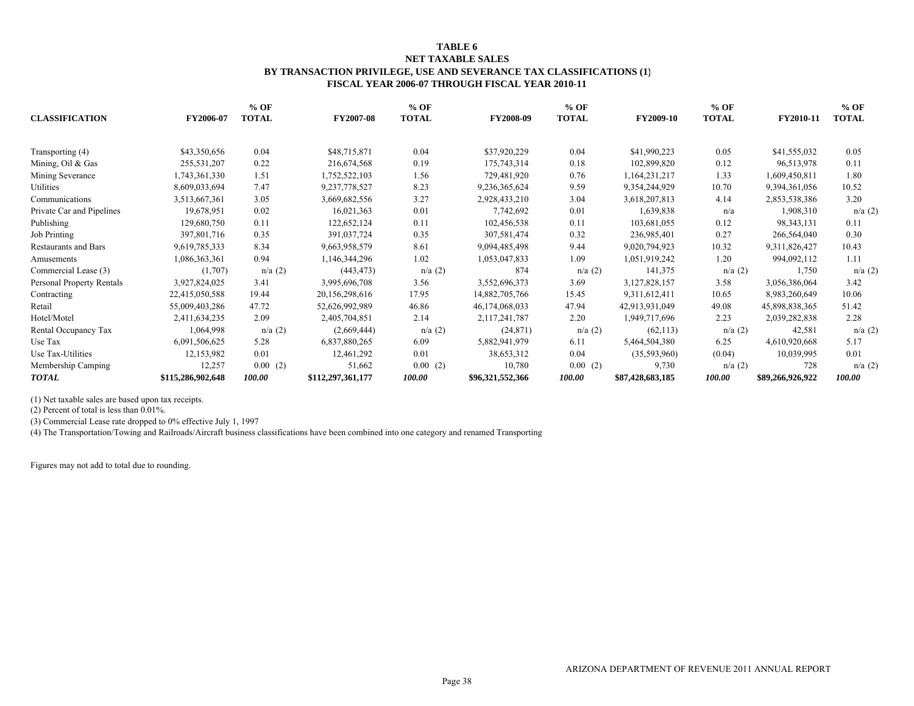# TABLE 6
## NET TAXABLE SALES
## BY TRANSACTION PRIVILEGE, USE AND SEVERANCE TAX CLASSIFICATIONS (1)
## FISCAL YEAR 2006-07 THROUGH FISCAL YEAR 2010-11

| CLASSIFICATION | FY2006-07 | % OF TOTAL | FY2007-08 | % OF TOTAL | FY2008-09 | % OF TOTAL | FY2009-10 | % OF TOTAL | FY2010-11 | % OF TOTAL |
|---|---|---|---|---|---|---|---|---|---|---|
| Transporting (4) | $43,350,656 | 0.04 | $48,715,871 | 0.04 | $37,920,229 | 0.04 | $41,990,223 | 0.05 | $41,555,032 | 0.05 |
| Mining, Oil & Gas | 255,531,207 | 0.22 | 216,674,568 | 0.19 | 175,743,314 | 0.18 | 102,899,820 | 0.12 | 96,513,978 | 0.11 |
| Mining Severance | 1,743,361,330 | 1.51 | 1,752,522,103 | 1.56 | 729,481,920 | 0.76 | 1,164,231,217 | 1.33 | 1,609,450,811 | 1.80 |
| Utilities | 8,609,033,694 | 7.47 | 9,237,778,527 | 8.23 | 9,236,365,624 | 9.59 | 9,354,244,929 | 10.70 | 9,394,361,056 | 10.52 |
| Communications | 3,513,667,361 | 3.05 | 3,669,682,556 | 3.27 | 2,928,433,210 | 3.04 | 3,618,207,813 | 4.14 | 2,853,538,386 | 3.20 |
| Private Car and Pipelines | 19,678,951 | 0.02 | 16,021,363 | 0.01 | 7,742,692 | 0.01 | 1,639,838 | n/a | 1,908,310 | n/a (2) |
| Publishing | 129,680,750 | 0.11 | 122,652,124 | 0.11 | 102,456,538 | 0.11 | 103,681,055 | 0.12 | 98,343,131 | 0.11 |
| Job Printing | 397,801,716 | 0.35 | 391,037,724 | 0.35 | 307,581,474 | 0.32 | 236,985,401 | 0.27 | 266,564,040 | 0.30 |
| Restaurants and Bars | 9,619,785,333 | 8.34 | 9,663,958,579 | 8.61 | 9,094,485,498 | 9.44 | 9,020,794,923 | 10.32 | 9,311,826,427 | 10.43 |
| Amusements | 1,086,363,361 | 0.94 | 1,146,344,296 | 1.02 | 1,053,047,833 | 1.09 | 1,051,919,242 | 1.20 | 994,092,112 | 1.11 |
| Commercial Lease (3) | (1,707) | n/a (2) | (443,473) | n/a (2) | 874 | n/a (2) | 141,375 | n/a (2) | 1,750 | n/a (2) |
| Personal Property Rentals | 3,927,824,025 | 3.41 | 3,995,696,708 | 3.56 | 3,552,696,373 | 3.69 | 3,127,828,157 | 3.58 | 3,056,386,064 | 3.42 |
| Contracting | 22,415,050,588 | 19.44 | 20,156,298,616 | 17.95 | 14,882,705,766 | 15.45 | 9,311,612,411 | 10.65 | 8,983,260,649 | 10.06 |
| Retail | 55,009,403,286 | 47.72 | 52,626,992,989 | 46.86 | 46,174,068,033 | 47.94 | 42,913,931,049 | 49.08 | 45,898,838,365 | 51.42 |
| Hotel/Motel | 2,411,634,235 | 2.09 | 2,405,704,851 | 2.14 | 2,117,241,787 | 2.20 | 1,949,717,696 | 2.23 | 2,039,282,838 | 2.28 |
| Rental Occupancy Tax | 1,064,998 | n/a (2) | (2,669,444) | n/a (2) | (24,871) | n/a (2) | (62,113) | n/a (2) | 42,581 | n/a (2) |
| Use Tax | 6,091,506,625 | 5.28 | 6,837,880,265 | 6.09 | 5,882,941,979 | 6.11 | 5,464,504,380 | 6.25 | 4,610,920,668 | 5.17 |
| Use Tax-Utilities | 12,153,982 | 0.01 | 12,461,292 | 0.01 | 38,653,312 | 0.04 | (35,593,960) | (0.04) | 10,039,995 | 0.01 |
| Membership Camping | 12,257 | 0.00 (2) | 51,662 | 0.00 (2) | 10,780 | 0.00 (2) | 9,730 | n/a (2) | 728 | n/a (2) |
| ***TOTAL*** | **$115,286,902,648** | ***100.00*** | **$112,297,361,177** | ***100.00*** | **$96,321,552,366** | ***100.00*** | **$87,428,683,185** | ***100.00*** | **$89,266,926,922** | ***100.00*** |

(1) Net taxable sales are based upon tax receipts.
(2) Percent of total is less than 0.01%.
(3) Commercial Lease rate dropped to 0% effective July 1, 1997
(4) The Transportation/Towing and Railroads/Aircraft business classifications have been combined into one category and renamed Transporting

Figures may not add to total due to rounding.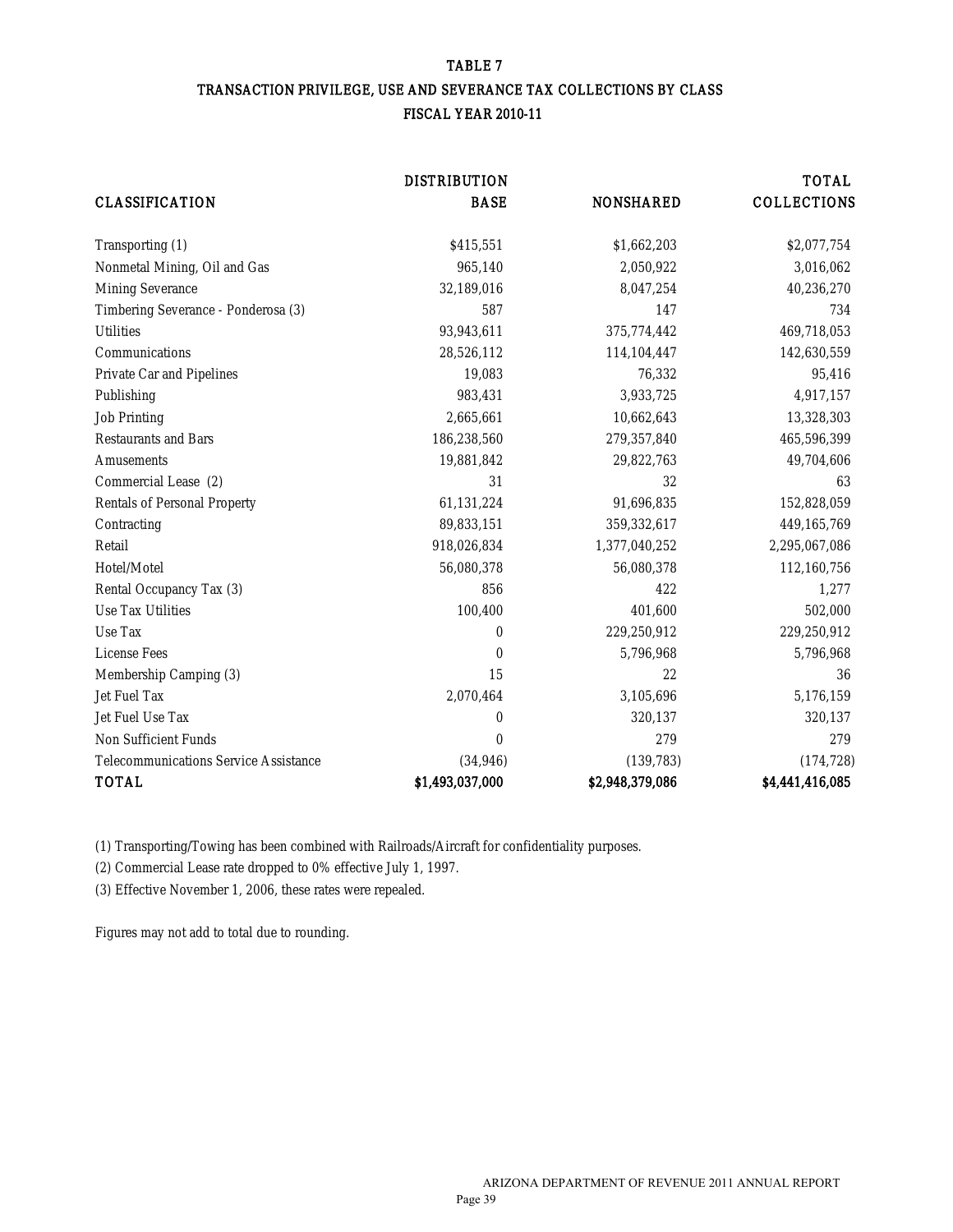# TABLE 7
## TRANSACTION PRIVILEGE, USE AND SEVERANCE TAX COLLECTIONS BY CLASS
### FISCAL YEAR 2010-11

| CLASSIFICATION | DISTRIBUTION BASE | NONSHARED | TOTAL COLLECTIONS |
|---|---|---|---|
| Transporting (1) | $415,551 | $1,662,203 | $2,077,754 |
| Nonmetal Mining, Oil and Gas | 965,140 | 2,050,922 | 3,016,062 |
| Mining Severance | 32,189,016 | 8,047,254 | 40,236,270 |
| Timbering Severance - Ponderosa (3) | 587 | 147 | 734 |
| Utilities | 93,943,611 | 375,774,442 | 469,718,053 |
| Communications | 28,526,112 | 114,104,447 | 142,630,559 |
| Private Car and Pipelines | 19,083 | 76,332 | 95,416 |
| Publishing | 983,431 | 3,933,725 | 4,917,157 |
| Job Printing | 2,665,661 | 10,662,643 | 13,328,303 |
| Restaurants and Bars | 186,238,560 | 279,357,840 | 465,596,399 |
| Amusements | 19,881,842 | 29,822,763 | 49,704,606 |
| Commercial Lease (2) | 31 | 32 | 63 |
| Rentals of Personal Property | 61,131,224 | 91,696,835 | 152,828,059 |
| Contracting | 89,833,151 | 359,332,617 | 449,165,769 |
| Retail | 918,026,834 | 1,377,040,252 | 2,295,067,086 |
| Hotel/Motel | 56,080,378 | 56,080,378 | 112,160,756 |
| Rental Occupancy Tax (3) | 856 | 422 | 1,277 |
| Use Tax Utilities | 100,400 | 401,600 | 502,000 |
| Use Tax | 0 | 229,250,912 | 229,250,912 |
| License Fees | 0 | 5,796,968 | 5,796,968 |
| Membership Camping (3) | 15 | 22 | 36 |
| Jet Fuel Tax | 2,070,464 | 3,105,696 | 5,176,159 |
| Jet Fuel Use Tax | 0 | 320,137 | 320,137 |
| Non Sufficient Funds | 0 | 279 | 279 |
| Telecommunications Service Assistance | (34,946) | (139,783) | (174,728) |
| **TOTAL** | **$1,493,037,000** | **$2,948,379,086** | **$4,441,416,085** |

(1) Transporting/Towing has been combined with Railroads/Aircraft for confidentiality purposes.

(2) Commercial Lease rate dropped to 0% effective July 1, 1997.

(3) Effective November 1, 2006, these rates were repealed.

Figures may not add to total due to rounding.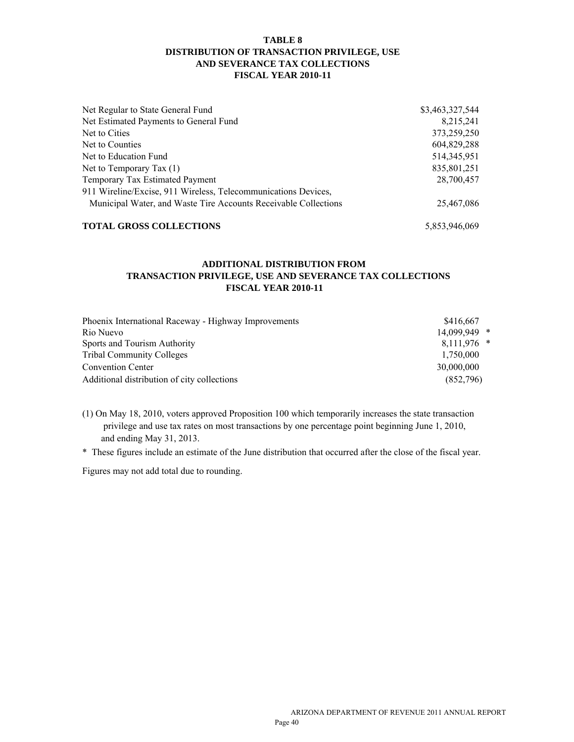# TABLE 8
## DISTRIBUTION OF TRANSACTION PRIVILEGE, USE AND SEVERANCE TAX COLLECTIONS
## FISCAL YEAR 2010-11

| | |
|---|---:|
| Net Regular to State General Fund | $3,463,327,544 |
| Net Estimated Payments to General Fund | 8,215,241 |
| Net to Cities | 373,259,250 |
| Net to Counties | 604,829,288 |
| Net to Education Fund | 514,345,951 |
| Net to Temporary Tax (1) | 835,801,251 |
| Temporary Tax Estimated Payment | 28,700,457 |
| 911 Wireline/Excise, 911 Wireless, Telecommunications Devices, Municipal Water, and Waste Tire Accounts Receivable Collections | 25,467,086 |
| **TOTAL GROSS COLLECTIONS** | 5,853,946,069 |

## ADDITIONAL DISTRIBUTION FROM TRANSACTION PRIVILEGE, USE AND SEVERANCE TAX COLLECTIONS
## FISCAL YEAR 2010-11

| | |
|---|---:|
| Phoenix International Raceway - Highway Improvements | $416,667 |
| Rio Nuevo | 14,099,949 * |
| Sports and Tourism Authority | 8,111,976 * |
| Tribal Community Colleges | 1,750,000 |
| Convention Center | 30,000,000 |
| Additional distribution of city collections | (852,796) |

(1) On May 18, 2010, voters approved Proposition 100 which temporarily increases the state transaction privilege and use tax rates on most transactions by one percentage point beginning June 1, 2010, and ending May 31, 2013.

* These figures include an estimate of the June distribution that occurred after the close of the fiscal year.

Figures may not add total due to rounding.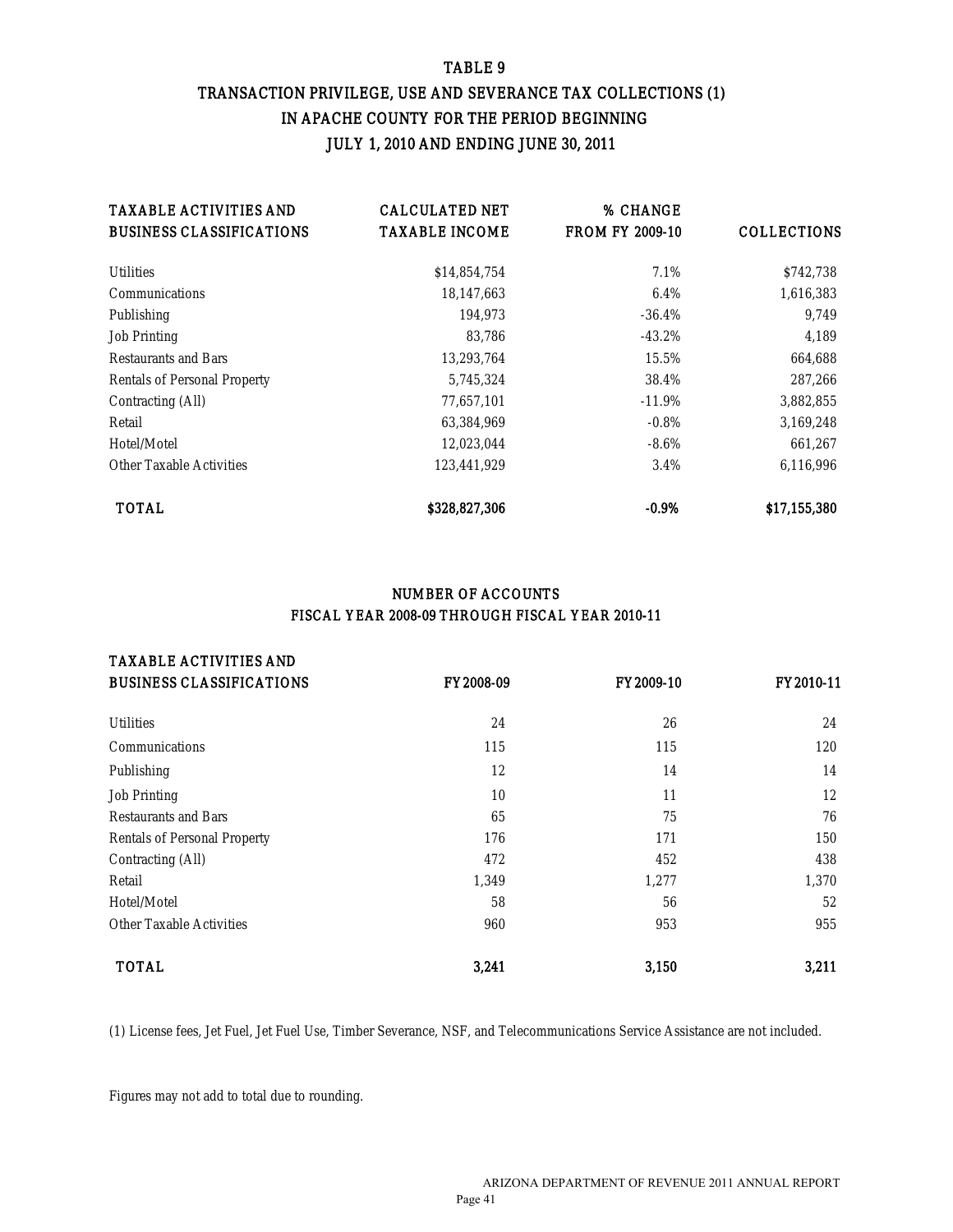# TABLE 9

## TRANSACTION PRIVILEGE, USE AND SEVERANCE TAX COLLECTIONS (1) IN APACHE COUNTY FOR THE PERIOD BEGINNING JULY 1, 2010 AND ENDING JUNE 30, 2011

| TAXABLE ACTIVITIES AND BUSINESS CLASSIFICATIONS | CALCULATED NET TAXABLE INCOME | % CHANGE FROM FY 2009-10 | COLLECTIONS |
|---|---|---|---|
| Utilities | $14,854,754 | 7.1% | $742,738 |
| Communications | 18,147,663 | 6.4% | 1,616,383 |
| Publishing | 194,973 | -36.4% | 9,749 |
| Job Printing | 83,786 | -43.2% | 4,189 |
| Restaurants and Bars | 13,293,764 | 15.5% | 664,688 |
| Rentals of Personal Property | 5,745,324 | 38.4% | 287,266 |
| Contracting (All) | 77,657,101 | -11.9% | 3,882,855 |
| Retail | 63,384,969 | -0.8% | 3,169,248 |
| Hotel/Motel | 12,023,044 | -8.6% | 661,267 |
| Other Taxable Activities | 123,441,929 | 3.4% | 6,116,996 |
| **TOTAL** | **$328,827,306** | **-0.9%** | **$17,155,380** |

## NUMBER OF ACCOUNTS FISCAL YEAR 2008-09 THROUGH FISCAL YEAR 2010-11

| TAXABLE ACTIVITIES AND BUSINESS CLASSIFICATIONS | FY 2008-09 | FY 2009-10 | FY 2010-11 |
|---|---|---|---|
| Utilities | 24 | 26 | 24 |
| Communications | 115 | 115 | 120 |
| Publishing | 12 | 14 | 14 |
| Job Printing | 10 | 11 | 12 |
| Restaurants and Bars | 65 | 75 | 76 |
| Rentals of Personal Property | 176 | 171 | 150 |
| Contracting (All) | 472 | 452 | 438 |
| Retail | 1,349 | 1,277 | 1,370 |
| Hotel/Motel | 58 | 56 | 52 |
| Other Taxable Activities | 960 | 953 | 955 |
| **TOTAL** | **3,241** | **3,150** | **3,211** |

(1) License fees, Jet Fuel, Jet Fuel Use, Timber Severance, NSF, and Telecommunications Service Assistance are not included.

Figures may not add to total due to rounding.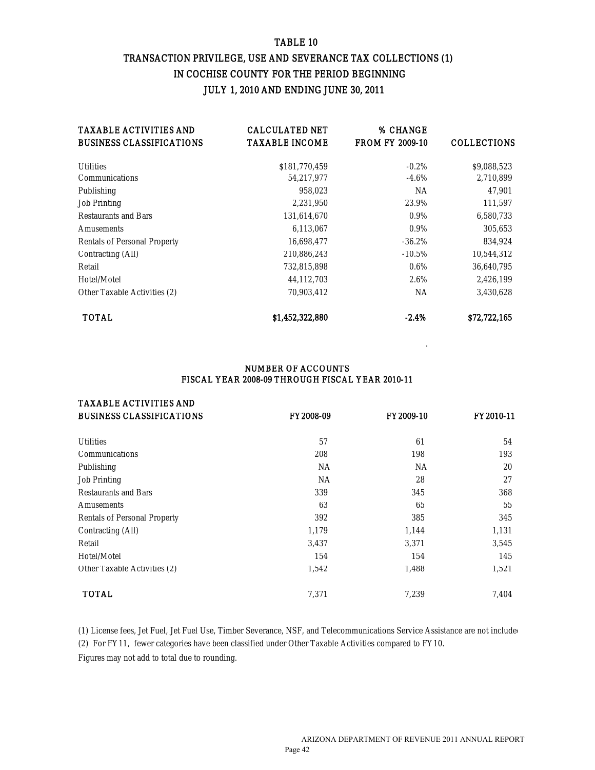# TABLE 10

## TRANSACTION PRIVILEGE, USE AND SEVERANCE TAX COLLECTIONS (1) IN COCHISE COUNTY FOR THE PERIOD BEGINNING JULY 1, 2010 AND ENDING JUNE 30, 2011

| TAXABLE ACTIVITIES AND BUSINESS CLASSIFICATIONS | CALCULATED NET TAXABLE INCOME | % CHANGE FROM FY 2009-10 | COLLECTIONS |
|---|---|---|---|
| Utilities | $181,770,459 | -0.2% | $9,088,523 |
| Communications | 54,217,977 | -4.6% | 2,710,899 |
| Publishing | 958,023 | NA | 47,901 |
| Job Printing | 2,231,950 | 23.9% | 111,597 |
| Restaurants and Bars | 131,614,670 | 0.9% | 6,580,733 |
| Amusements | 6,113,067 | 0.9% | 305,653 |
| Rentals of Personal Property | 16,698,477 | -36.2% | 834,924 |
| Contracting (All) | 210,886,243 | -10.5% | 10,544,312 |
| Retail | 732,815,898 | 0.6% | 36,640,795 |
| Hotel/Motel | 44,112,703 | 2.6% | 2,426,199 |
| Other Taxable Activities (2) | 70,903,412 | NA | 3,430,628 |
| **TOTAL** | **$1,452,322,880** | **-2.4%** | **$72,722,165** |

### NUMBER OF ACCOUNTS FISCAL YEAR 2008-09 THROUGH FISCAL YEAR 2010-11

| TAXABLE ACTIVITIES AND BUSINESS CLASSIFICATIONS | FY 2008-09 | FY 2009-10 | FY 2010-11 |
|---|---|---|---|
| Utilities | 57 | 61 | 54 |
| Communications | 208 | 198 | 193 |
| Publishing | NA | NA | 20 |
| Job Printing | NA | 28 | 27 |
| Restaurants and Bars | 339 | 345 | 368 |
| Amusements | 63 | 65 | 55 |
| Rentals of Personal Property | 392 | 385 | 345 |
| Contracting (All) | 1,179 | 1,144 | 1,131 |
| Retail | 3,437 | 3,371 | 3,545 |
| Hotel/Motel | 154 | 154 | 145 |
| Other Taxable Activities (2) | 1,542 | 1,488 | 1,521 |
| **TOTAL** | 7,371 | 7,239 | 7,404 |

(1) License fees, Jet Fuel, Jet Fuel Use, Timber Severance, NSF, and Telecommunications Service Assistance are not include

(2) For FY 11, fewer categories have been classified under Other Taxable Activities compared to FY 10.

Figures may not add to total due to rounding.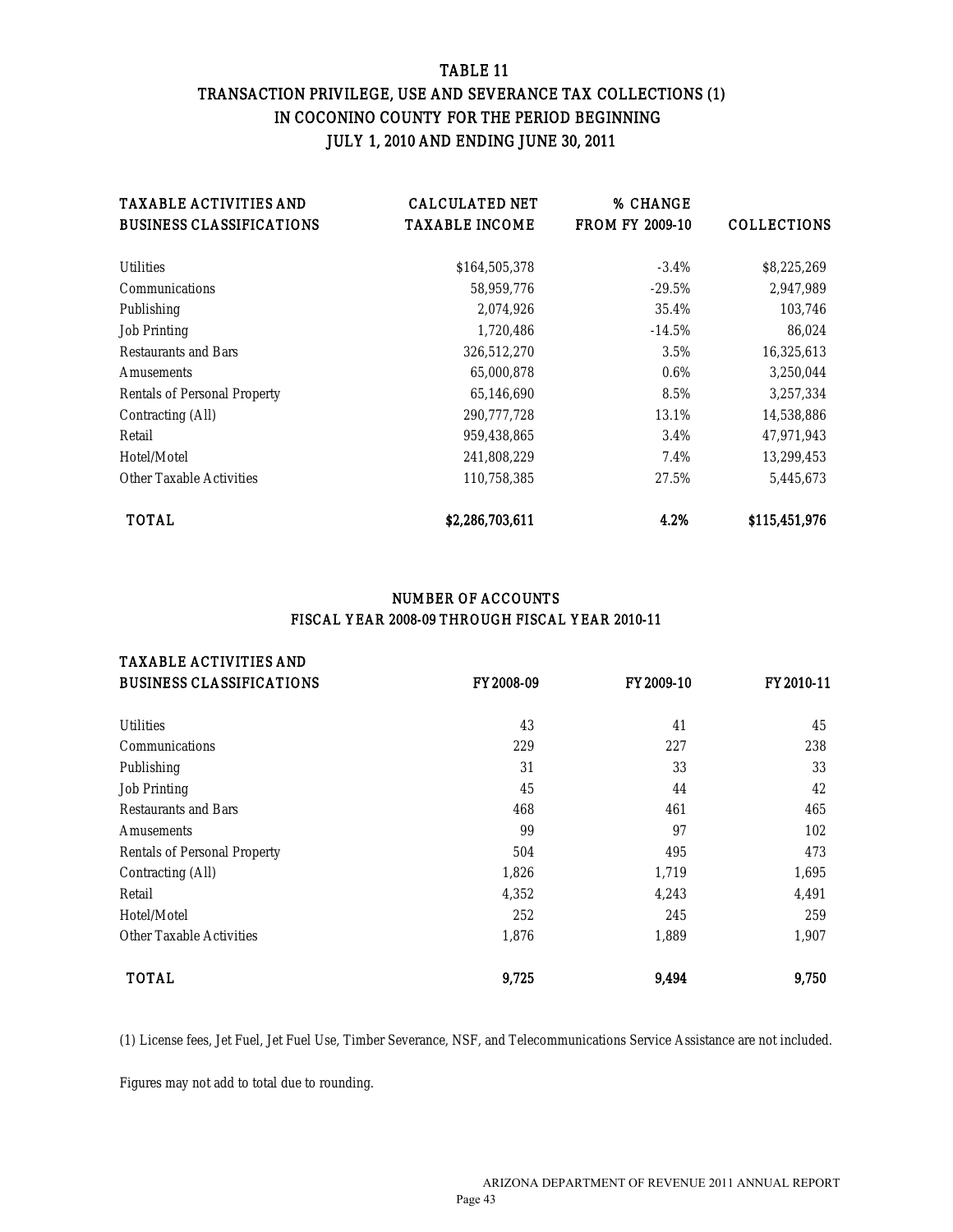# TABLE 11
## TRANSACTION PRIVILEGE, USE AND SEVERANCE TAX COLLECTIONS (1) IN COCONINO COUNTY FOR THE PERIOD BEGINNING JULY 1, 2010 AND ENDING JUNE 30, 2011

| TAXABLE ACTIVITIES AND BUSINESS CLASSIFICATIONS | CALCULATED NET TAXABLE INCOME | % CHANGE FROM FY 2009-10 | COLLECTIONS |
|---|---|---|---|
| Utilities | $164,505,378 | -3.4% | $8,225,269 |
| Communications | 58,959,776 | -29.5% | 2,947,989 |
| Publishing | 2,074,926 | 35.4% | 103,746 |
| Job Printing | 1,720,486 | -14.5% | 86,024 |
| Restaurants and Bars | 326,512,270 | 3.5% | 16,325,613 |
| Amusements | 65,000,878 | 0.6% | 3,250,044 |
| Rentals of Personal Property | 65,146,690 | 8.5% | 3,257,334 |
| Contracting (All) | 290,777,728 | 13.1% | 14,538,886 |
| Retail | 959,438,865 | 3.4% | 47,971,943 |
| Hotel/Motel | 241,808,229 | 7.4% | 13,299,453 |
| Other Taxable Activities | 110,758,385 | 27.5% | 5,445,673 |
| **TOTAL** | **$2,286,703,611** | **4.2%** | **$115,451,976** |

## NUMBER OF ACCOUNTS
### FISCAL YEAR 2008-09 THROUGH FISCAL YEAR 2010-11

| TAXABLE ACTIVITIES AND BUSINESS CLASSIFICATIONS | FY 2008-09 | FY 2009-10 | FY 2010-11 |
|---|---|---|---|
| Utilities | 43 | 41 | 45 |
| Communications | 229 | 227 | 238 |
| Publishing | 31 | 33 | 33 |
| Job Printing | 45 | 44 | 42 |
| Restaurants and Bars | 468 | 461 | 465 |
| Amusements | 99 | 97 | 102 |
| Rentals of Personal Property | 504 | 495 | 473 |
| Contracting (All) | 1,826 | 1,719 | 1,695 |
| Retail | 4,352 | 4,243 | 4,491 |
| Hotel/Motel | 252 | 245 | 259 |
| Other Taxable Activities | 1,876 | 1,889 | 1,907 |
| **TOTAL** | **9,725** | **9,494** | **9,750** |

(1) License fees, Jet Fuel, Jet Fuel Use, Timber Severance, NSF, and Telecommunications Service Assistance are not included.

Figures may not add to total due to rounding.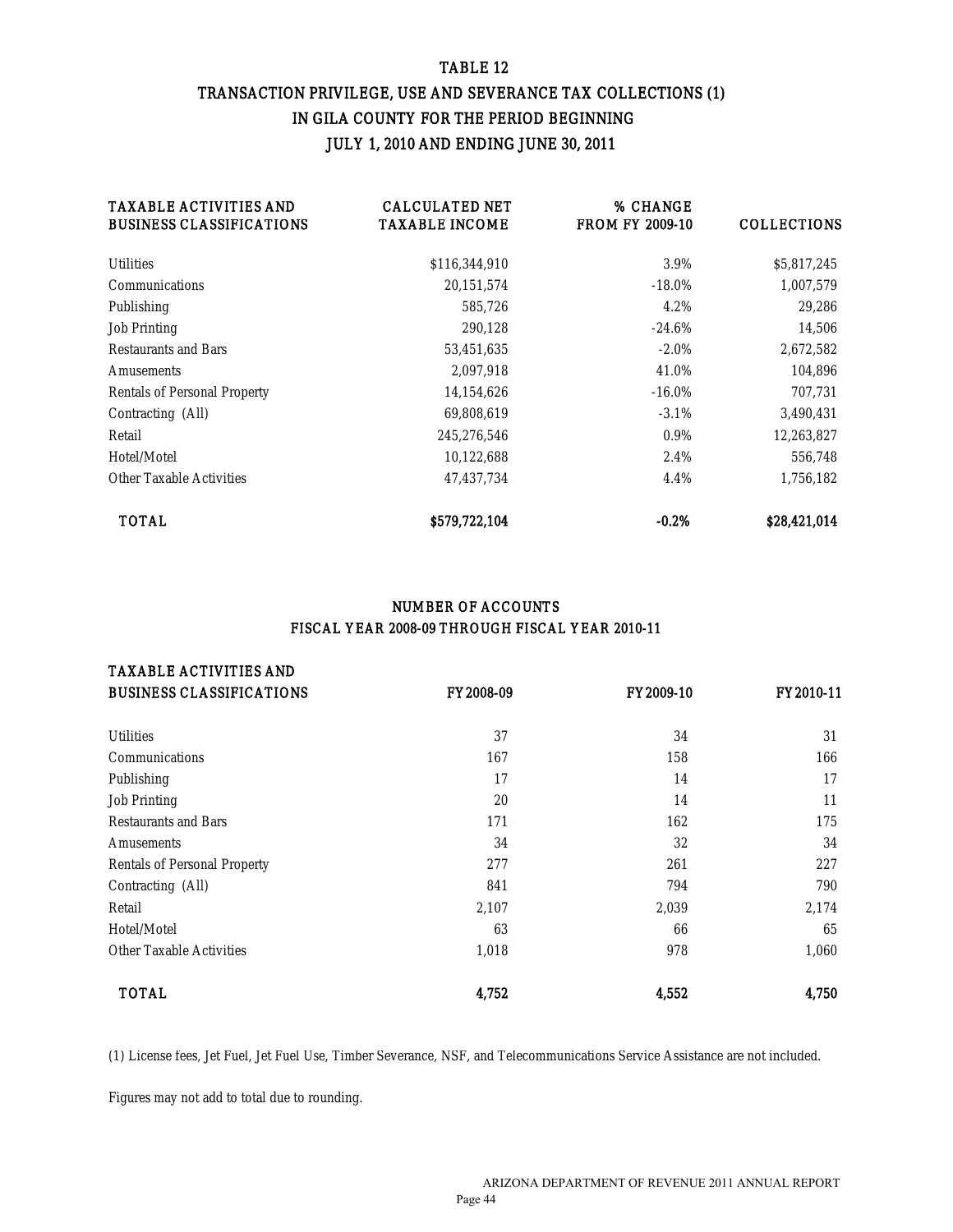# TABLE 12

## TRANSACTION PRIVILEGE, USE AND SEVERANCE TAX COLLECTIONS (1) IN GILA COUNTY FOR THE PERIOD BEGINNING JULY 1, 2010 AND ENDING JUNE 30, 2011

| TAXABLE ACTIVITIES AND BUSINESS CLASSIFICATIONS | CALCULATED NET TAXABLE INCOME | % CHANGE FROM FY 2009-10 | COLLECTIONS |
|---|---|---|---|
| Utilities | $116,344,910 | 3.9% | $5,817,245 |
| Communications | 20,151,574 | -18.0% | 1,007,579 |
| Publishing | 585,726 | 4.2% | 29,286 |
| Job Printing | 290,128 | -24.6% | 14,506 |
| Restaurants and Bars | 53,451,635 | -2.0% | 2,672,582 |
| Amusements | 2,097,918 | 41.0% | 104,896 |
| Rentals of Personal Property | 14,154,626 | -16.0% | 707,731 |
| Contracting (All) | 69,808,619 | -3.1% | 3,490,431 |
| Retail | 245,276,546 | 0.9% | 12,263,827 |
| Hotel/Motel | 10,122,688 | 2.4% | 556,748 |
| Other Taxable Activities | 47,437,734 | 4.4% | 1,756,182 |
| **TOTAL** | **$579,722,104** | **-0.2%** | **$28,421,014** |

## NUMBER OF ACCOUNTS FISCAL YEAR 2008-09 THROUGH FISCAL YEAR 2010-11

| TAXABLE ACTIVITIES AND BUSINESS CLASSIFICATIONS | FY 2008-09 | FY 2009-10 | FY 2010-11 |
|---|---|---|---|
| Utilities | 37 | 34 | 31 |
| Communications | 167 | 158 | 166 |
| Publishing | 17 | 14 | 17 |
| Job Printing | 20 | 14 | 11 |
| Restaurants and Bars | 171 | 162 | 175 |
| Amusements | 34 | 32 | 34 |
| Rentals of Personal Property | 277 | 261 | 227 |
| Contracting (All) | 841 | 794 | 790 |
| Retail | 2,107 | 2,039 | 2,174 |
| Hotel/Motel | 63 | 66 | 65 |
| Other Taxable Activities | 1,018 | 978 | 1,060 |
| **TOTAL** | **4,752** | **4,552** | **4,750** |

(1) License fees, Jet Fuel, Jet Fuel Use, Timber Severance, NSF, and Telecommunications Service Assistance are not included.

Figures may not add to total due to rounding.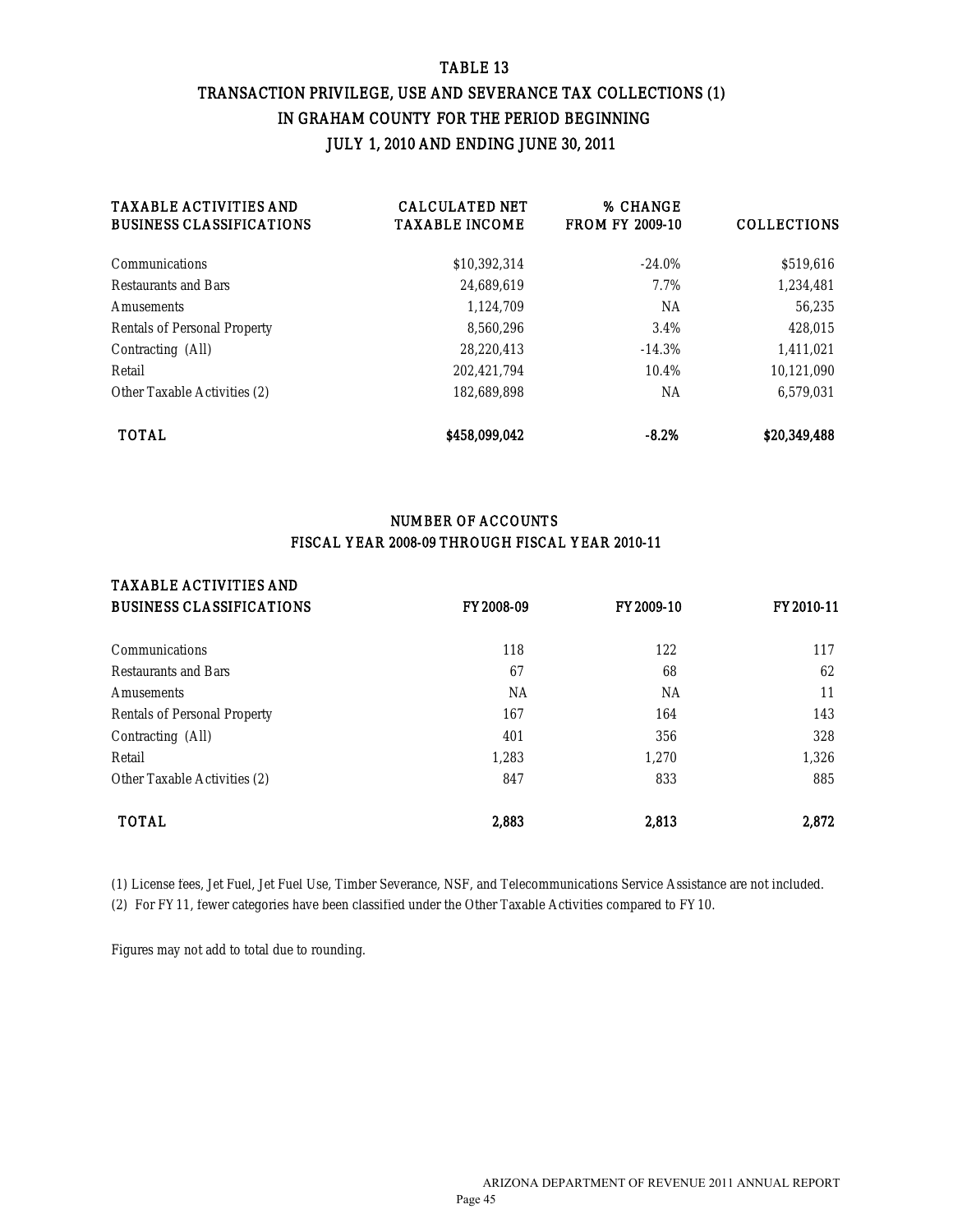# TABLE 13

## TRANSACTION PRIVILEGE, USE AND SEVERANCE TAX COLLECTIONS (1) IN GRAHAM COUNTY FOR THE PERIOD BEGINNING JULY 1, 2010 AND ENDING JUNE 30, 2011

| TAXABLE ACTIVITIES AND BUSINESS CLASSIFICATIONS | CALCULATED NET TAXABLE INCOME | % CHANGE FROM FY 2009-10 | COLLECTIONS |
|---|---|---|---|
| Communications | $10,392,314 | -24.0% | $519,616 |
| Restaurants and Bars | 24,689,619 | 7.7% | 1,234,481 |
| Amusements | 1,124,709 | NA | 56,235 |
| Rentals of Personal Property | 8,560,296 | 3.4% | 428,015 |
| Contracting (All) | 28,220,413 | -14.3% | 1,411,021 |
| Retail | 202,421,794 | 10.4% | 10,121,090 |
| Other Taxable Activities (2) | 182,689,898 | NA | 6,579,031 |
| **TOTAL** | **$458,099,042** | **-8.2%** | **$20,349,488** |

## NUMBER OF ACCOUNTS FISCAL YEAR 2008-09 THROUGH FISCAL YEAR 2010-11

| TAXABLE ACTIVITIES AND BUSINESS CLASSIFICATIONS | FY 2008-09 | FY 2009-10 | FY 2010-11 |
|---|---|---|---|
| Communications | 118 | 122 | 117 |
| Restaurants and Bars | 67 | 68 | 62 |
| Amusements | NA | NA | 11 |
| Rentals of Personal Property | 167 | 164 | 143 |
| Contracting (All) | 401 | 356 | 328 |
| Retail | 1,283 | 1,270 | 1,326 |
| Other Taxable Activities (2) | 847 | 833 | 885 |
| **TOTAL** | **2,883** | **2,813** | **2,872** |

(1) License fees, Jet Fuel, Jet Fuel Use, Timber Severance, NSF, and Telecommunications Service Assistance are not included.

(2) For FY 11, fewer categories have been classified under the Other Taxable Activities compared to FY 10.

Figures may not add to total due to rounding.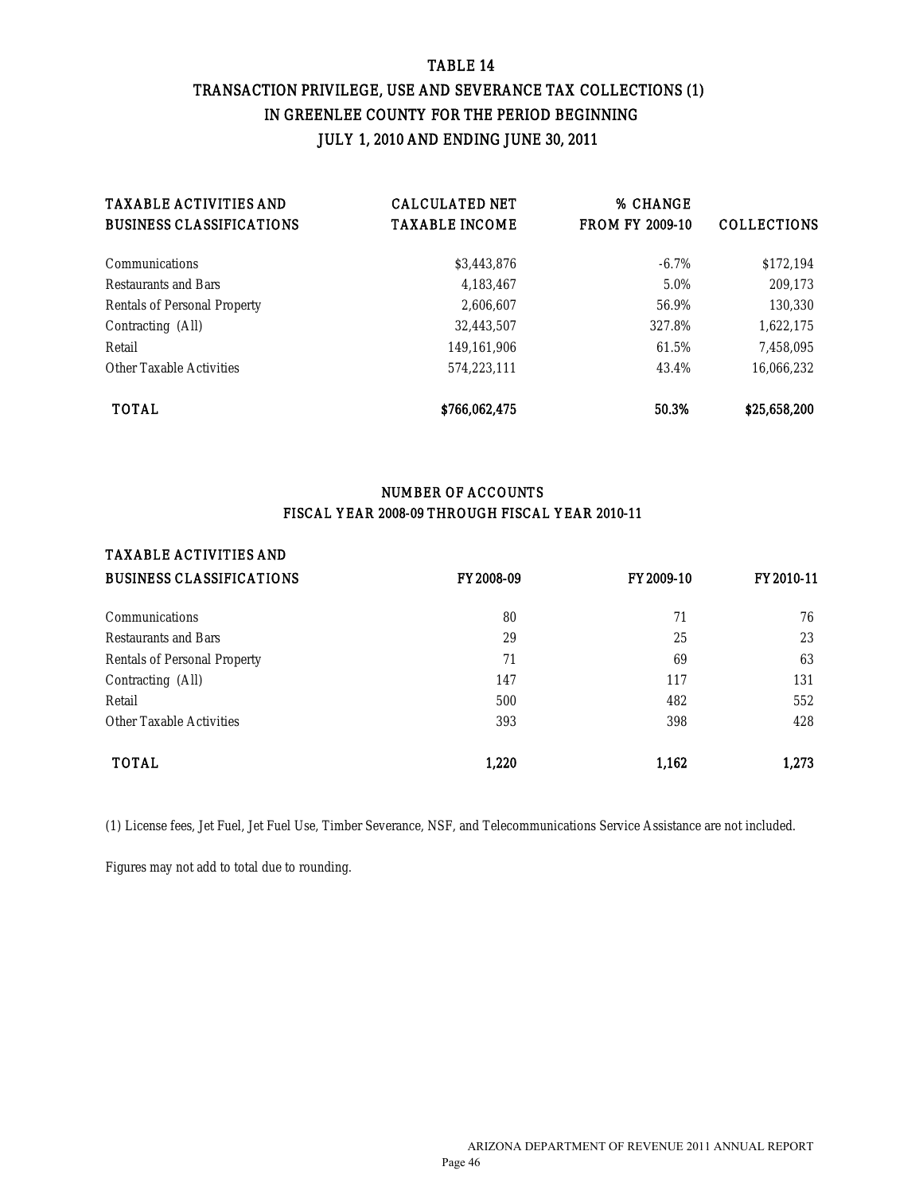# TABLE 14

## TRANSACTION PRIVILEGE, USE AND SEVERANCE TAX COLLECTIONS (1) IN GREENLEE COUNTY FOR THE PERIOD BEGINNING JULY 1, 2010 AND ENDING JUNE 30, 2011

| TAXABLE ACTIVITIES AND BUSINESS CLASSIFICATIONS | CALCULATED NET TAXABLE INCOME | % CHANGE FROM FY 2009-10 | COLLECTIONS |
|---|---|---|---|
| Communications | $3,443,876 | -6.7% | $172,194 |
| Restaurants and Bars | 4,183,467 | 5.0% | 209,173 |
| Rentals of Personal Property | 2,606,607 | 56.9% | 130,330 |
| Contracting (All) | 32,443,507 | 327.8% | 1,622,175 |
| Retail | 149,161,906 | 61.5% | 7,458,095 |
| Other Taxable Activities | 574,223,111 | 43.4% | 16,066,232 |
| **TOTAL** | **$766,062,475** | **50.3%** | **$25,658,200** |

## NUMBER OF ACCOUNTS FISCAL YEAR 2008-09 THROUGH FISCAL YEAR 2010-11

| TAXABLE ACTIVITIES AND BUSINESS CLASSIFICATIONS | FY 2008-09 | FY 2009-10 | FY 2010-11 |
|---|---|---|---|
| Communications | 80 | 71 | 76 |
| Restaurants and Bars | 29 | 25 | 23 |
| Rentals of Personal Property | 71 | 69 | 63 |
| Contracting (All) | 147 | 117 | 131 |
| Retail | 500 | 482 | 552 |
| Other Taxable Activities | 393 | 398 | 428 |
| **TOTAL** | **1,220** | **1,162** | **1,273** |

(1) License fees, Jet Fuel, Jet Fuel Use, Timber Severance, NSF, and Telecommunications Service Assistance are not included.

Figures may not add to total due to rounding.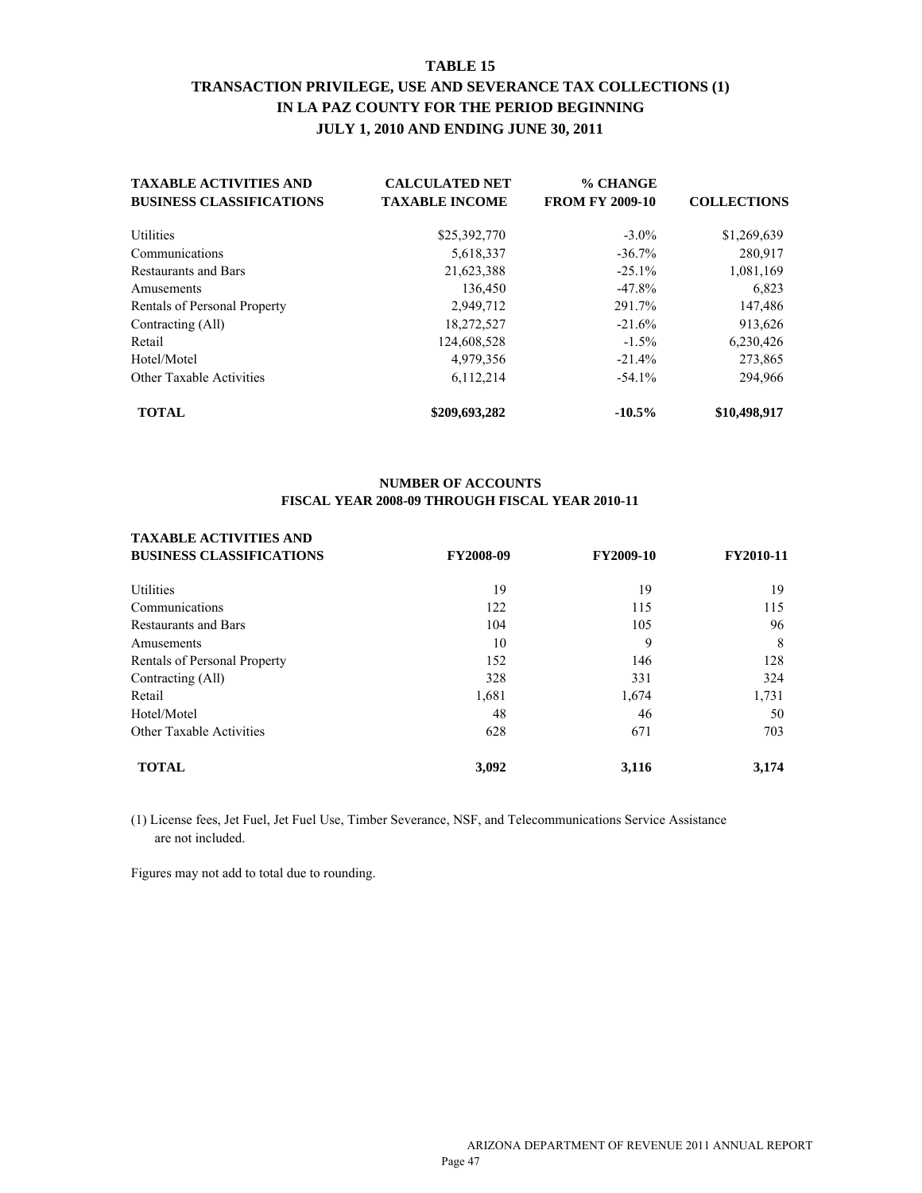# TABLE 15

## TRANSACTION PRIVILEGE, USE AND SEVERANCE TAX COLLECTIONS (1) IN LA PAZ COUNTY FOR THE PERIOD BEGINNING JULY 1, 2010 AND ENDING JUNE 30, 2011

| TAXABLE ACTIVITIES AND BUSINESS CLASSIFICATIONS | CALCULATED NET TAXABLE INCOME | % CHANGE FROM FY 2009-10 | COLLECTIONS |
|---|---|---|---|
| Utilities | $25,392,770 | -3.0% | $1,269,639 |
| Communications | 5,618,337 | -36.7% | 280,917 |
| Restaurants and Bars | 21,623,388 | -25.1% | 1,081,169 |
| Amusements | 136,450 | -47.8% | 6,823 |
| Rentals of Personal Property | 2,949,712 | 291.7% | 147,486 |
| Contracting (All) | 18,272,527 | -21.6% | 913,626 |
| Retail | 124,608,528 | -1.5% | 6,230,426 |
| Hotel/Motel | 4,979,356 | -21.4% | 273,865 |
| Other Taxable Activities | 6,112,214 | -54.1% | 294,966 |
| **TOTAL** | **$209,693,282** | **-10.5%** | **$10,498,917** |

### NUMBER OF ACCOUNTS
### FISCAL YEAR 2008-09 THROUGH FISCAL YEAR 2010-11

| TAXABLE ACTIVITIES AND BUSINESS CLASSIFICATIONS | FY2008-09 | FY2009-10 | FY2010-11 |
|---|---|---|---|
| Utilities | 19 | 19 | 19 |
| Communications | 122 | 115 | 115 |
| Restaurants and Bars | 104 | 105 | 96 |
| Amusements | 10 | 9 | 8 |
| Rentals of Personal Property | 152 | 146 | 128 |
| Contracting (All) | 328 | 331 | 324 |
| Retail | 1,681 | 1,674 | 1,731 |
| Hotel/Motel | 48 | 46 | 50 |
| Other Taxable Activities | 628 | 671 | 703 |
| **TOTAL** | **3,092** | **3,116** | **3,174** |

(1) License fees, Jet Fuel, Jet Fuel Use, Timber Severance, NSF, and Telecommunications Service Assistance are not included.

Figures may not add to total due to rounding.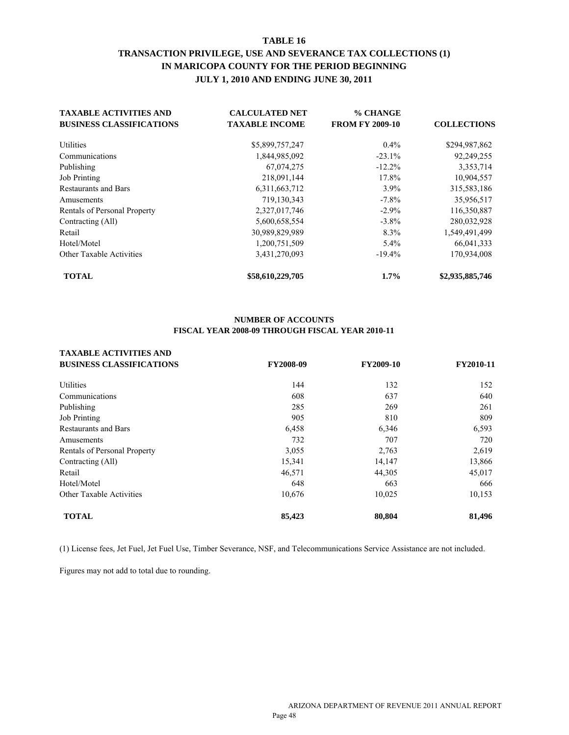# TABLE 16

## TRANSACTION PRIVILEGE, USE AND SEVERANCE TAX COLLECTIONS (1) IN MARICOPA COUNTY FOR THE PERIOD BEGINNING JULY 1, 2010 AND ENDING JUNE 30, 2011

| TAXABLE ACTIVITIES AND BUSINESS CLASSIFICATIONS | CALCULATED NET TAXABLE INCOME | % CHANGE FROM FY 2009-10 | COLLECTIONS |
|---|---|---|---|
| Utilities | $5,899,757,247 | 0.4% | $294,987,862 |
| Communications | 1,844,985,092 | -23.1% | 92,249,255 |
| Publishing | 67,074,275 | -12.2% | 3,353,714 |
| Job Printing | 218,091,144 | 17.8% | 10,904,557 |
| Restaurants and Bars | 6,311,663,712 | 3.9% | 315,583,186 |
| Amusements | 719,130,343 | -7.8% | 35,956,517 |
| Rentals of Personal Property | 2,327,017,746 | -2.9% | 116,350,887 |
| Contracting (All) | 5,600,658,554 | -3.8% | 280,032,928 |
| Retail | 30,989,829,989 | 8.3% | 1,549,491,499 |
| Hotel/Motel | 1,200,751,509 | 5.4% | 66,041,333 |
| Other Taxable Activities | 3,431,270,093 | -19.4% | 170,934,008 |
| **TOTAL** | **$58,610,229,705** | **1.7%** | **$2,935,885,746** |

### NUMBER OF ACCOUNTS FISCAL YEAR 2008-09 THROUGH FISCAL YEAR 2010-11

| TAXABLE ACTIVITIES AND BUSINESS CLASSIFICATIONS | FY2008-09 | FY2009-10 | FY2010-11 |
|---|---|---|---|
| Utilities | 144 | 132 | 152 |
| Communications | 608 | 637 | 640 |
| Publishing | 285 | 269 | 261 |
| Job Printing | 905 | 810 | 809 |
| Restaurants and Bars | 6,458 | 6,346 | 6,593 |
| Amusements | 732 | 707 | 720 |
| Rentals of Personal Property | 3,055 | 2,763 | 2,619 |
| Contracting (All) | 15,341 | 14,147 | 13,866 |
| Retail | 46,571 | 44,305 | 45,017 |
| Hotel/Motel | 648 | 663 | 666 |
| Other Taxable Activities | 10,676 | 10,025 | 10,153 |
| **TOTAL** | **85,423** | **80,804** | **81,496** |

(1) License fees, Jet Fuel, Jet Fuel Use, Timber Severance, NSF, and Telecommunications Service Assistance are not included.

Figures may not add to total due to rounding.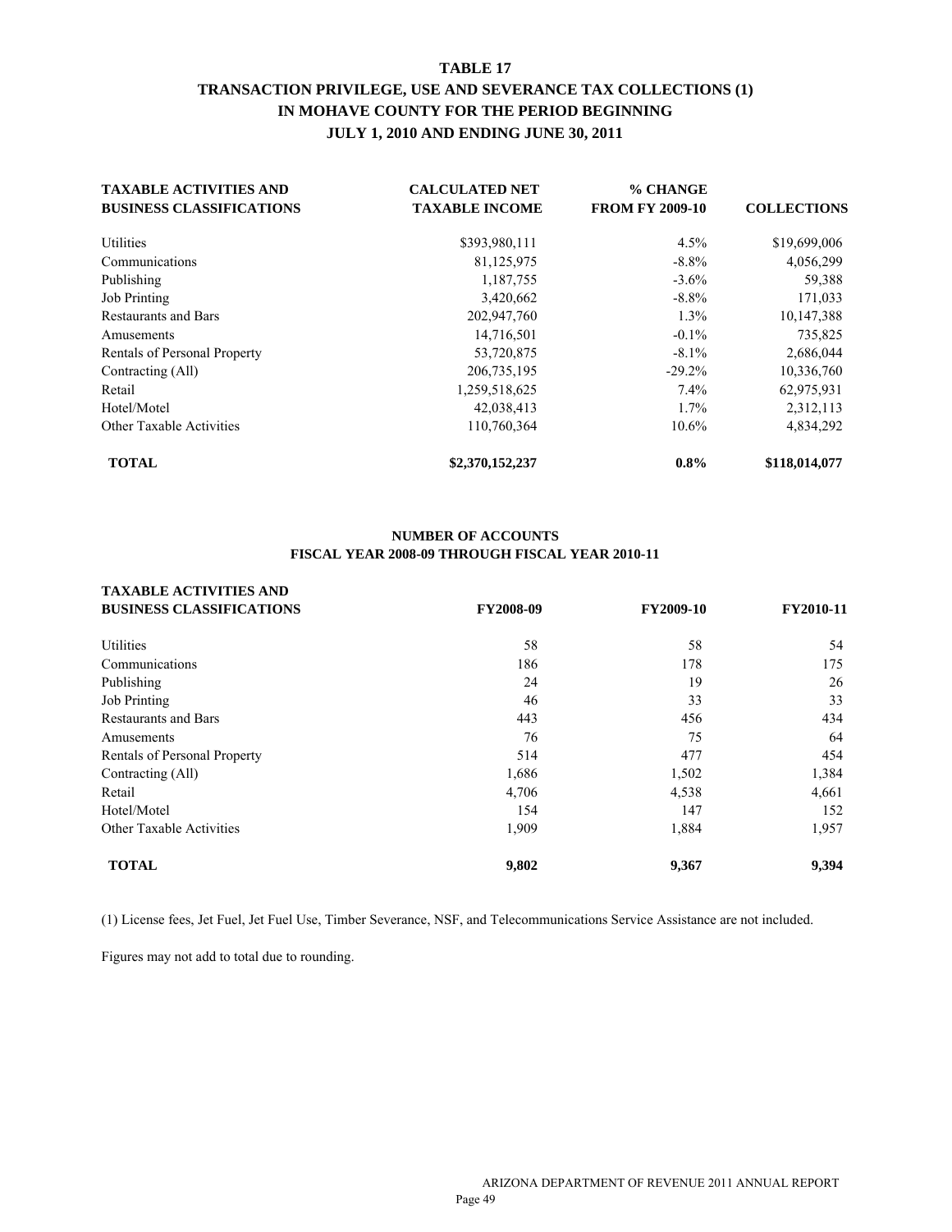# TABLE 17

## TRANSACTION PRIVILEGE, USE AND SEVERANCE TAX COLLECTIONS (1) IN MOHAVE COUNTY FOR THE PERIOD BEGINNING JULY 1, 2010 AND ENDING JUNE 30, 2011

| TAXABLE ACTIVITIES AND BUSINESS CLASSIFICATIONS | CALCULATED NET TAXABLE INCOME | % CHANGE FROM FY 2009-10 | COLLECTIONS |
|---|---|---|---|
| Utilities | $393,980,111 | 4.5% | $19,699,006 |
| Communications | 81,125,975 | -8.8% | 4,056,299 |
| Publishing | 1,187,755 | -3.6% | 59,388 |
| Job Printing | 3,420,662 | -8.8% | 171,033 |
| Restaurants and Bars | 202,947,760 | 1.3% | 10,147,388 |
| Amusements | 14,716,501 | -0.1% | 735,825 |
| Rentals of Personal Property | 53,720,875 | -8.1% | 2,686,044 |
| Contracting (All) | 206,735,195 | -29.2% | 10,336,760 |
| Retail | 1,259,518,625 | 7.4% | 62,975,931 |
| Hotel/Motel | 42,038,413 | 1.7% | 2,312,113 |
| Other Taxable Activities | 110,760,364 | 10.6% | 4,834,292 |
| **TOTAL** | **$2,370,152,237** | **0.8%** | **$118,014,077** |

### NUMBER OF ACCOUNTS FISCAL YEAR 2008-09 THROUGH FISCAL YEAR 2010-11

| TAXABLE ACTIVITIES AND BUSINESS CLASSIFICATIONS | FY2008-09 | FY2009-10 | FY2010-11 |
|---|---|---|---|
| Utilities | 58 | 58 | 54 |
| Communications | 186 | 178 | 175 |
| Publishing | 24 | 19 | 26 |
| Job Printing | 46 | 33 | 33 |
| Restaurants and Bars | 443 | 456 | 434 |
| Amusements | 76 | 75 | 64 |
| Rentals of Personal Property | 514 | 477 | 454 |
| Contracting (All) | 1,686 | 1,502 | 1,384 |
| Retail | 4,706 | 4,538 | 4,661 |
| Hotel/Motel | 154 | 147 | 152 |
| Other Taxable Activities | 1,909 | 1,884 | 1,957 |
| **TOTAL** | **9,802** | **9,367** | **9,394** |

(1) License fees, Jet Fuel, Jet Fuel Use, Timber Severance, NSF, and Telecommunications Service Assistance are not included.

Figures may not add to total due to rounding.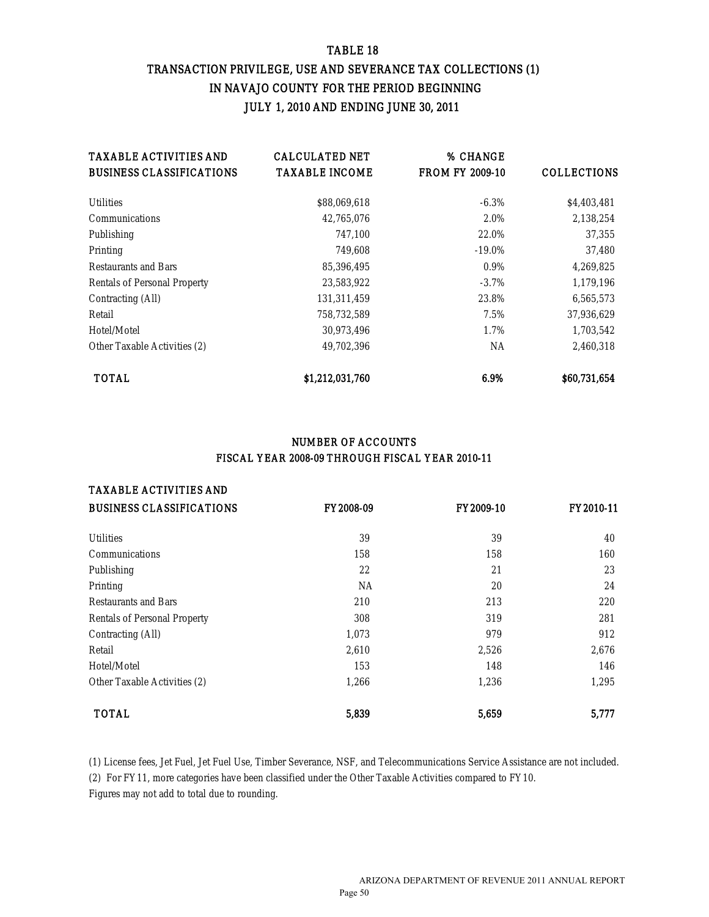# TABLE 18

## TRANSACTION PRIVILEGE, USE AND SEVERANCE TAX COLLECTIONS (1) IN NAVAJO COUNTY FOR THE PERIOD BEGINNING JULY 1, 2010 AND ENDING JUNE 30, 2011

| TAXABLE ACTIVITIES AND BUSINESS CLASSIFICATIONS | CALCULATED NET TAXABLE INCOME | % CHANGE FROM FY 2009-10 | COLLECTIONS |
|---|---|---|---|
| Utilities | $88,069,618 | -6.3% | $4,403,481 |
| Communications | 42,765,076 | 2.0% | 2,138,254 |
| Publishing | 747,100 | 22.0% | 37,355 |
| Printing | 749,608 | -19.0% | 37,480 |
| Restaurants and Bars | 85,396,495 | 0.9% | 4,269,825 |
| Rentals of Personal Property | 23,583,922 | -3.7% | 1,179,196 |
| Contracting (All) | 131,311,459 | 23.8% | 6,565,573 |
| Retail | 758,732,589 | 7.5% | 37,936,629 |
| Hotel/Motel | 30,973,496 | 1.7% | 1,703,542 |
| Other Taxable Activities (2) | 49,702,396 | NA | 2,460,318 |
| **TOTAL** | **$1,212,031,760** | **6.9%** | **$60,731,654** |

### NUMBER OF ACCOUNTS
### FISCAL YEAR 2008-09 THROUGH FISCAL YEAR 2010-11

| TAXABLE ACTIVITIES AND BUSINESS CLASSIFICATIONS | FY 2008-09 | FY 2009-10 | FY 2010-11 |
|---|---|---|---|
| Utilities | 39 | 39 | 40 |
| Communications | 158 | 158 | 160 |
| Publishing | 22 | 21 | 23 |
| Printing | NA | 20 | 24 |
| Restaurants and Bars | 210 | 213 | 220 |
| Rentals of Personal Property | 308 | 319 | 281 |
| Contracting (All) | 1,073 | 979 | 912 |
| Retail | 2,610 | 2,526 | 2,676 |
| Hotel/Motel | 153 | 148 | 146 |
| Other Taxable Activities (2) | 1,266 | 1,236 | 1,295 |
| **TOTAL** | **5,839** | **5,659** | **5,777** |

(1) License fees, Jet Fuel, Jet Fuel Use, Timber Severance, NSF, and Telecommunications Service Assistance are not included.

(2) For FY 11, more categories have been classified under the Other Taxable Activities compared to FY 10.

Figures may not add to total due to rounding.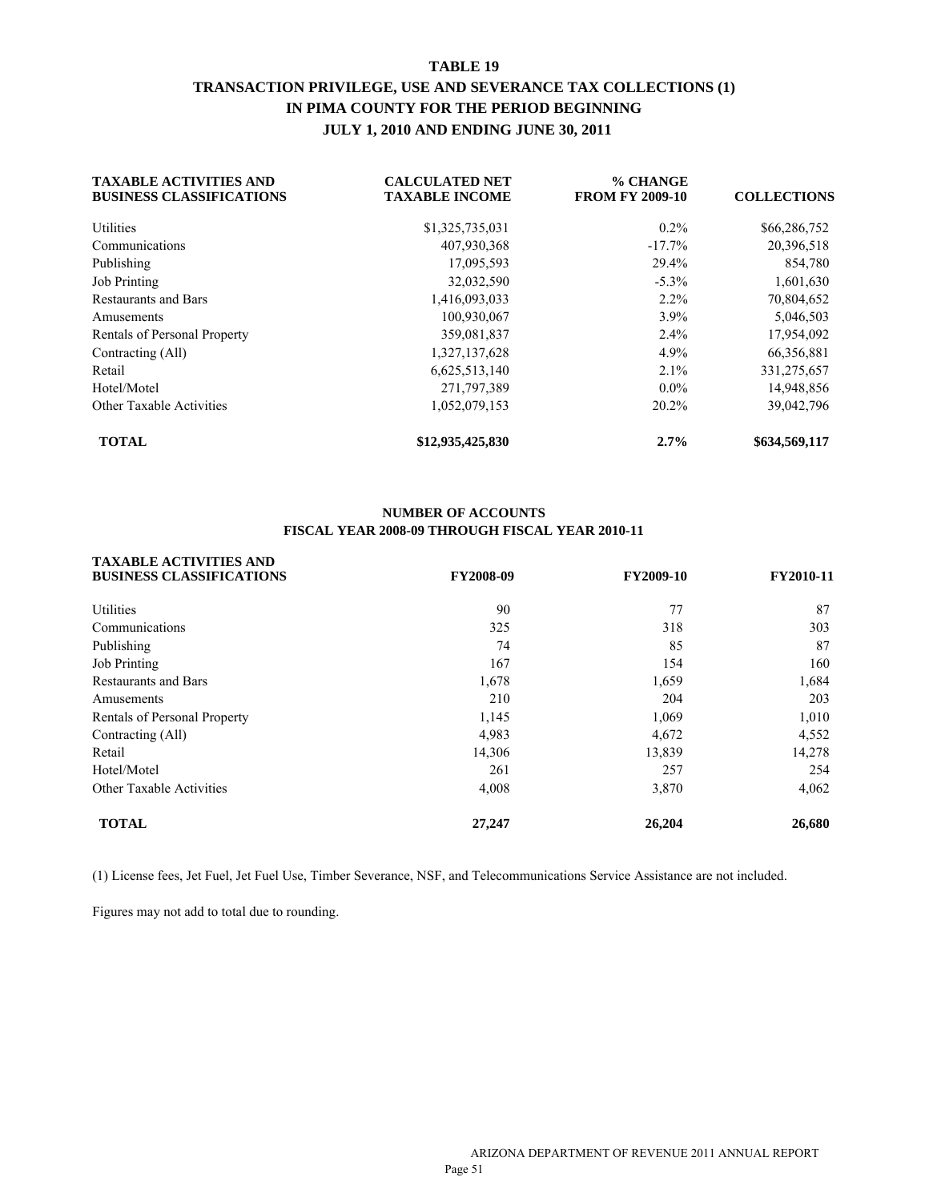# TABLE 19
## TRANSACTION PRIVILEGE, USE AND SEVERANCE TAX COLLECTIONS (1) IN PIMA COUNTY FOR THE PERIOD BEGINNING JULY 1, 2010 AND ENDING JUNE 30, 2011

| TAXABLE ACTIVITIES AND BUSINESS CLASSIFICATIONS | CALCULATED NET TAXABLE INCOME | % CHANGE FROM FY 2009-10 | COLLECTIONS |
|---|---|---|---|
| Utilities | $1,325,735,031 | 0.2% | $66,286,752 |
| Communications | 407,930,368 | -17.7% | 20,396,518 |
| Publishing | 17,095,593 | 29.4% | 854,780 |
| Job Printing | 32,032,590 | -5.3% | 1,601,630 |
| Restaurants and Bars | 1,416,093,033 | 2.2% | 70,804,652 |
| Amusements | 100,930,067 | 3.9% | 5,046,503 |
| Rentals of Personal Property | 359,081,837 | 2.4% | 17,954,092 |
| Contracting (All) | 1,327,137,628 | 4.9% | 66,356,881 |
| Retail | 6,625,513,140 | 2.1% | 331,275,657 |
| Hotel/Motel | 271,797,389 | 0.0% | 14,948,856 |
| Other Taxable Activities | 1,052,079,153 | 20.2% | 39,042,796 |
| **TOTAL** | **$12,935,425,830** | **2.7%** | **$634,569,117** |

### NUMBER OF ACCOUNTS
### FISCAL YEAR 2008-09 THROUGH FISCAL YEAR 2010-11

| TAXABLE ACTIVITIES AND BUSINESS CLASSIFICATIONS | FY2008-09 | FY2009-10 | FY2010-11 |
|---|---|---|---|
| Utilities | 90 | 77 | 87 |
| Communications | 325 | 318 | 303 |
| Publishing | 74 | 85 | 87 |
| Job Printing | 167 | 154 | 160 |
| Restaurants and Bars | 1,678 | 1,659 | 1,684 |
| Amusements | 210 | 204 | 203 |
| Rentals of Personal Property | 1,145 | 1,069 | 1,010 |
| Contracting (All) | 4,983 | 4,672 | 4,552 |
| Retail | 14,306 | 13,839 | 14,278 |
| Hotel/Motel | 261 | 257 | 254 |
| Other Taxable Activities | 4,008 | 3,870 | 4,062 |
| **TOTAL** | **27,247** | **26,204** | **26,680** |

(1) License fees, Jet Fuel, Jet Fuel Use, Timber Severance, NSF, and Telecommunications Service Assistance are not included.

Figures may not add to total due to rounding.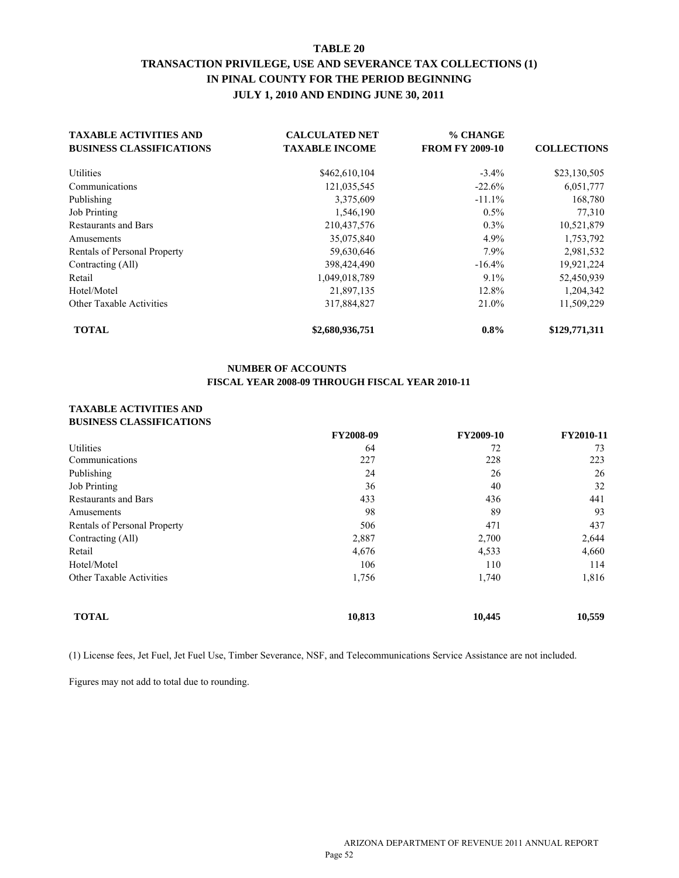# TABLE 20

## TRANSACTION PRIVILEGE, USE AND SEVERANCE TAX COLLECTIONS (1) IN PINAL COUNTY FOR THE PERIOD BEGINNING JULY 1, 2010 AND ENDING JUNE 30, 2011

| TAXABLE ACTIVITIES AND BUSINESS CLASSIFICATIONS | CALCULATED NET TAXABLE INCOME | % CHANGE FROM FY 2009-10 | COLLECTIONS |
|---|---|---|---|
| Utilities | $462,610,104 | -3.4% | $23,130,505 |
| Communications | 121,035,545 | -22.6% | 6,051,777 |
| Publishing | 3,375,609 | -11.1% | 168,780 |
| Job Printing | 1,546,190 | 0.5% | 77,310 |
| Restaurants and Bars | 210,437,576 | 0.3% | 10,521,879 |
| Amusements | 35,075,840 | 4.9% | 1,753,792 |
| Rentals of Personal Property | 59,630,646 | 7.9% | 2,981,532 |
| Contracting (All) | 398,424,490 | -16.4% | 19,921,224 |
| Retail | 1,049,018,789 | 9.1% | 52,450,939 |
| Hotel/Motel | 21,897,135 | 12.8% | 1,204,342 |
| Other Taxable Activities | 317,884,827 | 21.0% | 11,509,229 |
| **TOTAL** | **$2,680,936,751** | **0.8%** | **$129,771,311** |

### NUMBER OF ACCOUNTS
### FISCAL YEAR 2008-09 THROUGH FISCAL YEAR 2010-11

| TAXABLE ACTIVITIES AND BUSINESS CLASSIFICATIONS | FY2008-09 | FY2009-10 | FY2010-11 |
|---|---|---|---|
| Utilities | 64 | 72 | 73 |
| Communications | 227 | 228 | 223 |
| Publishing | 24 | 26 | 26 |
| Job Printing | 36 | 40 | 32 |
| Restaurants and Bars | 433 | 436 | 441 |
| Amusements | 98 | 89 | 93 |
| Rentals of Personal Property | 506 | 471 | 437 |
| Contracting (All) | 2,887 | 2,700 | 2,644 |
| Retail | 4,676 | 4,533 | 4,660 |
| Hotel/Motel | 106 | 110 | 114 |
| Other Taxable Activities | 1,756 | 1,740 | 1,816 |
| **TOTAL** | **10,813** | **10,445** | **10,559** |

(1) License fees, Jet Fuel, Jet Fuel Use, Timber Severance, NSF, and Telecommunications Service Assistance are not included.

Figures may not add to total due to rounding.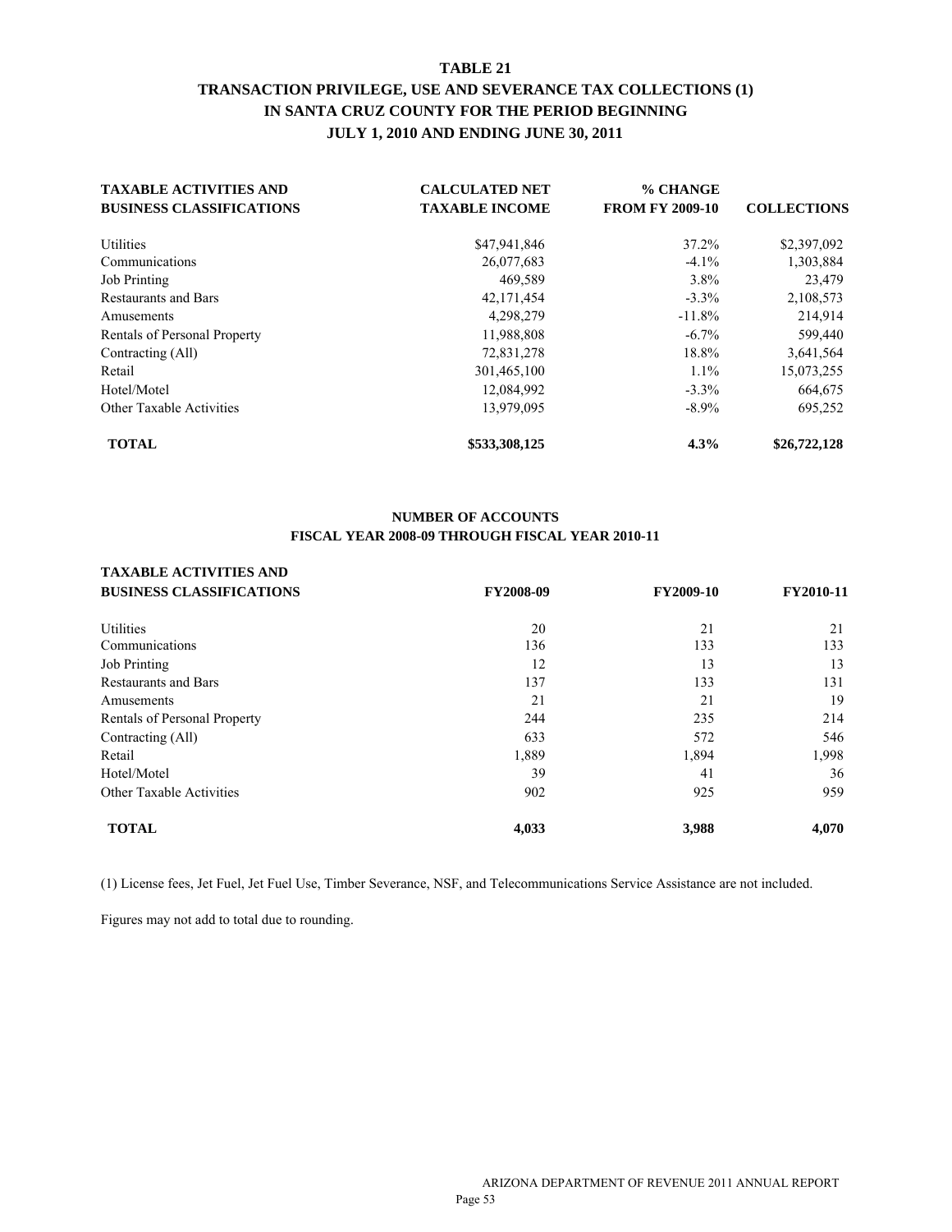# TABLE 21

## TRANSACTION PRIVILEGE, USE AND SEVERANCE TAX COLLECTIONS (1) IN SANTA CRUZ COUNTY FOR THE PERIOD BEGINNING JULY 1, 2010 AND ENDING JUNE 30, 2011

| TAXABLE ACTIVITIES AND BUSINESS CLASSIFICATIONS | CALCULATED NET TAXABLE INCOME | % CHANGE FROM FY 2009-10 | COLLECTIONS |
|---|---|---|---|
| Utilities | $47,941,846 | 37.2% | $2,397,092 |
| Communications | 26,077,683 | -4.1% | 1,303,884 |
| Job Printing | 469,589 | 3.8% | 23,479 |
| Restaurants and Bars | 42,171,454 | -3.3% | 2,108,573 |
| Amusements | 4,298,279 | -11.8% | 214,914 |
| Rentals of Personal Property | 11,988,808 | -6.7% | 599,440 |
| Contracting (All) | 72,831,278 | 18.8% | 3,641,564 |
| Retail | 301,465,100 | 1.1% | 15,073,255 |
| Hotel/Motel | 12,084,992 | -3.3% | 664,675 |
| Other Taxable Activities | 13,979,095 | -8.9% | 695,252 |
| **TOTAL** | **$533,308,125** | **4.3%** | **$26,722,128** |

### NUMBER OF ACCOUNTS
### FISCAL YEAR 2008-09 THROUGH FISCAL YEAR 2010-11

| TAXABLE ACTIVITIES AND BUSINESS CLASSIFICATIONS | FY2008-09 | FY2009-10 | FY2010-11 |
|---|---|---|---|
| Utilities | 20 | 21 | 21 |
| Communications | 136 | 133 | 133 |
| Job Printing | 12 | 13 | 13 |
| Restaurants and Bars | 137 | 133 | 131 |
| Amusements | 21 | 21 | 19 |
| Rentals of Personal Property | 244 | 235 | 214 |
| Contracting (All) | 633 | 572 | 546 |
| Retail | 1,889 | 1,894 | 1,998 |
| Hotel/Motel | 39 | 41 | 36 |
| Other Taxable Activities | 902 | 925 | 959 |
| **TOTAL** | **4,033** | **3,988** | **4,070** |

(1) License fees, Jet Fuel, Jet Fuel Use, Timber Severance, NSF, and Telecommunications Service Assistance are not included.

Figures may not add to total due to rounding.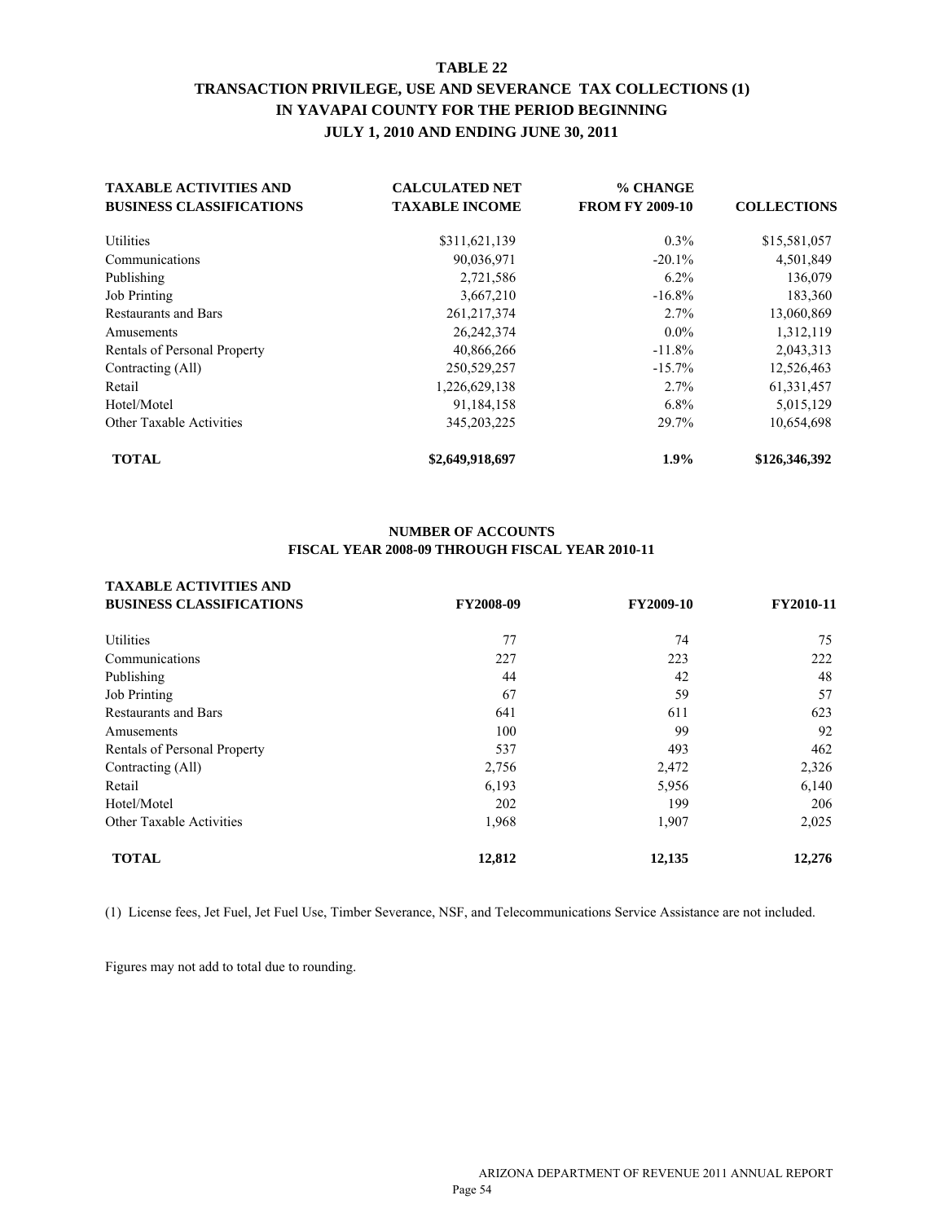# TABLE 22

## TRANSACTION PRIVILEGE, USE AND SEVERANCE TAX COLLECTIONS (1) IN YAVAPAI COUNTY FOR THE PERIOD BEGINNING JULY 1, 2010 AND ENDING JUNE 30, 2011

| TAXABLE ACTIVITIES AND BUSINESS CLASSIFICATIONS | CALCULATED NET TAXABLE INCOME | % CHANGE FROM FY 2009-10 | COLLECTIONS |
|---|---|---|---|
| Utilities | $311,621,139 | 0.3% | $15,581,057 |
| Communications | 90,036,971 | -20.1% | 4,501,849 |
| Publishing | 2,721,586 | 6.2% | 136,079 |
| Job Printing | 3,667,210 | -16.8% | 183,360 |
| Restaurants and Bars | 261,217,374 | 2.7% | 13,060,869 |
| Amusements | 26,242,374 | 0.0% | 1,312,119 |
| Rentals of Personal Property | 40,866,266 | -11.8% | 2,043,313 |
| Contracting (All) | 250,529,257 | -15.7% | 12,526,463 |
| Retail | 1,226,629,138 | 2.7% | 61,331,457 |
| Hotel/Motel | 91,184,158 | 6.8% | 5,015,129 |
| Other Taxable Activities | 345,203,225 | 29.7% | 10,654,698 |
| **TOTAL** | **$2,649,918,697** | **1.9%** | **$126,346,392** |

### NUMBER OF ACCOUNTS FISCAL YEAR 2008-09 THROUGH FISCAL YEAR 2010-11

| TAXABLE ACTIVITIES AND BUSINESS CLASSIFICATIONS | FY2008-09 | FY2009-10 | FY2010-11 |
|---|---|---|---|
| Utilities | 77 | 74 | 75 |
| Communications | 227 | 223 | 222 |
| Publishing | 44 | 42 | 48 |
| Job Printing | 67 | 59 | 57 |
| Restaurants and Bars | 641 | 611 | 623 |
| Amusements | 100 | 99 | 92 |
| Rentals of Personal Property | 537 | 493 | 462 |
| Contracting (All) | 2,756 | 2,472 | 2,326 |
| Retail | 6,193 | 5,956 | 6,140 |
| Hotel/Motel | 202 | 199 | 206 |
| Other Taxable Activities | 1,968 | 1,907 | 2,025 |
| **TOTAL** | **12,812** | **12,135** | **12,276** |

(1) License fees, Jet Fuel, Jet Fuel Use, Timber Severance, NSF, and Telecommunications Service Assistance are not included.

Figures may not add to total due to rounding.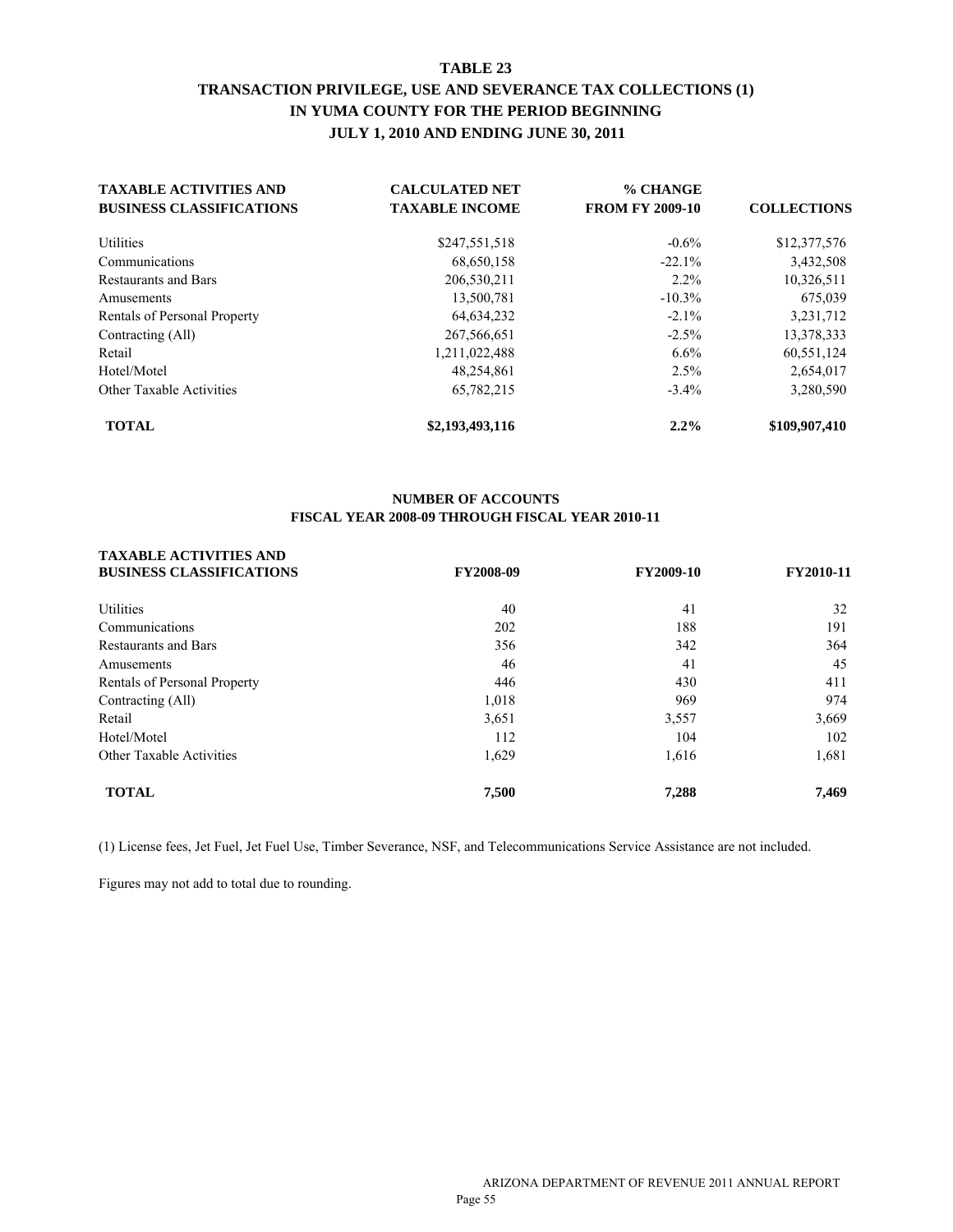# TABLE 23

## TRANSACTION PRIVILEGE, USE AND SEVERANCE TAX COLLECTIONS (1) IN YUMA COUNTY FOR THE PERIOD BEGINNING JULY 1, 2010 AND ENDING JUNE 30, 2011

| TAXABLE ACTIVITIES AND BUSINESS CLASSIFICATIONS | CALCULATED NET TAXABLE INCOME | % CHANGE FROM FY 2009-10 | COLLECTIONS |
|---|---|---|---|
| Utilities | $247,551,518 | -0.6% | $12,377,576 |
| Communications | 68,650,158 | -22.1% | 3,432,508 |
| Restaurants and Bars | 206,530,211 | 2.2% | 10,326,511 |
| Amusements | 13,500,781 | -10.3% | 675,039 |
| Rentals of Personal Property | 64,634,232 | -2.1% | 3,231,712 |
| Contracting (All) | 267,566,651 | -2.5% | 13,378,333 |
| Retail | 1,211,022,488 | 6.6% | 60,551,124 |
| Hotel/Motel | 48,254,861 | 2.5% | 2,654,017 |
| Other Taxable Activities | 65,782,215 | -3.4% | 3,280,590 |
| **TOTAL** | **$2,193,493,116** | **2.2%** | **$109,907,410** |

### NUMBER OF ACCOUNTS
### FISCAL YEAR 2008-09 THROUGH FISCAL YEAR 2010-11

| TAXABLE ACTIVITIES AND BUSINESS CLASSIFICATIONS | FY2008-09 | FY2009-10 | FY2010-11 |
|---|---|---|---|
| Utilities | 40 | 41 | 32 |
| Communications | 202 | 188 | 191 |
| Restaurants and Bars | 356 | 342 | 364 |
| Amusements | 46 | 41 | 45 |
| Rentals of Personal Property | 446 | 430 | 411 |
| Contracting (All) | 1,018 | 969 | 974 |
| Retail | 3,651 | 3,557 | 3,669 |
| Hotel/Motel | 112 | 104 | 102 |
| Other Taxable Activities | 1,629 | 1,616 | 1,681 |
| **TOTAL** | **7,500** | **7,288** | **7,469** |

(1) License fees, Jet Fuel, Jet Fuel Use, Timber Severance, NSF, and Telecommunications Service Assistance are not included.

Figures may not add to total due to rounding.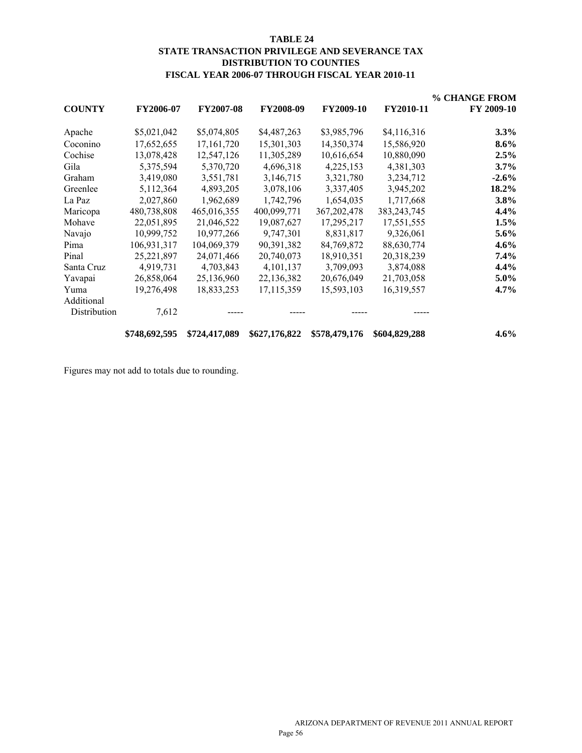# TABLE 24
## STATE TRANSACTION PRIVILEGE AND SEVERANCE TAX DISTRIBUTION TO COUNTIES
### FISCAL YEAR 2006-07 THROUGH FISCAL YEAR 2010-11

| COUNTY | FY2006-07 | FY2007-08 | FY2008-09 | FY2009-10 | FY2010-11 | % CHANGE FROM FY 2009-10 |
|---|---|---|---|---|---|---|
| Apache | $5,021,042 | $5,074,805 | $4,487,263 | $3,985,796 | $4,116,316 | **3.3%** |
| Coconino | 17,652,655 | 17,161,720 | 15,301,303 | 14,350,374 | 15,586,920 | **8.6%** |
| Cochise | 13,078,428 | 12,547,126 | 11,305,289 | 10,616,654 | 10,880,090 | **2.5%** |
| Gila | 5,375,594 | 5,370,720 | 4,696,318 | 4,225,153 | 4,381,303 | **3.7%** |
| Graham | 3,419,080 | 3,551,781 | 3,146,715 | 3,321,780 | 3,234,712 | **-2.6%** |
| Greenlee | 5,112,364 | 4,893,205 | 3,078,106 | 3,337,405 | 3,945,202 | **18.2%** |
| La Paz | 2,027,860 | 1,962,689 | 1,742,796 | 1,654,035 | 1,717,668 | **3.8%** |
| Maricopa | 480,738,808 | 465,016,355 | 400,099,771 | 367,202,478 | 383,243,745 | **4.4%** |
| Mohave | 22,051,895 | 21,046,522 | 19,087,627 | 17,295,217 | 17,551,555 | **1.5%** |
| Navajo | 10,999,752 | 10,977,266 | 9,747,301 | 8,831,817 | 9,326,061 | **5.6%** |
| Pima | 106,931,317 | 104,069,379 | 90,391,382 | 84,769,872 | 88,630,774 | **4.6%** |
| Pinal | 25,221,897 | 24,071,466 | 20,740,073 | 18,910,351 | 20,318,239 | **7.4%** |
| Santa Cruz | 4,919,731 | 4,703,843 | 4,101,137 | 3,709,093 | 3,874,088 | **4.4%** |
| Yavapai | 26,858,064 | 25,136,960 | 22,136,382 | 20,676,049 | 21,703,058 | **5.0%** |
| Yuma | 19,276,498 | 18,833,253 | 17,115,359 | 15,593,103 | 16,319,557 | **4.7%** |
| Additional Distribution | 7,612 | ----- | ----- | ----- | ----- | |
| | **$748,692,595** | **$724,417,089** | **$627,176,822** | **$578,479,176** | **$604,829,288** | **4.6%** |

Figures may not add to totals due to rounding.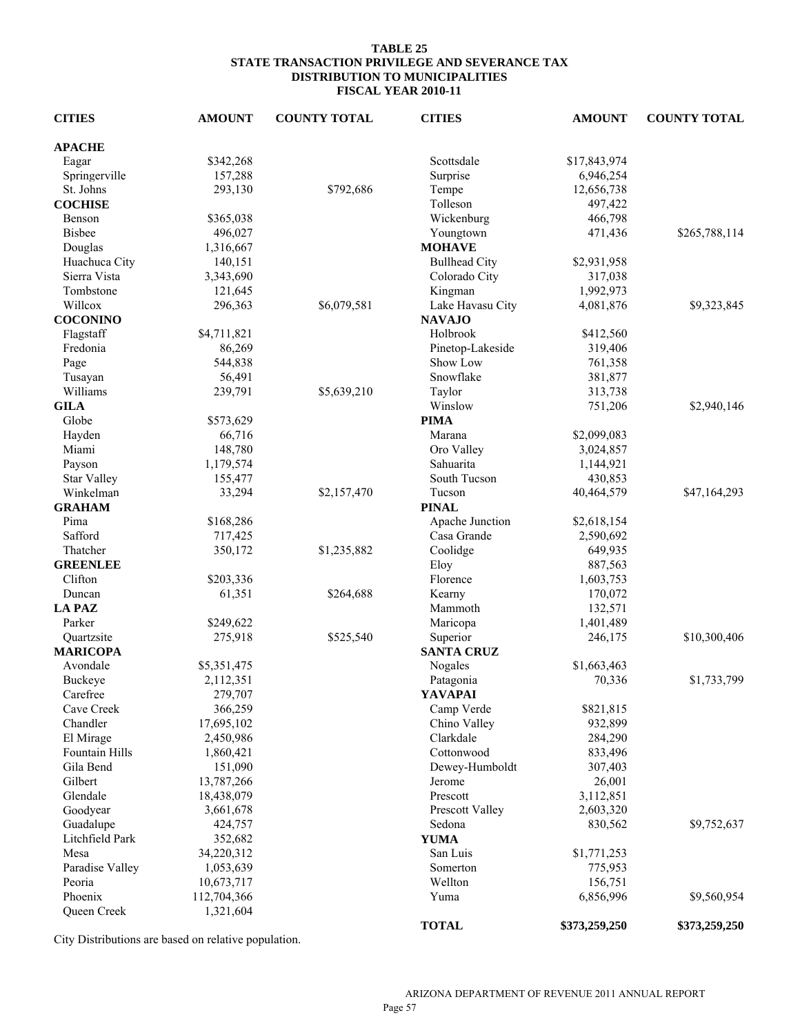# TABLE 25
## STATE TRANSACTION PRIVILEGE AND SEVERANCE TAX DISTRIBUTION TO MUNICIPALITIES
### FISCAL YEAR 2010-11

| CITIES | AMOUNT | COUNTY TOTAL |
|---|---|---|
| **APACHE** | | |
| Eagar | $342,268 | |
| Springerville | 157,288 | |
| St. Johns | 293,130 | $792,686 |
| **COCHISE** | | |
| Benson | $365,038 | |
| Bisbee | 496,027 | |
| Douglas | 1,316,667 | |
| Huachuca City | 140,151 | |
| Sierra Vista | 3,343,690 | |
| Tombstone | 121,645 | |
| Willcox | 296,363 | $6,079,581 |
| **COCONINO** | | |
| Flagstaff | $4,711,821 | |
| Fredonia | 86,269 | |
| Page | 544,838 | |
| Tusayan | 56,491 | |
| Williams | 239,791 | $5,639,210 |
| **GILA** | | |
| Globe | $573,629 | |
| Hayden | 66,716 | |
| Miami | 148,780 | |
| Payson | 1,179,574 | |
| Star Valley | 155,477 | |
| Winkelman | 33,294 | $2,157,470 |
| **GRAHAM** | | |
| Pima | $168,286 | |
| Safford | 717,425 | |
| Thatcher | 350,172 | $1,235,882 |
| **GREENLEE** | | |
| Clifton | $203,336 | |
| Duncan | 61,351 | $264,688 |
| **LA PAZ** | | |
| Parker | $249,622 | |
| Quartzsite | 275,918 | $525,540 |
| **MARICOPA** | | |
| Avondale | $5,351,475 | |
| Buckeye | 2,112,351 | |
| Carefree | 279,707 | |
| Cave Creek | 366,259 | |
| Chandler | 17,695,102 | |
| El Mirage | 2,450,986 | |
| Fountain Hills | 1,860,421 | |
| Gila Bend | 151,090 | |
| Gilbert | 13,787,266 | |
| Glendale | 18,438,079 | |
| Goodyear | 3,661,678 | |
| Guadalupe | 424,757 | |
| Litchfield Park | 352,682 | |
| Mesa | 34,220,312 | |
| Paradise Valley | 1,053,639 | |
| Peoria | 10,673,717 | |
| Phoenix | 112,704,366 | |
| Queen Creek | 1,321,604 | |
| Scottsdale | $17,843,974 | |
| Surprise | 6,946,254 | |
| Tempe | 12,656,738 | |
| Tolleson | 497,422 | |
| Wickenburg | 466,798 | |
| Youngtown | 471,436 | $265,788,114 |
| **MOHAVE** | | |
| Bullhead City | $2,931,958 | |
| Colorado City | 317,038 | |
| Kingman | 1,992,973 | |
| Lake Havasu City | 4,081,876 | $9,323,845 |
| **NAVAJO** | | |
| Holbrook | $412,560 | |
| Pinetop-Lakeside | 319,406 | |
| Show Low | 761,358 | |
| Snowflake | 381,877 | |
| Taylor | 313,738 | |
| Winslow | 751,206 | $2,940,146 |
| **PIMA** | | |
| Marana | $2,099,083 | |
| Oro Valley | 3,024,857 | |
| Sahuarita | 1,144,921 | |
| South Tucson | 430,853 | |
| Tucson | 40,464,579 | $47,164,293 |
| **PINAL** | | |
| Apache Junction | $2,618,154 | |
| Casa Grande | 2,590,692 | |
| Coolidge | 649,935 | |
| Eloy | 887,563 | |
| Florence | 1,603,753 | |
| Kearny | 170,072 | |
| Mammoth | 132,571 | |
| Maricopa | 1,401,489 | |
| Superior | 246,175 | $10,300,406 |
| **SANTA CRUZ** | | |
| Nogales | $1,663,463 | |
| Patagonia | 70,336 | $1,733,799 |
| **YAVAPAI** | | |
| Camp Verde | $821,815 | |
| Chino Valley | 932,899 | |
| Clarkdale | 284,290 | |
| Cottonwood | 833,496 | |
| Dewey-Humboldt | 307,403 | |
| Jerome | 26,001 | |
| Prescott | 3,112,851 | |
| Prescott Valley | 2,603,320 | |
| Sedona | 830,562 | $9,752,637 |
| **YUMA** | | |
| San Luis | $1,771,253 | |
| Somerton | 775,953 | |
| Wellton | 156,751 | |
| Yuma | 6,856,996 | $9,560,954 |
| **TOTAL** | **$373,259,250** | **$373,259,250** |

City Distributions are based on relative population.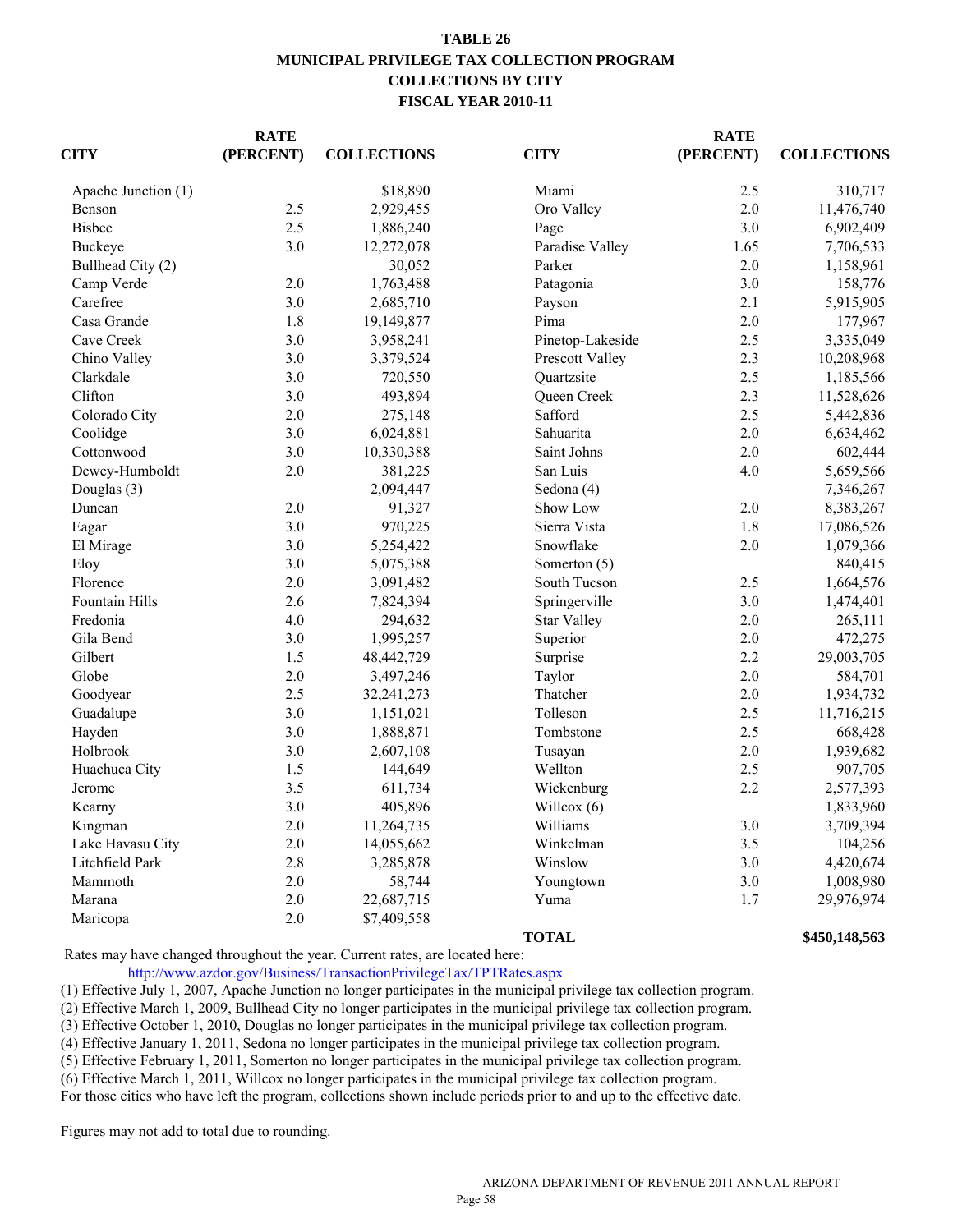# TABLE 26
## MUNICIPAL PRIVILEGE TAX COLLECTION PROGRAM
## COLLECTIONS BY CITY
## FISCAL YEAR 2010-11

| CITY | RATE (PERCENT) | COLLECTIONS | CITY | RATE (PERCENT) | COLLECTIONS |
|---|---|---|---|---|---|
| Apache Junction (1) | | $18,890 | Miami | 2.5 | 310,717 |
| Benson | 2.5 | 2,929,455 | Oro Valley | 2.0 | 11,476,740 |
| Bisbee | 2.5 | 1,886,240 | Page | 3.0 | 6,902,409 |
| Buckeye | 3.0 | 12,272,078 | Paradise Valley | 1.65 | 7,706,533 |
| Bullhead City (2) | | 30,052 | Parker | 2.0 | 1,158,961 |
| Camp Verde | 2.0 | 1,763,488 | Patagonia | 3.0 | 158,776 |
| Carefree | 3.0 | 2,685,710 | Payson | 2.1 | 5,915,905 |
| Casa Grande | 1.8 | 19,149,877 | Pima | 2.0 | 177,967 |
| Cave Creek | 3.0 | 3,958,241 | Pinetop-Lakeside | 2.5 | 3,335,049 |
| Chino Valley | 3.0 | 3,379,524 | Prescott Valley | 2.3 | 10,208,968 |
| Clarkdale | 3.0 | 720,550 | Quartzsite | 2.5 | 1,185,566 |
| Clifton | 3.0 | 493,894 | Queen Creek | 2.3 | 11,528,626 |
| Colorado City | 2.0 | 275,148 | Safford | 2.5 | 5,442,836 |
| Coolidge | 3.0 | 6,024,881 | Sahuarita | 2.0 | 6,634,462 |
| Cottonwood | 3.0 | 10,330,388 | Saint Johns | 2.0 | 602,444 |
| Dewey-Humboldt | 2.0 | 381,225 | San Luis | 4.0 | 5,659,566 |
| Douglas (3) | | 2,094,447 | Sedona (4) | | 7,346,267 |
| Duncan | 2.0 | 91,327 | Show Low | 2.0 | 8,383,267 |
| Eagar | 3.0 | 970,225 | Sierra Vista | 1.8 | 17,086,526 |
| El Mirage | 3.0 | 5,254,422 | Snowflake | 2.0 | 1,079,366 |
| Eloy | 3.0 | 5,075,388 | Somerton (5) | | 840,415 |
| Florence | 2.0 | 3,091,482 | South Tucson | 2.5 | 1,664,576 |
| Fountain Hills | 2.6 | 7,824,394 | Springerville | 3.0 | 1,474,401 |
| Fredonia | 4.0 | 294,632 | Star Valley | 2.0 | 265,111 |
| Gila Bend | 3.0 | 1,995,257 | Superior | 2.0 | 472,275 |
| Gilbert | 1.5 | 48,442,729 | Surprise | 2.2 | 29,003,705 |
| Globe | 2.0 | 3,497,246 | Taylor | 2.0 | 584,701 |
| Goodyear | 2.5 | 32,241,273 | Thatcher | 2.0 | 1,934,732 |
| Guadalupe | 3.0 | 1,151,021 | Tolleson | 2.5 | 11,716,215 |
| Hayden | 3.0 | 1,888,871 | Tombstone | 2.5 | 668,428 |
| Holbrook | 3.0 | 2,607,108 | Tusayan | 2.0 | 1,939,682 |
| Huachuca City | 1.5 | 144,649 | Wellton | 2.5 | 907,705 |
| Jerome | 3.5 | 611,734 | Wickenburg | 2.2 | 2,577,393 |
| Kearny | 3.0 | 405,896 | Willcox (6) | | 1,833,960 |
| Kingman | 2.0 | 11,264,735 | Williams | 3.0 | 3,709,394 |
| Lake Havasu City | 2.0 | 14,055,662 | Winkelman | 3.5 | 104,256 |
| Litchfield Park | 2.8 | 3,285,878 | Winslow | 3.0 | 4,420,674 |
| Mammoth | 2.0 | 58,744 | Youngtown | 3.0 | 1,008,980 |
| Marana | 2.0 | 22,687,715 | Yuma | 1.7 | 29,976,974 |
| Maricopa | 2.0 | $7,409,558 | | | |
| | | | **TOTAL** | | **$450,148,563** |

Rates may have changed throughout the year. Current rates, are located here:

http://www.azdor.gov/Business/TransactionPrivilegeTax/TPTRates.aspx

(1) Effective July 1, 2007, Apache Junction no longer participates in the municipal privilege tax collection program.
(2) Effective March 1, 2009, Bullhead City no longer participates in the municipal privilege tax collection program.
(3) Effective October 1, 2010, Douglas no longer participates in the municipal privilege tax collection program.
(4) Effective January 1, 2011, Sedona no longer participates in the municipal privilege tax collection program.
(5) Effective February 1, 2011, Somerton no longer participates in the municipal privilege tax collection program.
(6) Effective March 1, 2011, Willcox no longer participates in the municipal privilege tax collection program.
For those cities who have left the program, collections shown include periods prior to and up to the effective date.

Figures may not add to total due to rounding.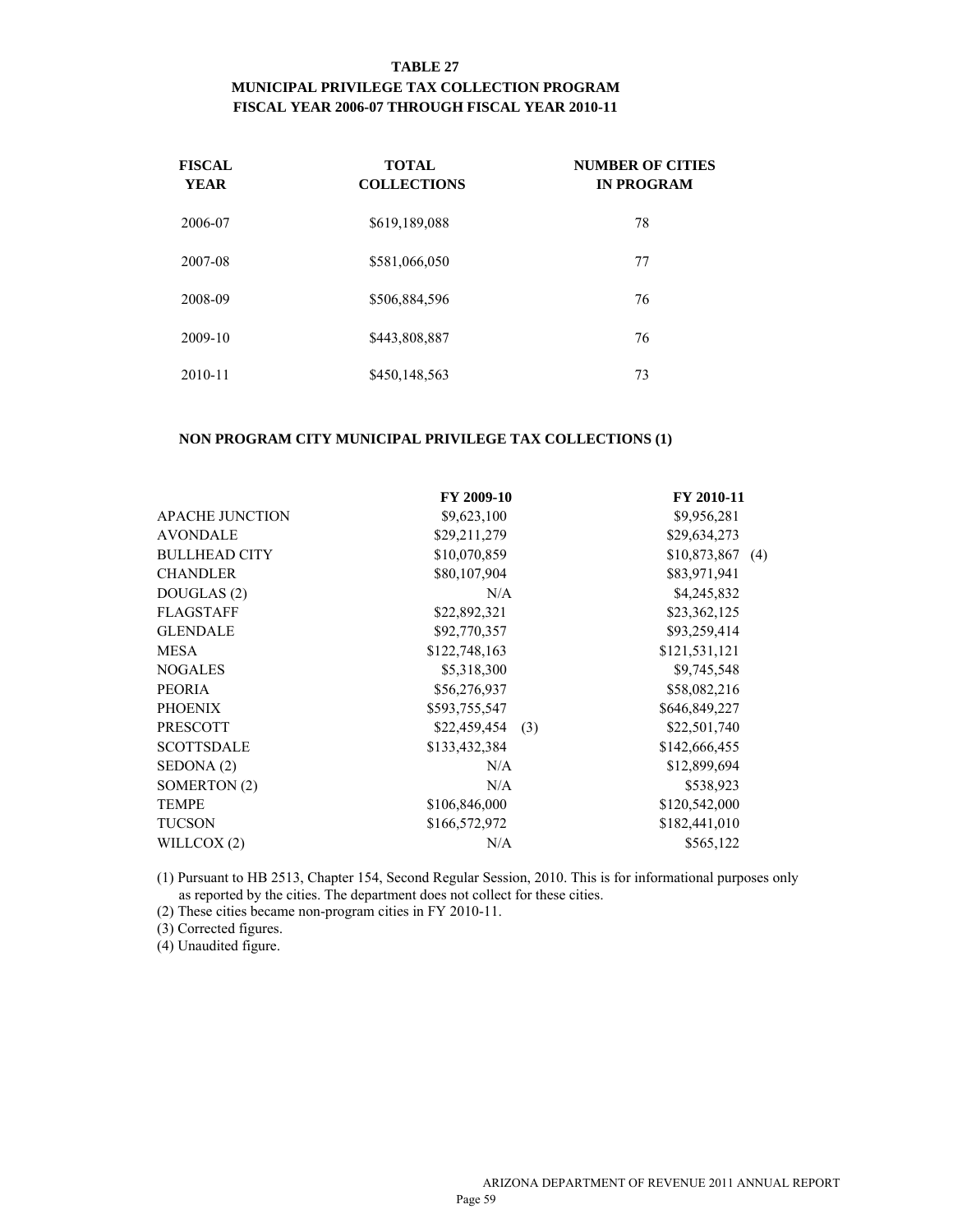**TABLE 27**
**MUNICIPAL PRIVILEGE TAX COLLECTION PROGRAM**
**FISCAL YEAR 2006-07 THROUGH FISCAL YEAR 2010-11**

| FISCAL YEAR | TOTAL COLLECTIONS | NUMBER OF CITIES IN PROGRAM |
|---|---|---|
| 2006-07 | $619,189,088 | 78 |
| 2007-08 | $581,066,050 | 77 |
| 2008-09 | $506,884,596 | 76 |
| 2009-10 | $443,808,887 | 76 |
| 2010-11 | $450,148,563 | 73 |

**NON PROGRAM CITY MUNICIPAL PRIVILEGE TAX COLLECTIONS (1)**

| | FY 2009-10 | FY 2010-11 |
|---|---|---|
| APACHE JUNCTION | $9,623,100 | $9,956,281 |
| AVONDALE | $29,211,279 | $29,634,273 |
| BULLHEAD CITY | $10,070,859 | $10,873,867 (4) |
| CHANDLER | $80,107,904 | $83,971,941 |
| DOUGLAS (2) | N/A | $4,245,832 |
| FLAGSTAFF | $22,892,321 | $23,362,125 |
| GLENDALE | $92,770,357 | $93,259,414 |
| MESA | $122,748,163 | $121,531,121 |
| NOGALES | $5,318,300 | $9,745,548 |
| PEORIA | $56,276,937 | $58,082,216 |
| PHOENIX | $593,755,547 | $646,849,227 |
| PRESCOTT | $22,459,454 (3) | $22,501,740 |
| SCOTTSDALE | $133,432,384 | $142,666,455 |
| SEDONA (2) | N/A | $12,899,694 |
| SOMERTON (2) | N/A | $538,923 |
| TEMPE | $106,846,000 | $120,542,000 |
| TUCSON | $166,572,972 | $182,441,010 |
| WILLCOX (2) | N/A | $565,122 |

(1) Pursuant to HB 2513, Chapter 154, Second Regular Session, 2010. This is for informational purposes only as reported by the cities. The department does not collect for these cities.

(2) These cities became non-program cities in FY 2010-11.

(3) Corrected figures.

(4) Unaudited figure.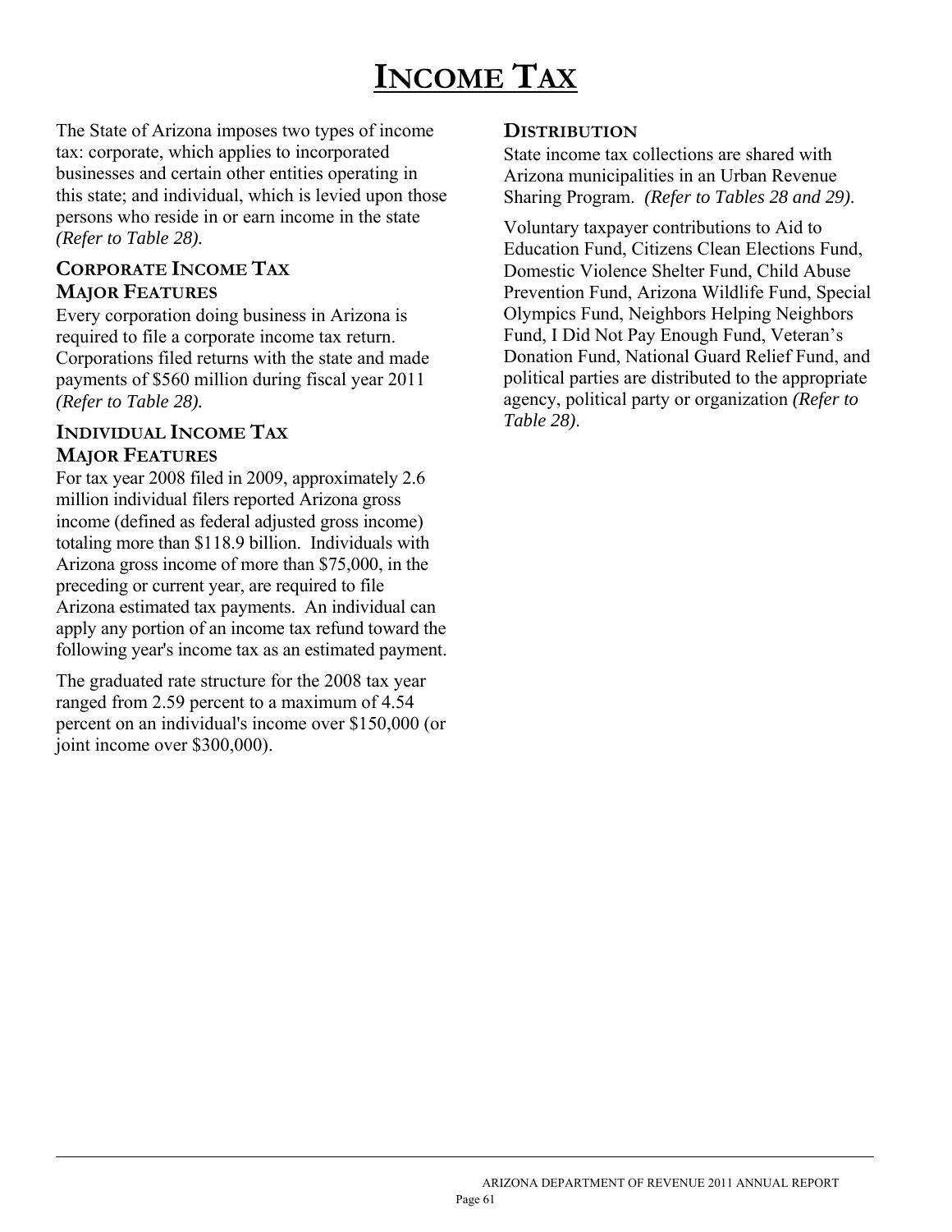# INCOME TAX

The State of Arizona imposes two types of income tax: corporate, which applies to incorporated businesses and certain other entities operating in this state; and individual, which is levied upon those persons who reside in or earn income in the state *(Refer to Table 28).*

## CORPORATE INCOME TAX MAJOR FEATURES

Every corporation doing business in Arizona is required to file a corporate income tax return. Corporations filed returns with the state and made payments of $560 million during fiscal year 2011 *(Refer to Table 28).*

## INDIVIDUAL INCOME TAX MAJOR FEATURES

For tax year 2008 filed in 2009, approximately 2.6 million individual filers reported Arizona gross income (defined as federal adjusted gross income) totaling more than $118.9 billion. Individuals with Arizona gross income of more than $75,000, in the preceding or current year, are required to file Arizona estimated tax payments. An individual can apply any portion of an income tax refund toward the following year's income tax as an estimated payment.

The graduated rate structure for the 2008 tax year ranged from 2.59 percent to a maximum of 4.54 percent on an individual's income over $150,000 (or joint income over $300,000).

## DISTRIBUTION

State income tax collections are shared with Arizona municipalities in an Urban Revenue Sharing Program. *(Refer to Tables 28 and 29).*

Voluntary taxpayer contributions to Aid to Education Fund, Citizens Clean Elections Fund, Domestic Violence Shelter Fund, Child Abuse Prevention Fund, Arizona Wildlife Fund, Special Olympics Fund, Neighbors Helping Neighbors Fund, I Did Not Pay Enough Fund, Veteran's Donation Fund, National Guard Relief Fund, and political parties are distributed to the appropriate agency, political party or organization *(Refer to Table 28).*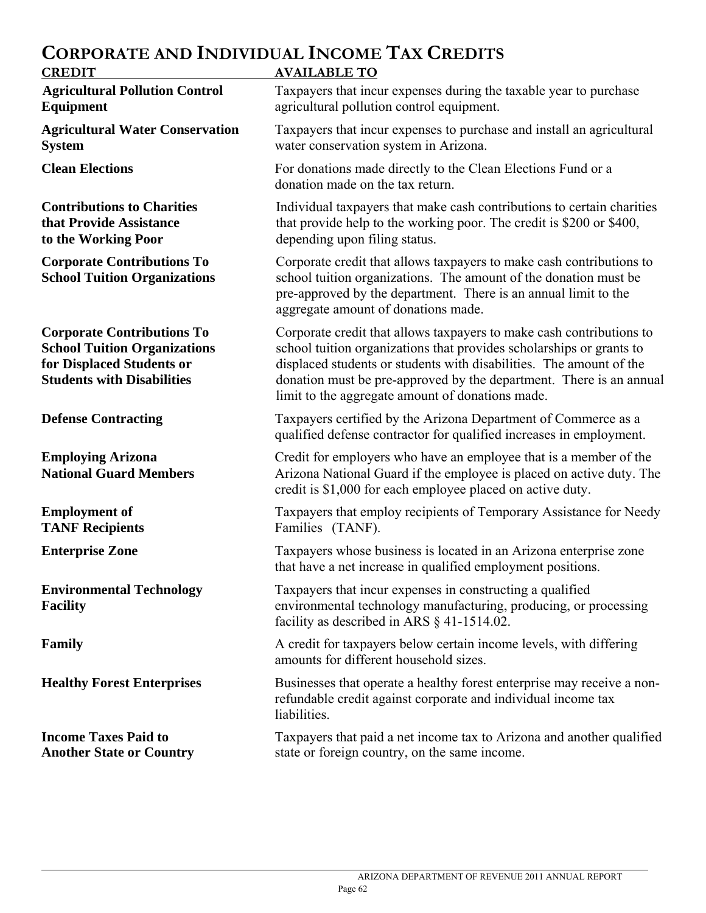# CORPORATE AND INDIVIDUAL INCOME TAX CREDITS

| CREDIT | AVAILABLE TO |
|---|---|
| **Agricultural Pollution Control Equipment** | Taxpayers that incur expenses during the taxable year to purchase agricultural pollution control equipment. |
| **Agricultural Water Conservation System** | Taxpayers that incur expenses to purchase and install an agricultural water conservation system in Arizona. |
| **Clean Elections** | For donations made directly to the Clean Elections Fund or a donation made on the tax return. |
| **Contributions to Charities that Provide Assistance to the Working Poor** | Individual taxpayers that make cash contributions to certain charities that provide help to the working poor. The credit is $200 or $400, depending upon filing status. |
| **Corporate Contributions To School Tuition Organizations** | Corporate credit that allows taxpayers to make cash contributions to school tuition organizations. The amount of the donation must be pre-approved by the department. There is an annual limit to the aggregate amount of donations made. |
| **Corporate Contributions To School Tuition Organizations for Displaced Students or Students with Disabilities** | Corporate credit that allows taxpayers to make cash contributions to school tuition organizations that provides scholarships or grants to displaced students or students with disabilities. The amount of the donation must be pre-approved by the department. There is an annual limit to the aggregate amount of donations made. |
| **Defense Contracting** | Taxpayers certified by the Arizona Department of Commerce as a qualified defense contractor for qualified increases in employment. |
| **Employing Arizona National Guard Members** | Credit for employers who have an employee that is a member of the Arizona National Guard if the employee is placed on active duty. The credit is $1,000 for each employee placed on active duty. |
| **Employment of TANF Recipients** | Taxpayers that employ recipients of Temporary Assistance for Needy Families (TANF). |
| **Enterprise Zone** | Taxpayers whose business is located in an Arizona enterprise zone that have a net increase in qualified employment positions. |
| **Environmental Technology Facility** | Taxpayers that incur expenses in constructing a qualified environmental technology manufacturing, producing, or processing facility as described in ARS § 41-1514.02. |
| **Family** | A credit for taxpayers below certain income levels, with differing amounts for different household sizes. |
| **Healthy Forest Enterprises** | Businesses that operate a healthy forest enterprise may receive a non-refundable credit against corporate and individual income tax liabilities. |
| **Income Taxes Paid to Another State or Country** | Taxpayers that paid a net income tax to Arizona and another qualified state or foreign country, on the same income. |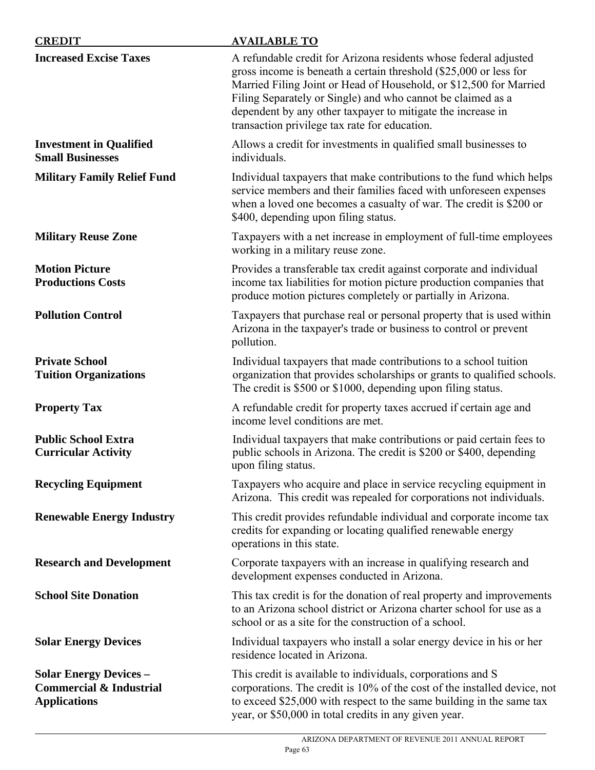| CREDIT | AVAILABLE TO |
|---|---|
| **Increased Excise Taxes** | A refundable credit for Arizona residents whose federal adjusted gross income is beneath a certain threshold ($25,000 or less for Married Filing Joint or Head of Household, or $12,500 for Married Filing Separately or Single) and who cannot be claimed as a dependent by any other taxpayer to mitigate the increase in transaction privilege tax rate for education. |
| **Investment in Qualified Small Businesses** | Allows a credit for investments in qualified small businesses to individuals. |
| **Military Family Relief Fund** | Individual taxpayers that make contributions to the fund which helps service members and their families faced with unforeseen expenses when a loved one becomes a casualty of war. The credit is $200 or $400, depending upon filing status. |
| **Military Reuse Zone** | Taxpayers with a net increase in employment of full-time employees working in a military reuse zone. |
| **Motion Picture Productions Costs** | Provides a transferable tax credit against corporate and individual income tax liabilities for motion picture production companies that produce motion pictures completely or partially in Arizona. |
| **Pollution Control** | Taxpayers that purchase real or personal property that is used within Arizona in the taxpayer's trade or business to control or prevent pollution. |
| **Private School Tuition Organizations** | Individual taxpayers that made contributions to a school tuition organization that provides scholarships or grants to qualified schools. The credit is $500 or $1000, depending upon filing status. |
| **Property Tax** | A refundable credit for property taxes accrued if certain age and income level conditions are met. |
| **Public School Extra Curricular Activity** | Individual taxpayers that make contributions or paid certain fees to public schools in Arizona. The credit is $200 or $400, depending upon filing status. |
| **Recycling Equipment** | Taxpayers who acquire and place in service recycling equipment in Arizona. This credit was repealed for corporations not individuals. |
| **Renewable Energy Industry** | This credit provides refundable individual and corporate income tax credits for expanding or locating qualified renewable energy operations in this state. |
| **Research and Development** | Corporate taxpayers with an increase in qualifying research and development expenses conducted in Arizona. |
| **School Site Donation** | This tax credit is for the donation of real property and improvements to an Arizona school district or Arizona charter school for use as a school or as a site for the construction of a school. |
| **Solar Energy Devices** | Individual taxpayers who install a solar energy device in his or her residence located in Arizona. |
| **Solar Energy Devices – Commercial & Industrial Applications** | This credit is available to individuals, corporations and S corporations. The credit is 10% of the cost of the installed device, not to exceed $25,000 with respect to the same building in the same tax year, or $50,000 in total credits in any given year. |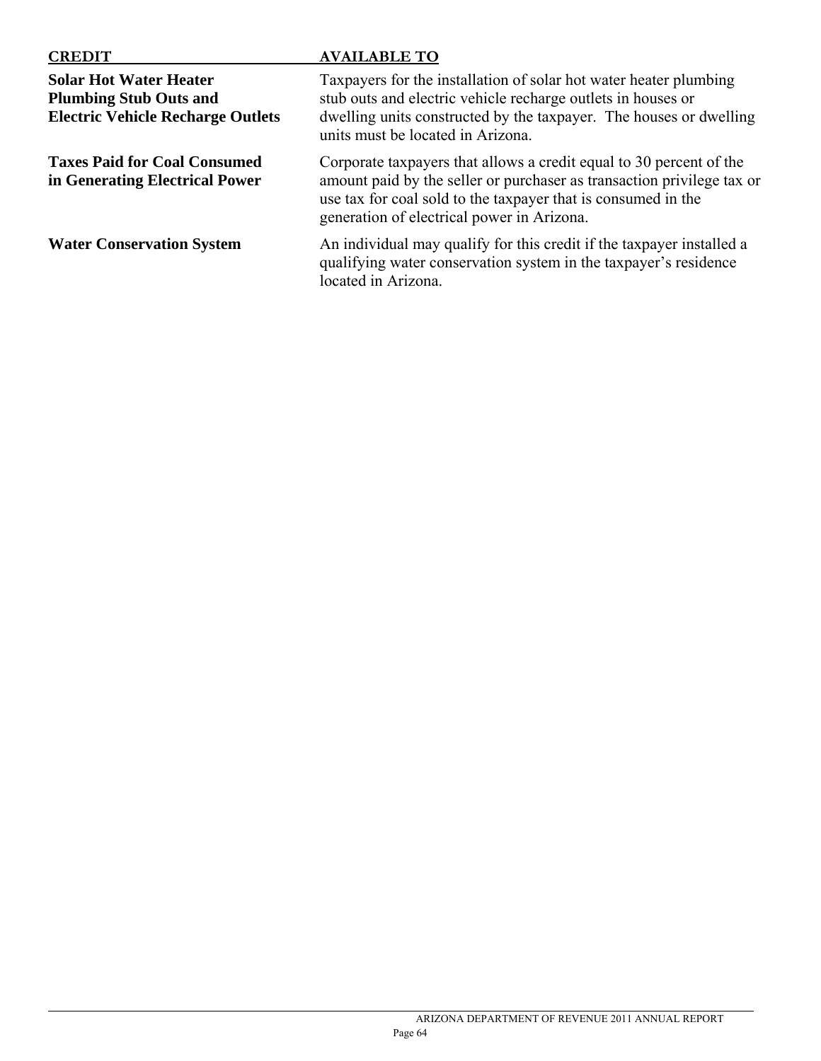| CREDIT | AVAILABLE TO |
|---|---|
| **Solar Hot Water Heater Plumbing Stub Outs and Electric Vehicle Recharge Outlets** | Taxpayers for the installation of solar hot water heater plumbing stub outs and electric vehicle recharge outlets in houses or dwelling units constructed by the taxpayer. The houses or dwelling units must be located in Arizona. |
| **Taxes Paid for Coal Consumed in Generating Electrical Power** | Corporate taxpayers that allows a credit equal to 30 percent of the amount paid by the seller or purchaser as transaction privilege tax or use tax for coal sold to the taxpayer that is consumed in the generation of electrical power in Arizona. |
| **Water Conservation System** | An individual may qualify for this credit if the taxpayer installed a qualifying water conservation system in the taxpayer's residence located in Arizona. |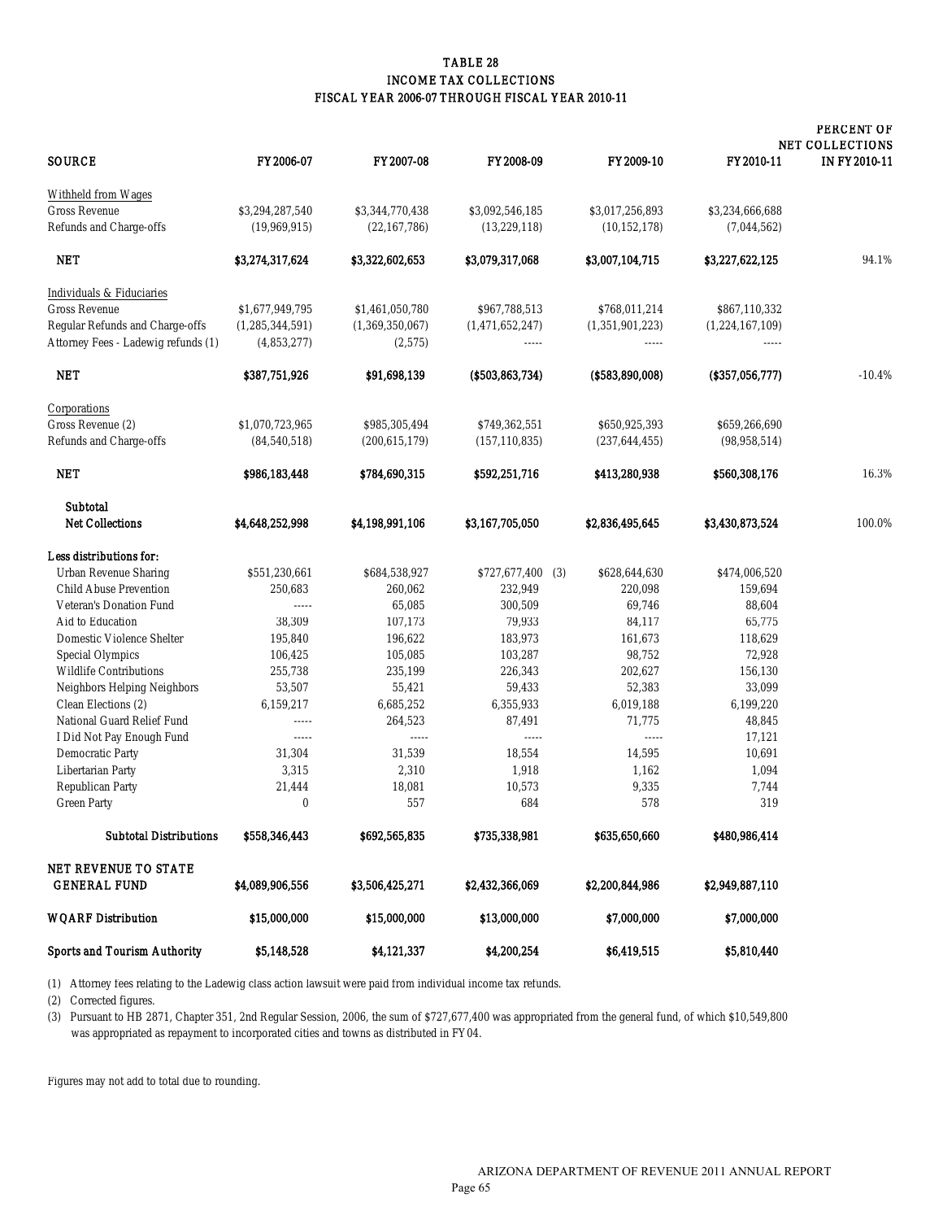# TABLE 28
## INCOME TAX COLLECTIONS
### FISCAL YEAR 2006-07 THROUGH FISCAL YEAR 2010-11

| SOURCE | FY 2006-07 | FY 2007-08 | FY 2008-09 | FY 2009-10 | FY 2010-11 | PERCENT OF NET COLLECTIONS IN FY 2010-11 |
|---|---|---|---|---|---|---|
| Withheld from Wages | | | | | | |
| Gross Revenue | $3,294,287,540 | $3,344,770,438 | $3,092,546,185 | $3,017,256,893 | $3,234,666,688 | |
| Refunds and Charge-offs | (19,969,915) | (22,167,786) | (13,229,118) | (10,152,178) | (7,044,562) | |
| **NET** | **$3,274,317,624** | **$3,322,602,653** | **$3,079,317,068** | **$3,007,104,715** | **$3,227,622,125** | 94.1% |
| Individuals & Fiduciaries | | | | | | |
| Gross Revenue | $1,677,949,795 | $1,461,050,780 | $967,788,513 | $768,011,214 | $867,110,332 | |
| Regular Refunds and Charge-offs | (1,285,344,591) | (1,369,350,067) | (1,471,652,247) | (1,351,901,223) | (1,224,167,109) | |
| Attorney Fees - Ladewig refunds (1) | (4,853,277) | (2,575) | ----- | ----- | ----- | |
| **NET** | **$387,751,926** | **$91,698,139** | **($503,863,734)** | **($583,890,008)** | **($357,056,777)** | -10.4% |
| Corporations | | | | | | |
| Gross Revenue (2) | $1,070,723,965 | $985,305,494 | $749,362,551 | $650,925,393 | $659,266,690 | |
| Refunds and Charge-offs | (84,540,518) | (200,615,179) | (157,110,835) | (237,644,455) | (98,958,514) | |
| **NET** | **$986,183,448** | **$784,690,315** | **$592,251,716** | **$413,280,938** | **$560,308,176** | 16.3% |
| **Subtotal Net Collections** | **$4,648,252,998** | **$4,198,991,106** | **$3,167,705,050** | **$2,836,495,645** | **$3,430,873,524** | 100.0% |
| **Less distributions for:** | | | | | | |
| Urban Revenue Sharing | $551,230,661 | $684,538,927 | $727,677,400 (3) | $628,644,630 | $474,006,520 | |
| Child Abuse Prevention | 250,683 | 260,062 | 232,949 | 220,098 | 159,694 | |
| Veteran's Donation Fund | ----- | 65,085 | 300,509 | 69,746 | 88,604 | |
| Aid to Education | 38,309 | 107,173 | 79,933 | 84,117 | 65,775 | |
| Domestic Violence Shelter | 195,840 | 196,622 | 183,973 | 161,673 | 118,629 | |
| Special Olympics | 106,425 | 105,085 | 103,287 | 98,752 | 72,928 | |
| Wildlife Contributions | 255,738 | 235,199 | 226,343 | 202,627 | 156,130 | |
| Neighbors Helping Neighbors | 53,507 | 55,421 | 59,433 | 52,383 | 33,099 | |
| Clean Elections (2) | 6,159,217 | 6,685,252 | 6,355,933 | 6,019,188 | 6,199,220 | |
| National Guard Relief Fund | ----- | 264,523 | 87,491 | 71,775 | 48,845 | |
| I Did Not Pay Enough Fund | ----- | ----- | ----- | ----- | 17,121 | |
| Democratic Party | 31,304 | 31,539 | 18,554 | 14,595 | 10,691 | |
| Libertarian Party | 3,315 | 2,310 | 1,918 | 1,162 | 1,094 | |
| Republican Party | 21,444 | 18,081 | 10,573 | 9,335 | 7,744 | |
| Green Party | 0 | 557 | 684 | 578 | 319 | |
| **Subtotal Distributions** | **$558,346,443** | **$692,565,835** | **$735,338,981** | **$635,650,660** | **$480,986,414** | |
| **NET REVENUE TO STATE GENERAL FUND** | **$4,089,906,556** | **$3,506,425,271** | **$2,432,366,069** | **$2,200,844,986** | **$2,949,887,110** | |
| **WQARF Distribution** | **$15,000,000** | **$15,000,000** | **$13,000,000** | **$7,000,000** | **$7,000,000** | |
| **Sports and Tourism Authority** | **$5,148,528** | **$4,121,337** | **$4,200,254** | **$6,419,515** | **$5,810,440** | |

(1) Attorney fees relating to the Ladewig class action lawsuit were paid from individual income tax refunds.

(2) Corrected figures.

(3) Pursuant to HB 2871, Chapter 351, 2nd Regular Session, 2006, the sum of $727,677,400 was appropriated from the general fund, of which $10,549,800 was appropriated as repayment to incorporated cities and towns as distributed in FY 04.

Figures may not add to total due to rounding.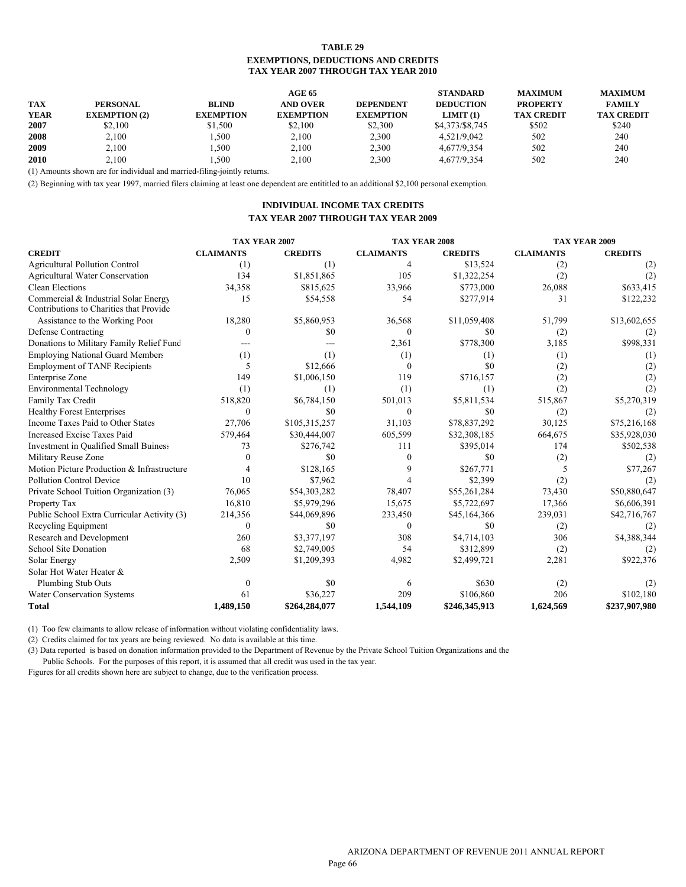# TABLE 29
## EXEMPTIONS, DEDUCTIONS AND CREDITS
## TAX YEAR 2007 THROUGH TAX YEAR 2010

| TAX YEAR | PERSONAL EXEMPTION (2) | BLIND EXEMPTION | AGE 65 AND OVER EXEMPTION | DEPENDENT EXEMPTION | STANDARD DEDUCTION LIMIT (1) | MAXIMUM PROPERTY TAX CREDIT | MAXIMUM FAMILY TAX CREDIT |
|---|---|---|---|---|---|---|---|
| **2007** | $2,100 | $1,500 | $2,100 | $2,300 | $4,373/$8,745 | $502 | $240 |
| **2008** | 2,100 | 1,500 | 2,100 | 2,300 | 4,521/9,042 | 502 | 240 |
| **2009** | 2,100 | 1,500 | 2,100 | 2,300 | 4,677/9,354 | 502 | 240 |
| **2010** | 2,100 | 1,500 | 2,100 | 2,300 | 4,677/9,354 | 502 | 240 |

(1) Amounts shown are for individual and married-filing-jointly returns.

(2) Beginning with tax year 1997, married filers claiming at least one dependent are entititled to an additional $2,100 personal exemption.

## INDIVIDUAL INCOME TAX CREDITS
## TAX YEAR 2007 THROUGH TAX YEAR 2009

| | TAX YEAR 2007 | | TAX YEAR 2008 | | TAX YEAR 2009 | |
|---|---|---|---|---|---|---|
| **CREDIT** | **CLAIMANTS** | **CREDITS** | **CLAIMANTS** | **CREDITS** | **CLAIMANTS** | **CREDITS** |
| Agricultural Pollution Control | (1) | (1) | 4 | $13,524 | (2) | (2) |
| Agricultural Water Conservation | 134 | $1,851,865 | 105 | $1,322,254 | (2) | (2) |
| Clean Elections | 34,358 | $815,625 | 33,966 | $773,000 | 26,088 | $633,415 |
| Commercial & Industrial Solar Energy | 15 | $54,558 | 54 | $277,914 | 31 | $122,232 |
| Contributions to Charities that Provide Assistance to the Working Poor | 18,280 | $5,860,953 | 36,568 | $11,059,408 | 51,799 | $13,602,655 |
| Defense Contracting | 0 | $0 | 0 | $0 | (2) | (2) |
| Donations to Military Family Relief Fund | --- | --- | 2,361 | $778,300 | 3,185 | $998,331 |
| Employing National Guard Members | (1) | (1) | (1) | (1) | (1) | (1) |
| Employment of TANF Recipients | 5 | $12,666 | 0 | $0 | (2) | (2) |
| Enterprise Zone | 149 | $1,006,150 | 119 | $716,157 | (2) | (2) |
| Environmental Technology | (1) | (1) | (1) | (1) | (2) | (2) |
| Family Tax Credit | 518,820 | $6,784,150 | 501,013 | $5,811,534 | 515,867 | $5,270,319 |
| Healthy Forest Enterprises | 0 | $0 | 0 | $0 | (2) | (2) |
| Income Taxes Paid to Other States | 27,706 | $105,315,257 | 31,103 | $78,837,292 | 30,125 | $75,216,168 |
| Increased Excise Taxes Paid | 579,464 | $30,444,007 | 605,599 | $32,308,185 | 664,675 | $35,928,030 |
| Investment in Qualified Small Buiness | 73 | $276,742 | 111 | $395,014 | 174 | $502,538 |
| Military Reuse Zone | 0 | $0 | 0 | $0 | (2) | (2) |
| Motion Picture Production & Infrastructure | 4 | $128,165 | 9 | $267,771 | 5 | $77,267 |
| Pollution Control Device | 10 | $7,962 | 4 | $2,399 | (2) | (2) |
| Private School Tuition Organization (3) | 76,065 | $54,303,282 | 78,407 | $55,261,284 | 73,430 | $50,880,647 |
| Property Tax | 16,810 | $5,979,296 | 15,675 | $5,722,697 | 17,366 | $6,606,391 |
| Public School Extra Curricular Activity (3) | 214,356 | $44,069,896 | 233,450 | $45,164,366 | 239,031 | $42,716,767 |
| Recycling Equipment | 0 | $0 | 0 | $0 | (2) | (2) |
| Research and Development | 260 | $3,377,197 | 308 | $4,714,103 | 306 | $4,388,344 |
| School Site Donation | 68 | $2,749,005 | 54 | $312,899 | (2) | (2) |
| Solar Energy | 2,509 | $1,209,393 | 4,982 | $2,499,721 | 2,281 | $922,376 |
| Solar Hot Water Heater & Plumbing Stub Outs | 0 | $0 | 6 | $630 | (2) | (2) |
| Water Conservation Systems | 61 | $36,227 | 209 | $106,860 | 206 | $102,180 |
| **Total** | **1,489,150** | **$264,284,077** | **1,544,109** | **$246,345,913** | **1,624,569** | **$237,907,980** |

(1) Too few claimants to allow release of information without violating confidentiality laws.

(2) Credits claimed for tax years are being reviewed. No data is available at this time.

(3) Data reported is based on donation information provided to the Department of Revenue by the Private School Tuition Organizations and the Public Schools. For the purposes of this report, it is assumed that all credit was used in the tax year.

Figures for all credits shown here are subject to change, due to the verification process.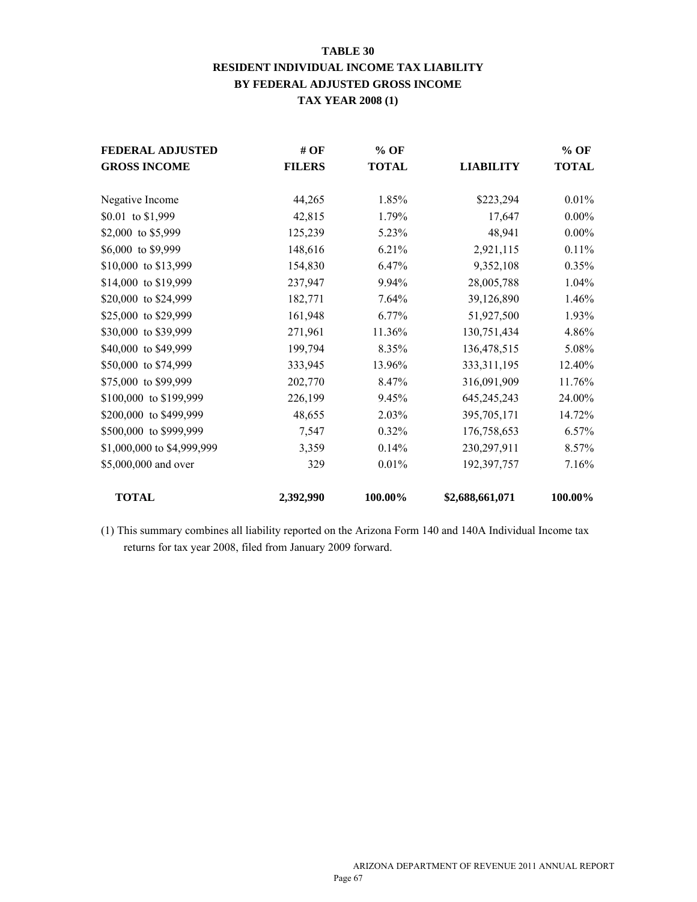# TABLE 30
## RESIDENT INDIVIDUAL INCOME TAX LIABILITY BY FEDERAL ADJUSTED GROSS INCOME
### TAX YEAR 2008 (1)

| FEDERAL ADJUSTED GROSS INCOME | # OF FILERS | % OF TOTAL | LIABILITY | % OF TOTAL |
|---|---|---|---|---|
| Negative Income | 44,265 | 1.85% | $223,294 | 0.01% |
| $0.01 to $1,999 | 42,815 | 1.79% | 17,647 | 0.00% |
| $2,000 to $5,999 | 125,239 | 5.23% | 48,941 | 0.00% |
| $6,000 to $9,999 | 148,616 | 6.21% | 2,921,115 | 0.11% |
| $10,000 to $13,999 | 154,830 | 6.47% | 9,352,108 | 0.35% |
| $14,000 to $19,999 | 237,947 | 9.94% | 28,005,788 | 1.04% |
| $20,000 to $24,999 | 182,771 | 7.64% | 39,126,890 | 1.46% |
| $25,000 to $29,999 | 161,948 | 6.77% | 51,927,500 | 1.93% |
| $30,000 to $39,999 | 271,961 | 11.36% | 130,751,434 | 4.86% |
| $40,000 to $49,999 | 199,794 | 8.35% | 136,478,515 | 5.08% |
| $50,000 to $74,999 | 333,945 | 13.96% | 333,311,195 | 12.40% |
| $75,000 to $99,999 | 202,770 | 8.47% | 316,091,909 | 11.76% |
| $100,000 to $199,999 | 226,199 | 9.45% | 645,245,243 | 24.00% |
| $200,000 to $499,999 | 48,655 | 2.03% | 395,705,171 | 14.72% |
| $500,000 to $999,999 | 7,547 | 0.32% | 176,758,653 | 6.57% |
| $1,000,000 to $4,999,999 | 3,359 | 0.14% | 230,297,911 | 8.57% |
| $5,000,000 and over | 329 | 0.01% | 192,397,757 | 7.16% |
| **TOTAL** | **2,392,990** | **100.00%** | **$2,688,661,071** | **100.00%** |

(1) This summary combines all liability reported on the Arizona Form 140 and 140A Individual Income tax returns for tax year 2008, filed from January 2009 forward.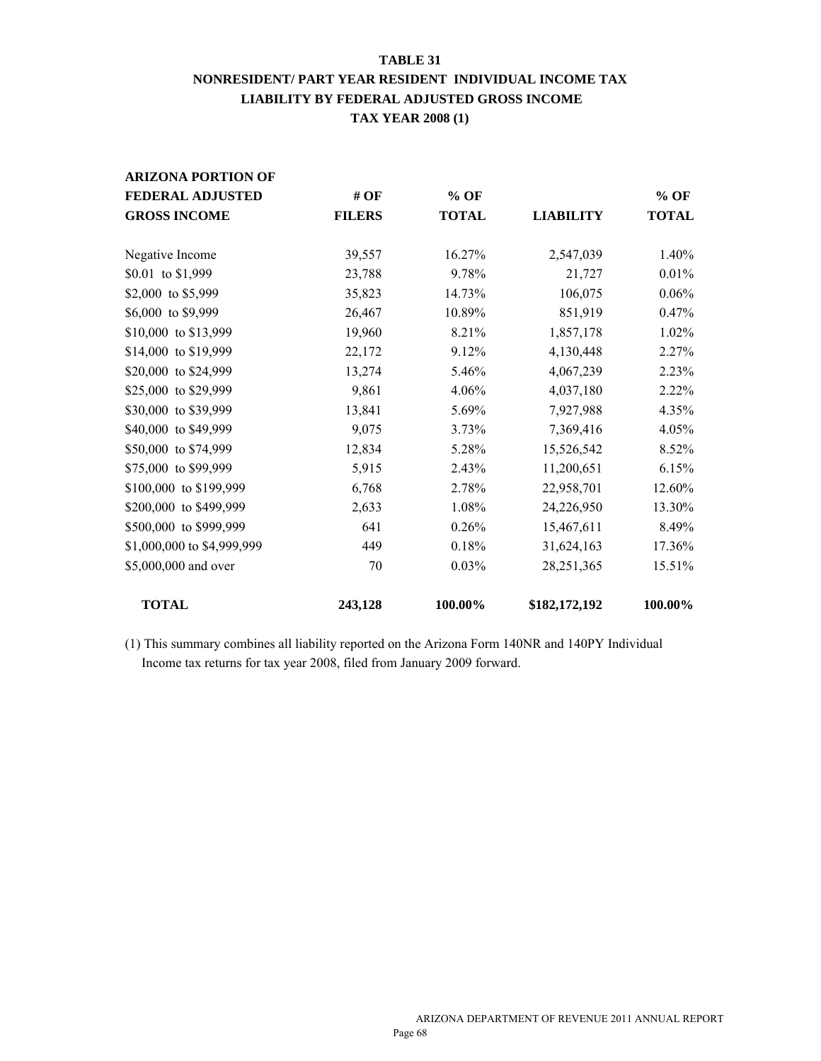# TABLE 31
## NONRESIDENT/ PART YEAR RESIDENT INDIVIDUAL INCOME TAX LIABILITY BY FEDERAL ADJUSTED GROSS INCOME
### TAX YEAR 2008 (1)

| ARIZONA PORTION OF FEDERAL ADJUSTED GROSS INCOME | # OF FILERS | % OF TOTAL | LIABILITY | % OF TOTAL |
|---|---|---|---|---|
| Negative Income | 39,557 | 16.27% | 2,547,039 | 1.40% |
| $0.01 to $1,999 | 23,788 | 9.78% | 21,727 | 0.01% |
| $2,000 to $5,999 | 35,823 | 14.73% | 106,075 | 0.06% |
| $6,000 to $9,999 | 26,467 | 10.89% | 851,919 | 0.47% |
| $10,000 to $13,999 | 19,960 | 8.21% | 1,857,178 | 1.02% |
| $14,000 to $19,999 | 22,172 | 9.12% | 4,130,448 | 2.27% |
| $20,000 to $24,999 | 13,274 | 5.46% | 4,067,239 | 2.23% |
| $25,000 to $29,999 | 9,861 | 4.06% | 4,037,180 | 2.22% |
| $30,000 to $39,999 | 13,841 | 5.69% | 7,927,988 | 4.35% |
| $40,000 to $49,999 | 9,075 | 3.73% | 7,369,416 | 4.05% |
| $50,000 to $74,999 | 12,834 | 5.28% | 15,526,542 | 8.52% |
| $75,000 to $99,999 | 5,915 | 2.43% | 11,200,651 | 6.15% |
| $100,000 to $199,999 | 6,768 | 2.78% | 22,958,701 | 12.60% |
| $200,000 to $499,999 | 2,633 | 1.08% | 24,226,950 | 13.30% |
| $500,000 to $999,999 | 641 | 0.26% | 15,467,611 | 8.49% |
| $1,000,000 to $4,999,999 | 449 | 0.18% | 31,624,163 | 17.36% |
| $5,000,000 and over | 70 | 0.03% | 28,251,365 | 15.51% |
| **TOTAL** | **243,128** | **100.00%** | **$182,172,192** | **100.00%** |

(1) This summary combines all liability reported on the Arizona Form 140NR and 140PY Individual Income tax returns for tax year 2008, filed from January 2009 forward.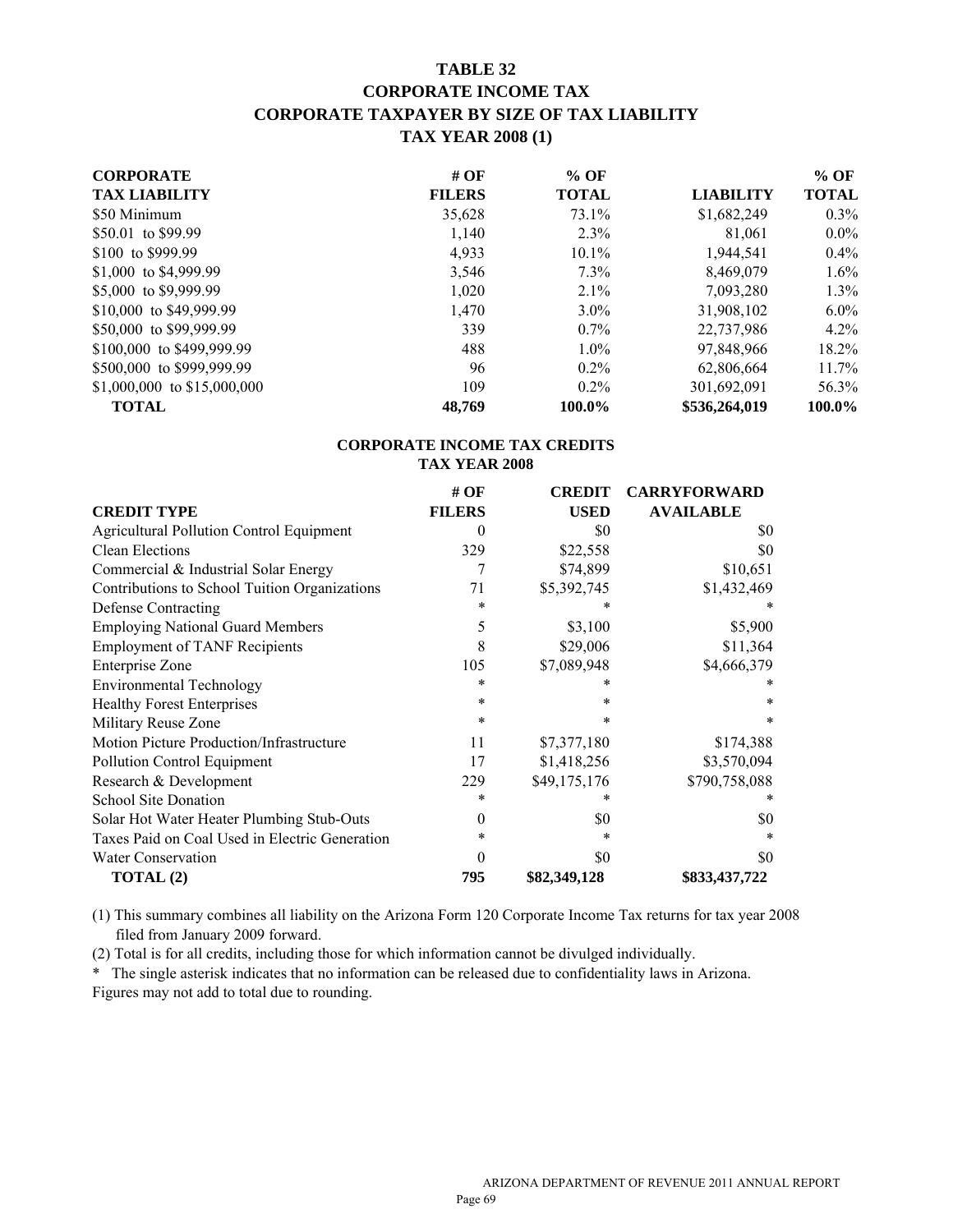# TABLE 32
# CORPORATE INCOME TAX
# CORPORATE TAXPAYER BY SIZE OF TAX LIABILITY
# TAX YEAR 2008 (1)

| CORPORATE TAX LIABILITY | # OF FILERS | % OF TOTAL | LIABILITY | % OF TOTAL |
|---|---|---|---|---|
| $50 Minimum | 35,628 | 73.1% | $1,682,249 | 0.3% |
| $50.01 to $99.99 | 1,140 | 2.3% | 81,061 | 0.0% |
| $100 to $999.99 | 4,933 | 10.1% | 1,944,541 | 0.4% |
| $1,000 to $4,999.99 | 3,546 | 7.3% | 8,469,079 | 1.6% |
| $5,000 to $9,999.99 | 1,020 | 2.1% | 7,093,280 | 1.3% |
| $10,000 to $49,999.99 | 1,470 | 3.0% | 31,908,102 | 6.0% |
| $50,000 to $99,999.99 | 339 | 0.7% | 22,737,986 | 4.2% |
| $100,000 to $499,999.99 | 488 | 1.0% | 97,848,966 | 18.2% |
| $500,000 to $999,999.99 | 96 | 0.2% | 62,806,664 | 11.7% |
| $1,000,000 to $15,000,000 | 109 | 0.2% | 301,692,091 | 56.3% |
| **TOTAL** | **48,769** | **100.0%** | **$536,264,019** | **100.0%** |

## CORPORATE INCOME TAX CREDITS
## TAX YEAR 2008

| CREDIT TYPE | # OF FILERS | CREDIT USED | CARRYFORWARD AVAILABLE |
|---|---|---|---|
| Agricultural Pollution Control Equipment | 0 | $0 | $0 |
| Clean Elections | 329 | $22,558 | $0 |
| Commercial & Industrial Solar Energy | 7 | $74,899 | $10,651 |
| Contributions to School Tuition Organizations | 71 | $5,392,745 | $1,432,469 |
| Defense Contracting | * | * | * |
| Employing National Guard Members | 5 | $3,100 | $5,900 |
| Employment of TANF Recipients | 8 | $29,006 | $11,364 |
| Enterprise Zone | 105 | $7,089,948 | $4,666,379 |
| Environmental Technology | * | * | * |
| Healthy Forest Enterprises | * | * | * |
| Military Reuse Zone | * | * | * |
| Motion Picture Production/Infrastructure | 11 | $7,377,180 | $174,388 |
| Pollution Control Equipment | 17 | $1,418,256 | $3,570,094 |
| Research & Development | 229 | $49,175,176 | $790,758,088 |
| School Site Donation | * | * | * |
| Solar Hot Water Heater Plumbing Stub-Outs | 0 | $0 | $0 |
| Taxes Paid on Coal Used in Electric Generation | * | * | * |
| Water Conservation | 0 | $0 | $0 |
| **TOTAL (2)** | **795** | **$82,349,128** | **$833,437,722** |

(1) This summary combines all liability on the Arizona Form 120 Corporate Income Tax returns for tax year 2008 filed from January 2009 forward.

(2) Total is for all credits, including those for which information cannot be divulged individually.

\* The single asterisk indicates that no information can be released due to confidentiality laws in Arizona.

Figures may not add to total due to rounding.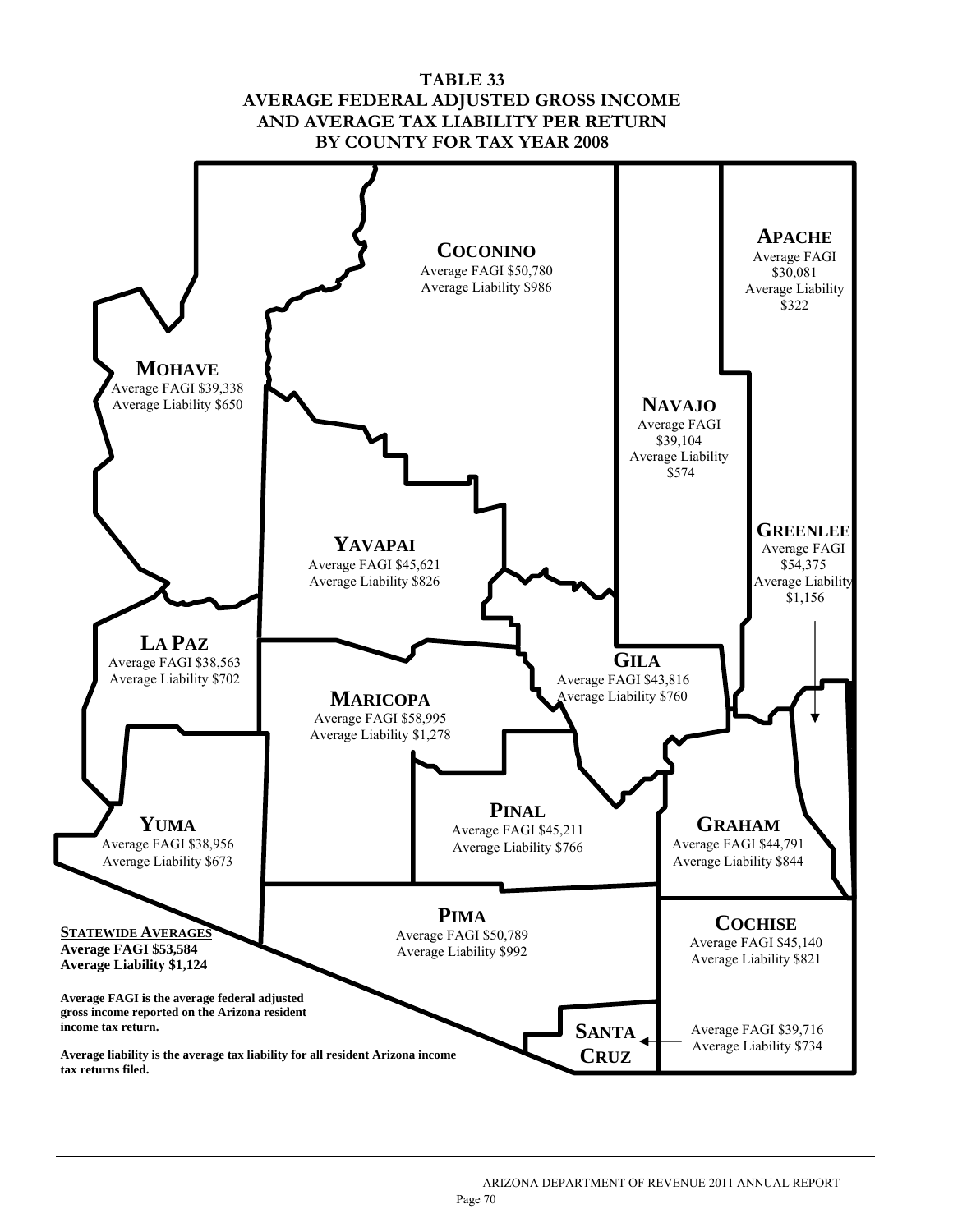# TABLE 33
## AVERAGE FEDERAL ADJUSTED GROSS INCOME AND AVERAGE TAX LIABILITY PER RETURN BY COUNTY FOR TAX YEAR 2008

**COCONINO**
Average FAGI $50,780
Average Liability $986

**APACHE**
Average FAGI $30,081
Average Liability $322

**MOHAVE**
Average FAGI $39,338
Average Liability $650

**NAVAJO**
Average FAGI $39,104
Average Liability $574

**GREENLEE**
Average FAGI $54,375
Average Liability $1,156

**YAVAPAI**
Average FAGI $45,621
Average Liability $826

**LA PAZ**
Average FAGI $38,563
Average Liability $702

**GILA**
Average FAGI $43,816
Average Liability $760

**MARICOPA**
Average FAGI $58,995
Average Liability $1,278

**PINAL**
Average FAGI $45,211
Average Liability $766

**GRAHAM**
Average FAGI $44,791
Average Liability $844

**YUMA**
Average FAGI $38,956
Average Liability $673

**PIMA**
Average FAGI $50,789
Average Liability $992

**COCHISE**
Average FAGI $45,140
Average Liability $821

**SANTA CRUZ**
Average FAGI $39,716
Average Liability $734

**STATEWIDE AVERAGES**
**Average FAGI $53,584**
**Average Liability $1,124**

**Average FAGI is the average federal adjusted gross income reported on the Arizona resident income tax return.**

**Average liability is the average tax liability for all resident Arizona income tax returns filed.**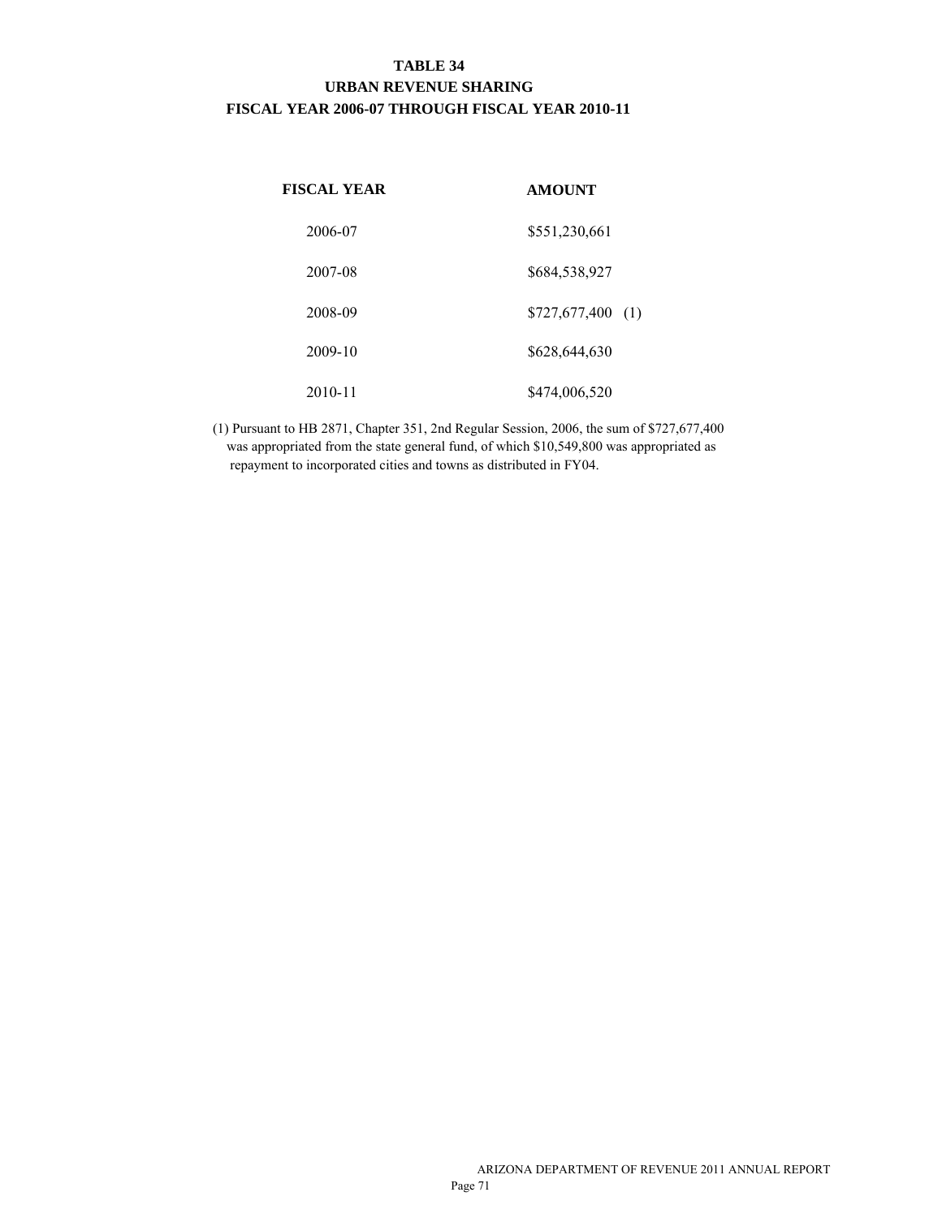# TABLE 34
## URBAN REVENUE SHARING
## FISCAL YEAR 2006-07 THROUGH FISCAL YEAR 2010-11

| FISCAL YEAR | AMOUNT |
| --- | --- |
| 2006-07 | $551,230,661 |
| 2007-08 | $684,538,927 |
| 2008-09 | $727,677,400 (1) |
| 2009-10 | $628,644,630 |
| 2010-11 | $474,006,520 |

(1) Pursuant to HB 2871, Chapter 351, 2nd Regular Session, 2006, the sum of $727,677,400 was appropriated from the state general fund, of which $10,549,800 was appropriated as repayment to incorporated cities and towns as distributed in FY04.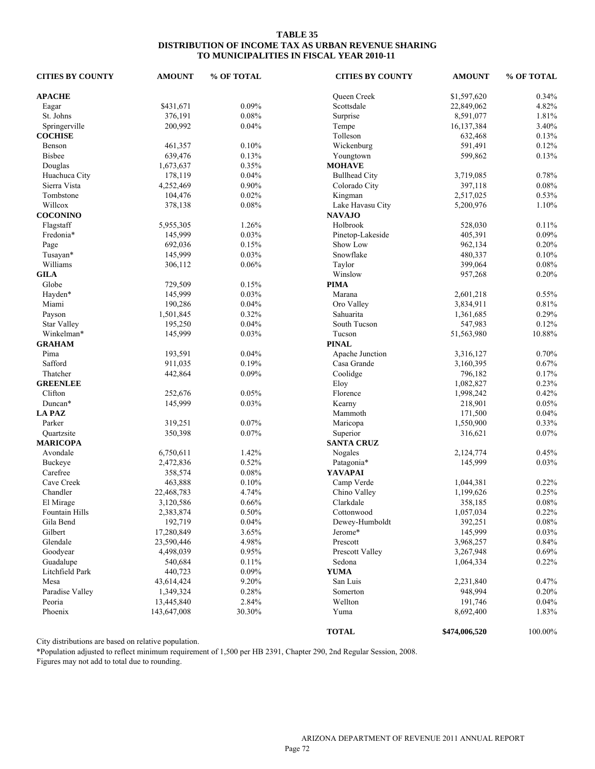**TABLE 35**
**DISTRIBUTION OF INCOME TAX AS URBAN REVENUE SHARING**
**TO MUNICIPALITIES IN FISCAL YEAR 2010-11**

| CITIES BY COUNTY | AMOUNT | % OF TOTAL |
|---|---|---|
| **APACHE** | | |
| Eagar | $431,671 | 0.09% |
| St. Johns | 376,191 | 0.08% |
| Springerville | 200,992 | 0.04% |
| **COCHISE** | | |
| Benson | 461,357 | 0.10% |
| Bisbee | 639,476 | 0.13% |
| Douglas | 1,673,637 | 0.35% |
| Huachuca City | 178,119 | 0.04% |
| Sierra Vista | 4,252,469 | 0.90% |
| Tombstone | 104,476 | 0.02% |
| Willcox | 378,138 | 0.08% |
| **COCONINO** | | |
| Flagstaff | 5,955,305 | 1.26% |
| Fredonia* | 145,999 | 0.03% |
| Page | 692,036 | 0.15% |
| Tusayan* | 145,999 | 0.03% |
| Williams | 306,112 | 0.06% |
| **GILA** | | |
| Globe | 729,509 | 0.15% |
| Hayden* | 145,999 | 0.03% |
| Miami | 190,286 | 0.04% |
| Payson | 1,501,845 | 0.32% |
| Star Valley | 195,250 | 0.04% |
| Winkelman* | 145,999 | 0.03% |
| **GRAHAM** | | |
| Pima | 193,591 | 0.04% |
| Safford | 911,035 | 0.19% |
| Thatcher | 442,864 | 0.09% |
| **GREENLEE** | | |
| Clifton | 252,676 | 0.05% |
| Duncan* | 145,999 | 0.03% |
| **LA PAZ** | | |
| Parker | 319,251 | 0.07% |
| Quartzsite | 350,398 | 0.07% |
| **MARICOPA** | | |
| Avondale | 6,750,611 | 1.42% |
| Buckeye | 2,472,836 | 0.52% |
| Carefree | 358,574 | 0.08% |
| Cave Creek | 463,888 | 0.10% |
| Chandler | 22,468,783 | 4.74% |
| El Mirage | 3,120,586 | 0.66% |
| Fountain Hills | 2,383,874 | 0.50% |
| Gila Bend | 192,719 | 0.04% |
| Gilbert | 17,280,849 | 3.65% |
| Glendale | 23,590,446 | 4.98% |
| Goodyear | 4,498,039 | 0.95% |
| Guadalupe | 540,684 | 0.11% |
| Litchfield Park | 440,723 | 0.09% |
| Mesa | 43,614,424 | 9.20% |
| Paradise Valley | 1,349,324 | 0.28% |
| Peoria | 13,445,840 | 2.84% |
| Phoenix | 143,647,008 | 30.30% |
| Queen Creek | $1,597,620 | 0.34% |
| Scottsdale | 22,849,062 | 4.82% |
| Surprise | 8,591,077 | 1.81% |
| Tempe | 16,137,384 | 3.40% |
| Tolleson | 632,468 | 0.13% |
| Wickenburg | 591,491 | 0.12% |
| Youngtown | 599,862 | 0.13% |
| **MOHAVE** | | |
| Bullhead City | 3,719,085 | 0.78% |
| Colorado City | 397,118 | 0.08% |
| Kingman | 2,517,025 | 0.53% |
| Lake Havasu City | 5,200,976 | 1.10% |
| **NAVAJO** | | |
| Holbrook | 528,030 | 0.11% |
| Pinetop-Lakeside | 405,391 | 0.09% |
| Show Low | 962,134 | 0.20% |
| Snowflake | 480,337 | 0.10% |
| Taylor | 399,064 | 0.08% |
| Winslow | 957,268 | 0.20% |
| **PIMA** | | |
| Marana | 2,601,218 | 0.55% |
| Oro Valley | 3,834,911 | 0.81% |
| Sahuarita | 1,361,685 | 0.29% |
| South Tucson | 547,983 | 0.12% |
| Tucson | 51,563,980 | 10.88% |
| **PINAL** | | |
| Apache Junction | 3,316,127 | 0.70% |
| Casa Grande | 3,160,395 | 0.67% |
| Coolidge | 796,182 | 0.17% |
| Eloy | 1,082,827 | 0.23% |
| Florence | 1,998,242 | 0.42% |
| Kearny | 218,901 | 0.05% |
| Mammoth | 171,500 | 0.04% |
| Maricopa | 1,550,900 | 0.33% |
| Superior | 316,621 | 0.07% |
| **SANTA CRUZ** | | |
| Nogales | 2,124,774 | 0.45% |
| Patagonia* | 145,999 | 0.03% |
| **YAVAPAI** | | |
| Camp Verde | 1,044,381 | 0.22% |
| Chino Valley | 1,199,626 | 0.25% |
| Clarkdale | 358,185 | 0.08% |
| Cottonwood | 1,057,034 | 0.22% |
| Dewey-Humboldt | 392,251 | 0.08% |
| Jerome* | 145,999 | 0.03% |
| Prescott | 3,968,257 | 0.84% |
| Prescott Valley | 3,267,948 | 0.69% |
| Sedona | 1,064,334 | 0.22% |
| **YUMA** | | |
| San Luis | 2,231,840 | 0.47% |
| Somerton | 948,994 | 0.20% |
| Wellton | 191,746 | 0.04% |
| Yuma | 8,692,400 | 1.83% |
| **TOTAL** | **$474,006,520** | 100.00% |

City distributions are based on relative population.

*Population adjusted to reflect minimum requirement of 1,500 per HB 2391, Chapter 290, 2nd Regular Session, 2008.

Figures may not add to total due to rounding.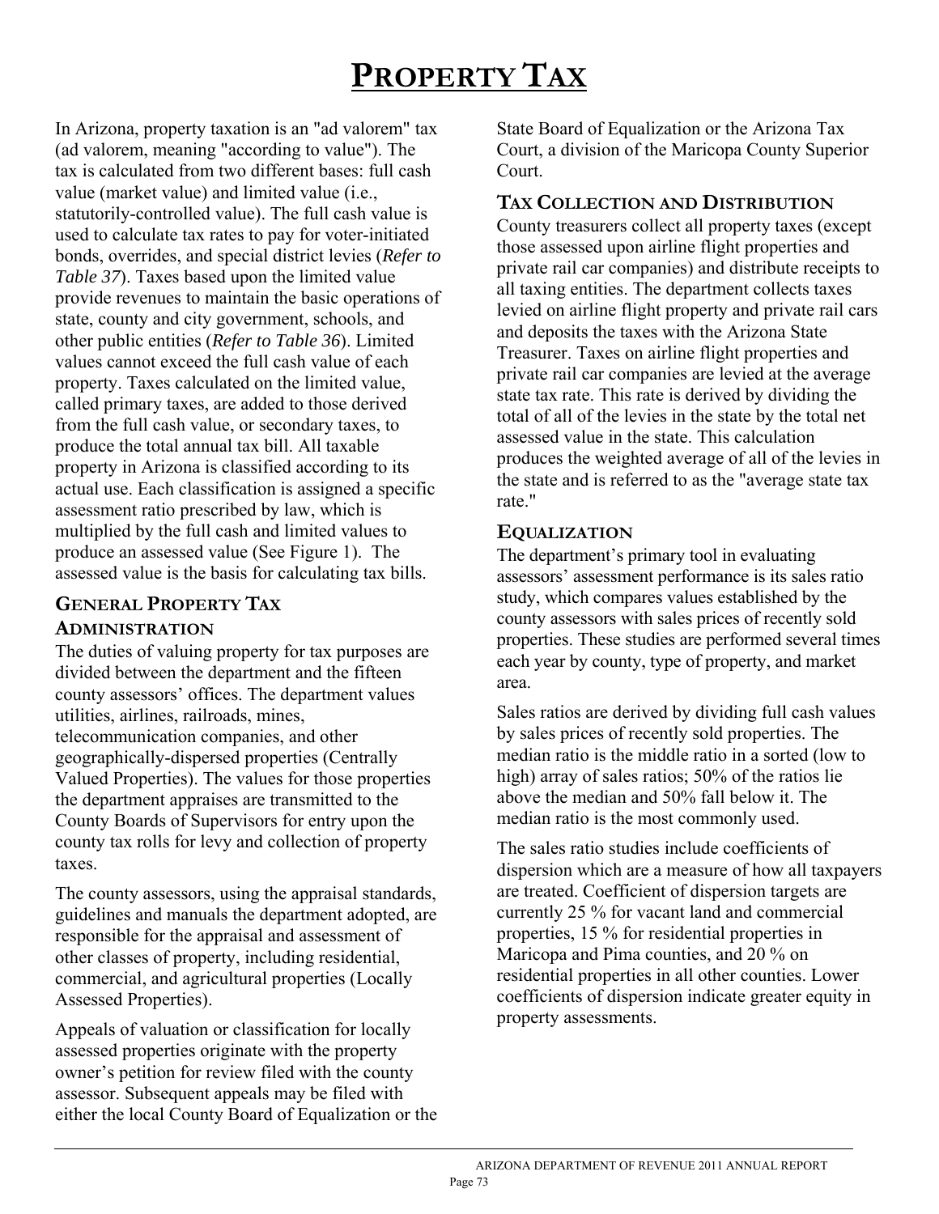# PROPERTY TAX

In Arizona, property taxation is an "ad valorem" tax (ad valorem, meaning "according to value"). The tax is calculated from two different bases: full cash value (market value) and limited value (i.e., statutorily-controlled value). The full cash value is used to calculate tax rates to pay for voter-initiated bonds, overrides, and special district levies (*Refer to Table 37*). Taxes based upon the limited value provide revenues to maintain the basic operations of state, county and city government, schools, and other public entities (*Refer to Table 36*). Limited values cannot exceed the full cash value of each property. Taxes calculated on the limited value, called primary taxes, are added to those derived from the full cash value, or secondary taxes, to produce the total annual tax bill. All taxable property in Arizona is classified according to its actual use. Each classification is assigned a specific assessment ratio prescribed by law, which is multiplied by the full cash and limited values to produce an assessed value (See Figure 1). The assessed value is the basis for calculating tax bills.

## GENERAL PROPERTY TAX ADMINISTRATION

The duties of valuing property for tax purposes are divided between the department and the fifteen county assessors' offices. The department values utilities, airlines, railroads, mines, telecommunication companies, and other geographically-dispersed properties (Centrally Valued Properties). The values for those properties the department appraises are transmitted to the County Boards of Supervisors for entry upon the county tax rolls for levy and collection of property taxes.

The county assessors, using the appraisal standards, guidelines and manuals the department adopted, are responsible for the appraisal and assessment of other classes of property, including residential, commercial, and agricultural properties (Locally Assessed Properties).

Appeals of valuation or classification for locally assessed properties originate with the property owner's petition for review filed with the county assessor. Subsequent appeals may be filed with either the local County Board of Equalization or the State Board of Equalization or the Arizona Tax Court, a division of the Maricopa County Superior Court.

## TAX COLLECTION AND DISTRIBUTION

County treasurers collect all property taxes (except those assessed upon airline flight properties and private rail car companies) and distribute receipts to all taxing entities. The department collects taxes levied on airline flight property and private rail cars and deposits the taxes with the Arizona State Treasurer. Taxes on airline flight properties and private rail car companies are levied at the average state tax rate. This rate is derived by dividing the total of all of the levies in the state by the total net assessed value in the state. This calculation produces the weighted average of all of the levies in the state and is referred to as the "average state tax rate."

## EQUALIZATION

The department's primary tool in evaluating assessors' assessment performance is its sales ratio study, which compares values established by the county assessors with sales prices of recently sold properties. These studies are performed several times each year by county, type of property, and market area.

Sales ratios are derived by dividing full cash values by sales prices of recently sold properties. The median ratio is the middle ratio in a sorted (low to high) array of sales ratios; 50% of the ratios lie above the median and 50% fall below it. The median ratio is the most commonly used.

The sales ratio studies include coefficients of dispersion which are a measure of how all taxpayers are treated. Coefficient of dispersion targets are currently 25 % for vacant land and commercial properties, 15 % for residential properties in Maricopa and Pima counties, and 20 % on residential properties in all other counties. Lower coefficients of dispersion indicate greater equity in property assessments.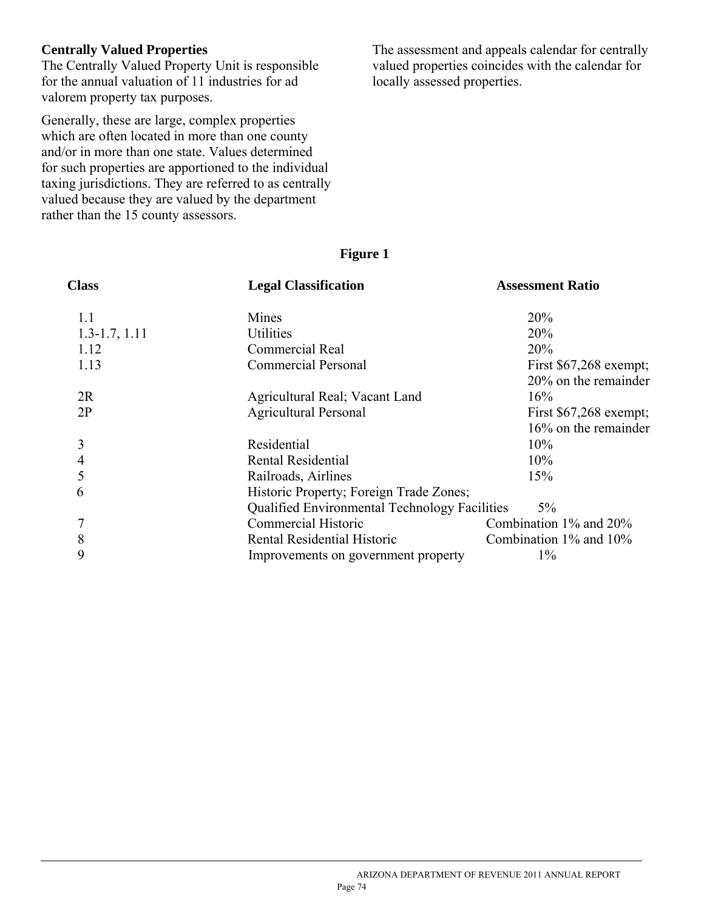### Centrally Valued Properties

The Centrally Valued Property Unit is responsible for the annual valuation of 11 industries for ad valorem property tax purposes.

Generally, these are large, complex properties which are often located in more than one county and/or in more than one state. Values determined for such properties are apportioned to the individual taxing jurisdictions. They are referred to as centrally valued because they are valued by the department rather than the 15 county assessors.

The assessment and appeals calendar for centrally valued properties coincides with the calendar for locally assessed properties.

**Figure 1**

| Class | Legal Classification | Assessment Ratio |
|---|---|---|
| 1.1 | Mines | 20% |
| 1.3-1.7, 1.11 | Utilities | 20% |
| 1.12 | Commercial Real | 20% |
| 1.13 | Commercial Personal | First $67,268 exempt; 20% on the remainder |
| 2R | Agricultural Real; Vacant Land | 16% |
| 2P | Agricultural Personal | First $67,268 exempt; 16% on the remainder |
| 3 | Residential | 10% |
| 4 | Rental Residential | 10% |
| 5 | Railroads, Airlines | 15% |
| 6 | Historic Property; Foreign Trade Zones; Qualified Environmental Technology Facilities | 5% |
| 7 | Commercial Historic | Combination 1% and 20% |
| 8 | Rental Residential Historic | Combination 1% and 10% |
| 9 | Improvements on government property | 1% |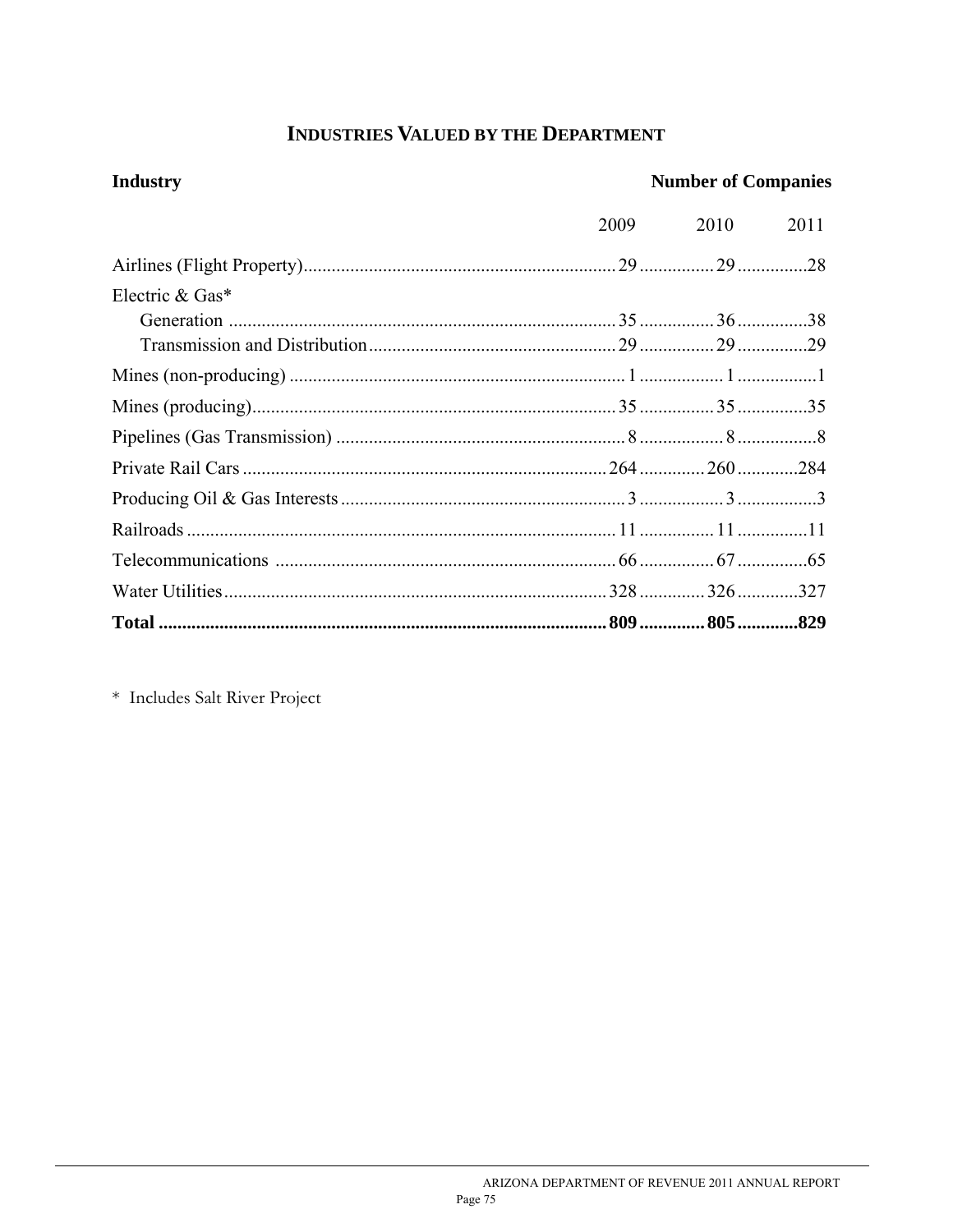## INDUSTRIES VALUED BY THE DEPARTMENT

| Industry | Number of Companies 2009 | 2010 | 2011 |
|---|---|---|---|
| Airlines (Flight Property) | 29 | 29 | 28 |
| Electric & Gas* | | | |
| Generation | 35 | 36 | 38 |
| Transmission and Distribution | 29 | 29 | 29 |
| Mines (non-producing) | 1 | 1 | 1 |
| Mines (producing) | 35 | 35 | 35 |
| Pipelines (Gas Transmission) | 8 | 8 | 8 |
| Private Rail Cars | 264 | 260 | 284 |
| Producing Oil & Gas Interests | 3 | 3 | 3 |
| Railroads | 11 | 11 | 11 |
| Telecommunications | 66 | 67 | 65 |
| Water Utilities | 328 | 326 | 327 |
| **Total** | **809** | **805** | **829** |

* Includes Salt River Project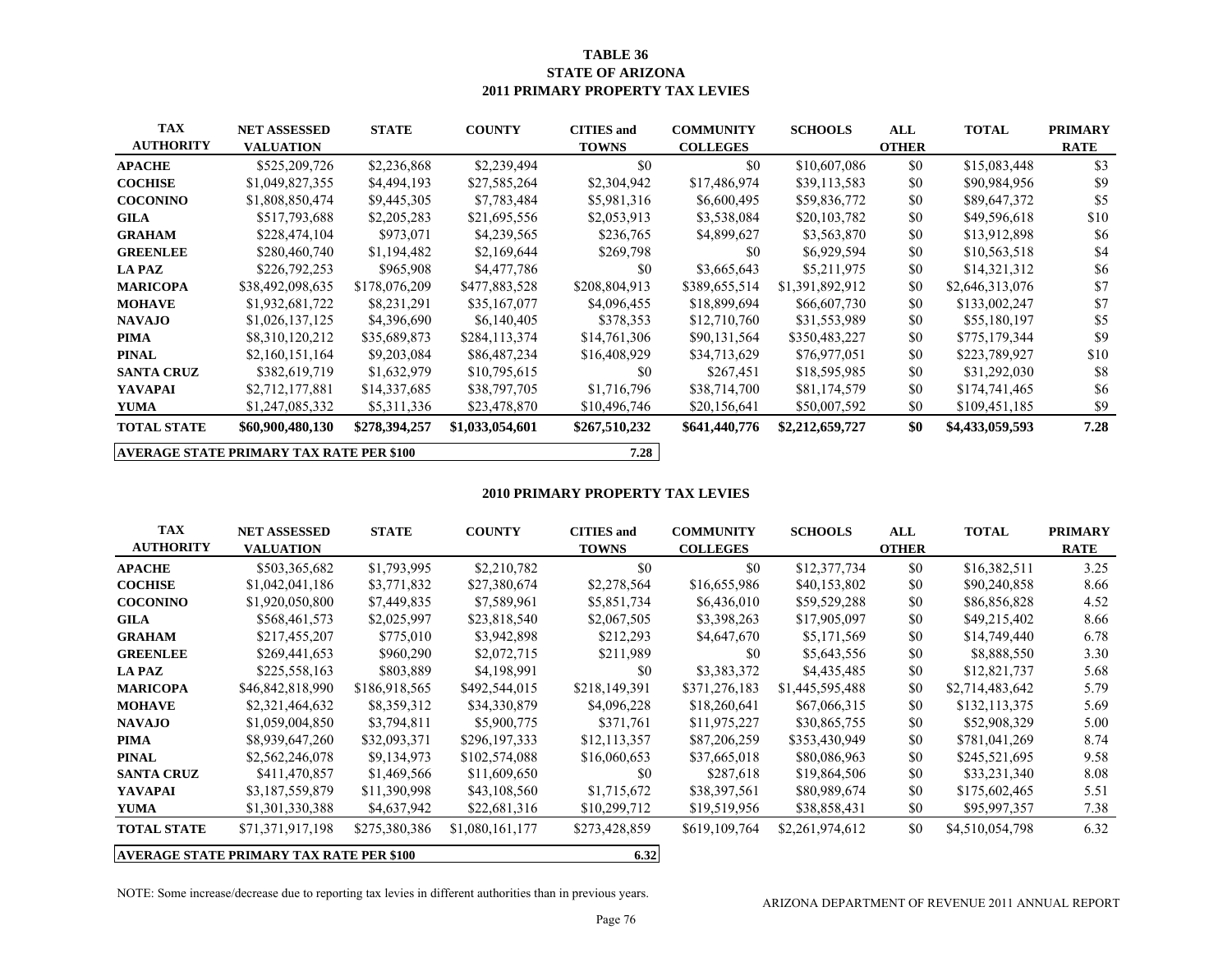# TABLE 36
## STATE OF ARIZONA
## 2011 PRIMARY PROPERTY TAX LEVIES

| TAX AUTHORITY | NET ASSESSED VALUATION | STATE | COUNTY | CITIES and TOWNS | COMMUNITY COLLEGES | SCHOOLS | ALL OTHER | TOTAL | PRIMARY RATE |
|---|---|---|---|---|---|---|---|---|---|
| **APACHE** | $525,209,726 | $2,236,868 | $2,239,494 | $0 | $0 | $10,607,086 | $0 | $15,083,448 | $3 |
| **COCHISE** | $1,049,827,355 | $4,494,193 | $27,585,264 | $2,304,942 | $17,486,974 | $39,113,583 | $0 | $90,984,956 | $9 |
| **COCONINO** | $1,808,850,474 | $9,445,305 | $7,783,484 | $5,981,316 | $6,600,495 | $59,836,772 | $0 | $89,647,372 | $5 |
| **GILA** | $517,793,688 | $2,205,283 | $21,695,556 | $2,053,913 | $3,538,084 | $20,103,782 | $0 | $49,596,618 | $10 |
| **GRAHAM** | $228,474,104 | $973,071 | $4,239,565 | $236,765 | $4,899,627 | $3,563,870 | $0 | $13,912,898 | $6 |
| **GREENLEE** | $280,460,740 | $1,194,482 | $2,169,644 | $269,798 | $0 | $6,929,594 | $0 | $10,563,518 | $4 |
| **LA PAZ** | $226,792,253 | $965,908 | $4,477,786 | $0 | $3,665,643 | $5,211,975 | $0 | $14,321,312 | $6 |
| **MARICOPA** | $38,492,098,635 | $178,076,209 | $477,883,528 | $208,804,913 | $389,655,514 | $1,391,892,912 | $0 | $2,646,313,076 | $7 |
| **MOHAVE** | $1,932,681,722 | $8,231,291 | $35,167,077 | $4,096,455 | $18,899,694 | $66,607,730 | $0 | $133,002,247 | $7 |
| **NAVAJO** | $1,026,137,125 | $4,396,690 | $6,140,405 | $378,353 | $12,710,760 | $31,553,989 | $0 | $55,180,197 | $5 |
| **PIMA** | $8,310,120,212 | $35,689,873 | $284,113,374 | $14,761,306 | $90,131,564 | $350,483,227 | $0 | $775,179,344 | $9 |
| **PINAL** | $2,160,151,164 | $9,203,084 | $86,487,234 | $16,408,929 | $34,713,629 | $76,977,051 | $0 | $223,789,927 | $10 |
| **SANTA CRUZ** | $382,619,719 | $1,632,979 | $10,795,615 | $0 | $267,451 | $18,595,985 | $0 | $31,292,030 | $8 |
| **YAVAPAI** | $2,712,177,881 | $14,337,685 | $38,797,705 | $1,716,796 | $38,714,700 | $81,174,579 | $0 | $174,741,465 | $6 |
| **YUMA** | $1,247,085,332 | $5,311,336 | $23,478,870 | $10,496,746 | $20,156,641 | $50,007,592 | $0 | $109,451,185 | $9 |
| **TOTAL STATE** | **$60,900,480,130** | **$278,394,257** | **$1,033,054,601** | **$267,510,232** | **$641,440,776** | **$2,212,659,727** | **$0** | **$4,433,059,593** | **7.28** |

**AVERAGE STATE PRIMARY TAX RATE PER $100** **7.28**

## 2010 PRIMARY PROPERTY TAX LEVIES

| TAX AUTHORITY | NET ASSESSED VALUATION | STATE | COUNTY | CITIES and TOWNS | COMMUNITY COLLEGES | SCHOOLS | ALL OTHER | TOTAL | PRIMARY RATE |
|---|---|---|---|---|---|---|---|---|---|
| **APACHE** | $503,365,682 | $1,793,995 | $2,210,782 | $0 | $0 | $12,377,734 | $0 | $16,382,511 | 3.25 |
| **COCHISE** | $1,042,041,186 | $3,771,832 | $27,380,674 | $2,278,564 | $16,655,986 | $40,153,802 | $0 | $90,240,858 | 8.66 |
| **COCONINO** | $1,920,050,800 | $7,449,835 | $7,589,961 | $5,851,734 | $6,436,010 | $59,529,288 | $0 | $86,856,828 | 4.52 |
| **GILA** | $568,461,573 | $2,025,997 | $23,818,540 | $2,067,505 | $3,398,263 | $17,905,097 | $0 | $49,215,402 | 8.66 |
| **GRAHAM** | $217,455,207 | $775,010 | $3,942,898 | $212,293 | $4,647,670 | $5,171,569 | $0 | $14,749,440 | 6.78 |
| **GREENLEE** | $269,441,653 | $960,290 | $2,072,715 | $211,989 | $0 | $5,643,556 | $0 | $8,888,550 | 3.30 |
| **LA PAZ** | $225,558,163 | $803,889 | $4,198,991 | $0 | $3,383,372 | $4,435,485 | $0 | $12,821,737 | 5.68 |
| **MARICOPA** | $46,842,818,990 | $186,918,565 | $492,544,015 | $218,149,391 | $371,276,183 | $1,445,595,488 | $0 | $2,714,483,642 | 5.79 |
| **MOHAVE** | $2,321,464,632 | $8,359,312 | $34,330,879 | $4,096,228 | $18,260,641 | $67,066,315 | $0 | $132,113,375 | 5.69 |
| **NAVAJO** | $1,059,004,850 | $3,794,811 | $5,900,775 | $371,761 | $11,975,227 | $30,865,755 | $0 | $52,908,329 | 5.00 |
| **PIMA** | $8,939,647,260 | $32,093,371 | $296,197,333 | $12,113,357 | $87,206,259 | $353,430,949 | $0 | $781,041,269 | 8.74 |
| **PINAL** | $2,562,246,078 | $9,134,973 | $102,574,088 | $16,060,653 | $37,665,018 | $80,086,963 | $0 | $245,521,695 | 9.58 |
| **SANTA CRUZ** | $411,470,857 | $1,469,566 | $11,609,650 | $0 | $287,618 | $19,864,506 | $0 | $33,231,340 | 8.08 |
| **YAVAPAI** | $3,187,559,879 | $11,390,998 | $43,108,560 | $1,715,672 | $38,397,561 | $80,989,674 | $0 | $175,602,465 | 5.51 |
| **YUMA** | $1,301,330,388 | $4,637,942 | $22,681,316 | $10,299,712 | $19,519,956 | $38,858,431 | $0 | $95,997,357 | 7.38 |
| **TOTAL STATE** | $71,371,917,198 | $275,380,386 | $1,080,161,177 | $273,428,859 | $619,109,764 | $2,261,974,612 | $0 | $4,510,054,798 | 6.32 |

**AVERAGE STATE PRIMARY TAX RATE PER $100** **6.32**

NOTE: Some increase/decrease due to reporting tax levies in different authorities than in previous years.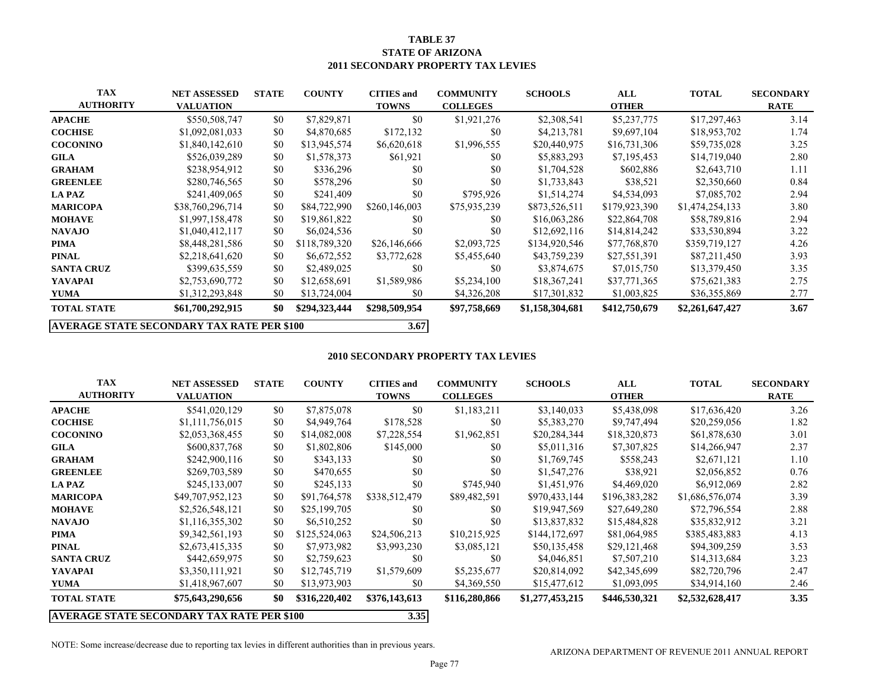# TABLE 37
## STATE OF ARIZONA
## 2011 SECONDARY PROPERTY TAX LEVIES

| TAX AUTHORITY | NET ASSESSED VALUATION | STATE | COUNTY | CITIES and TOWNS | COMMUNITY COLLEGES | SCHOOLS | ALL OTHER | TOTAL | SECONDARY RATE |
|---|---|---|---|---|---|---|---|---|---|
| **APACHE** | $550,508,747 | $0 | $7,829,871 | $0 | $1,921,276 | $2,308,541 | $5,237,775 | $17,297,463 | 3.14 |
| **COCHISE** | $1,092,081,033 | $0 | $4,870,685 | $172,132 | $0 | $4,213,781 | $9,697,104 | $18,953,702 | 1.74 |
| **COCONINO** | $1,840,142,610 | $0 | $13,945,574 | $6,620,618 | $1,996,555 | $20,440,975 | $16,731,306 | $59,735,028 | 3.25 |
| **GILA** | $526,039,289 | $0 | $1,578,373 | $61,921 | $0 | $5,883,293 | $7,195,453 | $14,719,040 | 2.80 |
| **GRAHAM** | $238,954,912 | $0 | $336,296 | $0 | $0 | $1,704,528 | $602,886 | $2,643,710 | 1.11 |
| **GREENLEE** | $280,746,565 | $0 | $578,296 | $0 | $0 | $1,733,843 | $38,521 | $2,350,660 | 0.84 |
| **LA PAZ** | $241,409,065 | $0 | $241,409 | $0 | $795,926 | $1,514,274 | $4,534,093 | $7,085,702 | 2.94 |
| **MARICOPA** | $38,760,296,714 | $0 | $84,722,990 | $260,146,003 | $75,935,239 | $873,526,511 | $179,923,390 | $1,474,254,133 | 3.80 |
| **MOHAVE** | $1,997,158,478 | $0 | $19,861,822 | $0 | $0 | $16,063,286 | $22,864,708 | $58,789,816 | 2.94 |
| **NAVAJO** | $1,040,412,117 | $0 | $6,024,536 | $0 | $0 | $12,692,116 | $14,814,242 | $33,530,894 | 3.22 |
| **PIMA** | $8,448,281,586 | $0 | $118,789,320 | $26,146,666 | $2,093,725 | $134,920,546 | $77,768,870 | $359,719,127 | 4.26 |
| **PINAL** | $2,218,641,620 | $0 | $6,672,552 | $3,772,628 | $5,455,640 | $43,759,239 | $27,551,391 | $87,211,450 | 3.93 |
| **SANTA CRUZ** | $399,635,559 | $0 | $2,489,025 | $0 | $0 | $3,874,675 | $7,015,750 | $13,379,450 | 3.35 |
| **YAVAPAI** | $2,753,690,772 | $0 | $12,658,691 | $1,589,986 | $5,234,100 | $18,367,241 | $37,771,365 | $75,621,383 | 2.75 |
| **YUMA** | $1,312,293,848 | $0 | $13,724,004 | $0 | $4,326,208 | $17,301,832 | $1,003,825 | $36,355,869 | 2.77 |
| **TOTAL STATE** | **$61,700,292,915** | **$0** | **$294,323,444** | **$298,509,954** | **$97,758,669** | **$1,158,304,681** | **$412,750,679** | **$2,261,647,427** | **3.67** |

**AVERAGE STATE SECONDARY TAX RATE PER $100** **3.67**

## 2010 SECONDARY PROPERTY TAX LEVIES

| TAX AUTHORITY | NET ASSESSED VALUATION | STATE | COUNTY | CITIES and TOWNS | COMMUNITY COLLEGES | SCHOOLS | ALL OTHER | TOTAL | SECONDARY RATE |
|---|---|---|---|---|---|---|---|---|---|
| **APACHE** | $541,020,129 | $0 | $7,875,078 | $0 | $1,183,211 | $3,140,033 | $5,438,098 | $17,636,420 | 3.26 |
| **COCHISE** | $1,111,756,015 | $0 | $4,949,764 | $178,528 | $0 | $5,383,270 | $9,747,494 | $20,259,056 | 1.82 |
| **COCONINO** | $2,053,368,455 | $0 | $14,082,008 | $7,228,554 | $1,962,851 | $20,284,344 | $18,320,873 | $61,878,630 | 3.01 |
| **GILA** | $600,837,768 | $0 | $1,802,806 | $145,000 | $0 | $5,011,316 | $7,307,825 | $14,266,947 | 2.37 |
| **GRAHAM** | $242,900,116 | $0 | $343,133 | $0 | $0 | $1,769,745 | $558,243 | $2,671,121 | 1.10 |
| **GREENLEE** | $269,703,589 | $0 | $470,655 | $0 | $0 | $1,547,276 | $38,921 | $2,056,852 | 0.76 |
| **LA PAZ** | $245,133,007 | $0 | $245,133 | $0 | $745,940 | $1,451,976 | $4,469,020 | $6,912,069 | 2.82 |
| **MARICOPA** | $49,707,952,123 | $0 | $91,764,578 | $338,512,479 | $89,482,591 | $970,433,144 | $196,383,282 | $1,686,576,074 | 3.39 |
| **MOHAVE** | $2,526,548,121 | $0 | $25,199,705 | $0 | $0 | $19,947,569 | $27,649,280 | $72,796,554 | 2.88 |
| **NAVAJO** | $1,116,355,302 | $0 | $6,510,252 | $0 | $0 | $13,837,832 | $15,484,828 | $35,832,912 | 3.21 |
| **PIMA** | $9,342,561,193 | $0 | $125,524,063 | $24,506,213 | $10,215,925 | $144,172,697 | $81,064,985 | $385,483,883 | 4.13 |
| **PINAL** | $2,673,415,335 | $0 | $7,973,982 | $3,993,230 | $3,085,121 | $50,135,458 | $29,121,468 | $94,309,259 | 3.53 |
| **SANTA CRUZ** | $442,659,975 | $0 | $2,759,623 | $0 | $0 | $4,046,851 | $7,507,210 | $14,313,684 | 3.23 |
| **YAVAPAI** | $3,350,111,921 | $0 | $12,745,719 | $1,579,609 | $5,235,677 | $20,814,092 | $42,345,699 | $82,720,796 | 2.47 |
| **YUMA** | $1,418,967,607 | $0 | $13,973,903 | $0 | $4,369,550 | $15,477,612 | $1,093,095 | $34,914,160 | 2.46 |
| **TOTAL STATE** | **$75,643,290,656** | **$0** | **$316,220,402** | **$376,143,613** | **$116,280,866** | **$1,277,453,215** | **$446,530,321** | **$2,532,628,417** | **3.35** |

**AVERAGE STATE SECONDARY TAX RATE PER $100** **3.35**

NOTE: Some increase/decrease due to reporting tax levies in different authorities than in previous years.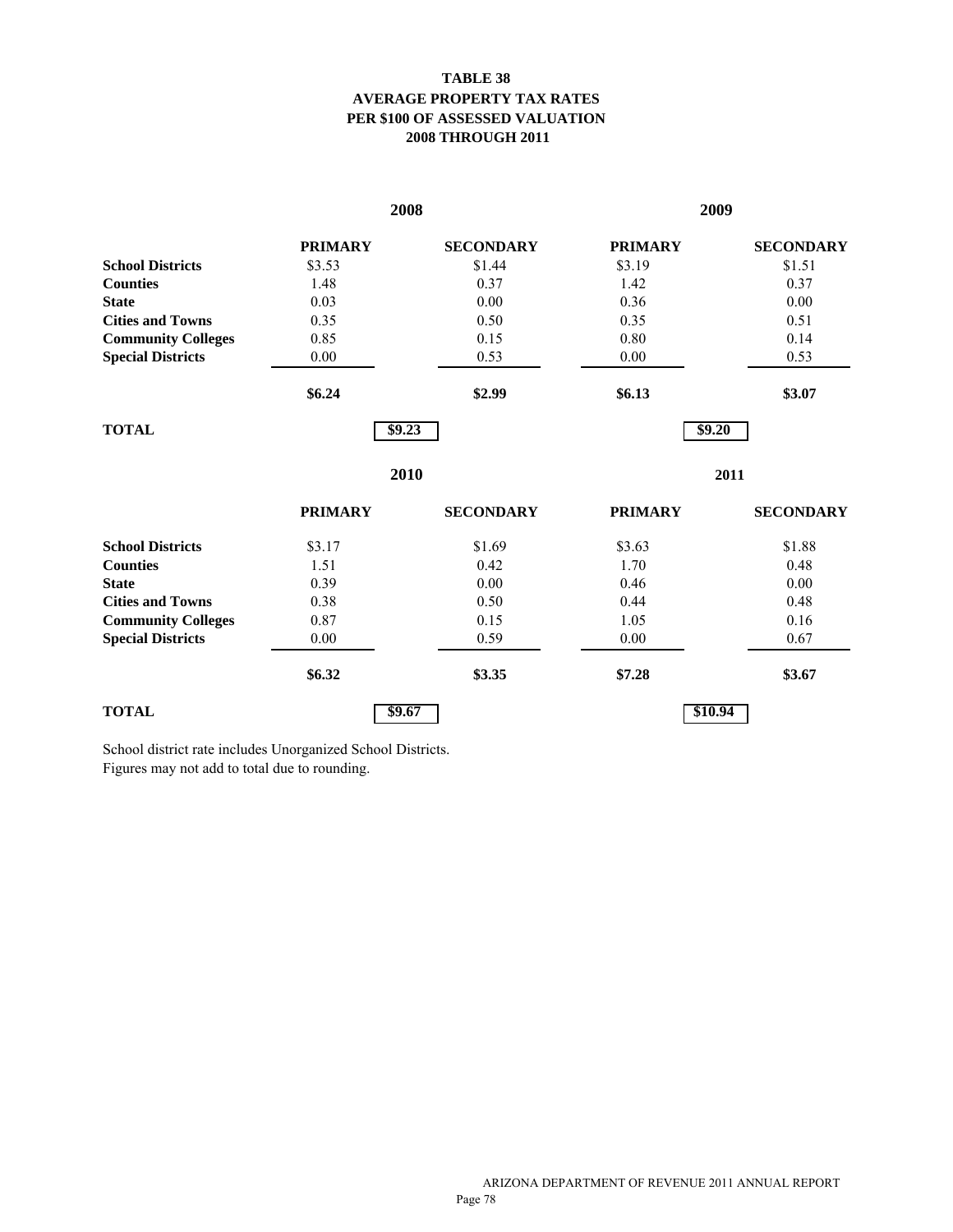# TABLE 38
## AVERAGE PROPERTY TAX RATES
## PER $100 OF ASSESSED VALUATION
## 2008 THROUGH 2011

| | 2008 | | 2009 | |
|---|---|---|---|---|
| | **PRIMARY** | **SECONDARY** | **PRIMARY** | **SECONDARY** |
| **School Districts** | $3.53 | $1.44 | $3.19 | $1.51 |
| **Counties** | 1.48 | 0.37 | 1.42 | 0.37 |
| **State** | 0.03 | 0.00 | 0.36 | 0.00 |
| **Cities and Towns** | 0.35 | 0.50 | 0.35 | 0.51 |
| **Community Colleges** | 0.85 | 0.15 | 0.80 | 0.14 |
| **Special Districts** | 0.00 | 0.53 | 0.00 | 0.53 |
| | **$6.24** | **$2.99** | **$6.13** | **$3.07** |
| **TOTAL** | **$9.23** | | **$9.20** | |

| | 2010 | | 2011 | |
|---|---|---|---|---|
| | **PRIMARY** | **SECONDARY** | **PRIMARY** | **SECONDARY** |
| **School Districts** | $3.17 | $1.69 | $3.63 | $1.88 |
| **Counties** | 1.51 | 0.42 | 1.70 | 0.48 |
| **State** | 0.39 | 0.00 | 0.46 | 0.00 |
| **Cities and Towns** | 0.38 | 0.50 | 0.44 | 0.48 |
| **Community Colleges** | 0.87 | 0.15 | 1.05 | 0.16 |
| **Special Districts** | 0.00 | 0.59 | 0.00 | 0.67 |
| | **$6.32** | **$3.35** | **$7.28** | **$3.67** |
| **TOTAL** | **$9.67** | | **$10.94** | |

School district rate includes Unorganized School Districts.
Figures may not add to total due to rounding.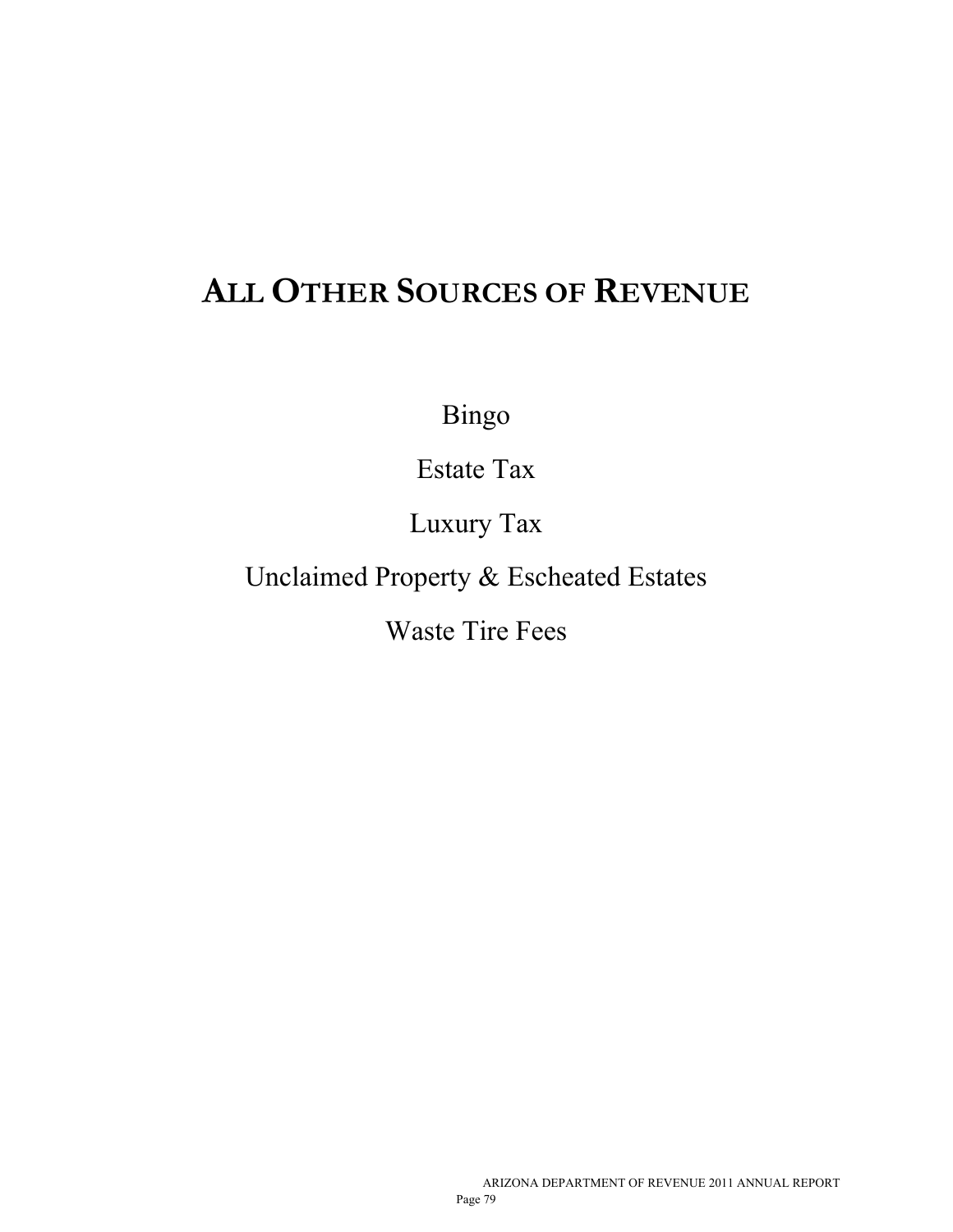# All Other Sources of Revenue

Bingo

Estate Tax

Luxury Tax

Unclaimed Property & Escheated Estates

Waste Tire Fees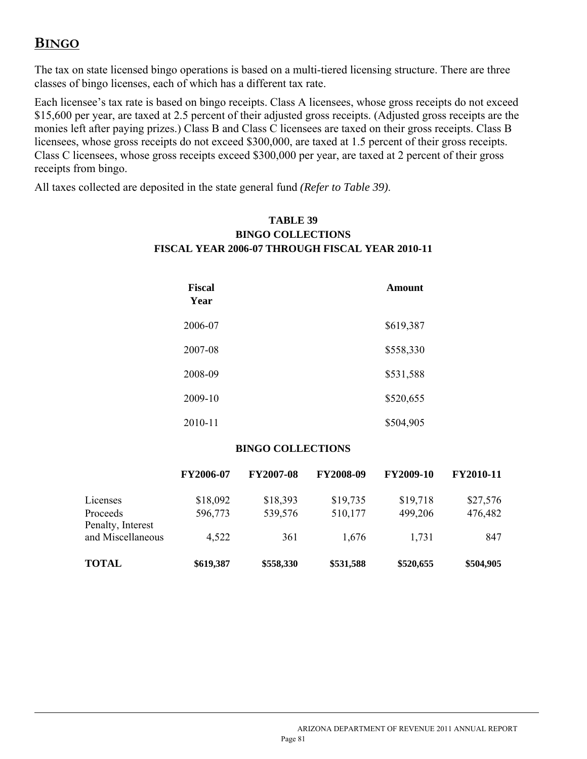## BINGO

The tax on state licensed bingo operations is based on a multi-tiered licensing structure. There are three classes of bingo licenses, each of which has a different tax rate.

Each licensee's tax rate is based on bingo receipts. Class A licensees, whose gross receipts do not exceed $15,600 per year, are taxed at 2.5 percent of their adjusted gross receipts. (Adjusted gross receipts are the monies left after paying prizes.) Class B and Class C licensees are taxed on their gross receipts. Class B licensees, whose gross receipts do not exceed $300,000, are taxed at 1.5 percent of their gross receipts. Class C licensees, whose gross receipts exceed $300,000 per year, are taxed at 2 percent of their gross receipts from bingo.

All taxes collected are deposited in the state general fund *(Refer to Table 39)*.

**TABLE 39**
**BINGO COLLECTIONS**
**FISCAL YEAR 2006-07 THROUGH FISCAL YEAR 2010-11**

| Fiscal Year | Amount |
|---|---|
| 2006-07 | $619,387 |
| 2007-08 | $558,330 |
| 2008-09 | $531,588 |
| 2009-10 | $520,655 |
| 2010-11 | $504,905 |

**BINGO COLLECTIONS**

| | FY2006-07 | FY2007-08 | FY2008-09 | FY2009-10 | FY2010-11 |
|---|---|---|---|---|---|
| Licenses | $18,092 | $18,393 | $19,735 | $19,718 | $27,576 |
| Proceeds | 596,773 | 539,576 | 510,177 | 499,206 | 476,482 |
| Penalty, Interest and Miscellaneous | 4,522 | 361 | 1,676 | 1,731 | 847 |
| **TOTAL** | **$619,387** | **$558,330** | **$531,588** | **$520,655** | **$504,905** |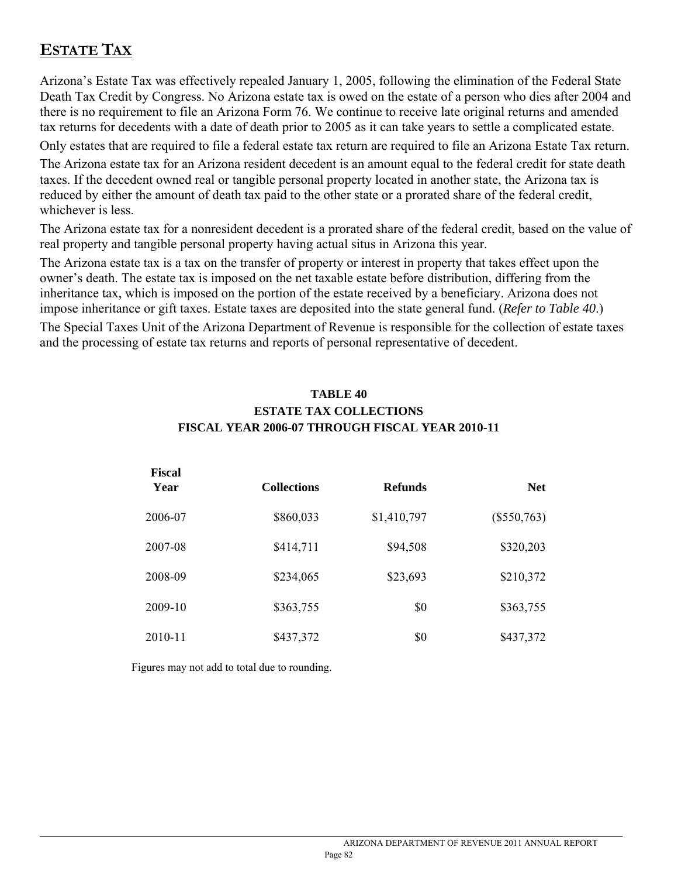## ESTATE TAX

Arizona's Estate Tax was effectively repealed January 1, 2005, following the elimination of the Federal State Death Tax Credit by Congress. No Arizona estate tax is owed on the estate of a person who dies after 2004 and there is no requirement to file an Arizona Form 76. We continue to receive late original returns and amended tax returns for decedents with a date of death prior to 2005 as it can take years to settle a complicated estate.

Only estates that are required to file a federal estate tax return are required to file an Arizona Estate Tax return.

The Arizona estate tax for an Arizona resident decedent is an amount equal to the federal credit for state death taxes. If the decedent owned real or tangible personal property located in another state, the Arizona tax is reduced by either the amount of death tax paid to the other state or a prorated share of the federal credit, whichever is less.

The Arizona estate tax for a nonresident decedent is a prorated share of the federal credit, based on the value of real property and tangible personal property having actual situs in Arizona this year.

The Arizona estate tax is a tax on the transfer of property or interest in property that takes effect upon the owner's death. The estate tax is imposed on the net taxable estate before distribution, differing from the inheritance tax, which is imposed on the portion of the estate received by a beneficiary. Arizona does not impose inheritance or gift taxes. Estate taxes are deposited into the state general fund. (*Refer to Table 40*.)

The Special Taxes Unit of the Arizona Department of Revenue is responsible for the collection of estate taxes and the processing of estate tax returns and reports of personal representative of decedent.

**TABLE 40**
**ESTATE TAX COLLECTIONS**
**FISCAL YEAR 2006-07 THROUGH FISCAL YEAR 2010-11**

| Fiscal Year | Collections | Refunds | Net |
|---|---|---|---|
| 2006-07 | $860,033 | $1,410,797 | ($550,763) |
| 2007-08 | $414,711 | $94,508 | $320,203 |
| 2008-09 | $234,065 | $23,693 | $210,372 |
| 2009-10 | $363,755 | $0 | $363,755 |
| 2010-11 | $437,372 | $0 | $437,372 |

Figures may not add to total due to rounding.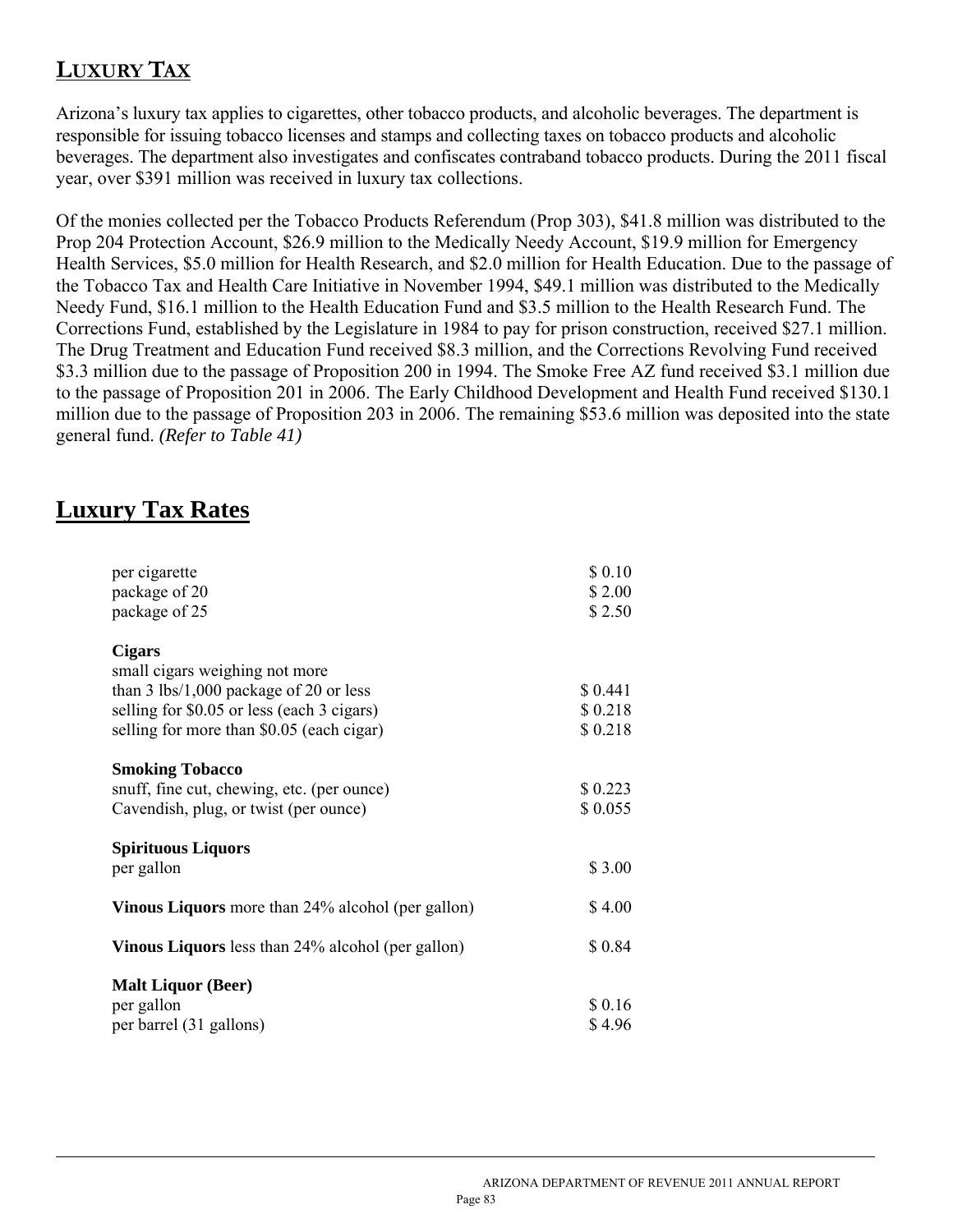## LUXURY TAX

Arizona's luxury tax applies to cigarettes, other tobacco products, and alcoholic beverages. The department is responsible for issuing tobacco licenses and stamps and collecting taxes on tobacco products and alcoholic beverages. The department also investigates and confiscates contraband tobacco products. During the 2011 fiscal year, over $391 million was received in luxury tax collections.

Of the monies collected per the Tobacco Products Referendum (Prop 303), $41.8 million was distributed to the Prop 204 Protection Account, $26.9 million to the Medically Needy Account, $19.9 million for Emergency Health Services, $5.0 million for Health Research, and $2.0 million for Health Education. Due to the passage of the Tobacco Tax and Health Care Initiative in November 1994, $49.1 million was distributed to the Medically Needy Fund, $16.1 million to the Health Education Fund and $3.5 million to the Health Research Fund. The Corrections Fund, established by the Legislature in 1984 to pay for prison construction, received $27.1 million. The Drug Treatment and Education Fund received $8.3 million, and the Corrections Revolving Fund received $3.3 million due to the passage of Proposition 200 in 1994. The Smoke Free AZ fund received $3.1 million due to the passage of Proposition 201 in 2006. The Early Childhood Development and Health Fund received $130.1 million due to the passage of Proposition 203 in 2006. The remaining $53.6 million was deposited into the state general fund. *(Refer to Table 41)*

# Luxury Tax Rates

| | |
|---|---|
| per cigarette | $ 0.10 |
| package of 20 | $ 2.00 |
| package of 25 | $ 2.50 |
| **Cigars** | |
| small cigars weighing not more than 3 lbs/1,000 package of 20 or less | $ 0.441 |
| selling for $0.05 or less (each 3 cigars) | $ 0.218 |
| selling for more than $0.05 (each cigar) | $ 0.218 |
| **Smoking Tobacco** | |
| snuff, fine cut, chewing, etc. (per ounce) | $ 0.223 |
| Cavendish, plug, or twist (per ounce) | $ 0.055 |
| **Spirituous Liquors** | |
| per gallon | $ 3.00 |
| **Vinous Liquors** more than 24% alcohol (per gallon) | $ 4.00 |
| **Vinous Liquors** less than 24% alcohol (per gallon) | $ 0.84 |
| **Malt Liquor (Beer)** | |
| per gallon | $ 0.16 |
| per barrel (31 gallons) | $ 4.96 |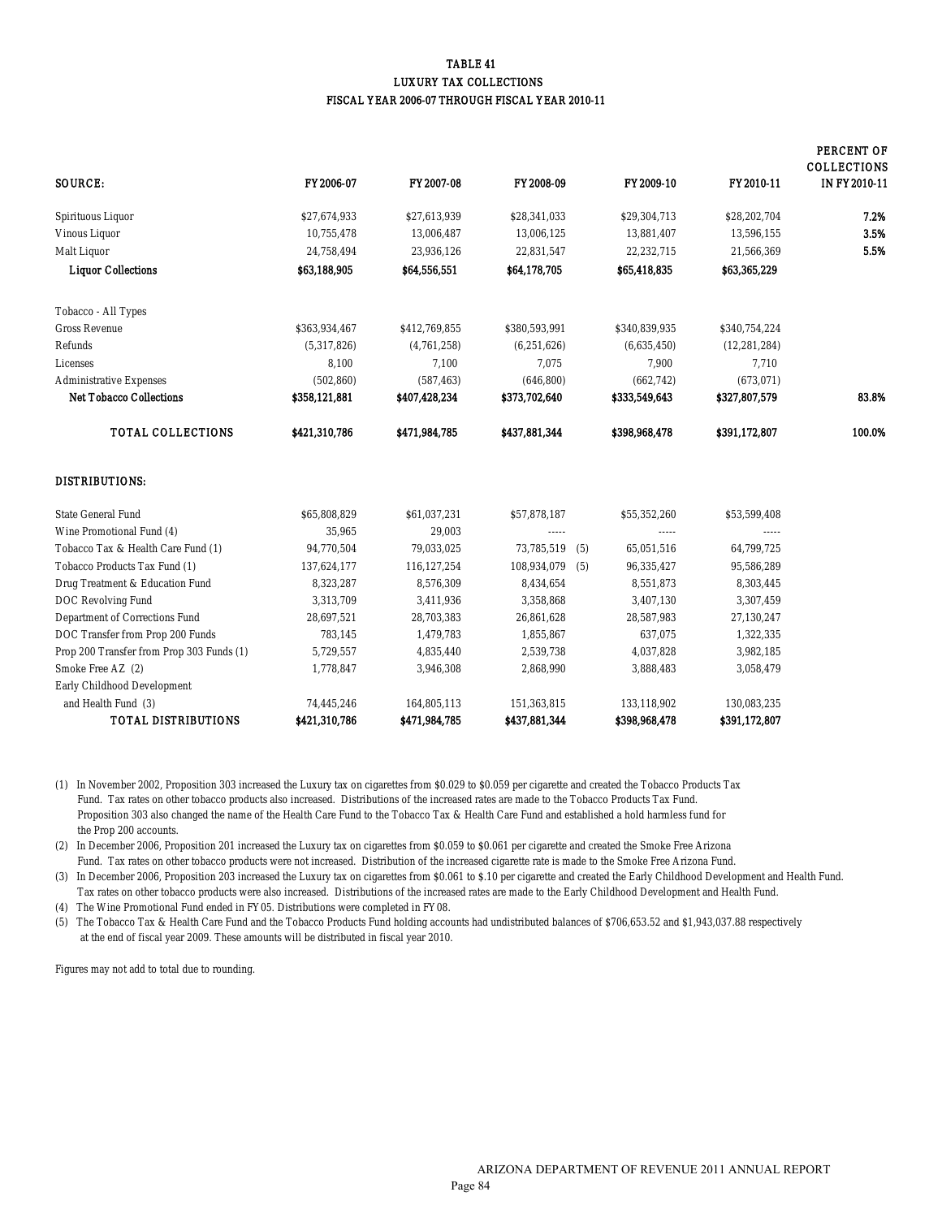# TABLE 41
## LUXURY TAX COLLECTIONS
### FISCAL YEAR 2006-07 THROUGH FISCAL YEAR 2010-11

| SOURCE: | FY 2006-07 | FY 2007-08 | FY 2008-09 | FY 2009-10 | FY 2010-11 | PERCENT OF COLLECTIONS IN FY 2010-11 |
|---|---|---|---|---|---|---|
| Spirituous Liquor | $27,674,933 | $27,613,939 | $28,341,033 | $29,304,713 | $28,202,704 | **7.2%** |
| Vinous Liquor | 10,755,478 | 13,006,487 | 13,006,125 | 13,881,407 | 13,596,155 | **3.5%** |
| Malt Liquor | 24,758,494 | 23,936,126 | 22,831,547 | 22,232,715 | 21,566,369 | **5.5%** |
| **Liquor Collections** | **$63,188,905** | **$64,556,551** | **$64,178,705** | **$65,418,835** | **$63,365,229** | |
| Tobacco - All Types | | | | | | |
| Gross Revenue | $363,934,467 | $412,769,855 | $380,593,991 | $340,839,935 | $340,754,224 | |
| Refunds | (5,317,826) | (4,761,258) | (6,251,626) | (6,635,450) | (12,281,284) | |
| Licenses | 8,100 | 7,100 | 7,075 | 7,900 | 7,710 | |
| Administrative Expenses | (502,860) | (587,463) | (646,800) | (662,742) | (673,071) | |
| **Net Tobacco Collections** | **$358,121,881** | **$407,428,234** | **$373,702,640** | **$333,549,643** | **$327,807,579** | **83.8%** |
| **TOTAL COLLECTIONS** | **$421,310,786** | **$471,984,785** | **$437,881,344** | **$398,968,478** | **$391,172,807** | **100.0%** |

| DISTRIBUTIONS: | FY 2006-07 | FY 2007-08 | FY 2008-09 | FY 2009-10 | FY 2010-11 |
|---|---|---|---|---|---|
| State General Fund | $65,808,829 | $61,037,231 | $57,878,187 | $55,352,260 | $53,599,408 |
| Wine Promotional Fund (4) | 35,965 | 29,003 | ----- | ----- | ----- |
| Tobacco Tax & Health Care Fund (1) | 94,770,504 | 79,033,025 | 73,785,519 (5) | 65,051,516 | 64,799,725 |
| Tobacco Products Tax Fund (1) | 137,624,177 | 116,127,254 | 108,934,079 (5) | 96,335,427 | 95,586,289 |
| Drug Treatment & Education Fund | 8,323,287 | 8,576,309 | 8,434,654 | 8,551,873 | 8,303,445 |
| DOC Revolving Fund | 3,313,709 | 3,411,936 | 3,358,868 | 3,407,130 | 3,307,459 |
| Department of Corrections Fund | 28,697,521 | 28,703,383 | 26,861,628 | 28,587,983 | 27,130,247 |
| DOC Transfer from Prop 200 Funds | 783,145 | 1,479,783 | 1,855,867 | 637,075 | 1,322,335 |
| Prop 200 Transfer from Prop 303 Funds (1) | 5,729,557 | 4,835,440 | 2,539,738 | 4,037,828 | 3,982,185 |
| Smoke Free AZ (2) | 1,778,847 | 3,946,308 | 2,868,990 | 3,888,483 | 3,058,479 |
| Early Childhood Development and Health Fund (3) | 74,445,246 | 164,805,113 | 151,363,815 | 133,118,902 | 130,083,235 |
| **TOTAL DISTRIBUTIONS** | **$421,310,786** | **$471,984,785** | **$437,881,344** | **$398,968,478** | **$391,172,807** |

(1) In November 2002, Proposition 303 increased the Luxury tax on cigarettes from $0.029 to $0.059 per cigarette and created the Tobacco Products Tax Fund. Tax rates on other tobacco products also increased. Distributions of the increased rates are made to the Tobacco Products Tax Fund. Proposition 303 also changed the name of the Health Care Fund to the Tobacco Tax & Health Care Fund and established a hold harmless fund for the Prop 200 accounts.

(2) In December 2006, Proposition 201 increased the Luxury tax on cigarettes from $0.059 to $0.061 per cigarette and created the Smoke Free Arizona Fund. Tax rates on other tobacco products were not increased. Distribution of the increased cigarette rate is made to the Smoke Free Arizona Fund.

(3) In December 2006, Proposition 203 increased the Luxury tax on cigarettes from $0.061 to $.10 per cigarette and created the Early Childhood Development and Health Fund. Tax rates on other tobacco products were also increased. Distributions of the increased rates are made to the Early Childhood Development and Health Fund.

(4) The Wine Promotional Fund ended in FY 05. Distributions were completed in FY 08.

(5) The Tobacco Tax & Health Care Fund and the Tobacco Products Fund holding accounts had undistributed balances of $706,653.52 and $1,943,037.88 respectively at the end of fiscal year 2009. These amounts will be distributed in fiscal year 2010.

Figures may not add to total due to rounding.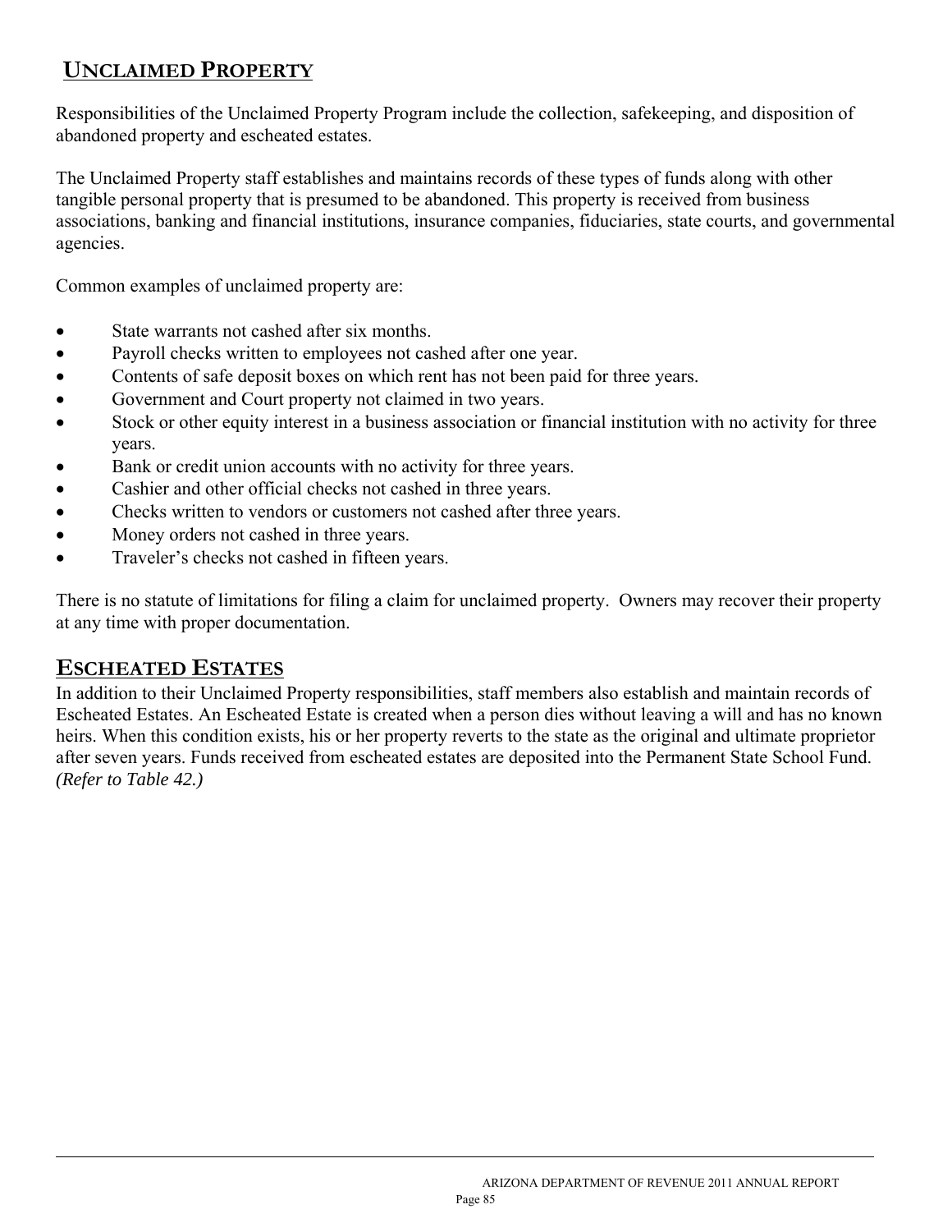## Unclaimed Property

Responsibilities of the Unclaimed Property Program include the collection, safekeeping, and disposition of abandoned property and escheated estates.

The Unclaimed Property staff establishes and maintains records of these types of funds along with other tangible personal property that is presumed to be abandoned. This property is received from business associations, banking and financial institutions, insurance companies, fiduciaries, state courts, and governmental agencies.

Common examples of unclaimed property are:

- State warrants not cashed after six months.
- Payroll checks written to employees not cashed after one year.
- Contents of safe deposit boxes on which rent has not been paid for three years.
- Government and Court property not claimed in two years.
- Stock or other equity interest in a business association or financial institution with no activity for three years.
- Bank or credit union accounts with no activity for three years.
- Cashier and other official checks not cashed in three years.
- Checks written to vendors or customers not cashed after three years.
- Money orders not cashed in three years.
- Traveler's checks not cashed in fifteen years.

There is no statute of limitations for filing a claim for unclaimed property. Owners may recover their property at any time with proper documentation.

## Escheated Estates

In addition to their Unclaimed Property responsibilities, staff members also establish and maintain records of Escheated Estates. An Escheated Estate is created when a person dies without leaving a will and has no known heirs. When this condition exists, his or her property reverts to the state as the original and ultimate proprietor after seven years. Funds received from escheated estates are deposited into the Permanent State School Fund. *(Refer to Table 42.)*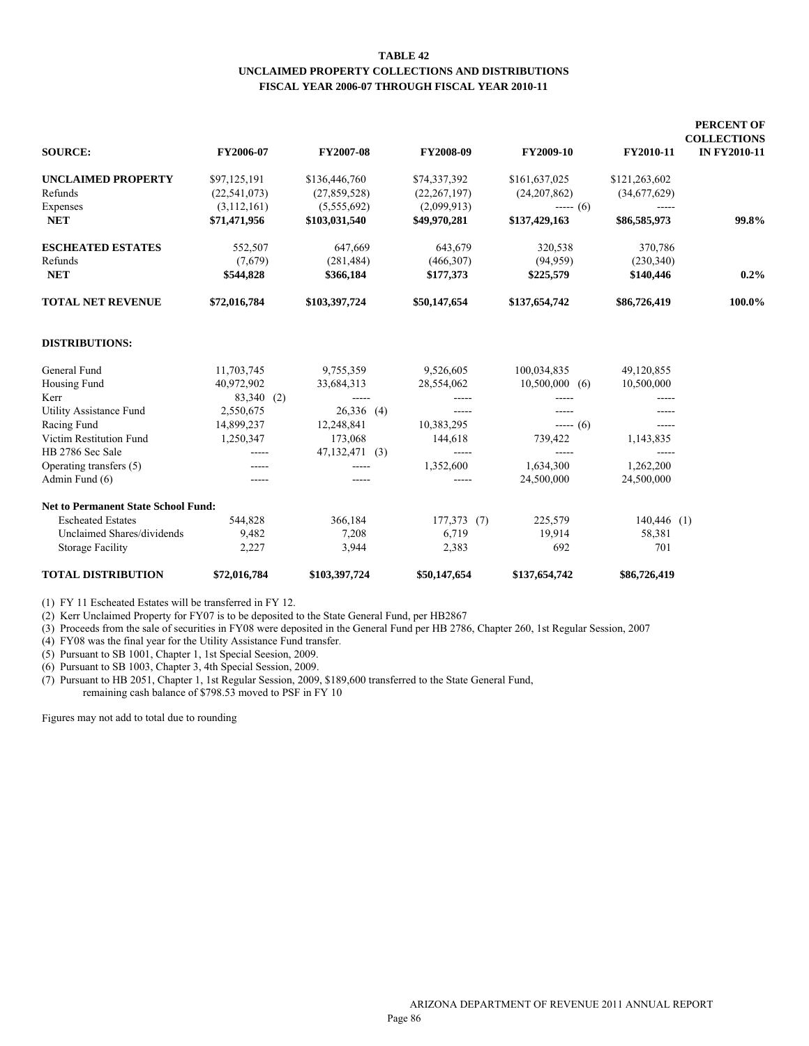# TABLE 42
## UNCLAIMED PROPERTY COLLECTIONS AND DISTRIBUTIONS
### FISCAL YEAR 2006-07 THROUGH FISCAL YEAR 2010-11

| SOURCE: | FY2006-07 | FY2007-08 | FY2008-09 | FY2009-10 | FY2010-11 | PERCENT OF COLLECTIONS IN FY2010-11 |
|---|---|---|---|---|---|---|
| **UNCLAIMED PROPERTY** | $97,125,191 | $136,446,760 | $74,337,392 | $161,637,025 | $121,263,602 | |
| Refunds | (22,541,073) | (27,859,528) | (22,267,197) | (24,207,862) | (34,677,629) | |
| Expenses | (3,112,161) | (5,555,692) | (2,099,913) | ----- (6) | ----- | |
| **NET** | **$71,471,956** | **$103,031,540** | **$49,970,281** | **$137,429,163** | **$86,585,973** | **99.8%** |
| **ESCHEATED ESTATES** | 552,507 | 647,669 | 643,679 | 320,538 | 370,786 | |
| Refunds | (7,679) | (281,484) | (466,307) | (94,959) | (230,340) | |
| **NET** | **$544,828** | **$366,184** | **$177,373** | **$225,579** | **$140,446** | **0.2%** |
| **TOTAL NET REVENUE** | **$72,016,784** | **$103,397,724** | **$50,147,654** | **$137,654,742** | **$86,726,419** | **100.0%** |
| **DISTRIBUTIONS:** | | | | | | |
| General Fund | 11,703,745 | 9,755,359 | 9,526,605 | 100,034,835 | 49,120,855 | |
| Housing Fund | 40,972,902 | 33,684,313 | 28,554,062 | 10,500,000 (6) | 10,500,000 | |
| Kerr | 83,340 (2) | ----- | ----- | ----- | ----- | |
| Utility Assistance Fund | 2,550,675 | 26,336 (4) | ----- | ----- | ----- | |
| Racing Fund | 14,899,237 | 12,248,841 | 10,383,295 | ----- (6) | ----- | |
| Victim Restitution Fund | 1,250,347 | 173,068 | 144,618 | 739,422 | 1,143,835 | |
| HB 2786 Sec Sale | ----- | 47,132,471 (3) | ----- | ----- | ----- | |
| Operating transfers (5) | ----- | ----- | 1,352,600 | 1,634,300 | 1,262,200 | |
| Admin Fund (6) | ----- | ----- | ----- | 24,500,000 | 24,500,000 | |
| **Net to Permanent State School Fund:** | | | | | | |
| Escheated Estates | 544,828 | 366,184 | 177,373 (7) | 225,579 | 140,446 (1) | |
| Unclaimed Shares/dividends | 9,482 | 7,208 | 6,719 | 19,914 | 58,381 | |
| Storage Facility | 2,227 | 3,944 | 2,383 | 692 | 701 | |
| **TOTAL DISTRIBUTION** | **$72,016,784** | **$103,397,724** | **$50,147,654** | **$137,654,742** | **$86,726,419** | |

(1) FY 11 Escheated Estates will be transferred in FY 12.

(2) Kerr Unclaimed Property for FY07 is to be deposited to the State General Fund, per HB2867

(3) Proceeds from the sale of securities in FY08 were deposited in the General Fund per HB 2786, Chapter 260, 1st Regular Session, 2007

(4) FY08 was the final year for the Utility Assistance Fund transfer.

(5) Pursuant to SB 1001, Chapter 1, 1st Special Seesion, 2009.

(6) Pursuant to SB 1003, Chapter 3, 4th Special Session, 2009.

(7) Pursuant to HB 2051, Chapter 1, 1st Regular Session, 2009, $189,600 transferred to the State General Fund, remaining cash balance of $798.53 moved to PSF in FY 10

Figures may not add to total due to rounding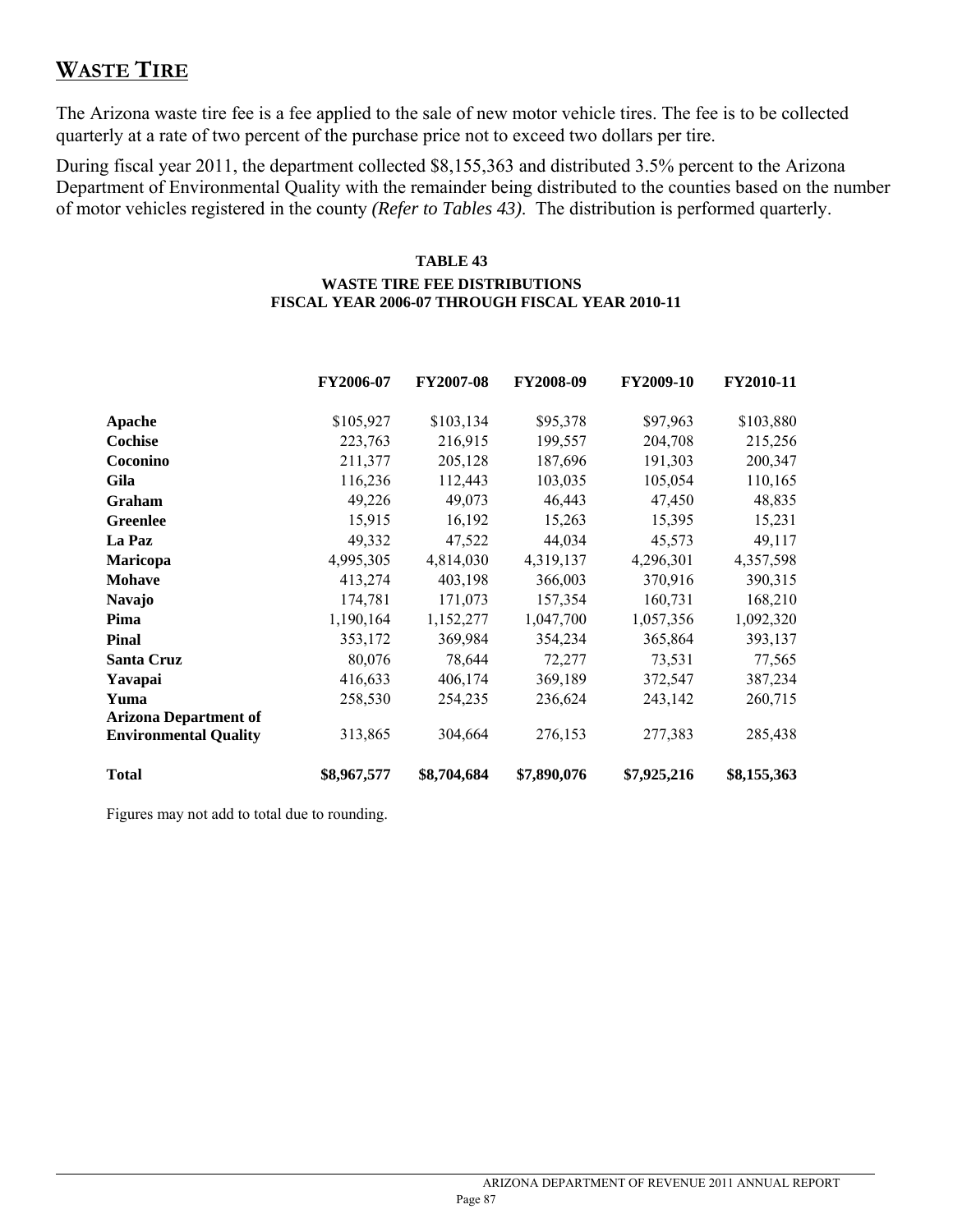## WASTE TIRE

The Arizona waste tire fee is a fee applied to the sale of new motor vehicle tires. The fee is to be collected quarterly at a rate of two percent of the purchase price not to exceed two dollars per tire.

During fiscal year 2011, the department collected $8,155,363 and distributed 3.5% percent to the Arizona Department of Environmental Quality with the remainder being distributed to the counties based on the number of motor vehicles registered in the county *(Refer to Tables 43)*. The distribution is performed quarterly.

**TABLE 43**
**WASTE TIRE FEE DISTRIBUTIONS**
**FISCAL YEAR 2006-07 THROUGH FISCAL YEAR 2010-11**

| | FY2006-07 | FY2007-08 | FY2008-09 | FY2009-10 | FY2010-11 |
|---|---|---|---|---|---|
| **Apache** | $105,927 | $103,134 | $95,378 | $97,963 | $103,880 |
| **Cochise** | 223,763 | 216,915 | 199,557 | 204,708 | 215,256 |
| **Coconino** | 211,377 | 205,128 | 187,696 | 191,303 | 200,347 |
| **Gila** | 116,236 | 112,443 | 103,035 | 105,054 | 110,165 |
| **Graham** | 49,226 | 49,073 | 46,443 | 47,450 | 48,835 |
| **Greenlee** | 15,915 | 16,192 | 15,263 | 15,395 | 15,231 |
| **La Paz** | 49,332 | 47,522 | 44,034 | 45,573 | 49,117 |
| **Maricopa** | 4,995,305 | 4,814,030 | 4,319,137 | 4,296,301 | 4,357,598 |
| **Mohave** | 413,274 | 403,198 | 366,003 | 370,916 | 390,315 |
| **Navajo** | 174,781 | 171,073 | 157,354 | 160,731 | 168,210 |
| **Pima** | 1,190,164 | 1,152,277 | 1,047,700 | 1,057,356 | 1,092,320 |
| **Pinal** | 353,172 | 369,984 | 354,234 | 365,864 | 393,137 |
| **Santa Cruz** | 80,076 | 78,644 | 72,277 | 73,531 | 77,565 |
| **Yavapai** | 416,633 | 406,174 | 369,189 | 372,547 | 387,234 |
| **Yuma** | 258,530 | 254,235 | 236,624 | 243,142 | 260,715 |
| **Arizona Department of Environmental Quality** | 313,865 | 304,664 | 276,153 | 277,383 | 285,438 |
| **Total** | **$8,967,577** | **$8,704,684** | **$7,890,076** | **$7,925,216** | **$8,155,363** |

Figures may not add to total due to rounding.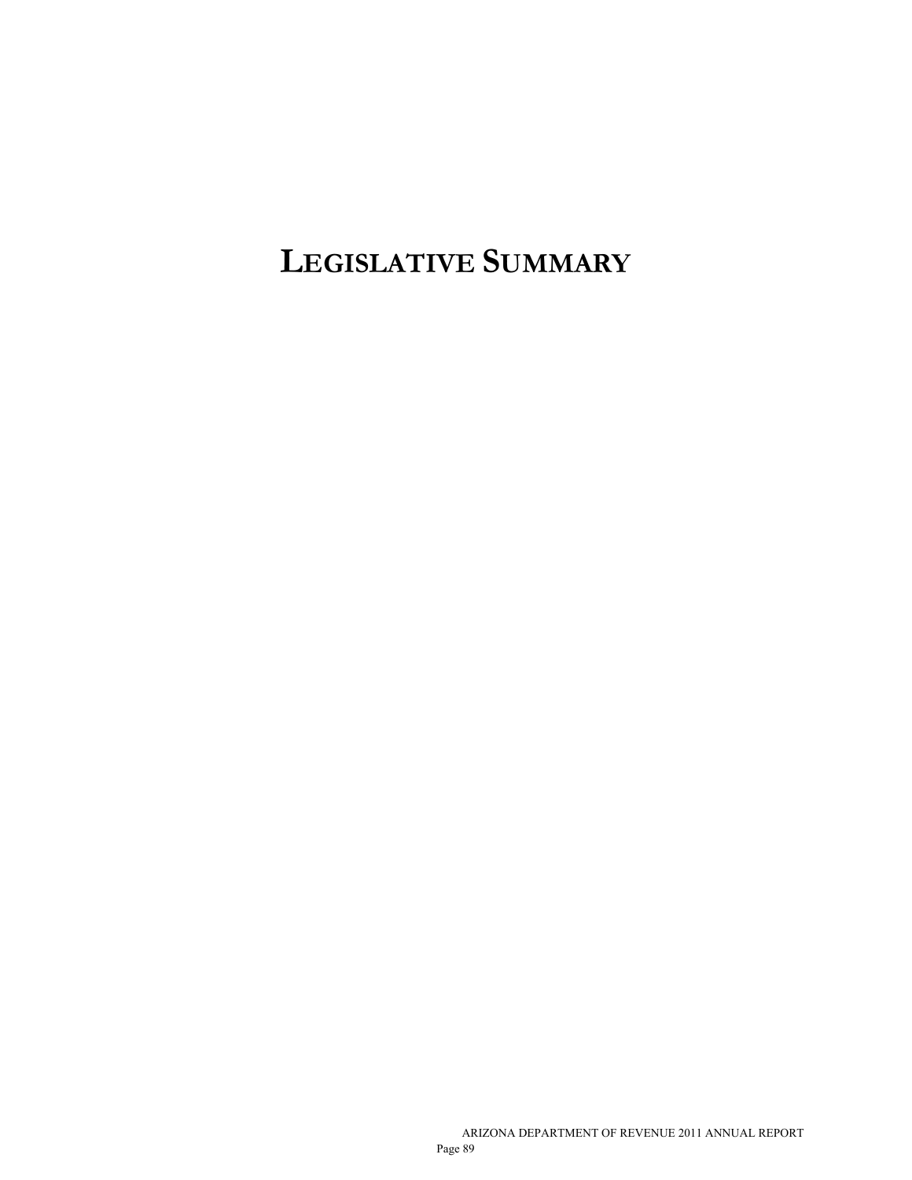# LEGISLATIVE SUMMARY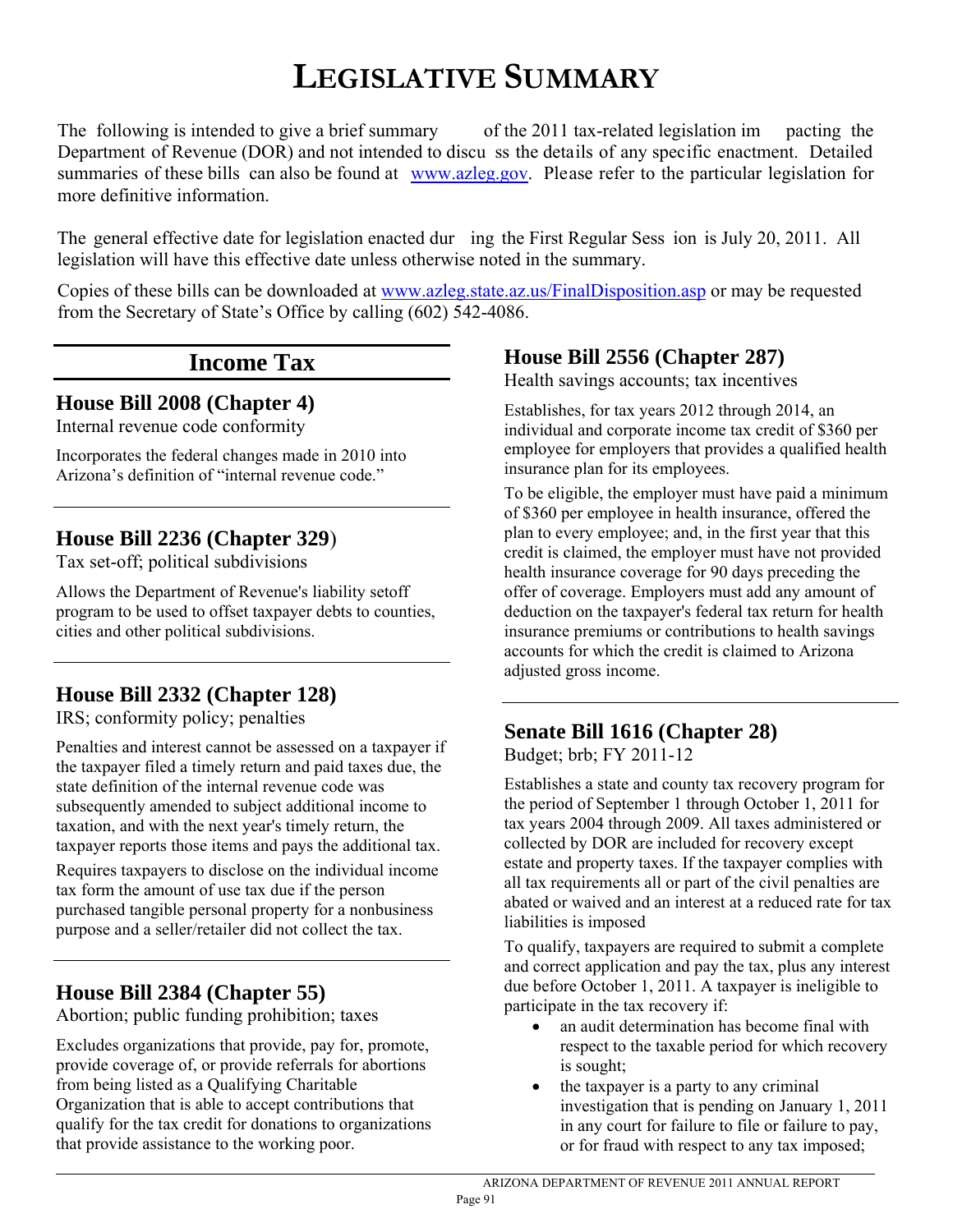# LEGISLATIVE SUMMARY

The following is intended to give a brief summary of the 2011 tax-related legislation impacting the Department of Revenue (DOR) and not intended to discuss the details of any specific enactment. Detailed summaries of these bills can also be found at www.azleg.gov. Please refer to the particular legislation for more definitive information.

The general effective date for legislation enacted during the First Regular Session is July 20, 2011. All legislation will have this effective date unless otherwise noted in the summary.

Copies of these bills can be downloaded at www.azleg.state.az.us/FinalDisposition.asp or may be requested from the Secretary of State's Office by calling (602) 542-4086.

## Income Tax

### House Bill 2008 (Chapter 4)

Internal revenue code conformity

Incorporates the federal changes made in 2010 into Arizona's definition of "internal revenue code."

### House Bill 2236 (Chapter 329)

Tax set-off; political subdivisions

Allows the Department of Revenue's liability setoff program to be used to offset taxpayer debts to counties, cities and other political subdivisions.

### House Bill 2332 (Chapter 128)

IRS; conformity policy; penalties

Penalties and interest cannot be assessed on a taxpayer if the taxpayer filed a timely return and paid taxes due, the state definition of the internal revenue code was subsequently amended to subject additional income to taxation, and with the next year's timely return, the taxpayer reports those items and pays the additional tax.

Requires taxpayers to disclose on the individual income tax form the amount of use tax due if the person purchased tangible personal property for a nonbusiness purpose and a seller/retailer did not collect the tax.

### House Bill 2384 (Chapter 55)

Abortion; public funding prohibition; taxes

Excludes organizations that provide, pay for, promote, provide coverage of, or provide referrals for abortions from being listed as a Qualifying Charitable Organization that is able to accept contributions that qualify for the tax credit for donations to organizations that provide assistance to the working poor.

### House Bill 2556 (Chapter 287)

Health savings accounts; tax incentives

Establishes, for tax years 2012 through 2014, an individual and corporate income tax credit of $360 per employee for employers that provides a qualified health insurance plan for its employees.

To be eligible, the employer must have paid a minimum of $360 per employee in health insurance, offered the plan to every employee; and, in the first year that this credit is claimed, the employer must have not provided health insurance coverage for 90 days preceding the offer of coverage. Employers must add any amount of deduction on the taxpayer's federal tax return for health insurance premiums or contributions to health savings accounts for which the credit is claimed to Arizona adjusted gross income.

### Senate Bill 1616 (Chapter 28)

Budget; brb; FY 2011-12

Establishes a state and county tax recovery program for the period of September 1 through October 1, 2011 for tax years 2004 through 2009. All taxes administered or collected by DOR are included for recovery except estate and property taxes. If the taxpayer complies with all tax requirements all or part of the civil penalties are abated or waived and an interest at a reduced rate for tax liabilities is imposed

To qualify, taxpayers are required to submit a complete and correct application and pay the tax, plus any interest due before October 1, 2011. A taxpayer is ineligible to participate in the tax recovery if:

- an audit determination has become final with respect to the taxable period for which recovery is sought;
- the taxpayer is a party to any criminal investigation that is pending on January 1, 2011 in any court for failure to file or failure to pay, or for fraud with respect to any tax imposed;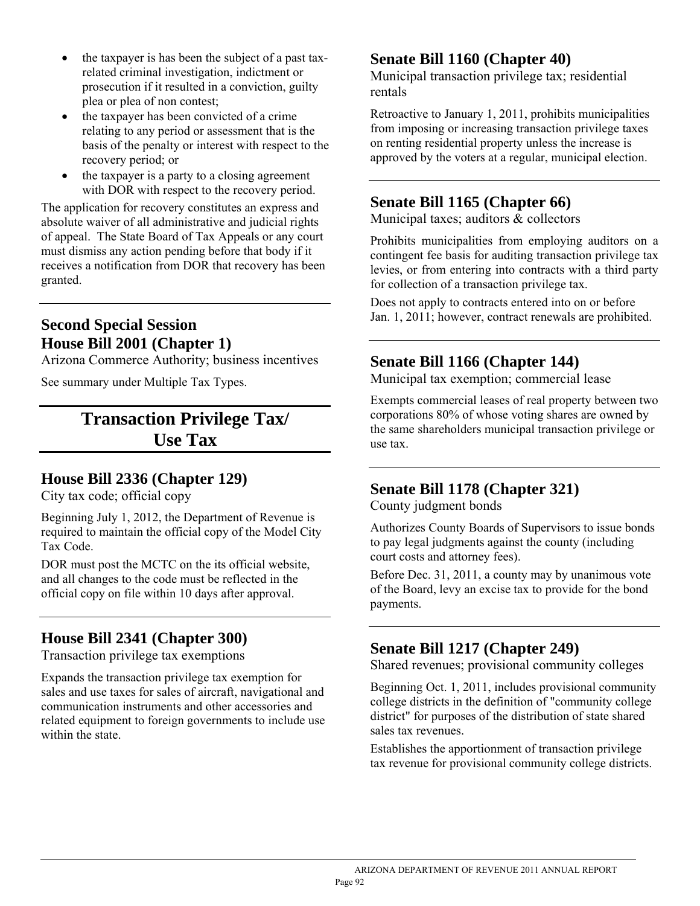- the taxpayer is has been the subject of a past tax-related criminal investigation, indictment or prosecution if it resulted in a conviction, guilty plea or plea of non contest;
- the taxpayer has been convicted of a crime relating to any period or assessment that is the basis of the penalty or interest with respect to the recovery period; or
- the taxpayer is a party to a closing agreement with DOR with respect to the recovery period.

The application for recovery constitutes an express and absolute waiver of all administrative and judicial rights of appeal. The State Board of Tax Appeals or any court must dismiss any action pending before that body if it receives a notification from DOR that recovery has been granted.

## Second Special Session House Bill 2001 (Chapter 1)

Arizona Commerce Authority; business incentives

See summary under Multiple Tax Types.

# Transaction Privilege Tax/ Use Tax

## House Bill 2336 (Chapter 129)

City tax code; official copy

Beginning July 1, 2012, the Department of Revenue is required to maintain the official copy of the Model City Tax Code.

DOR must post the MCTC on the its official website, and all changes to the code must be reflected in the official copy on file within 10 days after approval.

## House Bill 2341 (Chapter 300)

Transaction privilege tax exemptions

Expands the transaction privilege tax exemption for sales and use taxes for sales of aircraft, navigational and communication instruments and other accessories and related equipment to foreign governments to include use within the state.

## Senate Bill 1160 (Chapter 40)

Municipal transaction privilege tax; residential rentals

Retroactive to January 1, 2011, prohibits municipalities from imposing or increasing transaction privilege taxes on renting residential property unless the increase is approved by the voters at a regular, municipal election.

## Senate Bill 1165 (Chapter 66)

Municipal taxes; auditors & collectors

Prohibits municipalities from employing auditors on a contingent fee basis for auditing transaction privilege tax levies, or from entering into contracts with a third party for collection of a transaction privilege tax.

Does not apply to contracts entered into on or before Jan. 1, 2011; however, contract renewals are prohibited.

## Senate Bill 1166 (Chapter 144)

Municipal tax exemption; commercial lease

Exempts commercial leases of real property between two corporations 80% of whose voting shares are owned by the same shareholders municipal transaction privilege or use tax.

## Senate Bill 1178 (Chapter 321)

County judgment bonds

Authorizes County Boards of Supervisors to issue bonds to pay legal judgments against the county (including court costs and attorney fees).

Before Dec. 31, 2011, a county may by unanimous vote of the Board, levy an excise tax to provide for the bond payments.

## Senate Bill 1217 (Chapter 249)

Shared revenues; provisional community colleges

Beginning Oct. 1, 2011, includes provisional community college districts in the definition of "community college district" for purposes of the distribution of state shared sales tax revenues.

Establishes the apportionment of transaction privilege tax revenue for provisional community college districts.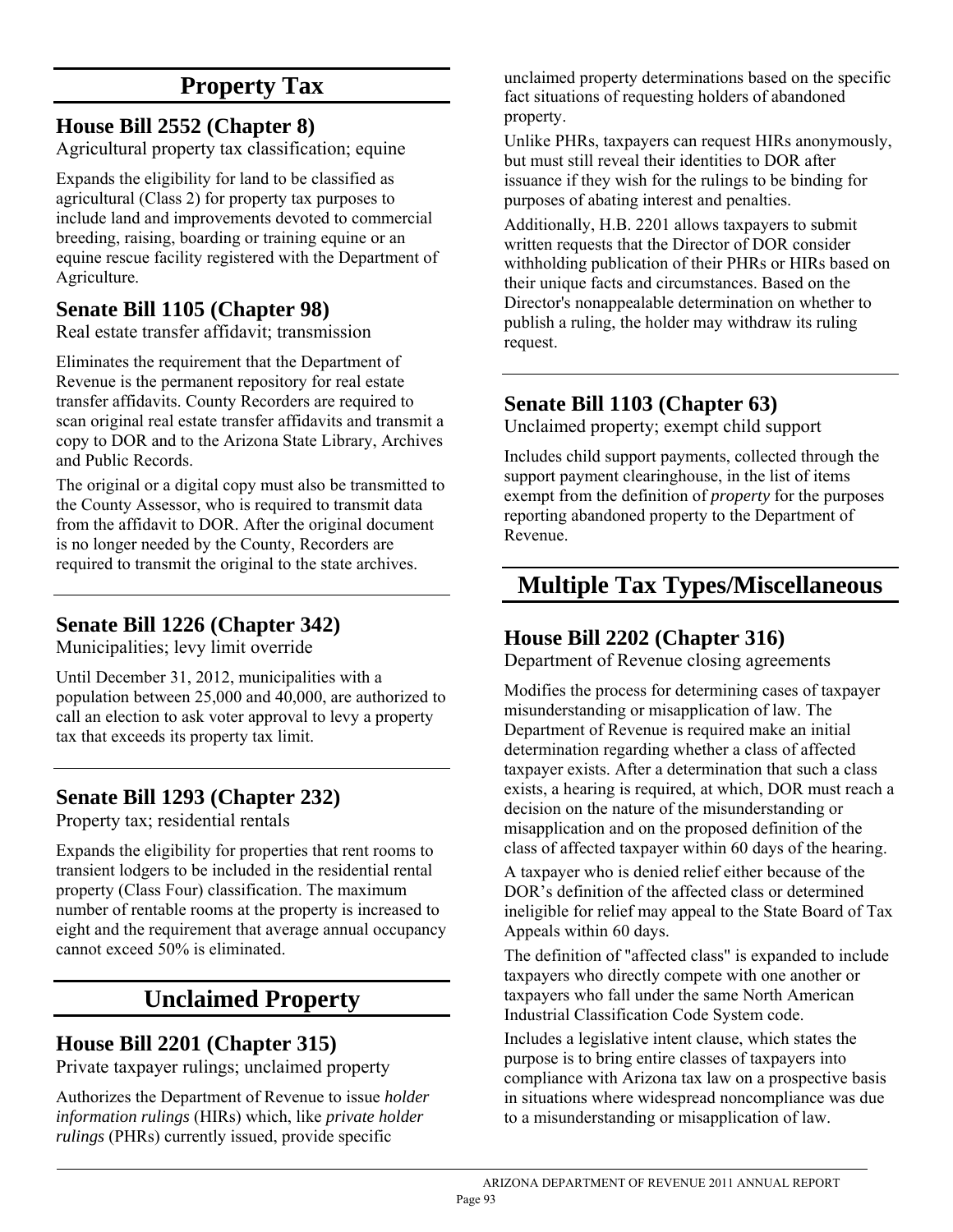# Property Tax

## House Bill 2552 (Chapter 8)

Agricultural property tax classification; equine

Expands the eligibility for land to be classified as agricultural (Class 2) for property tax purposes to include land and improvements devoted to commercial breeding, raising, boarding or training equine or an equine rescue facility registered with the Department of Agriculture.

## Senate Bill 1105 (Chapter 98)

Real estate transfer affidavit; transmission

Eliminates the requirement that the Department of Revenue is the permanent repository for real estate transfer affidavits. County Recorders are required to scan original real estate transfer affidavits and transmit a copy to DOR and to the Arizona State Library, Archives and Public Records.

The original or a digital copy must also be transmitted to the County Assessor, who is required to transmit data from the affidavit to DOR. After the original document is no longer needed by the County, Recorders are required to transmit the original to the state archives.

## Senate Bill 1226 (Chapter 342)

Municipalities; levy limit override

Until December 31, 2012, municipalities with a population between 25,000 and 40,000, are authorized to call an election to ask voter approval to levy a property tax that exceeds its property tax limit.

## Senate Bill 1293 (Chapter 232)

Property tax; residential rentals

Expands the eligibility for properties that rent rooms to transient lodgers to be included in the residential rental property (Class Four) classification. The maximum number of rentable rooms at the property is increased to eight and the requirement that average annual occupancy cannot exceed 50% is eliminated.

# Unclaimed Property

## House Bill 2201 (Chapter 315)

Private taxpayer rulings; unclaimed property

Authorizes the Department of Revenue to issue *holder information rulings* (HIRs) which, like *private holder rulings* (PHRs) currently issued, provide specific unclaimed property determinations based on the specific fact situations of requesting holders of abandoned property.

Unlike PHRs, taxpayers can request HIRs anonymously, but must still reveal their identities to DOR after issuance if they wish for the rulings to be binding for purposes of abating interest and penalties.

Additionally, H.B. 2201 allows taxpayers to submit written requests that the Director of DOR consider withholding publication of their PHRs or HIRs based on their unique facts and circumstances. Based on the Director's nonappealable determination on whether to publish a ruling, the holder may withdraw its ruling request.

## Senate Bill 1103 (Chapter 63)

Unclaimed property; exempt child support

Includes child support payments, collected through the support payment clearinghouse, in the list of items exempt from the definition of *property* for the purposes reporting abandoned property to the Department of Revenue.

# Multiple Tax Types/Miscellaneous

## House Bill 2202 (Chapter 316)

Department of Revenue closing agreements

Modifies the process for determining cases of taxpayer misunderstanding or misapplication of law. The Department of Revenue is required make an initial determination regarding whether a class of affected taxpayer exists. After a determination that such a class exists, a hearing is required, at which, DOR must reach a decision on the nature of the misunderstanding or misapplication and on the proposed definition of the class of affected taxpayer within 60 days of the hearing.

A taxpayer who is denied relief either because of the DOR's definition of the affected class or determined ineligible for relief may appeal to the State Board of Tax Appeals within 60 days.

The definition of "affected class" is expanded to include taxpayers who directly compete with one another or taxpayers who fall under the same North American Industrial Classification Code System code.

Includes a legislative intent clause, which states the purpose is to bring entire classes of taxpayers into compliance with Arizona tax law on a prospective basis in situations where widespread noncompliance was due to a misunderstanding or misapplication of law.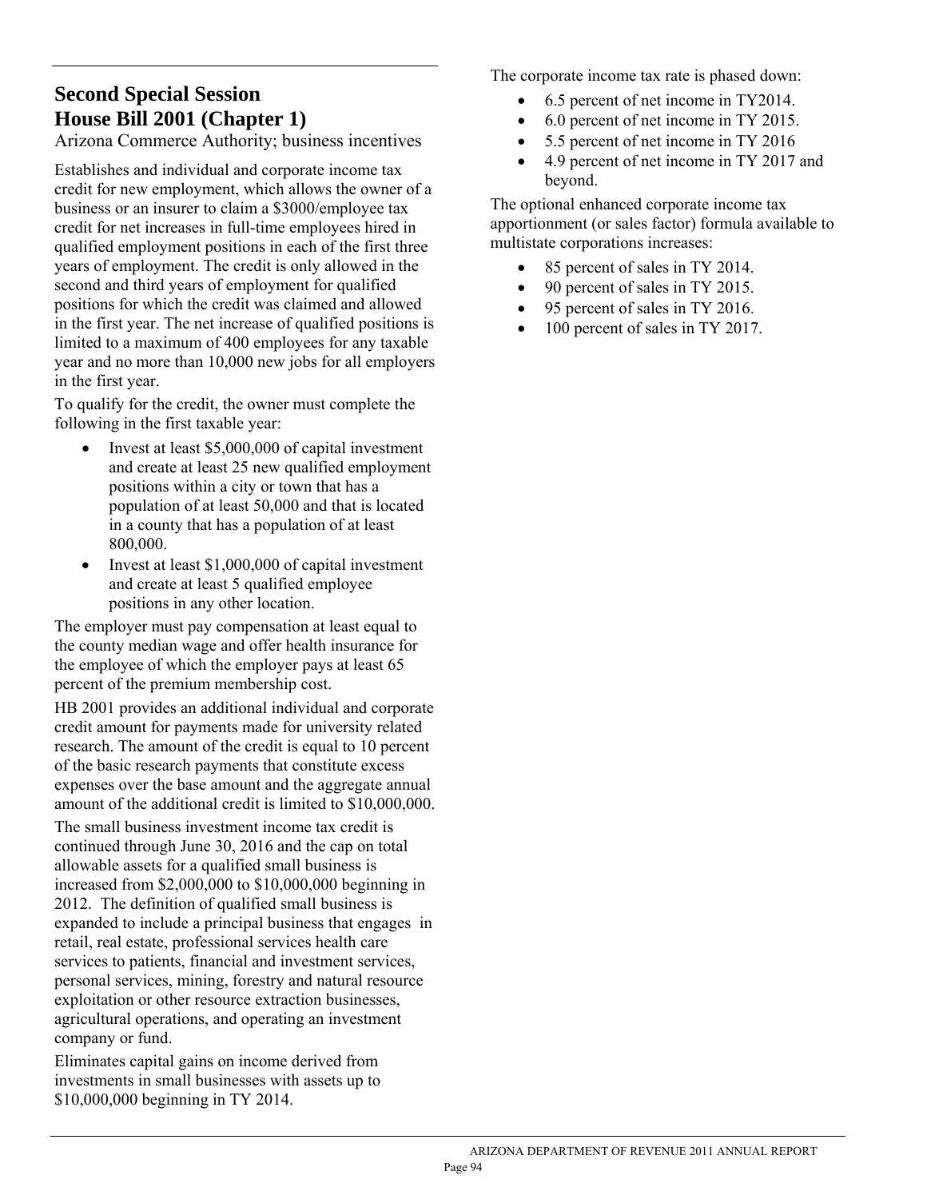## Second Special Session
## House Bill 2001 (Chapter 1)

Arizona Commerce Authority; business incentives

Establishes and individual and corporate income tax credit for new employment, which allows the owner of a business or an insurer to claim a $3000/employee tax credit for net increases in full-time employees hired in qualified employment positions in each of the first three years of employment. The credit is only allowed in the second and third years of employment for qualified positions for which the credit was claimed and allowed in the first year. The net increase of qualified positions is limited to a maximum of 400 employees for any taxable year and no more than 10,000 new jobs for all employers in the first year.

To qualify for the credit, the owner must complete the following in the first taxable year:

- Invest at least $5,000,000 of capital investment and create at least 25 new qualified employment positions within a city or town that has a population of at least 50,000 and that is located in a county that has a population of at least 800,000.
- Invest at least $1,000,000 of capital investment and create at least 5 qualified employee positions in any other location.

The employer must pay compensation at least equal to the county median wage and offer health insurance for the employee of which the employer pays at least 65 percent of the premium membership cost.

HB 2001 provides an additional individual and corporate credit amount for payments made for university related research. The amount of the credit is equal to 10 percent of the basic research payments that constitute excess expenses over the base amount and the aggregate annual amount of the additional credit is limited to $10,000,000.

The small business investment income tax credit is continued through June 30, 2016 and the cap on total allowable assets for a qualified small business is increased from $2,000,000 to $10,000,000 beginning in 2012. The definition of qualified small business is expanded to include a principal business that engages in retail, real estate, professional services health care services to patients, financial and investment services, personal services, mining, forestry and natural resource exploitation or other resource extraction businesses, agricultural operations, and operating an investment company or fund.

Eliminates capital gains on income derived from investments in small businesses with assets up to $10,000,000 beginning in TY 2014.

The corporate income tax rate is phased down:

- 6.5 percent of net income in TY2014.
- 6.0 percent of net income in TY 2015.
- 5.5 percent of net income in TY 2016
- 4.9 percent of net income in TY 2017 and beyond.

The optional enhanced corporate income tax apportionment (or sales factor) formula available to multistate corporations increases:

- 85 percent of sales in TY 2014.
- 90 percent of sales in TY 2015.
- 95 percent of sales in TY 2016.
- 100 percent of sales in TY 2017.